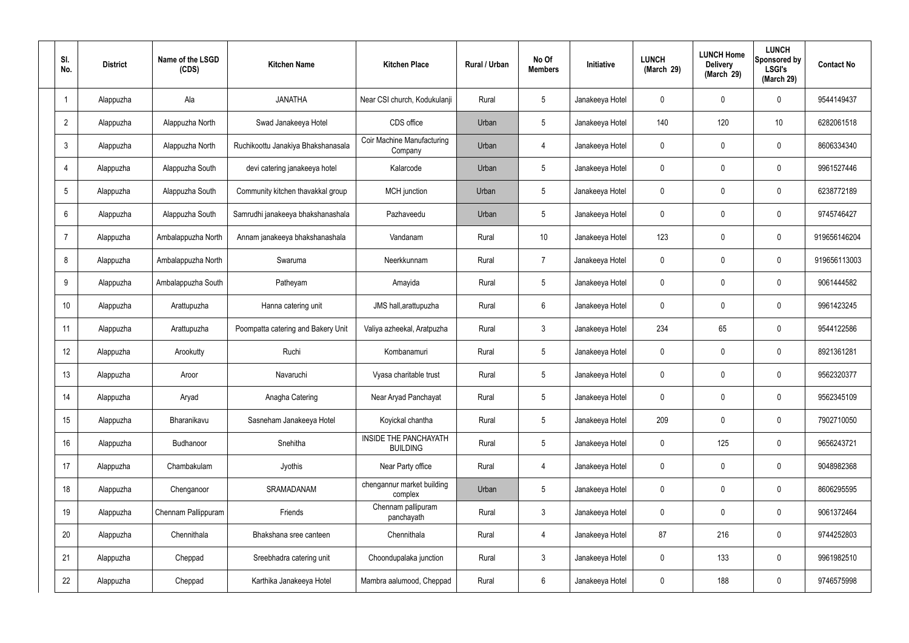| Sl. No. | District | Name of the LSGD (CDS) | Kitchen Name | Kitchen Place | Rural / Urban | No Of Members | Initiative | LUNCH (March 29) | LUNCH Home Delivery (March 29) | LUNCH Sponsored by LSGI's (March 29) | Contact No |
|---|---|---|---|---|---|---|---|---|---|---|---|
| 1 | Alappuzha | Ala | JANATHA | Near CSI church, Kodukulanji | Rural | 5 | Janakeeya Hotel | 0 | 0 | 0 | 9544149437 |
| 2 | Alappuzha | Alappuzha North | Swad Janakeeya Hotel | CDS office | Urban | 5 | Janakeeya Hotel | 140 | 120 | 10 | 6282061518 |
| 3 | Alappuzha | Alappuzha North | Ruchikoottu Janakiya Bhakshanasala | Coir Machine Manufacturing Company | Urban | 4 | Janakeeya Hotel | 0 | 0 | 0 | 8606334340 |
| 4 | Alappuzha | Alappuzha South | devi catering janakeeya hotel | Kalarcode | Urban | 5 | Janakeeya Hotel | 0 | 0 | 0 | 9961527446 |
| 5 | Alappuzha | Alappuzha South | Community kitchen thavakkal group | MCH junction | Urban | 5 | Janakeeya Hotel | 0 | 0 | 0 | 6238772189 |
| 6 | Alappuzha | Alappuzha South | Samrudhi janakeeya bhakshanashala | Pazhaveedu | Urban | 5 | Janakeeya Hotel | 0 | 0 | 0 | 9745746427 |
| 7 | Alappuzha | Ambalappuzha North | Annam janakeeya bhakshanashala | Vandanam | Rural | 10 | Janakeeya Hotel | 123 | 0 | 0 | 919656146204 |
| 8 | Alappuzha | Ambalappuzha North | Swaruma | Neerkkunnam | Rural | 7 | Janakeeya Hotel | 0 | 0 | 0 | 919656113003 |
| 9 | Alappuzha | Ambalappuzha South | Patheyam | Amayida | Rural | 5 | Janakeeya Hotel | 0 | 0 | 0 | 9061444582 |
| 10 | Alappuzha | Arattupuzha | Hanna catering unit | JMS hall,arattupuzha | Rural | 6 | Janakeeya Hotel | 0 | 0 | 0 | 9961423245 |
| 11 | Alappuzha | Arattupuzha | Poompatta catering and Bakery Unit | Valiya azheekal, Aratpuzha | Rural | 3 | Janakeeya Hotel | 234 | 65 | 0 | 9544122586 |
| 12 | Alappuzha | Arookutty | Ruchi | Kombanamuri | Rural | 5 | Janakeeya Hotel | 0 | 0 | 0 | 8921361281 |
| 13 | Alappuzha | Aroor | Navaruchi | Vyasa charitable trust | Rural | 5 | Janakeeya Hotel | 0 | 0 | 0 | 9562320377 |
| 14 | Alappuzha | Aryad | Anagha Catering | Near Aryad Panchayat | Rural | 5 | Janakeeya Hotel | 0 | 0 | 0 | 9562345109 |
| 15 | Alappuzha | Bharanikavu | Sasneham Janakeeya Hotel | Koyickal chantha | Rural | 5 | Janakeeya Hotel | 209 | 0 | 0 | 7902710050 |
| 16 | Alappuzha | Budhanoor | Snehitha | INSIDE THE PANCHAYATH BUILDING | Rural | 5 | Janakeeya Hotel | 0 | 125 | 0 | 9656243721 |
| 17 | Alappuzha | Chambakulam | Jyothis | Near Party office | Rural | 4 | Janakeeya Hotel | 0 | 0 | 0 | 9048982368 |
| 18 | Alappuzha | Chenganoor | SRAMADANAM | chengannur market building complex | Urban | 5 | Janakeeya Hotel | 0 | 0 | 0 | 8606295595 |
| 19 | Alappuzha | Chennam Pallippuram | Friends | Chennam pallipuram panchayath | Rural | 3 | Janakeeya Hotel | 0 | 0 | 0 | 9061372464 |
| 20 | Alappuzha | Chennithala | Bhakshana sree canteen | Chennithala | Rural | 4 | Janakeeya Hotel | 87 | 216 | 0 | 9744252803 |
| 21 | Alappuzha | Cheppad | Sreebhadra catering unit | Choondupalaka junction | Rural | 3 | Janakeeya Hotel | 0 | 133 | 0 | 9961982510 |
| 22 | Alappuzha | Cheppad | Karthika Janakeeya Hotel | Mambra aalumood, Cheppad | Rural | 6 | Janakeeya Hotel | 0 | 188 | 0 | 9746575998 |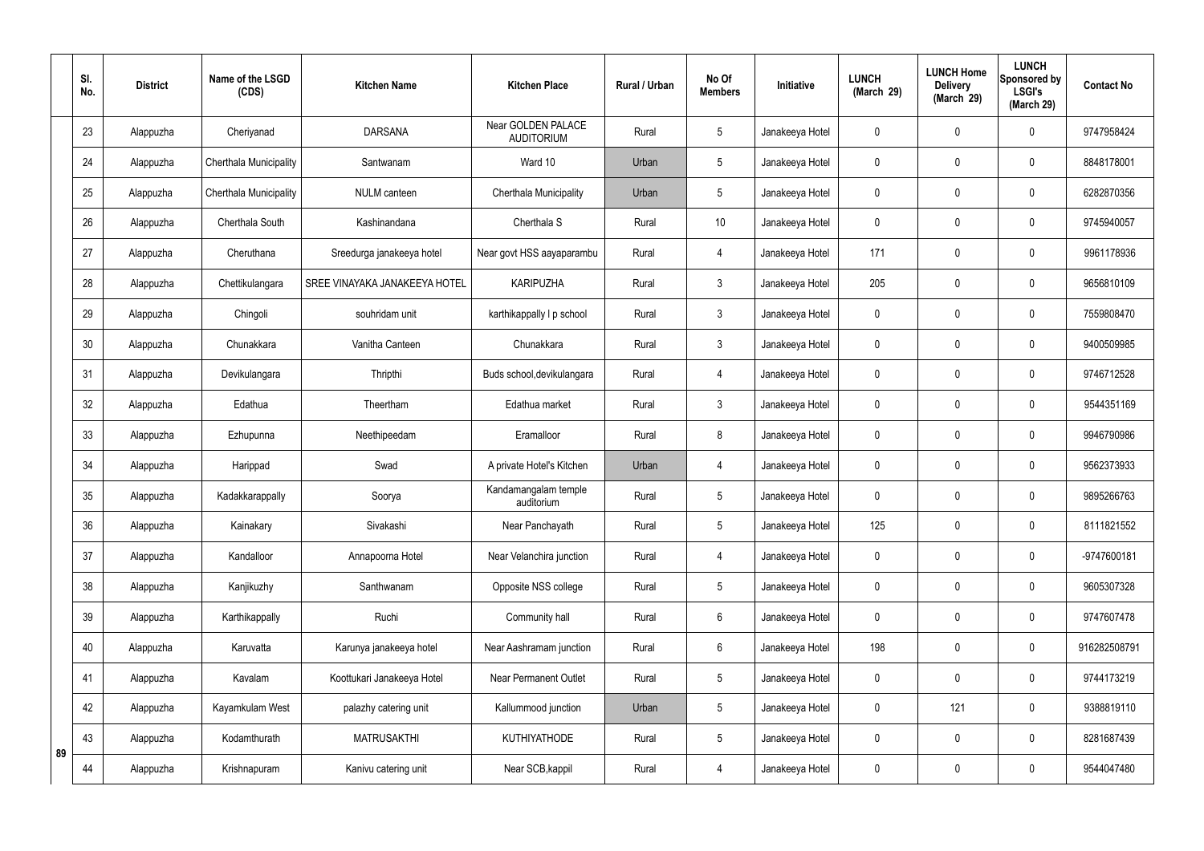| | Sl. No. | District | Name of the LSGD (CDS) | Kitchen Name | Kitchen Place | Rural / Urban | No Of Members | Initiative | LUNCH (March 29) | LUNCH Home Delivery (March 29) | LUNCH Sponsored by LSGI's (March 29) | Contact No |
|---|---|---|---|---|---|---|---|---|---|---|---|---|
| 89 | 23 | Alappuzha | Cheriyanad | DARSANA | Near GOLDEN PALACE AUDITORIUM | Rural | 5 | Janakeeya Hotel | 0 | 0 | 0 | 9747958424 |
| | 24 | Alappuzha | Cherthala Municipality | Santwanam | Ward 10 | Urban | 5 | Janakeeya Hotel | 0 | 0 | 0 | 8848178001 |
| | 25 | Alappuzha | Cherthala Municipality | NULM canteen | Cherthala Municipality | Urban | 5 | Janakeeya Hotel | 0 | 0 | 0 | 6282870356 |
| | 26 | Alappuzha | Cherthala South | Kashinandana | Cherthala S | Rural | 10 | Janakeeya Hotel | 0 | 0 | 0 | 9745940057 |
| | 27 | Alappuzha | Cheruthana | Sreedurga janakeeya hotel | Near govt HSS aayaparambu | Rural | 4 | Janakeeya Hotel | 171 | 0 | 0 | 9961178936 |
| | 28 | Alappuzha | Chettikulangara | SREE VINAYAKA JANAKEEYA HOTEL | KARIPUZHA | Rural | 3 | Janakeeya Hotel | 205 | 0 | 0 | 9656810109 |
| | 29 | Alappuzha | Chingoli | souhridam unit | karthikappally l p school | Rural | 3 | Janakeeya Hotel | 0 | 0 | 0 | 7559808470 |
| | 30 | Alappuzha | Chunakkara | Vanitha Canteen | Chunakkara | Rural | 3 | Janakeeya Hotel | 0 | 0 | 0 | 9400509985 |
| | 31 | Alappuzha | Devikulangara | Thripthi | Buds school,devikulangara | Rural | 4 | Janakeeya Hotel | 0 | 0 | 0 | 9746712528 |
| | 32 | Alappuzha | Edathua | Theertham | Edathua market | Rural | 3 | Janakeeya Hotel | 0 | 0 | 0 | 9544351169 |
| | 33 | Alappuzha | Ezhupunna | Neethipeedam | Eramalloor | Rural | 8 | Janakeeya Hotel | 0 | 0 | 0 | 9946790986 |
| | 34 | Alappuzha | Harippad | Swad | A private Hotel's Kitchen | Urban | 4 | Janakeeya Hotel | 0 | 0 | 0 | 9562373933 |
| | 35 | Alappuzha | Kadakkarappally | Soorya | Kandamangalam temple auditorium | Rural | 5 | Janakeeya Hotel | 0 | 0 | 0 | 9895266763 |
| | 36 | Alappuzha | Kainakary | Sivakashi | Near Panchayath | Rural | 5 | Janakeeya Hotel | 125 | 0 | 0 | 8111821552 |
| | 37 | Alappuzha | Kandalloor | Annapoorna Hotel | Near Velanchira junction | Rural | 4 | Janakeeya Hotel | 0 | 0 | 0 | -9747600181 |
| | 38 | Alappuzha | Kanjikuzhy | Santhwanam | Opposite NSS college | Rural | 5 | Janakeeya Hotel | 0 | 0 | 0 | 9605307328 |
| | 39 | Alappuzha | Karthikappally | Ruchi | Community hall | Rural | 6 | Janakeeya Hotel | 0 | 0 | 0 | 9747607478 |
| | 40 | Alappuzha | Karuvatta | Karunya janakeeya hotel | Near Aashramam junction | Rural | 6 | Janakeeya Hotel | 198 | 0 | 0 | 916282508791 |
| | 41 | Alappuzha | Kavalam | Koottukari Janakeeya Hotel | Near Permanent Outlet | Rural | 5 | Janakeeya Hotel | 0 | 0 | 0 | 9744173219 |
| | 42 | Alappuzha | Kayamkulam West | palazhy catering unit | Kallummood junction | Urban | 5 | Janakeeya Hotel | 0 | 121 | 0 | 9388819110 |
| | 43 | Alappuzha | Kodamthurath | MATRUSAKTHI | KUTHIYATHODE | Rural | 5 | Janakeeya Hotel | 0 | 0 | 0 | 8281687439 |
| | 44 | Alappuzha | Krishnapuram | Kanivu catering unit | Near SCB,kappil | Rural | 4 | Janakeeya Hotel | 0 | 0 | 0 | 9544047480 |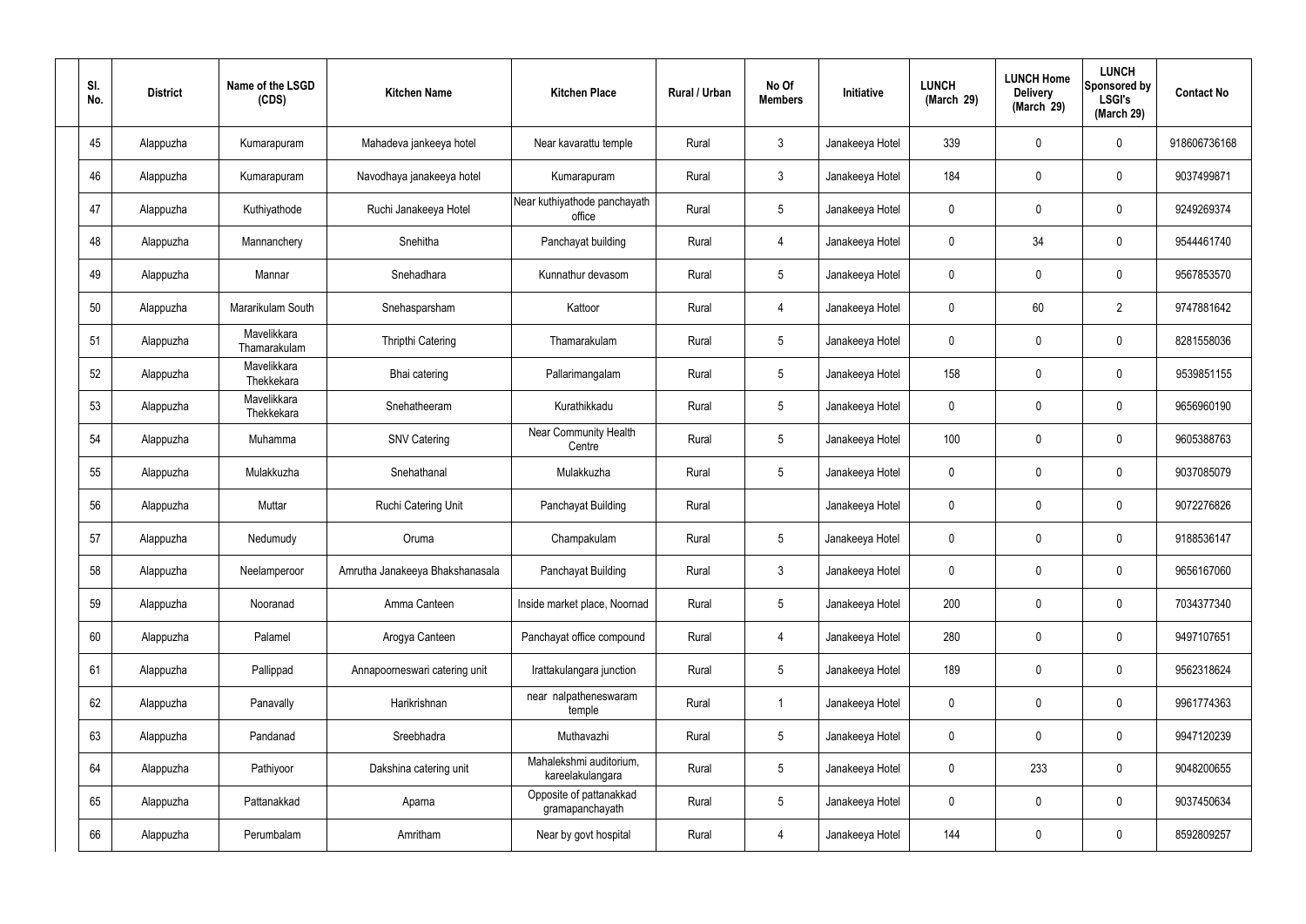| Sl. No. | District | Name of the LSGD (CDS) | Kitchen Name | Kitchen Place | Rural / Urban | No Of Members | Initiative | LUNCH (March 29) | LUNCH Home Delivery (March 29) | LUNCH Sponsored by LSGI's (March 29) | Contact No |
|---|---|---|---|---|---|---|---|---|---|---|---|
| 45 | Alappuzha | Kumarapuram | Mahadeva jankeeya hotel | Near kavarattu temple | Rural | 3 | Janakeeya Hotel | 339 | 0 | 0 | 918606736168 |
| 46 | Alappuzha | Kumarapuram | Navodhaya janakeeya hotel | Kumarapuram | Rural | 3 | Janakeeya Hotel | 184 | 0 | 0 | 9037499871 |
| 47 | Alappuzha | Kuthiyathode | Ruchi Janakeeya Hotel | Near kuthiyathode panchayath office | Rural | 5 | Janakeeya Hotel | 0 | 0 | 0 | 9249269374 |
| 48 | Alappuzha | Mannanchery | Snehitha | Panchayat building | Rural | 4 | Janakeeya Hotel | 0 | 34 | 0 | 9544461740 |
| 49 | Alappuzha | Mannar | Snehadhara | Kunnathur devasom | Rural | 5 | Janakeeya Hotel | 0 | 0 | 0 | 9567853570 |
| 50 | Alappuzha | Mararikulam South | Snehasparsham | Kattoor | Rural | 4 | Janakeeya Hotel | 0 | 60 | 2 | 9747881642 |
| 51 | Alappuzha | Mavelikkara Thamarakulam | Thripthi Catering | Thamarakulam | Rural | 5 | Janakeeya Hotel | 0 | 0 | 0 | 8281558036 |
| 52 | Alappuzha | Mavelikkara Thekkekara | Bhai catering | Pallarimangalam | Rural | 5 | Janakeeya Hotel | 158 | 0 | 0 | 9539851155 |
| 53 | Alappuzha | Mavelikkara Thekkekara | Snehatheeram | Kurathikkadu | Rural | 5 | Janakeeya Hotel | 0 | 0 | 0 | 9656960190 |
| 54 | Alappuzha | Muhamma | SNV Catering | Near Community Health Centre | Rural | 5 | Janakeeya Hotel | 100 | 0 | 0 | 9605388763 |
| 55 | Alappuzha | Mulakkuzha | Snehathanal | Mulakkuzha | Rural | 5 | Janakeeya Hotel | 0 | 0 | 0 | 9037085079 |
| 56 | Alappuzha | Muttar | Ruchi Catering Unit | Panchayat Building | Rural | | Janakeeya Hotel | 0 | 0 | 0 | 9072276826 |
| 57 | Alappuzha | Nedumudy | Oruma | Champakulam | Rural | 5 | Janakeeya Hotel | 0 | 0 | 0 | 9188536147 |
| 58 | Alappuzha | Neelamperoor | Amrutha Janakeeya Bhakshanasala | Panchayat Building | Rural | 3 | Janakeeya Hotel | 0 | 0 | 0 | 9656167060 |
| 59 | Alappuzha | Nooranad | Amma Canteen | Inside market place, Noornad | Rural | 5 | Janakeeya Hotel | 200 | 0 | 0 | 7034377340 |
| 60 | Alappuzha | Palamel | Arogya Canteen | Panchayat office compound | Rural | 4 | Janakeeya Hotel | 280 | 0 | 0 | 9497107651 |
| 61 | Alappuzha | Pallippad | Annapoorneswari catering unit | Irattakulangara junction | Rural | 5 | Janakeeya Hotel | 189 | 0 | 0 | 9562318624 |
| 62 | Alappuzha | Panavally | Harikrishnan | near nalpatheneswaram temple | Rural | 1 | Janakeeya Hotel | 0 | 0 | 0 | 9961774363 |
| 63 | Alappuzha | Pandanad | Sreebhadra | Muthavazhi | Rural | 5 | Janakeeya Hotel | 0 | 0 | 0 | 9947120239 |
| 64 | Alappuzha | Pathiyoor | Dakshina catering unit | Mahalekshmi auditorium, kareelakulangara | Rural | 5 | Janakeeya Hotel | 0 | 233 | 0 | 9048200655 |
| 65 | Alappuzha | Pattanakkad | Aparna | Opposite of pattanakkad gramapanchayath | Rural | 5 | Janakeeya Hotel | 0 | 0 | 0 | 9037450634 |
| 66 | Alappuzha | Perumbalam | Amritham | Near by govt hospital | Rural | 4 | Janakeeya Hotel | 144 | 0 | 0 | 8592809257 |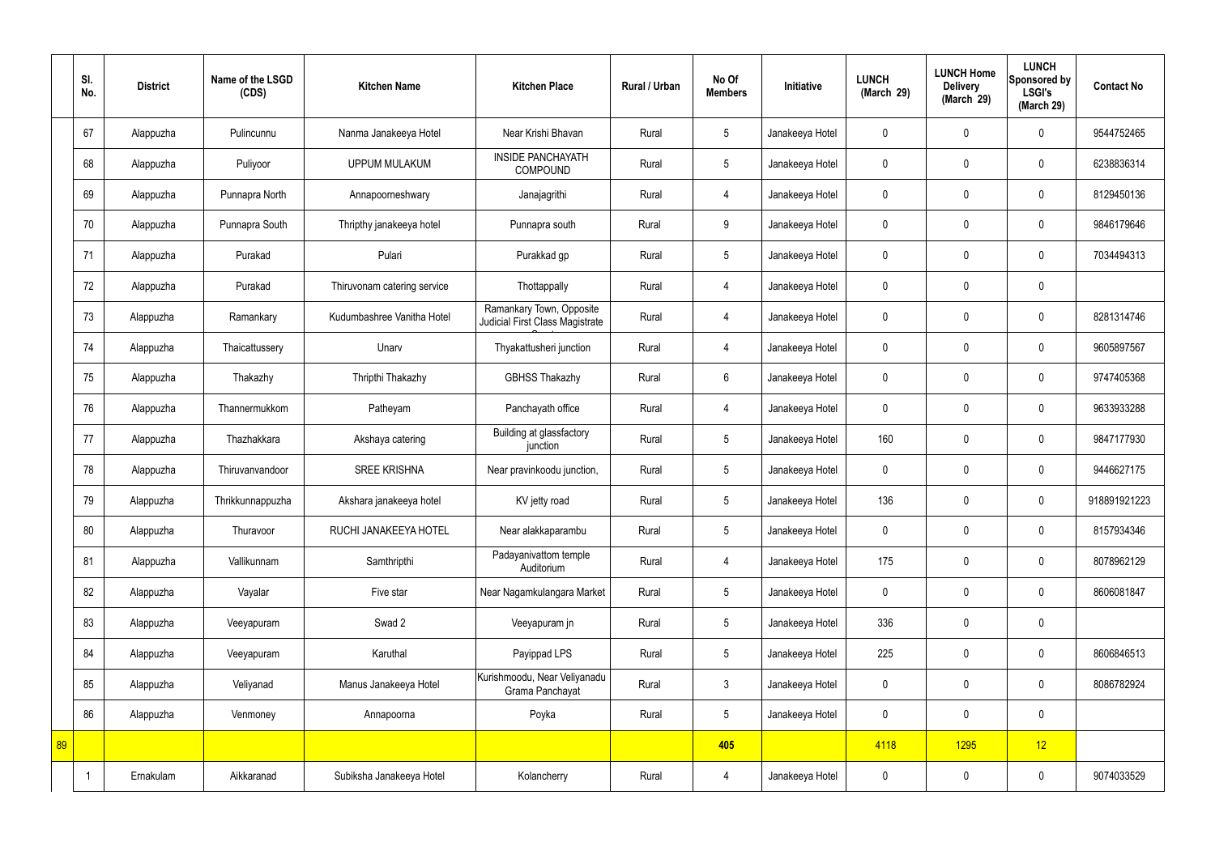| | Sl. No. | District | Name of the LSGD (CDS) | Kitchen Name | Kitchen Place | Rural / Urban | No Of Members | Initiative | LUNCH (March 29) | LUNCH Home Delivery (March 29) | LUNCH Sponsored by LSGI's (March 29) | Contact No |
|---|---|---|---|---|---|---|---|---|---|---|---|---|
| | 67 | Alappuzha | Pulincunnu | Nanma Janakeeya Hotel | Near Krishi Bhavan | Rural | 5 | Janakeeya Hotel | 0 | 0 | 0 | 9544752465 |
| | 68 | Alappuzha | Puliyoor | UPPUM MULAKUM | INSIDE PANCHAYATH COMPOUND | Rural | 5 | Janakeeya Hotel | 0 | 0 | 0 | 6238836314 |
| | 69 | Alappuzha | Punnapra North | Annapoorneshwary | Janajagrithi | Rural | 4 | Janakeeya Hotel | 0 | 0 | 0 | 8129450136 |
| | 70 | Alappuzha | Punnapra South | Thripthy janakeeya hotel | Punnapra south | Rural | 9 | Janakeeya Hotel | 0 | 0 | 0 | 9846179646 |
| | 71 | Alappuzha | Purakad | Pulari | Purakkad gp | Rural | 5 | Janakeeya Hotel | 0 | 0 | 0 | 7034494313 |
| | 72 | Alappuzha | Purakad | Thiruvonam catering service | Thottappally | Rural | 4 | Janakeeya Hotel | 0 | 0 | 0 | |
| | 73 | Alappuzha | Ramankary | Kudumbashree Vanitha Hotel | Ramankary Town, Opposite Judicial First Class Magistrate Court | Rural | 4 | Janakeeya Hotel | 0 | 0 | 0 | 8281314746 |
| | 74 | Alappuzha | Thaicattussery | Unarv | Thyakattusheri junction | Rural | 4 | Janakeeya Hotel | 0 | 0 | 0 | 9605897567 |
| | 75 | Alappuzha | Thakazhy | Thripthi Thakazhy | GBHSS Thakazhy | Rural | 6 | Janakeeya Hotel | 0 | 0 | 0 | 9747405368 |
| | 76 | Alappuzha | Thannermukkom | Patheyam | Panchayath office | Rural | 4 | Janakeeya Hotel | 0 | 0 | 0 | 9633933288 |
| | 77 | Alappuzha | Thazhakkara | Akshaya catering | Building at glassfactory junction | Rural | 5 | Janakeeya Hotel | 160 | 0 | 0 | 9847177930 |
| | 78 | Alappuzha | Thiruvanvandoor | SREE KRISHNA | Near pravinkoodu junction, | Rural | 5 | Janakeeya Hotel | 0 | 0 | 0 | 9446627175 |
| | 79 | Alappuzha | Thrikkunnappuzha | Akshara janakeeya hotel | KV jetty road | Rural | 5 | Janakeeya Hotel | 136 | 0 | 0 | 918891921223 |
| | 80 | Alappuzha | Thuravoor | RUCHI JANAKEEYA HOTEL | Near alakkaparambu | Rural | 5 | Janakeeya Hotel | 0 | 0 | 0 | 8157934346 |
| | 81 | Alappuzha | Vallikunnam | Samthripthi | Padayanivattom temple Auditorium | Rural | 4 | Janakeeya Hotel | 175 | 0 | 0 | 8078962129 |
| | 82 | Alappuzha | Vayalar | Five star | Near Nagamkulangara Market | Rural | 5 | Janakeeya Hotel | 0 | 0 | 0 | 8606081847 |
| | 83 | Alappuzha | Veeyapuram | Swad 2 | Veeyapuram jn | Rural | 5 | Janakeeya Hotel | 336 | 0 | 0 | |
| | 84 | Alappuzha | Veeyapuram | Karuthal | Payippad LPS | Rural | 5 | Janakeeya Hotel | 225 | 0 | 0 | 8606846513 |
| | 85 | Alappuzha | Veliyanad | Manus Janakeeya Hotel | Kurishmoodu, Near Veliyanadu Grama Panchayat | Rural | 3 | Janakeeya Hotel | 0 | 0 | 0 | 8086782924 |
| | 86 | Alappuzha | Venmoney | Annapoorna | Poyka | Rural | 5 | Janakeeya Hotel | 0 | 0 | 0 | |
| 89 | | | | | | | 405 | | 4118 | 1295 | 12 | |
| | 1 | Ernakulam | Aikkaranad | Subiksha Janakeeya Hotel | Kolancherry | Rural | 4 | Janakeeya Hotel | 0 | 0 | 0 | 9074033529 |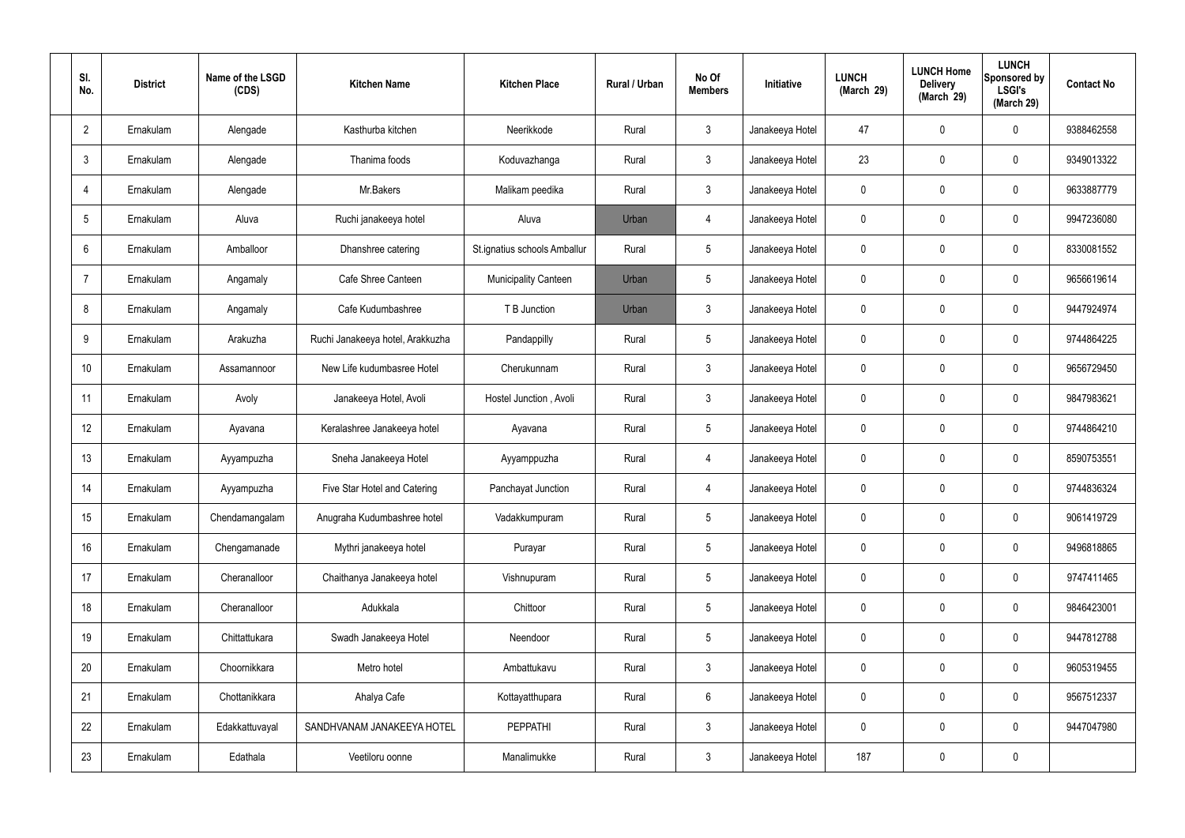| Sl. No. | District | Name of the LSGD (CDS) | Kitchen Name | Kitchen Place | Rural / Urban | No Of Members | Initiative | LUNCH (March 29) | LUNCH Home Delivery (March 29) | LUNCH Sponsored by LSGI's (March 29) | Contact No |
|---|---|---|---|---|---|---|---|---|---|---|---|
| 2 | Ernakulam | Alengade | Kasthurba kitchen | Neerikkode | Rural | 3 | Janakeeya Hotel | 47 | 0 | 0 | 9388462558 |
| 3 | Ernakulam | Alengade | Thanima foods | Koduvazhanga | Rural | 3 | Janakeeya Hotel | 23 | 0 | 0 | 9349013322 |
| 4 | Ernakulam | Alengade | Mr.Bakers | Malikam peedika | Rural | 3 | Janakeeya Hotel | 0 | 0 | 0 | 9633887779 |
| 5 | Ernakulam | Aluva | Ruchi janakeeya hotel | Aluva | Urban | 4 | Janakeeya Hotel | 0 | 0 | 0 | 9947236080 |
| 6 | Ernakulam | Amballoor | Dhanshree catering | St.ignatius schools Amballur | Rural | 5 | Janakeeya Hotel | 0 | 0 | 0 | 8330081552 |
| 7 | Ernakulam | Angamaly | Cafe Shree Canteen | Municipality Canteen | Urban | 5 | Janakeeya Hotel | 0 | 0 | 0 | 9656619614 |
| 8 | Ernakulam | Angamaly | Cafe Kudumbashree | T B Junction | Urban | 3 | Janakeeya Hotel | 0 | 0 | 0 | 9447924974 |
| 9 | Ernakulam | Arakuzha | Ruchi Janakeeya hotel, Arakkuzha | Pandappilly | Rural | 5 | Janakeeya Hotel | 0 | 0 | 0 | 9744864225 |
| 10 | Ernakulam | Assamannoor | New Life kudumbasree Hotel | Cherukunnam | Rural | 3 | Janakeeya Hotel | 0 | 0 | 0 | 9656729450 |
| 11 | Ernakulam | Avoly | Janakeeya Hotel, Avoli | Hostel Junction , Avoli | Rural | 3 | Janakeeya Hotel | 0 | 0 | 0 | 9847983621 |
| 12 | Ernakulam | Ayavana | Keralashree Janakeeya hotel | Ayavana | Rural | 5 | Janakeeya Hotel | 0 | 0 | 0 | 9744864210 |
| 13 | Ernakulam | Ayyampuzha | Sneha Janakeeya Hotel | Ayyamppuzha | Rural | 4 | Janakeeya Hotel | 0 | 0 | 0 | 8590753551 |
| 14 | Ernakulam | Ayyampuzha | Five Star Hotel and Catering | Panchayat Junction | Rural | 4 | Janakeeya Hotel | 0 | 0 | 0 | 9744836324 |
| 15 | Ernakulam | Chendamangalam | Anugraha Kudumbashree hotel | Vadakkumpuram | Rural | 5 | Janakeeya Hotel | 0 | 0 | 0 | 9061419729 |
| 16 | Ernakulam | Chengamanade | Mythri janakeeya hotel | Purayar | Rural | 5 | Janakeeya Hotel | 0 | 0 | 0 | 9496818865 |
| 17 | Ernakulam | Cheranalloor | Chaithanya Janakeeya hotel | Vishnupuram | Rural | 5 | Janakeeya Hotel | 0 | 0 | 0 | 9747411465 |
| 18 | Ernakulam | Cheranalloor | Adukkala | Chittoor | Rural | 5 | Janakeeya Hotel | 0 | 0 | 0 | 9846423001 |
| 19 | Ernakulam | Chittattukara | Swadh Janakeeya Hotel | Neendoor | Rural | 5 | Janakeeya Hotel | 0 | 0 | 0 | 9447812788 |
| 20 | Ernakulam | Choornikkara | Metro hotel | Ambattukavu | Rural | 3 | Janakeeya Hotel | 0 | 0 | 0 | 9605319455 |
| 21 | Ernakulam | Chottanikkara | Ahalya Cafe | Kottayatthupara | Rural | 6 | Janakeeya Hotel | 0 | 0 | 0 | 9567512337 |
| 22 | Ernakulam | Edakkattuvayal | SANDHVANAM JANAKEEYA HOTEL | PEPPATHI | Rural | 3 | Janakeeya Hotel | 0 | 0 | 0 | 9447047980 |
| 23 | Ernakulam | Edathala | Veetiloru oonne | Manalimukke | Rural | 3 | Janakeeya Hotel | 187 | 0 | 0 | |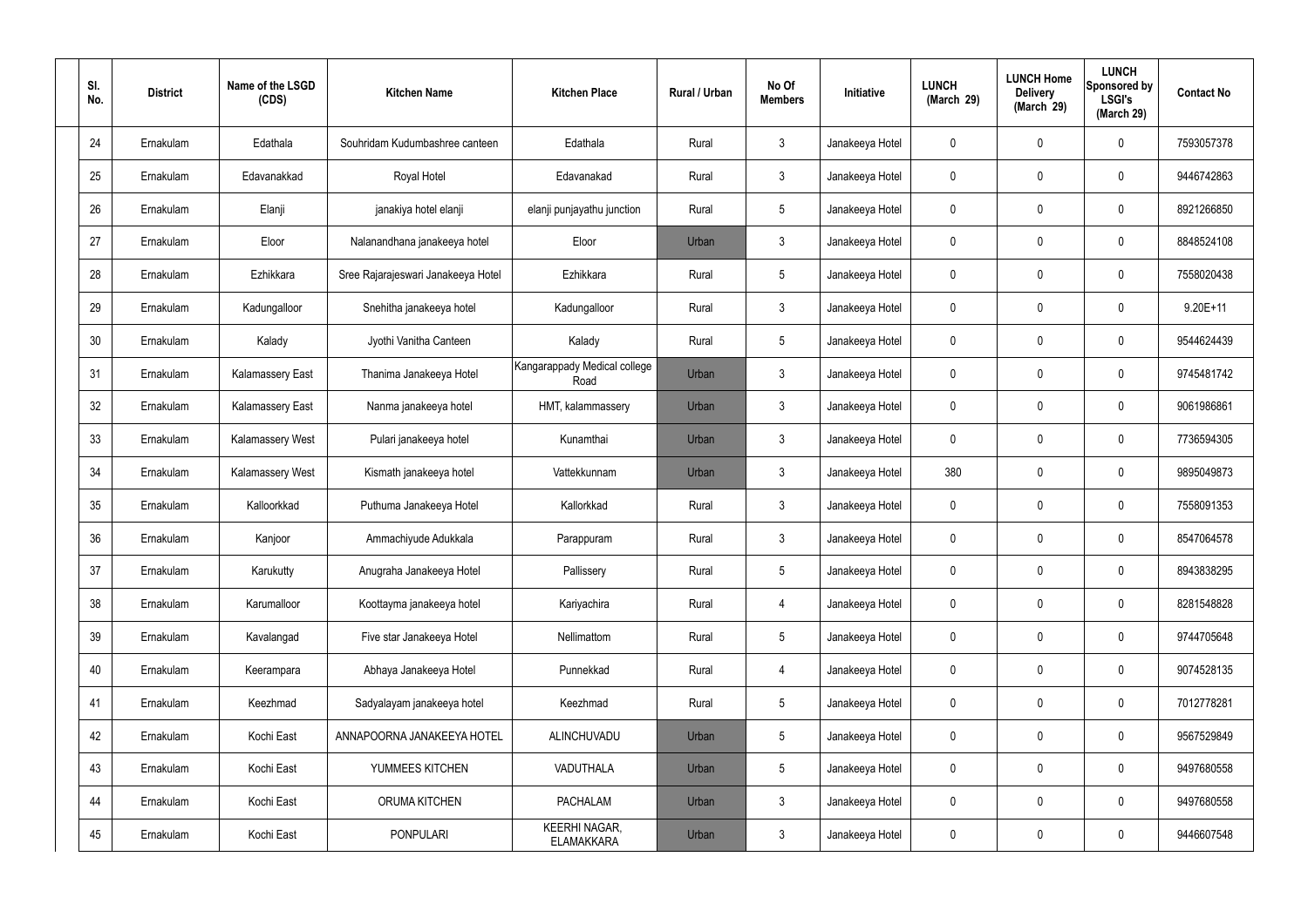| Sl. No. | District | Name of the LSGD (CDS) | Kitchen Name | Kitchen Place | Rural / Urban | No Of Members | Initiative | LUNCH (March 29) | LUNCH Home Delivery (March 29) | LUNCH Sponsored by LSGI's (March 29) | Contact No |
|---|---|---|---|---|---|---|---|---|---|---|---|
| 24 | Ernakulam | Edathala | Souhridam Kudumbashree canteen | Edathala | Rural | 3 | Janakeeya Hotel | 0 | 0 | 0 | 7593057378 |
| 25 | Ernakulam | Edavanakkad | Royal Hotel | Edavanakad | Rural | 3 | Janakeeya Hotel | 0 | 0 | 0 | 9446742863 |
| 26 | Ernakulam | Elanji | janakiya hotel elanji | elanji punjayathu junction | Rural | 5 | Janakeeya Hotel | 0 | 0 | 0 | 8921266850 |
| 27 | Ernakulam | Eloor | Nalanandhana janakeeya hotel | Eloor | Urban | 3 | Janakeeya Hotel | 0 | 0 | 0 | 8848524108 |
| 28 | Ernakulam | Ezhikkara | Sree Rajarajeswari Janakeeya Hotel | Ezhikkara | Rural | 5 | Janakeeya Hotel | 0 | 0 | 0 | 7558020438 |
| 29 | Ernakulam | Kadungalloor | Snehitha janakeeya hotel | Kadungalloor | Rural | 3 | Janakeeya Hotel | 0 | 0 | 0 | 9.20E+11 |
| 30 | Ernakulam | Kalady | Jyothi Vanitha Canteen | Kalady | Rural | 5 | Janakeeya Hotel | 0 | 0 | 0 | 9544624439 |
| 31 | Ernakulam | Kalamassery East | Thanima Janakeeya Hotel | Kangarappady Medical college Road | Urban | 3 | Janakeeya Hotel | 0 | 0 | 0 | 9745481742 |
| 32 | Ernakulam | Kalamassery East | Nanma janakeeya hotel | HMT, kalammassery | Urban | 3 | Janakeeya Hotel | 0 | 0 | 0 | 9061986861 |
| 33 | Ernakulam | Kalamassery West | Pulari janakeeya hotel | Kunamthai | Urban | 3 | Janakeeya Hotel | 0 | 0 | 0 | 7736594305 |
| 34 | Ernakulam | Kalamassery West | Kismath janakeeya hotel | Vattekkunnam | Urban | 3 | Janakeeya Hotel | 380 | 0 | 0 | 9895049873 |
| 35 | Ernakulam | Kalloorkkad | Puthuma Janakeeya Hotel | Kallorkkad | Rural | 3 | Janakeeya Hotel | 0 | 0 | 0 | 7558091353 |
| 36 | Ernakulam | Kanjoor | Ammachiyude Adukkala | Parappuram | Rural | 3 | Janakeeya Hotel | 0 | 0 | 0 | 8547064578 |
| 37 | Ernakulam | Karukutty | Anugraha Janakeeya Hotel | Pallissery | Rural | 5 | Janakeeya Hotel | 0 | 0 | 0 | 8943838295 |
| 38 | Ernakulam | Karumalloor | Koottayma janakeeya hotel | Kariyachira | Rural | 4 | Janakeeya Hotel | 0 | 0 | 0 | 8281548828 |
| 39 | Ernakulam | Kavalangad | Five star Janakeeya Hotel | Nellimattom | Rural | 5 | Janakeeya Hotel | 0 | 0 | 0 | 9744705648 |
| 40 | Ernakulam | Keerampara | Abhaya Janakeeya Hotel | Punnekkad | Rural | 4 | Janakeeya Hotel | 0 | 0 | 0 | 9074528135 |
| 41 | Ernakulam | Keezhmad | Sadyalayam janakeeya hotel | Keezhmad | Rural | 5 | Janakeeya Hotel | 0 | 0 | 0 | 7012778281 |
| 42 | Ernakulam | Kochi East | ANNAPOORNA JANAKEEYA HOTEL | ALINCHUVADU | Urban | 5 | Janakeeya Hotel | 0 | 0 | 0 | 9567529849 |
| 43 | Ernakulam | Kochi East | YUMMEES KITCHEN | VADUTHALA | Urban | 5 | Janakeeya Hotel | 0 | 0 | 0 | 9497680558 |
| 44 | Ernakulam | Kochi East | ORUMA KITCHEN | PACHALAM | Urban | 3 | Janakeeya Hotel | 0 | 0 | 0 | 9497680558 |
| 45 | Ernakulam | Kochi East | PONPULARI | KEERHI NAGAR, ELAMAKKARA | Urban | 3 | Janakeeya Hotel | 0 | 0 | 0 | 9446607548 |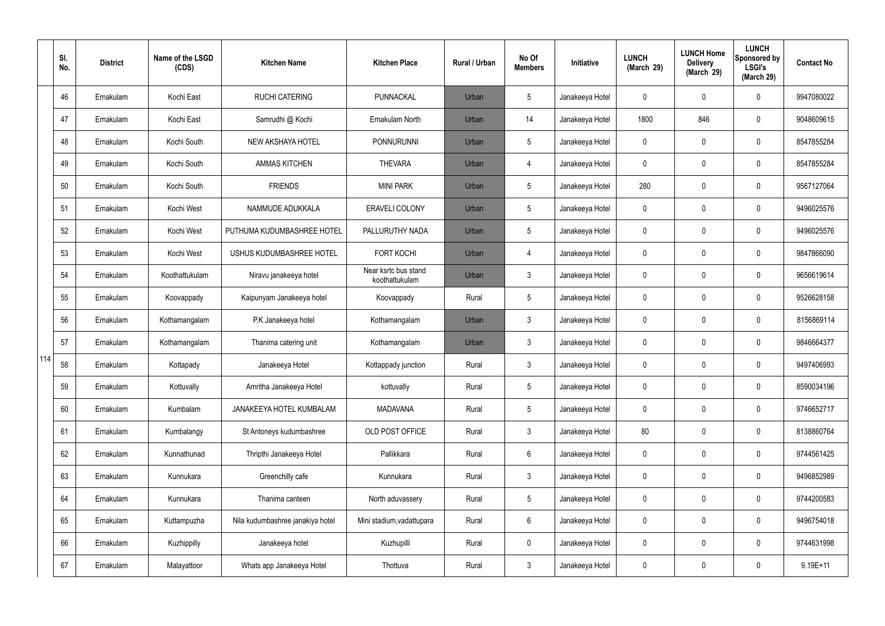| | Sl. No. | District | Name of the LSGD (CDS) | Kitchen Name | Kitchen Place | Rural / Urban | No Of Members | Initiative | LUNCH (March 29) | LUNCH Home Delivery (March 29) | LUNCH Sponsored by LSGI's (March 29) | Contact No |
|---|---|---|---|---|---|---|---|---|---|---|---|---|
| 114 | 46 | Ernakulam | Kochi East | RUCHI CATERING | PUNNACKAL | Urban | 5 | Janakeeya Hotel | 0 | 0 | 0 | 9947080022 |
| | 47 | Ernakulam | Kochi East | Samrudhi @ Kochi | Ernakulam North | Urban | 14 | Janakeeya Hotel | 1800 | 846 | 0 | 9048609615 |
| | 48 | Ernakulam | Kochi South | NEW AKSHAYA HOTEL | PONNURUNNI | Urban | 5 | Janakeeya Hotel | 0 | 0 | 0 | 8547855284 |
| | 49 | Ernakulam | Kochi South | AMMAS KITCHEN | THEVARA | Urban | 4 | Janakeeya Hotel | 0 | 0 | 0 | 8547855284 |
| | 50 | Ernakulam | Kochi South | FRIENDS | MINI PARK | Urban | 5 | Janakeeya Hotel | 280 | 0 | 0 | 9567127064 |
| | 51 | Ernakulam | Kochi West | NAMMUDE ADUKKALA | ERAVELI COLONY | Urban | 5 | Janakeeya Hotel | 0 | 0 | 0 | 9496025576 |
| | 52 | Ernakulam | Kochi West | PUTHUMA KUDUMBASHREE HOTEL | PALLURUTHY NADA | Urban | 5 | Janakeeya Hotel | 0 | 0 | 0 | 9496025576 |
| | 53 | Ernakulam | Kochi West | USHUS KUDUMBASHREE HOTEL | FORT KOCHI | Urban | 4 | Janakeeya Hotel | 0 | 0 | 0 | 9847866090 |
| | 54 | Ernakulam | Koothattukulam | Niravu janakeeya hotel | Near ksrtc bus stand koothattukulam | Urban | 3 | Janakeeya Hotel | 0 | 0 | 0 | 9656619614 |
| | 55 | Ernakulam | Koovappady | Kaipunyam Janakeeya hotel | Koovappady | Rural | 5 | Janakeeya Hotel | 0 | 0 | 0 | 9526628158 |
| | 56 | Ernakulam | Kothamangalam | P.K Janakeeya hotel | Kothamangalam | Urban | 3 | Janakeeya Hotel | 0 | 0 | 0 | 8156869114 |
| | 57 | Ernakulam | Kothamangalam | Thanima catering unit | Kothamangalam | Urban | 3 | Janakeeya Hotel | 0 | 0 | 0 | 9846664377 |
| | 58 | Ernakulam | Kottapady | Janakeeya Hotel | Kottappady junction | Rural | 3 | Janakeeya Hotel | 0 | 0 | 0 | 9497406993 |
| | 59 | Ernakulam | Kottuvally | Amritha Janakeeya Hotel | kottuvally | Rural | 5 | Janakeeya Hotel | 0 | 0 | 0 | 8590034196 |
| | 60 | Ernakulam | Kumbalam | JANAKEEYA HOTEL KUMBALAM | MADAVANA | Rural | 5 | Janakeeya Hotel | 0 | 0 | 0 | 9746652717 |
| | 61 | Ernakulam | Kumbalangy | St Antoneys kudumbashree | OLD POST OFFICE | Rural | 3 | Janakeeya Hotel | 80 | 0 | 0 | 8138860764 |
| | 62 | Ernakulam | Kunnathunad | Thripthi Janakeeya Hotel | Pallikkara | Rural | 6 | Janakeeya Hotel | 0 | 0 | 0 | 9744561425 |
| | 63 | Ernakulam | Kunnukara | Greenchilly cafe | Kunnukara | Rural | 3 | Janakeeya Hotel | 0 | 0 | 0 | 9496852989 |
| | 64 | Ernakulam | Kunnukara | Thanima canteen | North aduvassery | Rural | 5 | Janakeeya Hotel | 0 | 0 | 0 | 9744200583 |
| | 65 | Ernakulam | Kuttampuzha | Nila kudumbashree janakiya hotel | Mini stadium,vadattupara | Rural | 6 | Janakeeya Hotel | 0 | 0 | 0 | 9496754018 |
| | 66 | Ernakulam | Kuzhippilly | Janakeeya hotel | Kuzhupilli | Rural | 0 | Janakeeya Hotel | 0 | 0 | 0 | 9744631998 |
| | 67 | Ernakulam | Malayattoor | Whats app Janakeeya Hotel | Thottuva | Rural | 3 | Janakeeya Hotel | 0 | 0 | 0 | 9.19E+11 |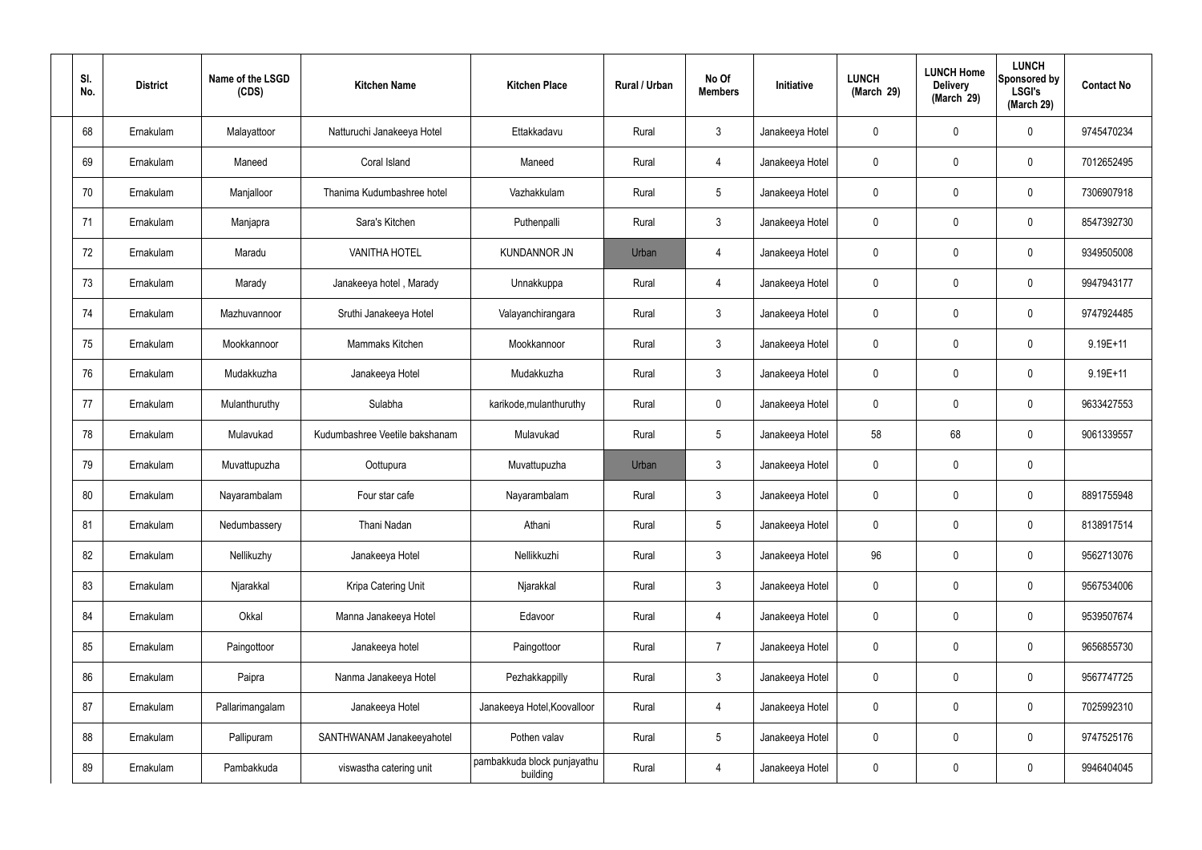| Sl. No. | District | Name of the LSGD (CDS) | Kitchen Name | Kitchen Place | Rural / Urban | No Of Members | Initiative | LUNCH (March 29) | LUNCH Home Delivery (March 29) | LUNCH Sponsored by LSGI's (March 29) | Contact No |
|---|---|---|---|---|---|---|---|---|---|---|---|
| 68 | Ernakulam | Malayattoor | Natturuchi Janakeeya Hotel | Ettakkadavu | Rural | 3 | Janakeeya Hotel | 0 | 0 | 0 | 9745470234 |
| 69 | Ernakulam | Maneed | Coral Island | Maneed | Rural | 4 | Janakeeya Hotel | 0 | 0 | 0 | 7012652495 |
| 70 | Ernakulam | Manjalloor | Thanima Kudumbashree hotel | Vazhakkulam | Rural | 5 | Janakeeya Hotel | 0 | 0 | 0 | 7306907918 |
| 71 | Ernakulam | Manjapra | Sara's Kitchen | Puthenpalli | Rural | 3 | Janakeeya Hotel | 0 | 0 | 0 | 8547392730 |
| 72 | Ernakulam | Maradu | VANITHA HOTEL | KUNDANNOR JN | Urban | 4 | Janakeeya Hotel | 0 | 0 | 0 | 9349505008 |
| 73 | Ernakulam | Marady | Janakeeya hotel , Marady | Unnakkuppa | Rural | 4 | Janakeeya Hotel | 0 | 0 | 0 | 9947943177 |
| 74 | Ernakulam | Mazhuvannoor | Sruthi Janakeeya Hotel | Valayanchirangara | Rural | 3 | Janakeeya Hotel | 0 | 0 | 0 | 9747924485 |
| 75 | Ernakulam | Mookkannoor | Mammaks Kitchen | Mookkannoor | Rural | 3 | Janakeeya Hotel | 0 | 0 | 0 | 9.19E+11 |
| 76 | Ernakulam | Mudakkuzha | Janakeeya Hotel | Mudakkuzha | Rural | 3 | Janakeeya Hotel | 0 | 0 | 0 | 9.19E+11 |
| 77 | Ernakulam | Mulanthuruthy | Sulabha | karikode,mulanthuruthy | Rural | 0 | Janakeeya Hotel | 0 | 0 | 0 | 9633427553 |
| 78 | Ernakulam | Mulavukad | Kudumbashree Veetile bakshanam | Mulavukad | Rural | 5 | Janakeeya Hotel | 58 | 68 | 0 | 9061339557 |
| 79 | Ernakulam | Muvattupuzha | Oottupura | Muvattupuzha | Urban | 3 | Janakeeya Hotel | 0 | 0 | 0 | |
| 80 | Ernakulam | Nayarambalam | Four star cafe | Nayarambalam | Rural | 3 | Janakeeya Hotel | 0 | 0 | 0 | 8891755948 |
| 81 | Ernakulam | Nedumbassery | Thani Nadan | Athani | Rural | 5 | Janakeeya Hotel | 0 | 0 | 0 | 8138917514 |
| 82 | Ernakulam | Nellikuzhy | Janakeeya Hotel | Nellikkuzhi | Rural | 3 | Janakeeya Hotel | 96 | 0 | 0 | 9562713076 |
| 83 | Ernakulam | Njarakkal | Kripa Catering Unit | Njarakkal | Rural | 3 | Janakeeya Hotel | 0 | 0 | 0 | 9567534006 |
| 84 | Ernakulam | Okkal | Manna Janakeeya Hotel | Edavoor | Rural | 4 | Janakeeya Hotel | 0 | 0 | 0 | 9539507674 |
| 85 | Ernakulam | Paingottoor | Janakeeya hotel | Paingottoor | Rural | 7 | Janakeeya Hotel | 0 | 0 | 0 | 9656855730 |
| 86 | Ernakulam | Paipra | Nanma Janakeeya Hotel | Pezhakkappilly | Rural | 3 | Janakeeya Hotel | 0 | 0 | 0 | 9567747725 |
| 87 | Ernakulam | Pallarimangalam | Janakeeya Hotel | Janakeeya Hotel,Koovalloor | Rural | 4 | Janakeeya Hotel | 0 | 0 | 0 | 7025992310 |
| 88 | Ernakulam | Pallipuram | SANTHWANAM Janakeeyahotel | Pothen valav | Rural | 5 | Janakeeya Hotel | 0 | 0 | 0 | 9747525176 |
| 89 | Ernakulam | Pambakkuda | viswastha catering unit | pambakkuda block punjayathu building | Rural | 4 | Janakeeya Hotel | 0 | 0 | 0 | 9946404045 |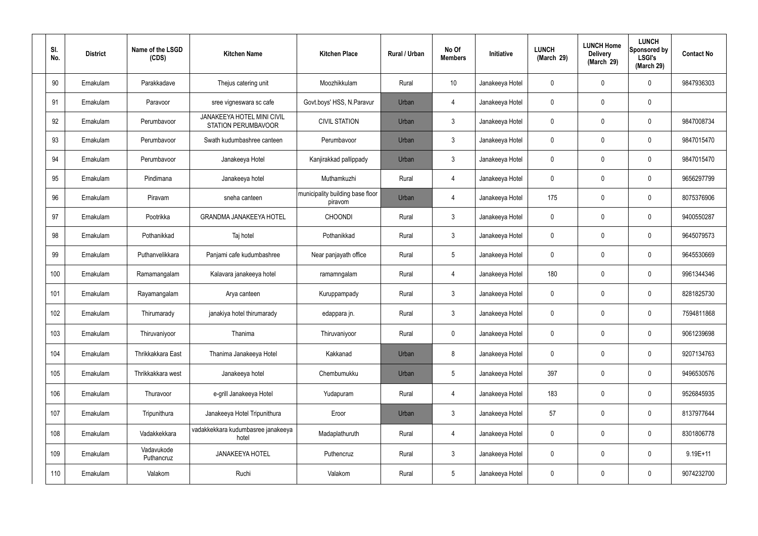| Sl. No. | District | Name of the LSGD (CDS) | Kitchen Name | Kitchen Place | Rural / Urban | No Of Members | Initiative | LUNCH (March 29) | LUNCH Home Delivery (March 29) | LUNCH Sponsored by LSGI's (March 29) | Contact No |
|---|---|---|---|---|---|---|---|---|---|---|---|
| 90 | Ernakulam | Parakkadave | Thejus catering unit | Moozhikkulam | Rural | 10 | Janakeeya Hotel | 0 | 0 | 0 | 9847936303 |
| 91 | Ernakulam | Paravoor | sree vigneswara sc cafe | Govt.boys' HSS, N.Paravur | Urban | 4 | Janakeeya Hotel | 0 | 0 | 0 | |
| 92 | Ernakulam | Perumbavoor | JANAKEEYA HOTEL MINI CIVIL STATION PERUMBAVOOR | CIVIL STATION | Urban | 3 | Janakeeya Hotel | 0 | 0 | 0 | 9847008734 |
| 93 | Ernakulam | Perumbavoor | Swath kudumbashree canteen | Perumbavoor | Urban | 3 | Janakeeya Hotel | 0 | 0 | 0 | 9847015470 |
| 94 | Ernakulam | Perumbavoor | Janakeeya Hotel | Kanjirakkad pallippady | Urban | 3 | Janakeeya Hotel | 0 | 0 | 0 | 9847015470 |
| 95 | Ernakulam | Pindimana | Janakeeya hotel | Muthamkuzhi | Rural | 4 | Janakeeya Hotel | 0 | 0 | 0 | 9656297799 |
| 96 | Ernakulam | Piravam | sneha canteen | municipality building base floor piravom | Urban | 4 | Janakeeya Hotel | 175 | 0 | 0 | 8075376906 |
| 97 | Ernakulam | Pootrikka | GRANDMA JANAKEEYA HOTEL | CHOONDI | Rural | 3 | Janakeeya Hotel | 0 | 0 | 0 | 9400550287 |
| 98 | Ernakulam | Pothanikkad | Taj hotel | Pothanikkad | Rural | 3 | Janakeeya Hotel | 0 | 0 | 0 | 9645079573 |
| 99 | Ernakulam | Puthanvelikkara | Panjami cafe kudumbashree | Near panjayath office | Rural | 5 | Janakeeya Hotel | 0 | 0 | 0 | 9645530669 |
| 100 | Ernakulam | Ramamangalam | Kalavara janakeeya hotel | ramamngalam | Rural | 4 | Janakeeya Hotel | 180 | 0 | 0 | 9961344346 |
| 101 | Ernakulam | Rayamangalam | Arya canteen | Kuruppampady | Rural | 3 | Janakeeya Hotel | 0 | 0 | 0 | 8281825730 |
| 102 | Ernakulam | Thirumarady | janakiya hotel thirumarady | edappara jn. | Rural | 3 | Janakeeya Hotel | 0 | 0 | 0 | 7594811868 |
| 103 | Ernakulam | Thiruvaniyoor | Thanima | Thiruvaniyoor | Rural | 0 | Janakeeya Hotel | 0 | 0 | 0 | 9061239698 |
| 104 | Ernakulam | Thrikkakkara East | Thanima Janakeeya Hotel | Kakkanad | Urban | 8 | Janakeeya Hotel | 0 | 0 | 0 | 9207134763 |
| 105 | Ernakulam | Thrikkakkara west | Janakeeya hotel | Chembumukku | Urban | 5 | Janakeeya Hotel | 397 | 0 | 0 | 9496530576 |
| 106 | Ernakulam | Thuravoor | e-grill Janakeeya Hotel | Yudapuram | Rural | 4 | Janakeeya Hotel | 183 | 0 | 0 | 9526845935 |
| 107 | Ernakulam | Tripunithura | Janakeeya Hotel Tripunithura | Eroor | Urban | 3 | Janakeeya Hotel | 57 | 0 | 0 | 8137977644 |
| 108 | Ernakulam | Vadakkekkara | vadakkekkara kudumbasree janakeeya hotel | Madaplathuruth | Rural | 4 | Janakeeya Hotel | 0 | 0 | 0 | 8301806778 |
| 109 | Ernakulam | Vadavukode Puthancruz | JANAKEEYA HOTEL | Puthencruz | Rural | 3 | Janakeeya Hotel | 0 | 0 | 0 | 9.19E+11 |
| 110 | Ernakulam | Valakom | Ruchi | Valakom | Rural | 5 | Janakeeya Hotel | 0 | 0 | 0 | 9074232700 |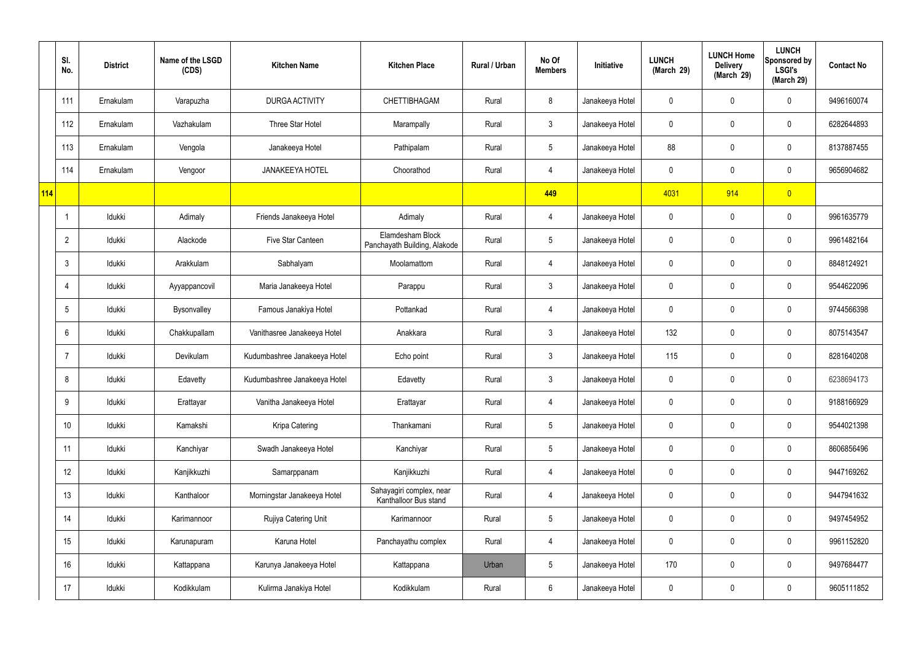| | Sl. No. | District | Name of the LSGD (CDS) | Kitchen Name | Kitchen Place | Rural / Urban | No Of Members | Initiative | LUNCH (March 29) | LUNCH Home Delivery (March 29) | LUNCH Sponsored by LSGI's (March 29) | Contact No |
|---|---|---|---|---|---|---|---|---|---|---|---|---|
| | 111 | Ernakulam | Varapuzha | DURGA ACTIVITY | CHETTIBHAGAM | Rural | 8 | Janakeeya Hotel | 0 | 0 | 0 | 9496160074 |
| | 112 | Ernakulam | Vazhakulam | Three Star Hotel | Marampally | Rural | 3 | Janakeeya Hotel | 0 | 0 | 0 | 6282644893 |
| | 113 | Ernakulam | Vengola | Janakeeya Hotel | Pathipalam | Rural | 5 | Janakeeya Hotel | 88 | 0 | 0 | 8137887455 |
| | 114 | Ernakulam | Vengoor | JANAKEEYA HOTEL | Choorathod | Rural | 4 | Janakeeya Hotel | 0 | 0 | 0 | 9656904682 |
| 114 | | | | | | | 449 | | 4031 | 914 | 0 | |
| | 1 | Idukki | Adimaly | Friends Janakeeya Hotel | Adimaly | Rural | 4 | Janakeeya Hotel | 0 | 0 | 0 | 9961635779 |
| | 2 | Idukki | Alackode | Five Star Canteen | Elamdesham Block Panchayath Building, Alakode | Rural | 5 | Janakeeya Hotel | 0 | 0 | 0 | 9961482164 |
| | 3 | Idukki | Arakkulam | Sabhalyam | Moolamattom | Rural | 4 | Janakeeya Hotel | 0 | 0 | 0 | 8848124921 |
| | 4 | Idukki | Ayyappancovil | Maria Janakeeya Hotel | Parappu | Rural | 3 | Janakeeya Hotel | 0 | 0 | 0 | 9544622096 |
| | 5 | Idukki | Bysonvalley | Famous Janakiya Hotel | Pottankad | Rural | 4 | Janakeeya Hotel | 0 | 0 | 0 | 9744566398 |
| | 6 | Idukki | Chakkupallam | Vanithasree Janakeeya Hotel | Anakkara | Rural | 3 | Janakeeya Hotel | 132 | 0 | 0 | 8075143547 |
| | 7 | Idukki | Devikulam | Kudumbashree Janakeeya Hotel | Echo point | Rural | 3 | Janakeeya Hotel | 115 | 0 | 0 | 8281640208 |
| | 8 | Idukki | Edavetty | Kudumbashree Janakeeya Hotel | Edavetty | Rural | 3 | Janakeeya Hotel | 0 | 0 | 0 | 6238694173 |
| | 9 | Idukki | Erattayar | Vanitha Janakeeya Hotel | Erattayar | Rural | 4 | Janakeeya Hotel | 0 | 0 | 0 | 9188166929 |
| | 10 | Idukki | Kamakshi | Kripa Catering | Thankamani | Rural | 5 | Janakeeya Hotel | 0 | 0 | 0 | 9544021398 |
| | 11 | Idukki | Kanchiyar | Swadh Janakeeya Hotel | Kanchiyar | Rural | 5 | Janakeeya Hotel | 0 | 0 | 0 | 8606856496 |
| | 12 | Idukki | Kanjikkuzhi | Samarppanam | Kanjikkuzhi | Rural | 4 | Janakeeya Hotel | 0 | 0 | 0 | 9447169262 |
| | 13 | Idukki | Kanthaloor | Morningstar Janakeeya Hotel | Sahayagiri complex, near Kanthalloor Bus stand | Rural | 4 | Janakeeya Hotel | 0 | 0 | 0 | 9447941632 |
| | 14 | Idukki | Karimannoor | Rujiya Catering Unit | Karimannoor | Rural | 5 | Janakeeya Hotel | 0 | 0 | 0 | 9497454952 |
| | 15 | Idukki | Karunapuram | Karuna Hotel | Panchayathu complex | Rural | 4 | Janakeeya Hotel | 0 | 0 | 0 | 9961152820 |
| | 16 | Idukki | Kattappana | Karunya Janakeeya Hotel | Kattappana | Urban | 5 | Janakeeya Hotel | 170 | 0 | 0 | 9497684477 |
| | 17 | Idukki | Kodikkulam | Kulirma Janakiya Hotel | Kodikkulam | Rural | 6 | Janakeeya Hotel | 0 | 0 | 0 | 9605111852 |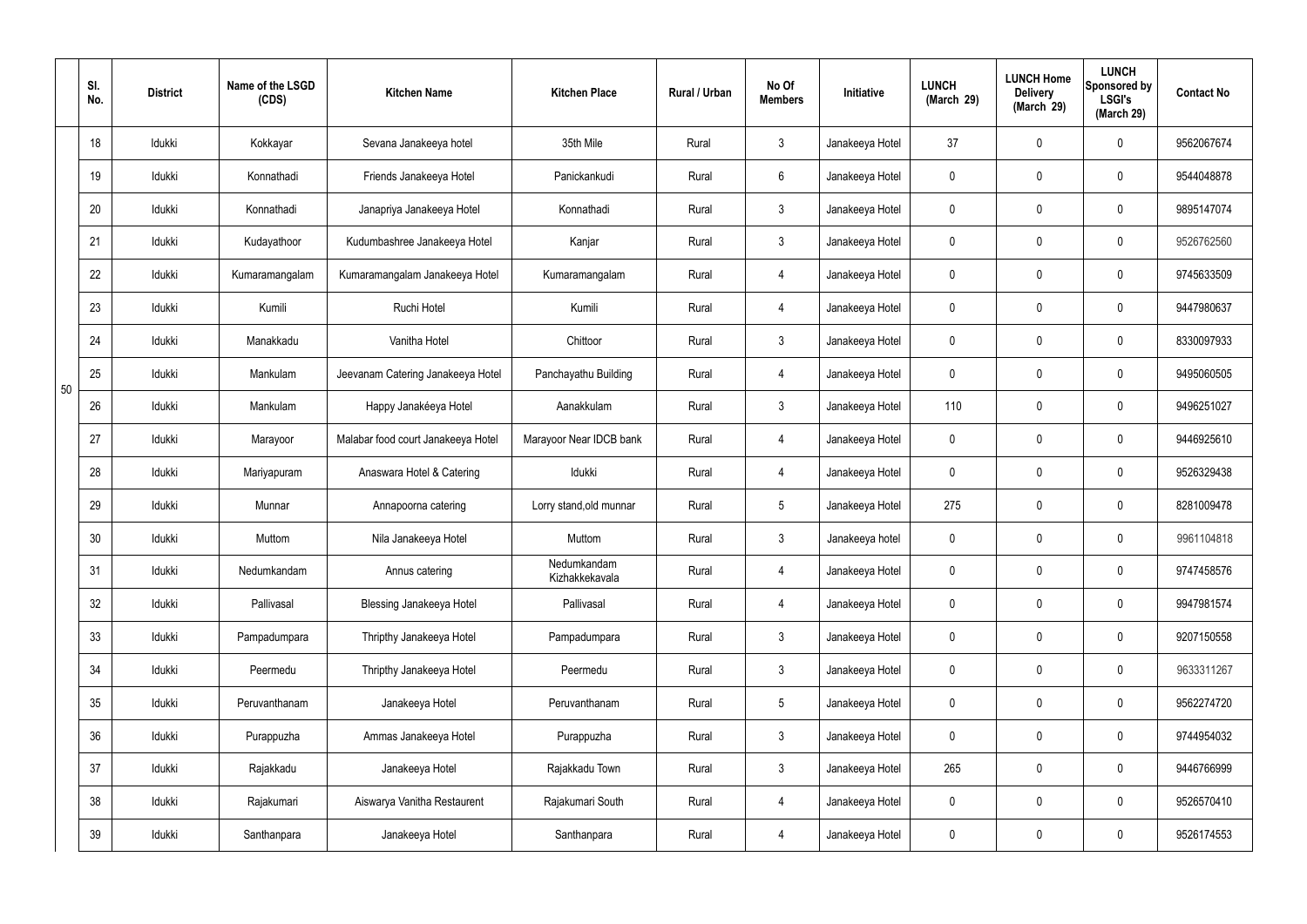|  | Sl. No. | District | Name of the LSGD (CDS) | Kitchen Name | Kitchen Place | Rural / Urban | No Of Members | Initiative | LUNCH (March 29) | LUNCH Home Delivery (March 29) | LUNCH Sponsored by LSGI's (March 29) | Contact No |
|---|---|---|---|---|---|---|---|---|---|---|---|---|
| 50 | 18 | Idukki | Kokkayar | Sevana Janakeeya hotel | 35th Mile | Rural | 3 | Janakeeya Hotel | 37 | 0 | 0 | 9562067674 |
|  | 19 | Idukki | Konnathadi | Friends Janakeeya Hotel | Panickankudi | Rural | 6 | Janakeeya Hotel | 0 | 0 | 0 | 9544048878 |
|  | 20 | Idukki | Konnathadi | Janapriya Janakeeya Hotel | Konnathadi | Rural | 3 | Janakeeya Hotel | 0 | 0 | 0 | 9895147074 |
|  | 21 | Idukki | Kudayathoor | Kudumbashree Janakeeya Hotel | Kanjar | Rural | 3 | Janakeeya Hotel | 0 | 0 | 0 | 9526762560 |
|  | 22 | Idukki | Kumaramangalam | Kumaramangalam Janakeeya Hotel | Kumaramangalam | Rural | 4 | Janakeeya Hotel | 0 | 0 | 0 | 9745633509 |
|  | 23 | Idukki | Kumili | Ruchi Hotel | Kumili | Rural | 4 | Janakeeya Hotel | 0 | 0 | 0 | 9447980637 |
|  | 24 | Idukki | Manakkadu | Vanitha Hotel | Chittoor | Rural | 3 | Janakeeya Hotel | 0 | 0 | 0 | 8330097933 |
|  | 25 | Idukki | Mankulam | Jeevanam Catering Janakeeya Hotel | Panchayathu Building | Rural | 4 | Janakeeya Hotel | 0 | 0 | 0 | 9495060505 |
|  | 26 | Idukki | Mankulam | Happy Janakéeya Hotel | Aanakkulam | Rural | 3 | Janakeeya Hotel | 110 | 0 | 0 | 9496251027 |
|  | 27 | Idukki | Marayoor | Malabar food court Janakeeya Hotel | Marayoor Near IDCB bank | Rural | 4 | Janakeeya Hotel | 0 | 0 | 0 | 9446925610 |
|  | 28 | Idukki | Mariyapuram | Anaswara Hotel & Catering | Idukki | Rural | 4 | Janakeeya Hotel | 0 | 0 | 0 | 9526329438 |
|  | 29 | Idukki | Munnar | Annapoorna catering | Lorry stand,old munnar | Rural | 5 | Janakeeya Hotel | 275 | 0 | 0 | 8281009478 |
|  | 30 | Idukki | Muttom | Nila Janakeeya Hotel | Muttom | Rural | 3 | Janakeeya hotel | 0 | 0 | 0 | 9961104818 |
|  | 31 | Idukki | Nedumkandam | Annus catering | Nedumkandam Kizhakkekavala | Rural | 4 | Janakeeya Hotel | 0 | 0 | 0 | 9747458576 |
|  | 32 | Idukki | Pallivasal | Blessing Janakeeya Hotel | Pallivasal | Rural | 4 | Janakeeya Hotel | 0 | 0 | 0 | 9947981574 |
|  | 33 | Idukki | Pampadumpara | Thripthy Janakeeya Hotel | Pampadumpara | Rural | 3 | Janakeeya Hotel | 0 | 0 | 0 | 9207150558 |
|  | 34 | Idukki | Peermedu | Thripthy Janakeeya Hotel | Peermedu | Rural | 3 | Janakeeya Hotel | 0 | 0 | 0 | 9633311267 |
|  | 35 | Idukki | Peruvanthanam | Janakeeya Hotel | Peruvanthanam | Rural | 5 | Janakeeya Hotel | 0 | 0 | 0 | 9562274720 |
|  | 36 | Idukki | Purappuzha | Ammas Janakeeya Hotel | Purappuzha | Rural | 3 | Janakeeya Hotel | 0 | 0 | 0 | 9744954032 |
|  | 37 | Idukki | Rajakkadu | Janakeeya Hotel | Rajakkadu Town | Rural | 3 | Janakeeya Hotel | 265 | 0 | 0 | 9446766999 |
|  | 38 | Idukki | Rajakumari | Aiswarya Vanitha Restaurent | Rajakumari South | Rural | 4 | Janakeeya Hotel | 0 | 0 | 0 | 9526570410 |
|  | 39 | Idukki | Santhanpara | Janakeeya Hotel | Santhanpara | Rural | 4 | Janakeeya Hotel | 0 | 0 | 0 | 9526174553 |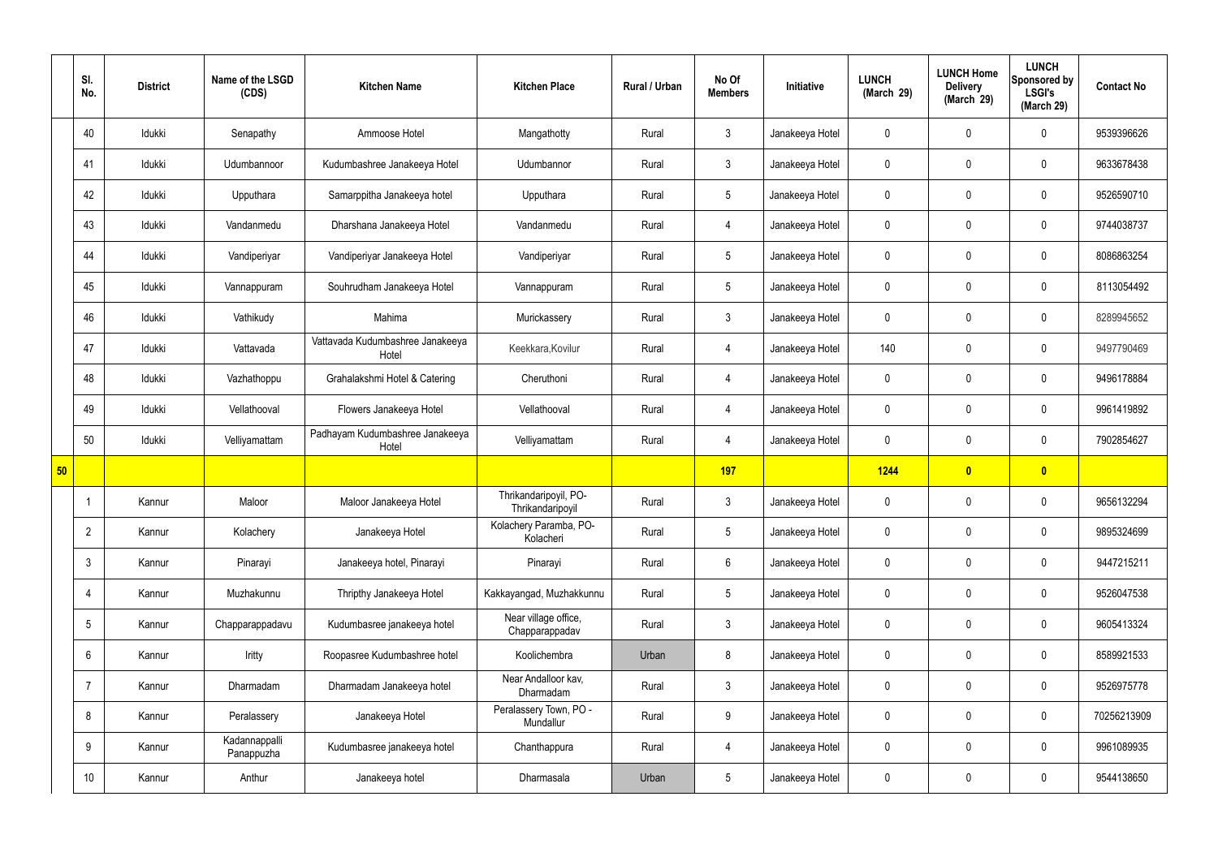|  | Sl. No. | District | Name of the LSGD (CDS) | Kitchen Name | Kitchen Place | Rural / Urban | No Of Members | Initiative | LUNCH (March 29) | LUNCH Home Delivery (March 29) | LUNCH Sponsored by LSGI's (March 29) | Contact No |
|---|---|---|---|---|---|---|---|---|---|---|---|---|
|  | 40 | Idukki | Senapathy | Ammoose Hotel | Mangathotty | Rural | 3 | Janakeeya Hotel | 0 | 0 | 0 | 9539396626 |
|  | 41 | Idukki | Udumbannoor | Kudumbashree Janakeeya Hotel | Udumbannor | Rural | 3 | Janakeeya Hotel | 0 | 0 | 0 | 9633678438 |
|  | 42 | Idukki | Upputhara | Samarppitha Janakeeya hotel | Upputhara | Rural | 5 | Janakeeya Hotel | 0 | 0 | 0 | 9526590710 |
|  | 43 | Idukki | Vandanmedu | Dharshana Janakeeya Hotel | Vandanmedu | Rural | 4 | Janakeeya Hotel | 0 | 0 | 0 | 9744038737 |
|  | 44 | Idukki | Vandiperiyar | Vandiperiyar Janakeeya Hotel | Vandiperiyar | Rural | 5 | Janakeeya Hotel | 0 | 0 | 0 | 8086863254 |
|  | 45 | Idukki | Vannappuram | Souhrudham Janakeeya Hotel | Vannappuram | Rural | 5 | Janakeeya Hotel | 0 | 0 | 0 | 8113054492 |
|  | 46 | Idukki | Vathikudy | Mahima | Murickassery | Rural | 3 | Janakeeya Hotel | 0 | 0 | 0 | 8289945652 |
|  | 47 | Idukki | Vattavada | Vattavada Kudumbashree Janakeeya Hotel | Keekkara,Kovilur | Rural | 4 | Janakeeya Hotel | 140 | 0 | 0 | 9497790469 |
|  | 48 | Idukki | Vazhathoppu | Grahalakshmi Hotel & Catering | Cheruthoni | Rural | 4 | Janakeeya Hotel | 0 | 0 | 0 | 9496178884 |
|  | 49 | Idukki | Vellathooval | Flowers Janakeeya Hotel | Vellathooval | Rural | 4 | Janakeeya Hotel | 0 | 0 | 0 | 9961419892 |
|  | 50 | Idukki | Velliyamattam | Padhayam Kudumbashree Janakeeya Hotel | Velliyamattam | Rural | 4 | Janakeeya Hotel | 0 | 0 | 0 | 7902854627 |
| **50** |  |  |  |  |  |  | **197** |  | **1244** | **0** | **0** |  |
|  | 1 | Kannur | Maloor | Maloor Janakeeya Hotel | Thrikandaripoyil, PO-Thrikandaripoyil | Rural | 3 | Janakeeya Hotel | 0 | 0 | 0 | 9656132294 |
|  | 2 | Kannur | Kolachery | Janakeeya Hotel | Kolachery Paramba, PO-Kolacheri | Rural | 5 | Janakeeya Hotel | 0 | 0 | 0 | 9895324699 |
|  | 3 | Kannur | Pinarayi | Janakeeya hotel, Pinarayi | Pinarayi | Rural | 6 | Janakeeya Hotel | 0 | 0 | 0 | 9447215211 |
|  | 4 | Kannur | Muzhakunnu | Thripthy Janakeeya Hotel | Kakkayangad, Muzhakkunnu | Rural | 5 | Janakeeya Hotel | 0 | 0 | 0 | 9526047538 |
|  | 5 | Kannur | Chapparappadavu | Kudumbasree janakeeya hotel | Near village office, Chapparappadav | Rural | 3 | Janakeeya Hotel | 0 | 0 | 0 | 9605413324 |
|  | 6 | Kannur | Iritty | Roopasree Kudumbashree hotel | Koolichembra | Urban | 8 | Janakeeya Hotel | 0 | 0 | 0 | 8589921533 |
|  | 7 | Kannur | Dharmadam | Dharmadam Janakeeya hotel | Near Andalloor kav, Dharmadam | Rural | 3 | Janakeeya Hotel | 0 | 0 | 0 | 9526975778 |
|  | 8 | Kannur | Peralassery | Janakeeya Hotel | Peralassery Town, PO - Mundallur | Rural | 9 | Janakeeya Hotel | 0 | 0 | 0 | 70256213909 |
|  | 9 | Kannur | Kadannappalli Panappuzha | Kudumbasree janakeeya hotel | Chanthappura | Rural | 4 | Janakeeya Hotel | 0 | 0 | 0 | 9961089935 |
|  | 10 | Kannur | Anthur | Janakeeya hotel | Dharmasala | Urban | 5 | Janakeeya Hotel | 0 | 0 | 0 | 9544138650 |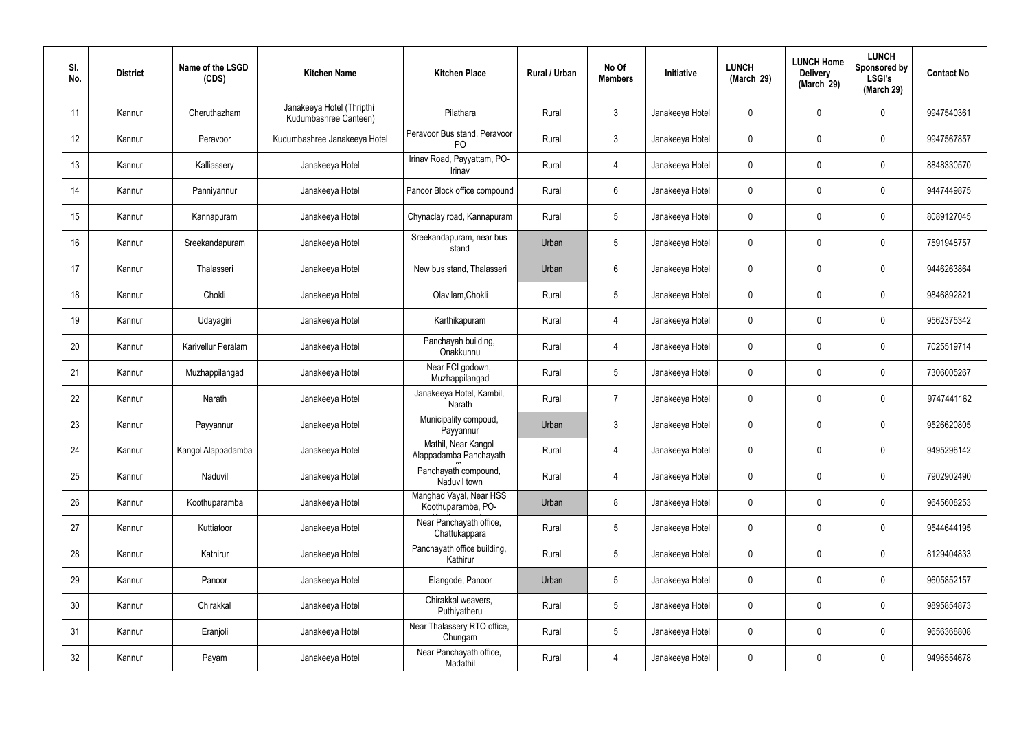| Sl. No. | District | Name of the LSGD (CDS) | Kitchen Name | Kitchen Place | Rural / Urban | No Of Members | Initiative | LUNCH (March 29) | LUNCH Home Delivery (March 29) | LUNCH Sponsored by LSGI's (March 29) | Contact No |
|---|---|---|---|---|---|---|---|---|---|---|---|
| 11 | Kannur | Cheruthazham | Janakeeya Hotel (Thripthi Kudumbashree Canteen) | Pilathara | Rural | 3 | Janakeeya Hotel | 0 | 0 | 0 | 9947540361 |
| 12 | Kannur | Peravoor | Kudumbashree Janakeeya Hotel | Peravoor Bus stand, Peravoor PO | Rural | 3 | Janakeeya Hotel | 0 | 0 | 0 | 9947567857 |
| 13 | Kannur | Kalliassery | Janakeeya Hotel | Irinav Road, Payyattam, PO-Irinav | Rural | 4 | Janakeeya Hotel | 0 | 0 | 0 | 8848330570 |
| 14 | Kannur | Panniyannur | Janakeeya Hotel | Panoor Block office compound | Rural | 6 | Janakeeya Hotel | 0 | 0 | 0 | 9447449875 |
| 15 | Kannur | Kannapuram | Janakeeya Hotel | Chynaclay road, Kannapuram | Rural | 5 | Janakeeya Hotel | 0 | 0 | 0 | 8089127045 |
| 16 | Kannur | Sreekandapuram | Janakeeya Hotel | Sreekandapuram, near bus stand | Urban | 5 | Janakeeya Hotel | 0 | 0 | 0 | 7591948757 |
| 17 | Kannur | Thalasseri | Janakeeya Hotel | New bus stand, Thalasseri | Urban | 6 | Janakeeya Hotel | 0 | 0 | 0 | 9446263864 |
| 18 | Kannur | Chokli | Janakeeya Hotel | Olavilam,Chokli | Rural | 5 | Janakeeya Hotel | 0 | 0 | 0 | 9846892821 |
| 19 | Kannur | Udayagiri | Janakeeya Hotel | Karthikapuram | Rural | 4 | Janakeeya Hotel | 0 | 0 | 0 | 9562375342 |
| 20 | Kannur | Karivellur Peralam | Janakeeya Hotel | Panchayah building, Onakkunnu | Rural | 4 | Janakeeya Hotel | 0 | 0 | 0 | 7025519714 |
| 21 | Kannur | Muzhappilangad | Janakeeya Hotel | Near FCI godown, Muzhappilangad | Rural | 5 | Janakeeya Hotel | 0 | 0 | 0 | 7306005267 |
| 22 | Kannur | Narath | Janakeeya Hotel | Janakeeya Hotel, Kambil, Narath | Rural | 7 | Janakeeya Hotel | 0 | 0 | 0 | 9747441162 |
| 23 | Kannur | Payyannur | Janakeeya Hotel | Municipality compoud, Payyannur | Urban | 3 | Janakeeya Hotel | 0 | 0 | 0 | 9526620805 |
| 24 | Kannur | Kangol Alappadamba | Janakeeya Hotel | Mathil, Near Kangol Alappadamba Panchayath | Rural | 4 | Janakeeya Hotel | 0 | 0 | 0 | 9495296142 |
| 25 | Kannur | Naduvil | Janakeeya Hotel | Panchayath compound, Naduvil town | Rural | 4 | Janakeeya Hotel | 0 | 0 | 0 | 7902902490 |
| 26 | Kannur | Koothuparamba | Janakeeya Hotel | Manghad Vayal, Near HSS Koothuparamba, PO- | Urban | 8 | Janakeeya Hotel | 0 | 0 | 0 | 9645608253 |
| 27 | Kannur | Kuttiatoor | Janakeeya Hotel | Near Panchayath office, Chattukappara | Rural | 5 | Janakeeya Hotel | 0 | 0 | 0 | 9544644195 |
| 28 | Kannur | Kathirur | Janakeeya Hotel | Panchayath office building, Kathirur | Rural | 5 | Janakeeya Hotel | 0 | 0 | 0 | 8129404833 |
| 29 | Kannur | Panoor | Janakeeya Hotel | Elangode, Panoor | Urban | 5 | Janakeeya Hotel | 0 | 0 | 0 | 9605852157 |
| 30 | Kannur | Chirakkal | Janakeeya Hotel | Chirakkal weavers, Puthiyatheru | Rural | 5 | Janakeeya Hotel | 0 | 0 | 0 | 9895854873 |
| 31 | Kannur | Eranjoli | Janakeeya Hotel | Near Thalassery RTO office, Chungam | Rural | 5 | Janakeeya Hotel | 0 | 0 | 0 | 9656368808 |
| 32 | Kannur | Payam | Janakeeya Hotel | Near Panchayath office, Madathil | Rural | 4 | Janakeeya Hotel | 0 | 0 | 0 | 9496554678 |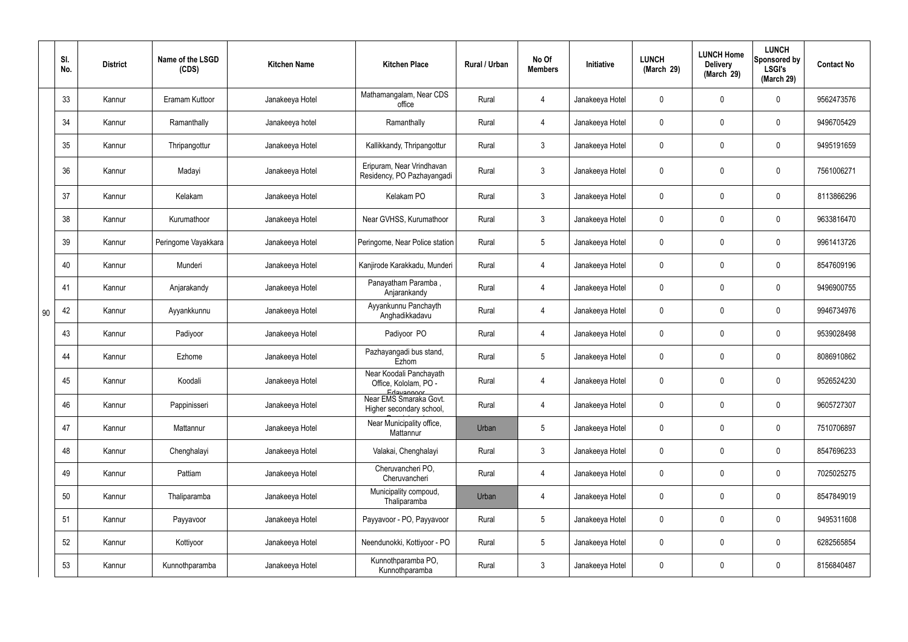| | Sl. No. | District | Name of the LSGD (CDS) | Kitchen Name | Kitchen Place | Rural / Urban | No Of Members | Initiative | LUNCH (March 29) | LUNCH Home Delivery (March 29) | LUNCH Sponsored by LSGI's (March 29) | Contact No |
|---|---|---|---|---|---|---|---|---|---|---|---|---|
| 90 | 33 | Kannur | Eramam Kuttoor | Janakeeya Hotel | Mathamangalam, Near CDS office | Rural | 4 | Janakeeya Hotel | 0 | 0 | 0 | 9562473576 |
| | 34 | Kannur | Ramanthally | Janakeeya hotel | Ramanthally | Rural | 4 | Janakeeya Hotel | 0 | 0 | 0 | 9496705429 |
| | 35 | Kannur | Thripangottur | Janakeeya Hotel | Kallikkandy, Thripangottur | Rural | 3 | Janakeeya Hotel | 0 | 0 | 0 | 9495191659 |
| | 36 | Kannur | Madayi | Janakeeya Hotel | Eripuram, Near Vrindhavan Residency, PO Pazhayangadi | Rural | 3 | Janakeeya Hotel | 0 | 0 | 0 | 7561006271 |
| | 37 | Kannur | Kelakam | Janakeeya Hotel | Kelakam PO | Rural | 3 | Janakeeya Hotel | 0 | 0 | 0 | 8113866296 |
| | 38 | Kannur | Kurumathoor | Janakeeya Hotel | Near GVHSS, Kurumathoor | Rural | 3 | Janakeeya Hotel | 0 | 0 | 0 | 9633816470 |
| | 39 | Kannur | Peringome Vayakkara | Janakeeya Hotel | Peringome, Near Police station | Rural | 5 | Janakeeya Hotel | 0 | 0 | 0 | 9961413726 |
| | 40 | Kannur | Munderi | Janakeeya Hotel | Kanjirode Karakkadu, Munderi | Rural | 4 | Janakeeya Hotel | 0 | 0 | 0 | 8547609196 |
| | 41 | Kannur | Anjarakandy | Janakeeya Hotel | Panayatham Paramba , Anjarankandy | Rural | 4 | Janakeeya Hotel | 0 | 0 | 0 | 9496900755 |
| | 42 | Kannur | Ayyankkunnu | Janakeeya Hotel | Ayyankunnu Panchayth Anghadikkadavu | Rural | 4 | Janakeeya Hotel | 0 | 0 | 0 | 9946734976 |
| | 43 | Kannur | Padiyoor | Janakeeya Hotel | Padiyoor PO | Rural | 4 | Janakeeya Hotel | 0 | 0 | 0 | 9539028498 |
| | 44 | Kannur | Ezhome | Janakeeya Hotel | Pazhayangadi bus stand, Ezhom | Rural | 5 | Janakeeya Hotel | 0 | 0 | 0 | 8086910862 |
| | 45 | Kannur | Koodali | Janakeeya Hotel | Near Koodali Panchayath Office, Kololam, PO - Edavannoor | Rural | 4 | Janakeeya Hotel | 0 | 0 | 0 | 9526524230 |
| | 46 | Kannur | Pappinisseri | Janakeeya Hotel | Near EMS Smaraka Govt. Higher secondary school, | Rural | 4 | Janakeeya Hotel | 0 | 0 | 0 | 9605727307 |
| | 47 | Kannur | Mattannur | Janakeeya Hotel | Near Municipality office, Mattannur | Urban | 5 | Janakeeya Hotel | 0 | 0 | 0 | 7510706897 |
| | 48 | Kannur | Chenghalayi | Janakeeya Hotel | Valakai, Chenghalayi | Rural | 3 | Janakeeya Hotel | 0 | 0 | 0 | 8547696233 |
| | 49 | Kannur | Pattiam | Janakeeya Hotel | Cheruvancheri PO, Cheruvancheri | Rural | 4 | Janakeeya Hotel | 0 | 0 | 0 | 7025025275 |
| | 50 | Kannur | Thaliparamba | Janakeeya Hotel | Municipality compoud, Thaliparamba | Urban | 4 | Janakeeya Hotel | 0 | 0 | 0 | 8547849019 |
| | 51 | Kannur | Payyavoor | Janakeeya Hotel | Payyavoor - PO, Payyavoor | Rural | 5 | Janakeeya Hotel | 0 | 0 | 0 | 9495311608 |
| | 52 | Kannur | Kottiyoor | Janakeeya Hotel | Neendunokki, Kottiyoor - PO | Rural | 5 | Janakeeya Hotel | 0 | 0 | 0 | 6282565854 |
| | 53 | Kannur | Kunnothparamba | Janakeeya Hotel | Kunnothparamba PO, Kunnothparamba | Rural | 3 | Janakeeya Hotel | 0 | 0 | 0 | 8156840487 |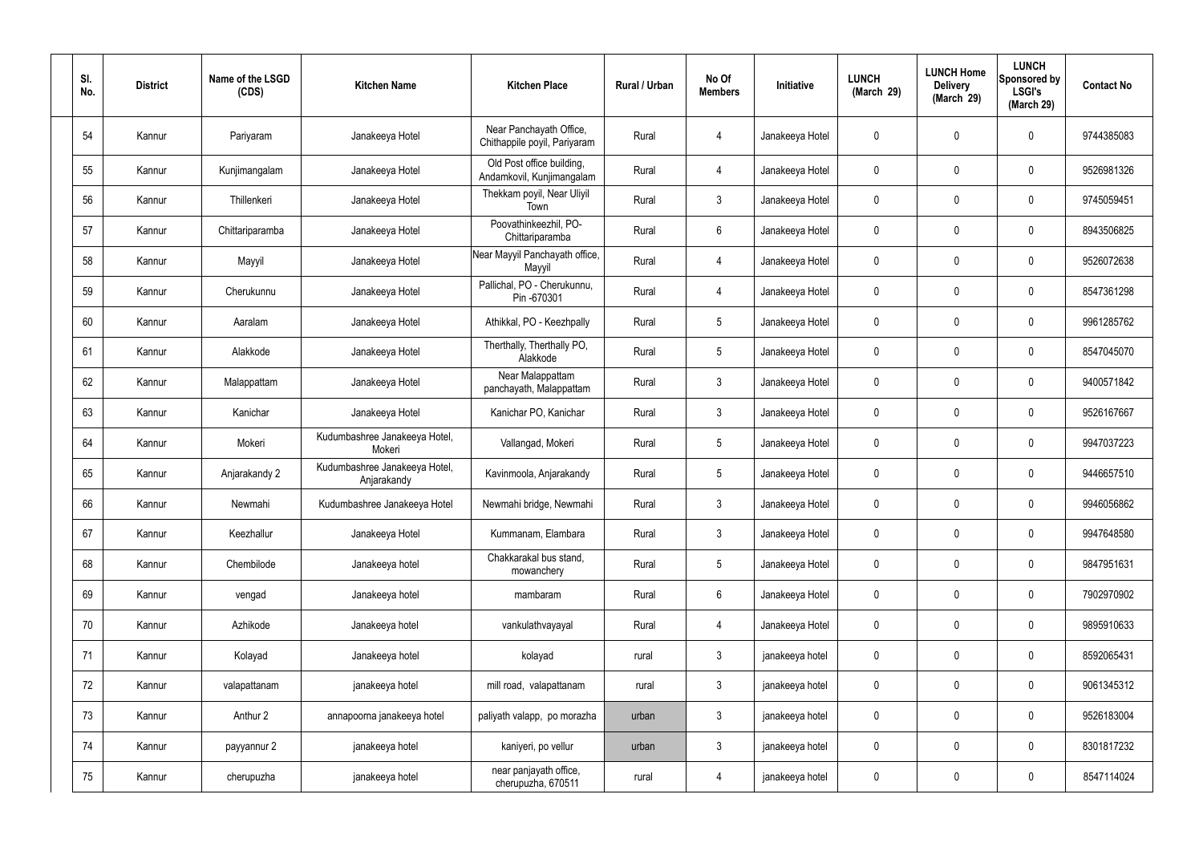| Sl. No. | District | Name of the LSGD (CDS) | Kitchen Name | Kitchen Place | Rural / Urban | No Of Members | Initiative | LUNCH (March 29) | LUNCH Home Delivery (March 29) | LUNCH Sponsored by LSGI's (March 29) | Contact No |
|---|---|---|---|---|---|---|---|---|---|---|---|
| 54 | Kannur | Pariyaram | Janakeeya Hotel | Near Panchayath Office, Chithappile poyil, Pariyaram | Rural | 4 | Janakeeya Hotel | 0 | 0 | 0 | 9744385083 |
| 55 | Kannur | Kunjimangalam | Janakeeya Hotel | Old Post office building, Andamkovil, Kunjimangalam | Rural | 4 | Janakeeya Hotel | 0 | 0 | 0 | 9526981326 |
| 56 | Kannur | Thillenkeri | Janakeeya Hotel | Thekkam poyil, Near Uliyil Town | Rural | 3 | Janakeeya Hotel | 0 | 0 | 0 | 9745059451 |
| 57 | Kannur | Chittariparamba | Janakeeya Hotel | Poovathinkeezhil, PO-Chittariparamba | Rural | 6 | Janakeeya Hotel | 0 | 0 | 0 | 8943506825 |
| 58 | Kannur | Mayyil | Janakeeya Hotel | Near Mayyil Panchayath office, Mayyil | Rural | 4 | Janakeeya Hotel | 0 | 0 | 0 | 9526072638 |
| 59 | Kannur | Cherukunnu | Janakeeya Hotel | Pallichal, PO - Cherukunnu, Pin -670301 | Rural | 4 | Janakeeya Hotel | 0 | 0 | 0 | 8547361298 |
| 60 | Kannur | Aaralam | Janakeeya Hotel | Athikkal, PO - Keezhpally | Rural | 5 | Janakeeya Hotel | 0 | 0 | 0 | 9961285762 |
| 61 | Kannur | Alakkode | Janakeeya Hotel | Therthally, Therthally PO, Alakkode | Rural | 5 | Janakeeya Hotel | 0 | 0 | 0 | 8547045070 |
| 62 | Kannur | Malappattam | Janakeeya Hotel | Near Malappattam panchayath, Malappattam | Rural | 3 | Janakeeya Hotel | 0 | 0 | 0 | 9400571842 |
| 63 | Kannur | Kanichar | Janakeeya Hotel | Kanichar PO, Kanichar | Rural | 3 | Janakeeya Hotel | 0 | 0 | 0 | 9526167667 |
| 64 | Kannur | Mokeri | Kudumbashree Janakeeya Hotel, Mokeri | Vallangad, Mokeri | Rural | 5 | Janakeeya Hotel | 0 | 0 | 0 | 9947037223 |
| 65 | Kannur | Anjarakandy 2 | Kudumbashree Janakeeya Hotel, Anjarakandy | Kavinmoola, Anjarakandy | Rural | 5 | Janakeeya Hotel | 0 | 0 | 0 | 9446657510 |
| 66 | Kannur | Newmahi | Kudumbashree Janakeeya Hotel | Newmahi bridge, Newmahi | Rural | 3 | Janakeeya Hotel | 0 | 0 | 0 | 9946056862 |
| 67 | Kannur | Keezhallur | Janakeeya Hotel | Kummanam, Elambara | Rural | 3 | Janakeeya Hotel | 0 | 0 | 0 | 9947648580 |
| 68 | Kannur | Chembilode | Janakeeya hotel | Chakkarakal bus stand, mowanchery | Rural | 5 | Janakeeya Hotel | 0 | 0 | 0 | 9847951631 |
| 69 | Kannur | vengad | Janakeeya hotel | mambaram | Rural | 6 | Janakeeya Hotel | 0 | 0 | 0 | 7902970902 |
| 70 | Kannur | Azhikode | Janakeeya hotel | vankulathvayayal | Rural | 4 | Janakeeya Hotel | 0 | 0 | 0 | 9895910633 |
| 71 | Kannur | Kolayad | Janakeeya hotel | kolayad | rural | 3 | janakeeya hotel | 0 | 0 | 0 | 8592065431 |
| 72 | Kannur | valapattanam | janakeeya hotel | mill road, valapattanam | rural | 3 | janakeeya hotel | 0 | 0 | 0 | 9061345312 |
| 73 | Kannur | Anthur 2 | annapoorna janakeeya hotel | paliyath valapp, po morazha | urban | 3 | janakeeya hotel | 0 | 0 | 0 | 9526183004 |
| 74 | Kannur | payyannur 2 | janakeeya hotel | kaniyeri, po vellur | urban | 3 | janakeeya hotel | 0 | 0 | 0 | 8301817232 |
| 75 | Kannur | cherupuzha | janakeeya hotel | near panjayath office, cherupuzha, 670511 | rural | 4 | janakeeya hotel | 0 | 0 | 0 | 8547114024 |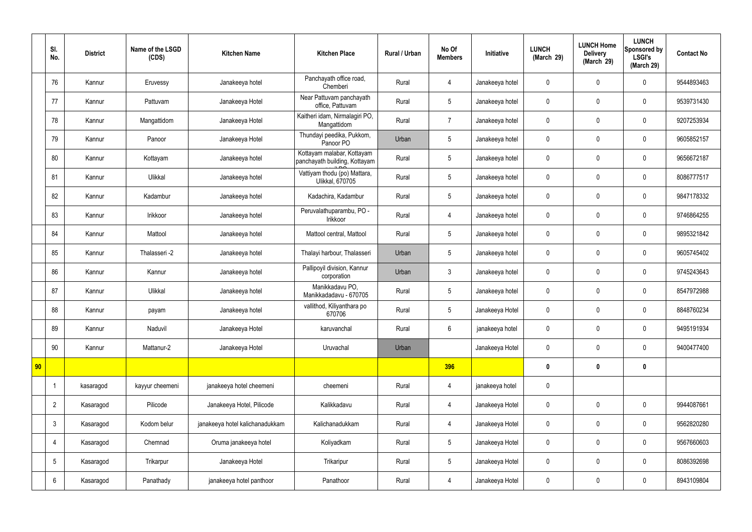| | Sl. No. | District | Name of the LSGD (CDS) | Kitchen Name | Kitchen Place | Rural / Urban | No Of Members | Initiative | LUNCH (March 29) | LUNCH Home Delivery (March 29) | LUNCH Sponsored by LSGI's (March 29) | Contact No |
|---|---|---|---|---|---|---|---|---|---|---|---|---|
| | 76 | Kannur | Eruvessy | Janakeeya hotel | Panchayath office road, Chemberi | Rural | 4 | Janakeeya hotel | 0 | 0 | 0 | 9544893463 |
| | 77 | Kannur | Pattuvam | Janakeeya Hotel | Near Pattuvam panchayath office, Pattuvam | Rural | 5 | Janakeeya hotel | 0 | 0 | 0 | 9539731430 |
| | 78 | Kannur | Mangattidom | Janakeeya Hotel | Kaitheri idam, Nirmalagiri PO, Mangattidom | Rural | 7 | Janakeeya hotel | 0 | 0 | 0 | 9207253934 |
| | 79 | Kannur | Panoor | Janakeeya Hotel | Thundayi peedika, Pukkom, Panoor PO | Urban | 5 | Janakeeya hotel | 0 | 0 | 0 | 9605852157 |
| | 80 | Kannur | Kottayam | Janakeeya hotel | Kottayam malabar, Kottayam panchayath building, Kottayam | Rural | 5 | Janakeeya hotel | 0 | 0 | 0 | 9656672187 |
| | 81 | Kannur | Ulikkal | Janakeeya hotel | Vattiyam thodu (po) Mattara, Ulikkal, 670705 | Rural | 5 | Janakeeya hotel | 0 | 0 | 0 | 8086777517 |
| | 82 | Kannur | Kadambur | Janakeeya hotel | Kadachira, Kadambur | Rural | 5 | Janakeeya hotel | 0 | 0 | 0 | 9847178332 |
| | 83 | Kannur | Irikkoor | Janakeeya hotel | Peruvalathuparambu, PO - Irikkoor | Rural | 4 | Janakeeya hotel | 0 | 0 | 0 | 9746864255 |
| | 84 | Kannur | Mattool | Janakeeya hotel | Mattool central, Mattool | Rural | 5 | Janakeeya hotel | 0 | 0 | 0 | 9895321842 |
| | 85 | Kannur | Thalasseri -2 | Janakeeya hotel | Thalayi harbour, Thalasseri | Urban | 5 | Janakeeya hotel | 0 | 0 | 0 | 9605745402 |
| | 86 | Kannur | Kannur | Janakeeya hotel | Pallipoyil division, Kannur corporation | Urban | 3 | Janakeeya hotel | 0 | 0 | 0 | 9745243643 |
| | 87 | Kannur | Ulikkal | Janakeeya hotel | Manikkadavu PO, Manikkadadavu - 670705 | Rural | 5 | Janakeeya hotel | 0 | 0 | 0 | 8547972988 |
| | 88 | Kannur | payam | Janakeeya hotel | vallithod, Kiliyanthara po 670706 | Rural | 5 | Janakeeya Hotel | 0 | 0 | 0 | 8848760234 |
| | 89 | Kannur | Naduvil | Janakeeya Hotel | karuvanchal | Rural | 6 | janakeeya hotel | 0 | 0 | 0 | 9495191934 |
| | 90 | Kannur | Mattanur-2 | Janakeeya Hotel | Uruvachal | Urban | | Janakeeya Hotel | 0 | 0 | 0 | 9400477400 |
| **90** | | | | | | | **396** | | **0** | **0** | **0** | |
| | 1 | kasaragod | kayyur cheemeni | janakeeya hotel cheemeni | cheemeni | Rural | 4 | janakeeya hotel | 0 | | | |
| | 2 | Kasaragod | Pilicode | Janakeeya Hotel, Pilicode | Kalikkadavu | Rural | 4 | Janakeeya Hotel | 0 | 0 | 0 | 9944087661 |
| | 3 | Kasaragod | Kodom belur | janakeeya hotel kalichanadukkam | Kalichanadukkam | Rural | 4 | Janakeeya Hotel | 0 | 0 | 0 | 9562820280 |
| | 4 | Kasaragod | Chemnad | Oruma janakeeya hotel | Koliyadkam | Rural | 5 | Janakeeya Hotel | 0 | 0 | 0 | 9567660603 |
| | 5 | Kasaragod | Trikarpur | Janakeeya Hotel | Trikaripur | Rural | 5 | Janakeeya Hotel | 0 | 0 | 0 | 8086392698 |
| | 6 | Kasaragod | Panathady | janakeeya hotel panthoor | Panathoor | Rural | 4 | Janakeeya Hotel | 0 | 0 | 0 | 8943109804 |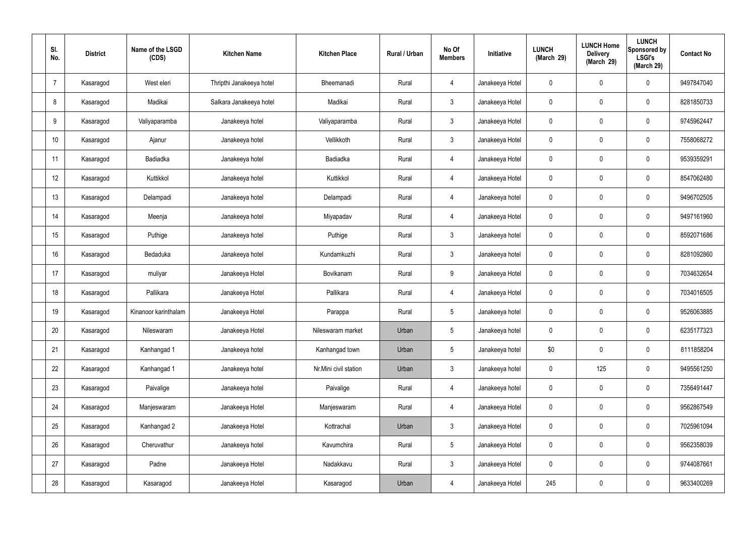| Sl. No. | District | Name of the LSGD (CDS) | Kitchen Name | Kitchen Place | Rural / Urban | No Of Members | Initiative | LUNCH (March 29) | LUNCH Home Delivery (March 29) | LUNCH Sponsored by LSGI's (March 29) | Contact No |
|---|---|---|---|---|---|---|---|---|---|---|---|
| 7 | Kasaragod | West eleri | Thripthi Janakeeya hotel | Bheemanadi | Rural | 4 | Janakeeya Hotel | 0 | 0 | 0 | 9497847040 |
| 8 | Kasaragod | Madikai | Salkara Janakeeya hotel | Madikai | Rural | 3 | Janakeeya Hotel | 0 | 0 | 0 | 8281850733 |
| 9 | Kasaragod | Valiyaparamba | Janakeeya hotel | Valiyaparamba | Rural | 3 | Janakeeya Hotel | 0 | 0 | 0 | 9745962447 |
| 10 | Kasaragod | Ajanur | Janakeeya hotel | Vellikkoth | Rural | 3 | Janakeeya Hotel | 0 | 0 | 0 | 7558068272 |
| 11 | Kasaragod | Badiadka | Janakeeya hotel | Badiadka | Rural | 4 | Janakeeya Hotel | 0 | 0 | 0 | 9539359291 |
| 12 | Kasaragod | Kuttikkol | Janakeeya hotel | Kuttikkol | Rural | 4 | Janakeeya Hotel | 0 | 0 | 0 | 8547062480 |
| 13 | Kasaragod | Delampadi | Janakeeya hotel | Delampadi | Rural | 4 | Janakeeya hotel | 0 | 0 | 0 | 9496702505 |
| 14 | Kasaragod | Meenja | Janakeeya hotel | Miyapadav | Rural | 4 | Janakeeya Hotel | 0 | 0 | 0 | 9497161960 |
| 15 | Kasaragod | Puthige | Janakeeya hotel | Puthige | Rural | 3 | Janakeeya hotel | 0 | 0 | 0 | 8592071686 |
| 16 | Kasaragod | Bedaduka | Janakeeya hotel | Kundamkuzhi | Rural | 3 | Janakeeya hotel | 0 | 0 | 0 | 8281092860 |
| 17 | Kasaragod | muliyar | Janakeeya Hotel | Bovikanam | Rural | 9 | Janakeeya Hotel | 0 | 0 | 0 | 7034632654 |
| 18 | Kasaragod | Pallikara | Janakeeya Hotel | Pallikara | Rural | 4 | Janakeeya Hotel | 0 | 0 | 0 | 7034016505 |
| 19 | Kasaragod | Kinanoor karinthalam | Janakeeya Hotel | Parappa | Rural | 5 | Janakeeya hotel | 0 | 0 | 0 | 9526063885 |
| 20 | Kasaragod | Nileswaram | Janakeeya Hotel | Nileswaram market | Urban | 5 | Janakeeya hotel | 0 | 0 | 0 | 6235177323 |
| 21 | Kasaragod | Kanhangad 1 | Janakeeya hotel | Kanhangad town | Urban | 5 | Janakeeya hotel | $0 | 0 | 0 | 8111858204 |
| 22 | Kasaragod | Kanhangad 1 | Janakeeya hotel | Nr.Mini civil station | Urban | 3 | Janakeeya hotel | 0 | 125 | 0 | 9495561250 |
| 23 | Kasaragod | Paivalige | Janakeeya hotel | Paivalige | Rural | 4 | Janakeeya hotel | 0 | 0 | 0 | 7356491447 |
| 24 | Kasaragod | Manjeswaram | Janakeeya Hotel | Manjeswaram | Rural | 4 | Janakeeya Hotel | 0 | 0 | 0 | 9562867549 |
| 25 | Kasaragod | Kanhangad 2 | Janakeeya Hotel | Kottrachal | Urban | 3 | Janakeeya Hotel | 0 | 0 | 0 | 7025961094 |
| 26 | Kasaragod | Cheruvathur | Janakeeya hotel | Kavumchira | Rural | 5 | Janakeeya Hotel | 0 | 0 | 0 | 9562358039 |
| 27 | Kasaragod | Padne | Janakeeya Hotel | Nadakkavu | Rural | 3 | Janakeeya Hotel | 0 | 0 | 0 | 9744087661 |
| 28 | Kasaragod | Kasaragod | Janakeeya Hotel | Kasaragod | Urban | 4 | Janakeeya Hotel | 245 | 0 | 0 | 9633400269 |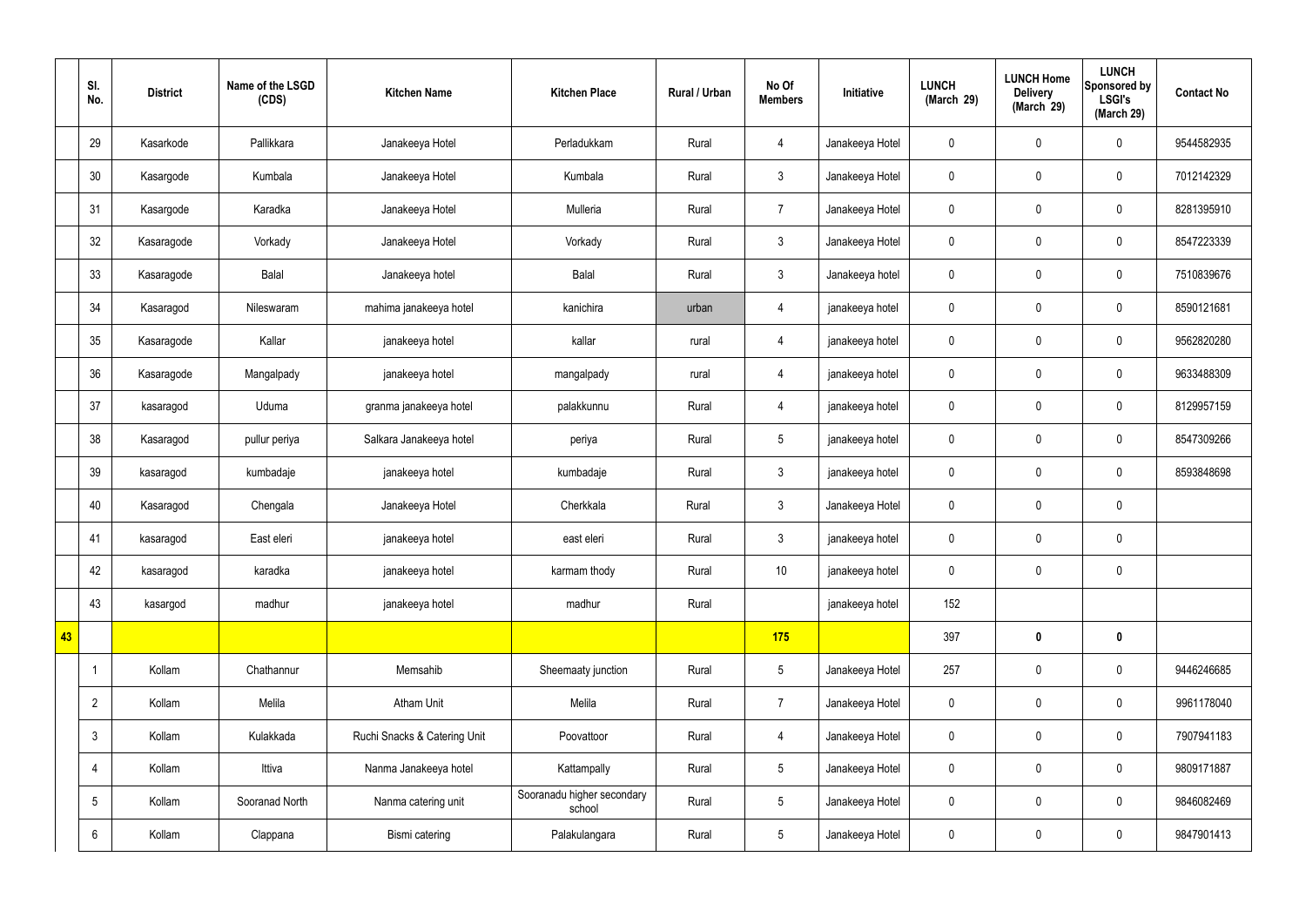|  | Sl. No. | District | Name of the LSGD (CDS) | Kitchen Name | Kitchen Place | Rural / Urban | No Of Members | Initiative | LUNCH (March 29) | LUNCH Home Delivery (March 29) | LUNCH Sponsored by LSGI's (March 29) | Contact No |
|---|---|---|---|---|---|---|---|---|---|---|---|---|
|  | 29 | Kasarkode | Pallikkara | Janakeeya Hotel | Perladukkam | Rural | 4 | Janakeeya Hotel | 0 | 0 | 0 | 9544582935 |
|  | 30 | Kasargode | Kumbala | Janakeeya Hotel | Kumbala | Rural | 3 | Janakeeya Hotel | 0 | 0 | 0 | 7012142329 |
|  | 31 | Kasargode | Karadka | Janakeeya Hotel | Mulleria | Rural | 7 | Janakeeya Hotel | 0 | 0 | 0 | 8281395910 |
|  | 32 | Kasaragode | Vorkady | Janakeeya Hotel | Vorkady | Rural | 3 | Janakeeya Hotel | 0 | 0 | 0 | 8547223339 |
|  | 33 | Kasaragode | Balal | Janakeeya hotel | Balal | Rural | 3 | Janakeeya hotel | 0 | 0 | 0 | 7510839676 |
|  | 34 | Kasaragod | Nileswaram | mahima janakeeya hotel | kanichira | urban | 4 | janakeeya hotel | 0 | 0 | 0 | 8590121681 |
|  | 35 | Kasaragode | Kallar | janakeeya hotel | kallar | rural | 4 | janakeeya hotel | 0 | 0 | 0 | 9562820280 |
|  | 36 | Kasaragode | Mangalpady | janakeeya hotel | mangalpady | rural | 4 | janakeeya hotel | 0 | 0 | 0 | 9633488309 |
|  | 37 | kasaragod | Uduma | granma janakeeya hotel | palakkunnu | Rural | 4 | janakeeya hotel | 0 | 0 | 0 | 8129957159 |
|  | 38 | Kasaragod | pullur periya | Salkara Janakeeya hotel | periya | Rural | 5 | janakeeya hotel | 0 | 0 | 0 | 8547309266 |
|  | 39 | kasaragod | kumbadaje | janakeeya hotel | kumbadaje | Rural | 3 | janakeeya hotel | 0 | 0 | 0 | 8593848698 |
|  | 40 | Kasaragod | Chengala | Janakeeya Hotel | Cherkkala | Rural | 3 | Janakeeya Hotel | 0 | 0 | 0 |  |
|  | 41 | kasaragod | East eleri | janakeeya hotel | east eleri | Rural | 3 | janakeeya hotel | 0 | 0 | 0 |  |
|  | 42 | kasaragod | karadka | janakeeya hotel | karmam thody | Rural | 10 | janakeeya hotel | 0 | 0 | 0 |  |
|  | 43 | kasargod | madhur | janakeeya hotel | madhur | Rural |  | janakeeya hotel | 152 |  |  |  |
| **43** |  |  |  |  |  |  | **175** |  | 397 | **0** | **0** |  |
|  | 1 | Kollam | Chathannur | Memsahib | Sheemaaty junction | Rural | 5 | Janakeeya Hotel | 257 | 0 | 0 | 9446246685 |
|  | 2 | Kollam | Melila | Atham Unit | Melila | Rural | 7 | Janakeeya Hotel | 0 | 0 | 0 | 9961178040 |
|  | 3 | Kollam | Kulakkada | Ruchi Snacks & Catering Unit | Poovattoor | Rural | 4 | Janakeeya Hotel | 0 | 0 | 0 | 7907941183 |
|  | 4 | Kollam | Ittiva | Nanma Janakeeya hotel | Kattampally | Rural | 5 | Janakeeya Hotel | 0 | 0 | 0 | 9809171887 |
|  | 5 | Kollam | Sooranad North | Nanma catering unit | Sooranadu higher secondary school | Rural | 5 | Janakeeya Hotel | 0 | 0 | 0 | 9846082469 |
|  | 6 | Kollam | Clappana | Bismi catering | Palakulangara | Rural | 5 | Janakeeya Hotel | 0 | 0 | 0 | 9847901413 |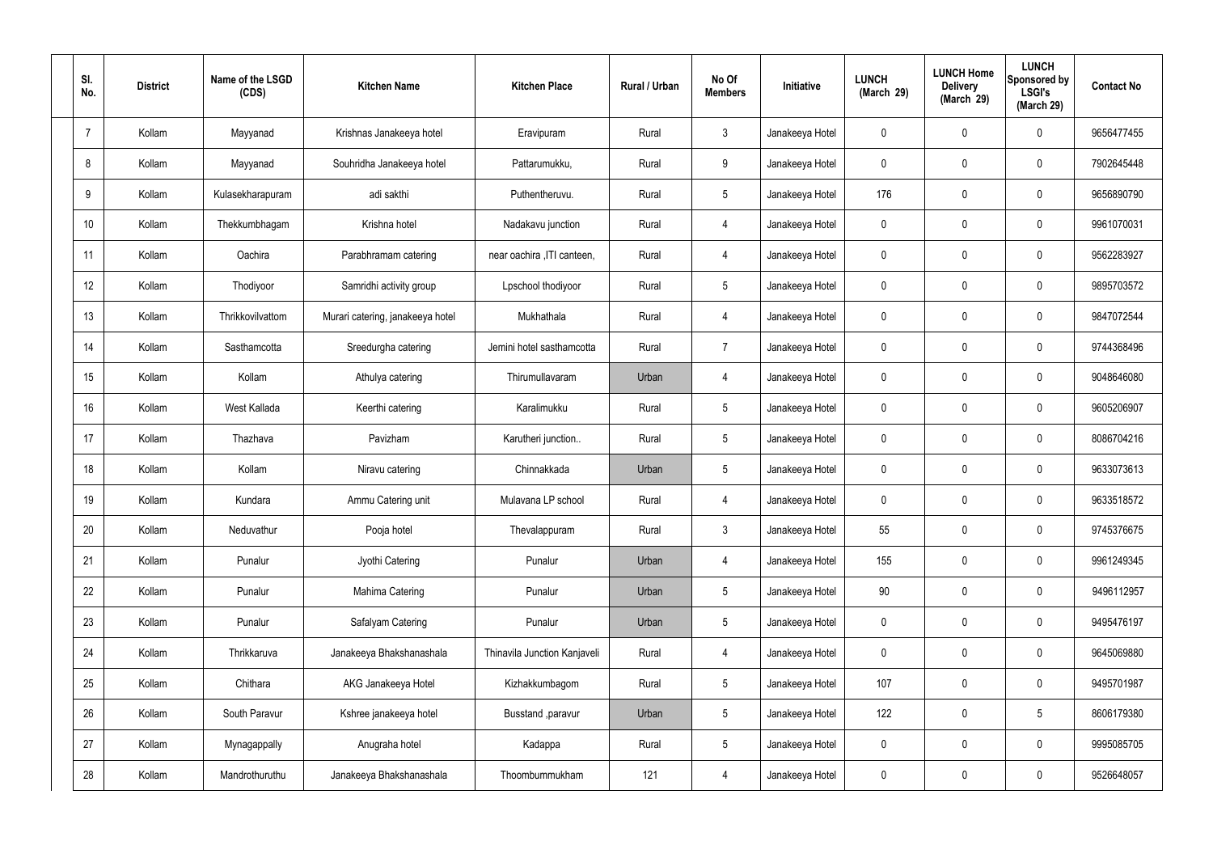| Sl. No. | District | Name of the LSGD (CDS) | Kitchen Name | Kitchen Place | Rural / Urban | No Of Members | Initiative | LUNCH (March 29) | LUNCH Home Delivery (March 29) | LUNCH Sponsored by LSGI's (March 29) | Contact No |
|---|---|---|---|---|---|---|---|---|---|---|---|
| 7 | Kollam | Mayyanad | Krishnas Janakeeya hotel | Eravipuram | Rural | 3 | Janakeeya Hotel | 0 | 0 | 0 | 9656477455 |
| 8 | Kollam | Mayyanad | Souhridha Janakeeya hotel | Pattarumukku, | Rural | 9 | Janakeeya Hotel | 0 | 0 | 0 | 7902645448 |
| 9 | Kollam | Kulasekharapuram | adi sakthi | Puthentheruvu. | Rural | 5 | Janakeeya Hotel | 176 | 0 | 0 | 9656890790 |
| 10 | Kollam | Thekkumbhagam | Krishna hotel | Nadakavu junction | Rural | 4 | Janakeeya Hotel | 0 | 0 | 0 | 9961070031 |
| 11 | Kollam | Oachira | Parabhramam catering | near oachira ,ITI canteen, | Rural | 4 | Janakeeya Hotel | 0 | 0 | 0 | 9562283927 |
| 12 | Kollam | Thodiyoor | Samridhi activity group | Lpschool thodiyoor | Rural | 5 | Janakeeya Hotel | 0 | 0 | 0 | 9895703572 |
| 13 | Kollam | Thrikkovilvattom | Murari catering, janakeeya hotel | Mukhathala | Rural | 4 | Janakeeya Hotel | 0 | 0 | 0 | 9847072544 |
| 14 | Kollam | Sasthamcotta | Sreedurgha catering | Jemini hotel sasthamcotta | Rural | 7 | Janakeeya Hotel | 0 | 0 | 0 | 9744368496 |
| 15 | Kollam | Kollam | Athulya catering | Thirumullavaram | Urban | 4 | Janakeeya Hotel | 0 | 0 | 0 | 9048646080 |
| 16 | Kollam | West Kallada | Keerthi catering | Karalimukku | Rural | 5 | Janakeeya Hotel | 0 | 0 | 0 | 9605206907 |
| 17 | Kollam | Thazhava | Pavizham | Karutheri junction.. | Rural | 5 | Janakeeya Hotel | 0 | 0 | 0 | 8086704216 |
| 18 | Kollam | Kollam | Niravu catering | Chinnakkada | Urban | 5 | Janakeeya Hotel | 0 | 0 | 0 | 9633073613 |
| 19 | Kollam | Kundara | Ammu Catering unit | Mulavana LP school | Rural | 4 | Janakeeya Hotel | 0 | 0 | 0 | 9633518572 |
| 20 | Kollam | Neduvathur | Pooja hotel | Thevalappuram | Rural | 3 | Janakeeya Hotel | 55 | 0 | 0 | 9745376675 |
| 21 | Kollam | Punalur | Jyothi Catering | Punalur | Urban | 4 | Janakeeya Hotel | 155 | 0 | 0 | 9961249345 |
| 22 | Kollam | Punalur | Mahima Catering | Punalur | Urban | 5 | Janakeeya Hotel | 90 | 0 | 0 | 9496112957 |
| 23 | Kollam | Punalur | Safalyam Catering | Punalur | Urban | 5 | Janakeeya Hotel | 0 | 0 | 0 | 9495476197 |
| 24 | Kollam | Thrikkaruva | Janakeeya Bhakshanashala | Thinavila Junction Kanjaveli | Rural | 4 | Janakeeya Hotel | 0 | 0 | 0 | 9645069880 |
| 25 | Kollam | Chithara | AKG Janakeeya Hotel | Kizhakkumbagom | Rural | 5 | Janakeeya Hotel | 107 | 0 | 0 | 9495701987 |
| 26 | Kollam | South Paravur | Kshree janakeeya hotel | Busstand ,paravur | Urban | 5 | Janakeeya Hotel | 122 | 0 | 5 | 8606179380 |
| 27 | Kollam | Mynagappally | Anugraha hotel | Kadappa | Rural | 5 | Janakeeya Hotel | 0 | 0 | 0 | 9995085705 |
| 28 | Kollam | Mandrothuruthu | Janakeeya Bhakshanashala | Thoombummukham | 121 | 4 | Janakeeya Hotel | 0 | 0 | 0 | 9526648057 |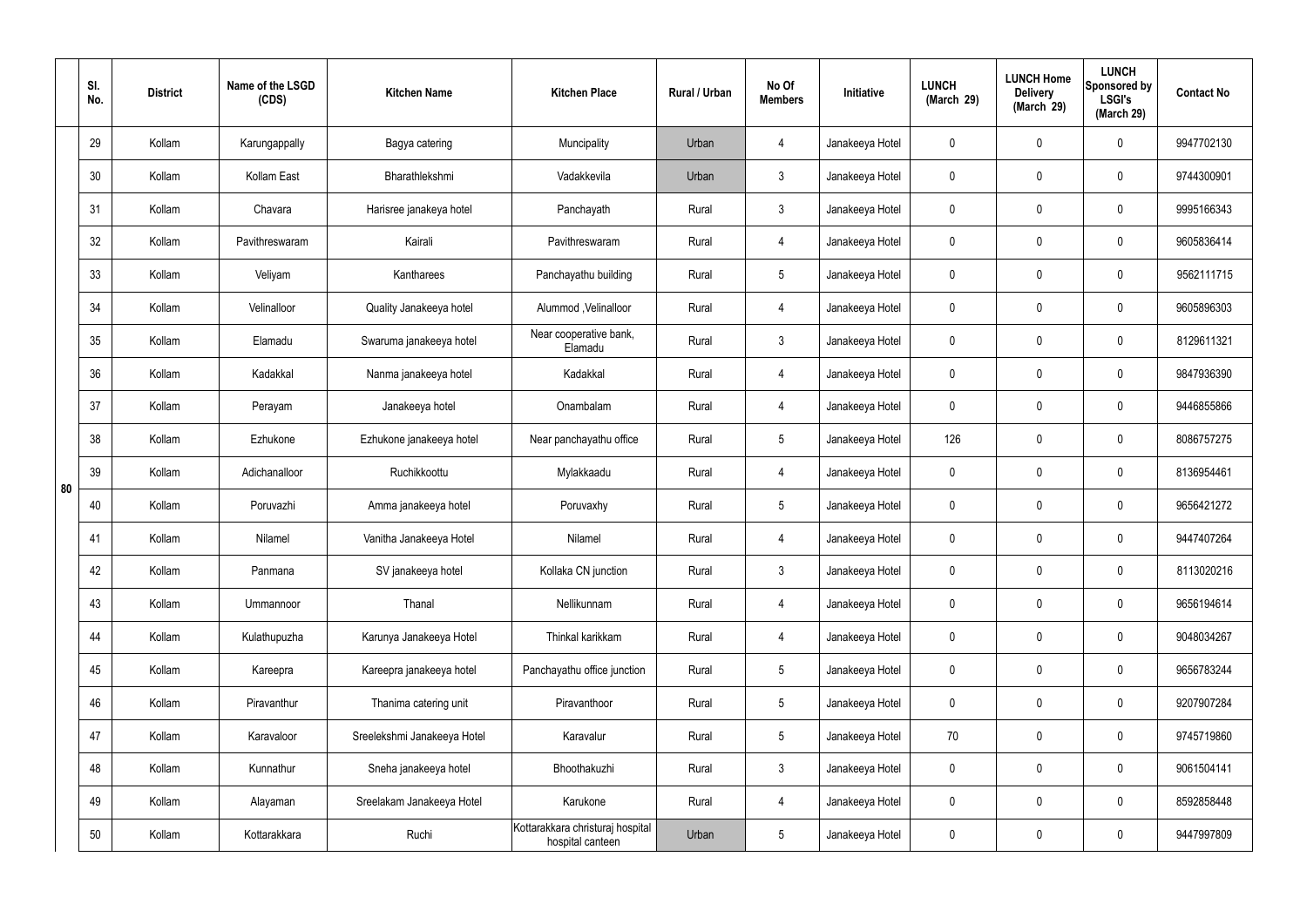|  | Sl. No. | District | Name of the LSGD (CDS) | Kitchen Name | Kitchen Place | Rural / Urban | No Of Members | Initiative | LUNCH (March 29) | LUNCH Home Delivery (March 29) | LUNCH Sponsored by LSGI's (March 29) | Contact No |
|---|---|---|---|---|---|---|---|---|---|---|---|---|
| 80 | 29 | Kollam | Karungappally | Bagya catering | Muncipality | Urban | 4 | Janakeeya Hotel | 0 | 0 | 0 | 9947702130 |
|  | 30 | Kollam | Kollam East | Bharathlekshmi | Vadakkevila | Urban | 3 | Janakeeya Hotel | 0 | 0 | 0 | 9744300901 |
|  | 31 | Kollam | Chavara | Harisree janakeya hotel | Panchayath | Rural | 3 | Janakeeya Hotel | 0 | 0 | 0 | 9995166343 |
|  | 32 | Kollam | Pavithreswaram | Kairali | Pavithreswaram | Rural | 4 | Janakeeya Hotel | 0 | 0 | 0 | 9605836414 |
|  | 33 | Kollam | Veliyam | Kantharees | Panchayathu building | Rural | 5 | Janakeeya Hotel | 0 | 0 | 0 | 9562111715 |
|  | 34 | Kollam | Velinalloor | Quality Janakeeya hotel | Alummod ,Velinalloor | Rural | 4 | Janakeeya Hotel | 0 | 0 | 0 | 9605896303 |
|  | 35 | Kollam | Elamadu | Swaruma janakeeya hotel | Near cooperative bank, Elamadu | Rural | 3 | Janakeeya Hotel | 0 | 0 | 0 | 8129611321 |
|  | 36 | Kollam | Kadakkal | Nanma janakeeya hotel | Kadakkal | Rural | 4 | Janakeeya Hotel | 0 | 0 | 0 | 9847936390 |
|  | 37 | Kollam | Perayam | Janakeeya hotel | Onambalam | Rural | 4 | Janakeeya Hotel | 0 | 0 | 0 | 9446855866 |
|  | 38 | Kollam | Ezhukone | Ezhukone janakeeya hotel | Near panchayathu office | Rural | 5 | Janakeeya Hotel | 126 | 0 | 0 | 8086757275 |
|  | 39 | Kollam | Adichanalloor | Ruchikkoottu | Mylakkaadu | Rural | 4 | Janakeeya Hotel | 0 | 0 | 0 | 8136954461 |
|  | 40 | Kollam | Poruvazhi | Amma janakeeya hotel | Poruvaxhy | Rural | 5 | Janakeeya Hotel | 0 | 0 | 0 | 9656421272 |
|  | 41 | Kollam | Nilamel | Vanitha Janakeeya Hotel | Nilamel | Rural | 4 | Janakeeya Hotel | 0 | 0 | 0 | 9447407264 |
|  | 42 | Kollam | Panmana | SV janakeeya hotel | Kollaka CN junction | Rural | 3 | Janakeeya Hotel | 0 | 0 | 0 | 8113020216 |
|  | 43 | Kollam | Ummannoor | Thanal | Nellikunnam | Rural | 4 | Janakeeya Hotel | 0 | 0 | 0 | 9656194614 |
|  | 44 | Kollam | Kulathupuzha | Karunya Janakeeya Hotel | Thinkal karikkam | Rural | 4 | Janakeeya Hotel | 0 | 0 | 0 | 9048034267 |
|  | 45 | Kollam | Kareepra | Kareepra janakeeya hotel | Panchayathu office junction | Rural | 5 | Janakeeya Hotel | 0 | 0 | 0 | 9656783244 |
|  | 46 | Kollam | Piravanthur | Thanima catering unit | Piravanthoor | Rural | 5 | Janakeeya Hotel | 0 | 0 | 0 | 9207907284 |
|  | 47 | Kollam | Karavaloor | Sreelekshmi Janakeeya Hotel | Karavalur | Rural | 5 | Janakeeya Hotel | 70 | 0 | 0 | 9745719860 |
|  | 48 | Kollam | Kunnathur | Sneha janakeeya hotel | Bhoothakuzhi | Rural | 3 | Janakeeya Hotel | 0 | 0 | 0 | 9061504141 |
|  | 49 | Kollam | Alayaman | Sreelakam Janakeeya Hotel | Karukone | Rural | 4 | Janakeeya Hotel | 0 | 0 | 0 | 8592858448 |
|  | 50 | Kollam | Kottarakkara | Ruchi | Kottarakkara christuraj hospital hospital canteen | Urban | 5 | Janakeeya Hotel | 0 | 0 | 0 | 9447997809 |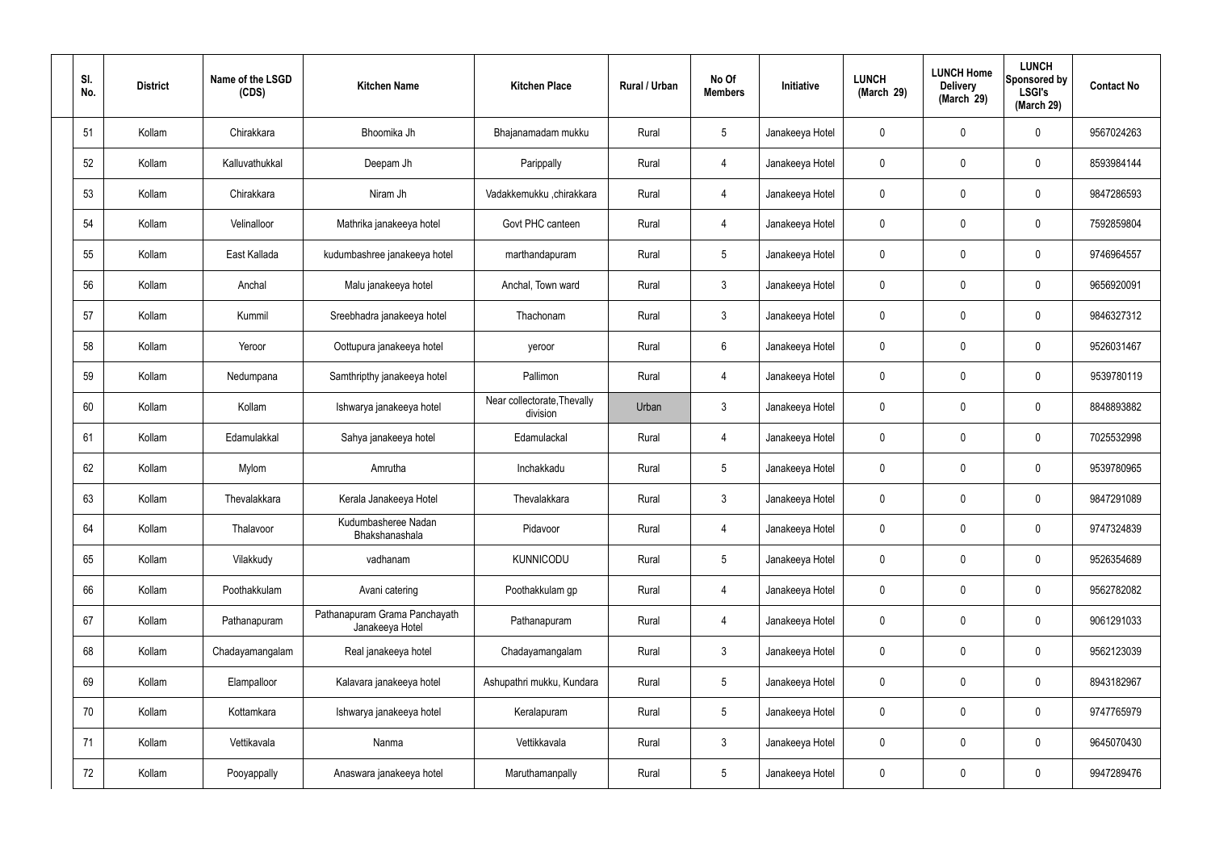| Sl. No. | District | Name of the LSGD (CDS) | Kitchen Name | Kitchen Place | Rural / Urban | No Of Members | Initiative | LUNCH (March 29) | LUNCH Home Delivery (March 29) | LUNCH Sponsored by LSGI's (March 29) | Contact No |
|---|---|---|---|---|---|---|---|---|---|---|---|
| 51 | Kollam | Chirakkara | Bhoomika Jh | Bhajanamadam mukku | Rural | 5 | Janakeeya Hotel | 0 | 0 | 0 | 9567024263 |
| 52 | Kollam | Kalluvathukkal | Deepam Jh | Parippally | Rural | 4 | Janakeeya Hotel | 0 | 0 | 0 | 8593984144 |
| 53 | Kollam | Chirakkara | Niram Jh | Vadakkemukku ,chirakkara | Rural | 4 | Janakeeya Hotel | 0 | 0 | 0 | 9847286593 |
| 54 | Kollam | Velinalloor | Mathrika janakeeya hotel | Govt PHC canteen | Rural | 4 | Janakeeya Hotel | 0 | 0 | 0 | 7592859804 |
| 55 | Kollam | East Kallada | kudumbashree janakeeya hotel | marthandapuram | Rural | 5 | Janakeeya Hotel | 0 | 0 | 0 | 9746964557 |
| 56 | Kollam | Anchal | Malu janakeeya hotel | Anchal, Town ward | Rural | 3 | Janakeeya Hotel | 0 | 0 | 0 | 9656920091 |
| 57 | Kollam | Kummil | Sreebhadra janakeeya hotel | Thachonam | Rural | 3 | Janakeeya Hotel | 0 | 0 | 0 | 9846327312 |
| 58 | Kollam | Yeroor | Oottupura janakeeya hotel | yeroor | Rural | 6 | Janakeeya Hotel | 0 | 0 | 0 | 9526031467 |
| 59 | Kollam | Nedumpana | Samthripthy janakeeya hotel | Pallimon | Rural | 4 | Janakeeya Hotel | 0 | 0 | 0 | 9539780119 |
| 60 | Kollam | Kollam | Ishwarya janakeeya hotel | Near collectorate,Thevally division | Urban | 3 | Janakeeya Hotel | 0 | 0 | 0 | 8848893882 |
| 61 | Kollam | Edamulakkal | Sahya janakeeya hotel | Edamulackal | Rural | 4 | Janakeeya Hotel | 0 | 0 | 0 | 7025532998 |
| 62 | Kollam | Mylom | Amrutha | Inchakkadu | Rural | 5 | Janakeeya Hotel | 0 | 0 | 0 | 9539780965 |
| 63 | Kollam | Thevalakkara | Kerala Janakeeya Hotel | Thevalakkara | Rural | 3 | Janakeeya Hotel | 0 | 0 | 0 | 9847291089 |
| 64 | Kollam | Thalavoor | Kudumbasheree Nadan Bhakshanashala | Pidavoor | Rural | 4 | Janakeeya Hotel | 0 | 0 | 0 | 9747324839 |
| 65 | Kollam | Vilakkudy | vadhanam | KUNNICODU | Rural | 5 | Janakeeya Hotel | 0 | 0 | 0 | 9526354689 |
| 66 | Kollam | Poothakkulam | Avani catering | Poothakkulam gp | Rural | 4 | Janakeeya Hotel | 0 | 0 | 0 | 9562782082 |
| 67 | Kollam | Pathanapuram | Pathanapuram Grama Panchayath Janakeeya Hotel | Pathanapuram | Rural | 4 | Janakeeya Hotel | 0 | 0 | 0 | 9061291033 |
| 68 | Kollam | Chadayamangalam | Real janakeeya hotel | Chadayamangalam | Rural | 3 | Janakeeya Hotel | 0 | 0 | 0 | 9562123039 |
| 69 | Kollam | Elampalloor | Kalavara janakeeya hotel | Ashupathri mukku, Kundara | Rural | 5 | Janakeeya Hotel | 0 | 0 | 0 | 8943182967 |
| 70 | Kollam | Kottamkara | Ishwarya janakeeya hotel | Keralapuram | Rural | 5 | Janakeeya Hotel | 0 | 0 | 0 | 9747765979 |
| 71 | Kollam | Vettikavala | Nanma | Vettikkavala | Rural | 3 | Janakeeya Hotel | 0 | 0 | 0 | 9645070430 |
| 72 | Kollam | Pooyappally | Anaswara janakeeya hotel | Maruthamanpally | Rural | 5 | Janakeeya Hotel | 0 | 0 | 0 | 9947289476 |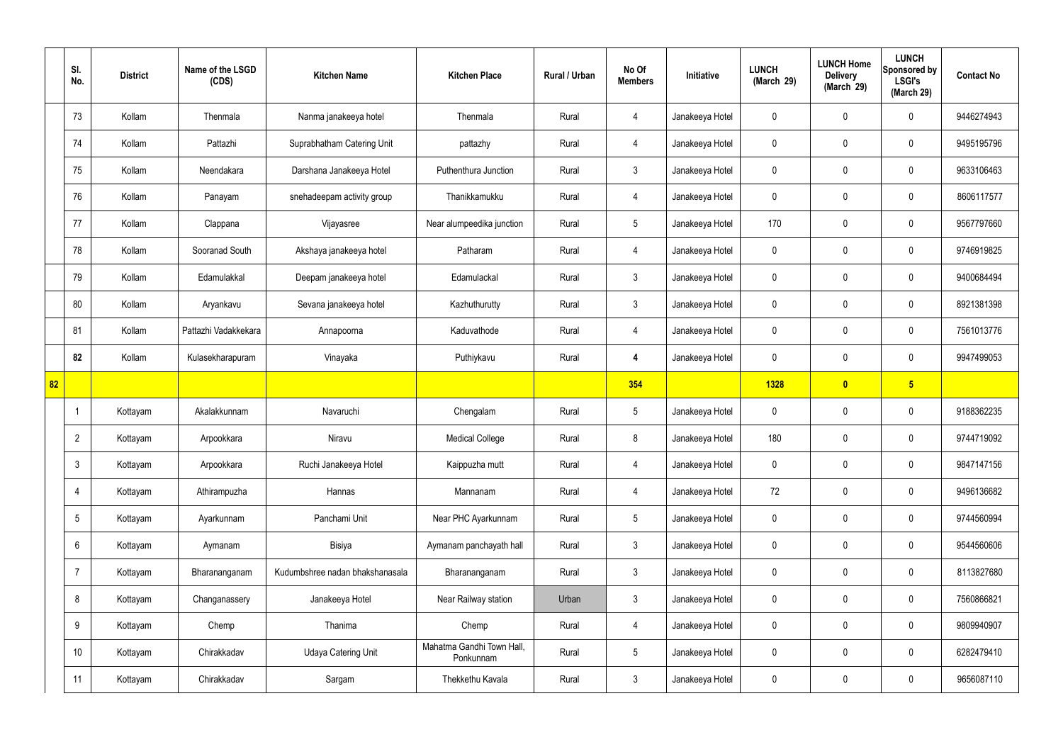|  | Sl. No. | District | Name of the LSGD (CDS) | Kitchen Name | Kitchen Place | Rural / Urban | No Of Members | Initiative | LUNCH (March 29) | LUNCH Home Delivery (March 29) | LUNCH Sponsored by LSGI's (March 29) | Contact No |
|---|---|---|---|---|---|---|---|---|---|---|---|---|
|  | 73 | Kollam | Thenmala | Nanma janakeeya hotel | Thenmala | Rural | 4 | Janakeeya Hotel | 0 | 0 | 0 | 9446274943 |
|  | 74 | Kollam | Pattazhi | Suprabhatham Catering Unit | pattazhy | Rural | 4 | Janakeeya Hotel | 0 | 0 | 0 | 9495195796 |
|  | 75 | Kollam | Neendakara | Darshana Janakeeya Hotel | Puthenthura Junction | Rural | 3 | Janakeeya Hotel | 0 | 0 | 0 | 9633106463 |
|  | 76 | Kollam | Panayam | snehadeepam activity group | Thanikkamukku | Rural | 4 | Janakeeya Hotel | 0 | 0 | 0 | 8606117577 |
|  | 77 | Kollam | Clappana | Vijayasree | Near alumpeedika junction | Rural | 5 | Janakeeya Hotel | 170 | 0 | 0 | 9567797660 |
|  | 78 | Kollam | Sooranad South | Akshaya janakeeya hotel | Patharam | Rural | 4 | Janakeeya Hotel | 0 | 0 | 0 | 9746919825 |
|  | 79 | Kollam | Edamulakkal | Deepam janakeeya hotel | Edamulackal | Rural | 3 | Janakeeya Hotel | 0 | 0 | 0 | 9400684494 |
|  | 80 | Kollam | Aryankavu | Sevana janakeeya hotel | Kazhuthurutty | Rural | 3 | Janakeeya Hotel | 0 | 0 | 0 | 8921381398 |
|  | 81 | Kollam | Pattazhi Vadakkekara | Annapoorna | Kaduvathode | Rural | 4 | Janakeeya Hotel | 0 | 0 | 0 | 7561013776 |
|  | **82** | Kollam | Kulasekharapuram | Vinayaka | Puthiykavu | Rural | **4** | Janakeeya Hotel | 0 | 0 | 0 | 9947499053 |
| **82** |  |  |  |  |  |  | **354** |  | **1328** | **0** | **5** |  |
|  | 1 | Kottayam | Akalakkunnam | Navaruchi | Chengalam | Rural | 5 | Janakeeya Hotel | 0 | 0 | 0 | 9188362235 |
|  | 2 | Kottayam | Arpookkara | Niravu | Medical College | Rural | 8 | Janakeeya Hotel | 180 | 0 | 0 | 9744719092 |
|  | 3 | Kottayam | Arpookkara | Ruchi Janakeeya Hotel | Kaippuzha mutt | Rural | 4 | Janakeeya Hotel | 0 | 0 | 0 | 9847147156 |
|  | 4 | Kottayam | Athirampuzha | Hannas | Mannanam | Rural | 4 | Janakeeya Hotel | 72 | 0 | 0 | 9496136682 |
|  | 5 | Kottayam | Ayarkunnam | Panchami Unit | Near PHC Ayarkunnam | Rural | 5 | Janakeeya Hotel | 0 | 0 | 0 | 9744560994 |
|  | 6 | Kottayam | Aymanam | Bisiya | Aymanam panchayath hall | Rural | 3 | Janakeeya Hotel | 0 | 0 | 0 | 9544560606 |
|  | 7 | Kottayam | Bharananganam | Kudumbshree nadan bhakshanasala | Bharananganam | Rural | 3 | Janakeeya Hotel | 0 | 0 | 0 | 8113827680 |
|  | 8 | Kottayam | Changanassery | Janakeeya Hotel | Near Railway station | Urban | 3 | Janakeeya Hotel | 0 | 0 | 0 | 7560866821 |
|  | 9 | Kottayam | Chemp | Thanima | Chemp | Rural | 4 | Janakeeya Hotel | 0 | 0 | 0 | 9809940907 |
|  | 10 | Kottayam | Chirakkadav | Udaya Catering Unit | Mahatma Gandhi Town Hall, Ponkunnam | Rural | 5 | Janakeeya Hotel | 0 | 0 | 0 | 6282479410 |
|  | 11 | Kottayam | Chirakkadav | Sargam | Thekkethu Kavala | Rural | 3 | Janakeeya Hotel | 0 | 0 | 0 | 9656087110 |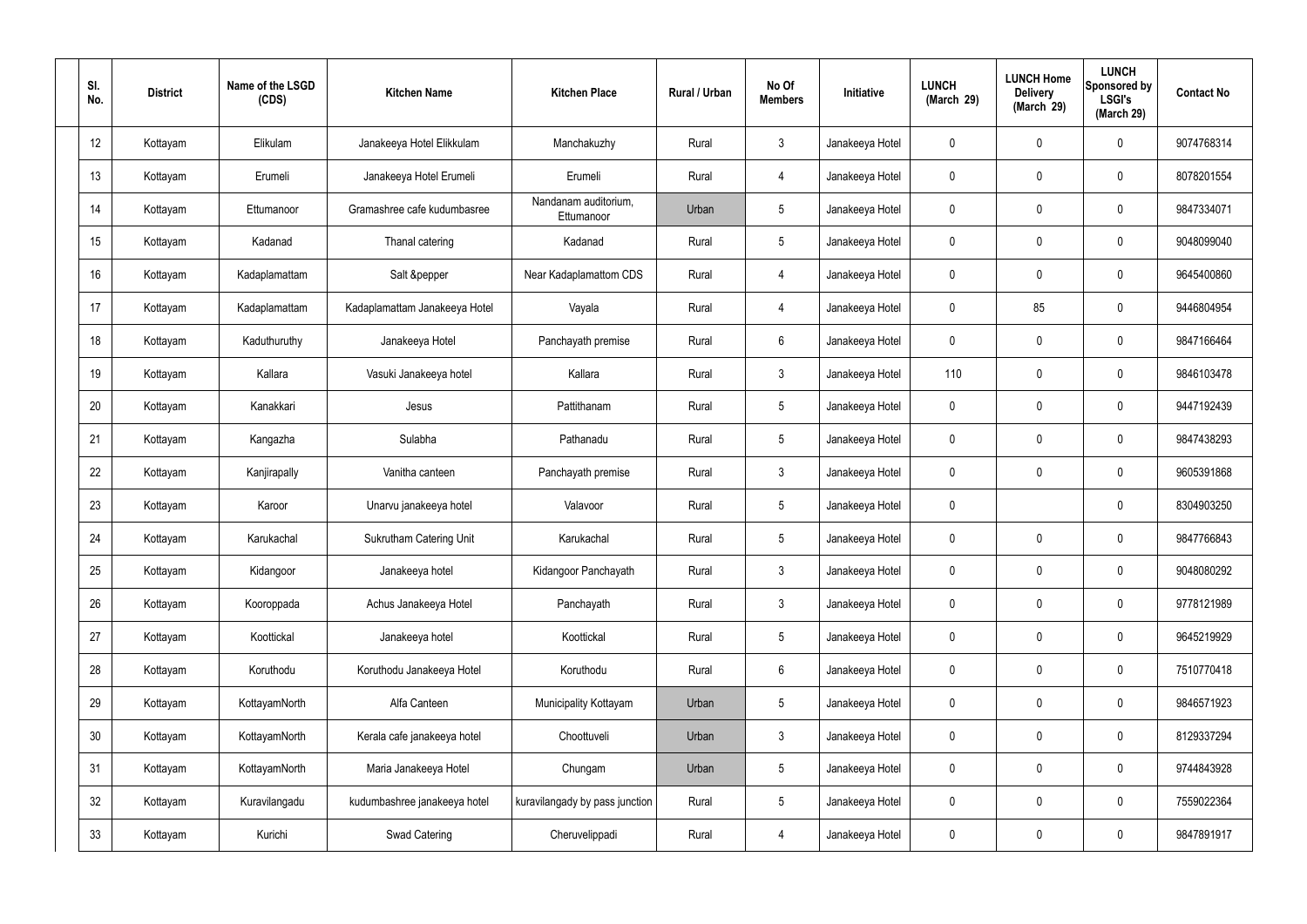| Sl. No. | District | Name of the LSGD (CDS) | Kitchen Name | Kitchen Place | Rural / Urban | No Of Members | Initiative | LUNCH (March 29) | LUNCH Home Delivery (March 29) | LUNCH Sponsored by LSGI's (March 29) | Contact No |
|---|---|---|---|---|---|---|---|---|---|---|---|
| 12 | Kottayam | Elikulam | Janakeeya Hotel Elikkulam | Manchakuzhy | Rural | 3 | Janakeeya Hotel | 0 | 0 | 0 | 9074768314 |
| 13 | Kottayam | Erumeli | Janakeeya Hotel Erumeli | Erumeli | Rural | 4 | Janakeeya Hotel | 0 | 0 | 0 | 8078201554 |
| 14 | Kottayam | Ettumanoor | Gramashree cafe kudumbasree | Nandanam auditorium, Ettumanoor | Urban | 5 | Janakeeya Hotel | 0 | 0 | 0 | 9847334071 |
| 15 | Kottayam | Kadanad | Thanal catering | Kadanad | Rural | 5 | Janakeeya Hotel | 0 | 0 | 0 | 9048099040 |
| 16 | Kottayam | Kadaplamattam | Salt &pepper | Near Kadaplamattom CDS | Rural | 4 | Janakeeya Hotel | 0 | 0 | 0 | 9645400860 |
| 17 | Kottayam | Kadaplamattam | Kadaplamattam Janakeeya Hotel | Vayala | Rural | 4 | Janakeeya Hotel | 0 | 85 | 0 | 9446804954 |
| 18 | Kottayam | Kaduthuruthy | Janakeeya Hotel | Panchayath premise | Rural | 6 | Janakeeya Hotel | 0 | 0 | 0 | 9847166464 |
| 19 | Kottayam | Kallara | Vasuki Janakeeya hotel | Kallara | Rural | 3 | Janakeeya Hotel | 110 | 0 | 0 | 9846103478 |
| 20 | Kottayam | Kanakkari | Jesus | Pattithanam | Rural | 5 | Janakeeya Hotel | 0 | 0 | 0 | 9447192439 |
| 21 | Kottayam | Kangazha | Sulabha | Pathanadu | Rural | 5 | Janakeeya Hotel | 0 | 0 | 0 | 9847438293 |
| 22 | Kottayam | Kanjirapally | Vanitha canteen | Panchayath premise | Rural | 3 | Janakeeya Hotel | 0 | 0 | 0 | 9605391868 |
| 23 | Kottayam | Karoor | Unarvu janakeeya hotel | Valavoor | Rural | 5 | Janakeeya Hotel | 0 | | 0 | 8304903250 |
| 24 | Kottayam | Karukachal | Sukrutham Catering Unit | Karukachal | Rural | 5 | Janakeeya Hotel | 0 | 0 | 0 | 9847766843 |
| 25 | Kottayam | Kidangoor | Janakeeya hotel | Kidangoor Panchayath | Rural | 3 | Janakeeya Hotel | 0 | 0 | 0 | 9048080292 |
| 26 | Kottayam | Kooroppada | Achus Janakeeya Hotel | Panchayath | Rural | 3 | Janakeeya Hotel | 0 | 0 | 0 | 9778121989 |
| 27 | Kottayam | Koottickal | Janakeeya hotel | Koottickal | Rural | 5 | Janakeeya Hotel | 0 | 0 | 0 | 9645219929 |
| 28 | Kottayam | Koruthodu | Koruthodu Janakeeya Hotel | Koruthodu | Rural | 6 | Janakeeya Hotel | 0 | 0 | 0 | 7510770418 |
| 29 | Kottayam | KottayamNorth | Alfa Canteen | Municipality Kottayam | Urban | 5 | Janakeeya Hotel | 0 | 0 | 0 | 9846571923 |
| 30 | Kottayam | KottayamNorth | Kerala cafe janakeeya hotel | Choottuveli | Urban | 3 | Janakeeya Hotel | 0 | 0 | 0 | 8129337294 |
| 31 | Kottayam | KottayamNorth | Maria Janakeeya Hotel | Chungam | Urban | 5 | Janakeeya Hotel | 0 | 0 | 0 | 9744843928 |
| 32 | Kottayam | Kuravilangadu | kudumbashree janakeeya hotel | kuravilangady by pass junction | Rural | 5 | Janakeeya Hotel | 0 | 0 | 0 | 7559022364 |
| 33 | Kottayam | Kurichi | Swad Catering | Cheruvelippadi | Rural | 4 | Janakeeya Hotel | 0 | 0 | 0 | 9847891917 |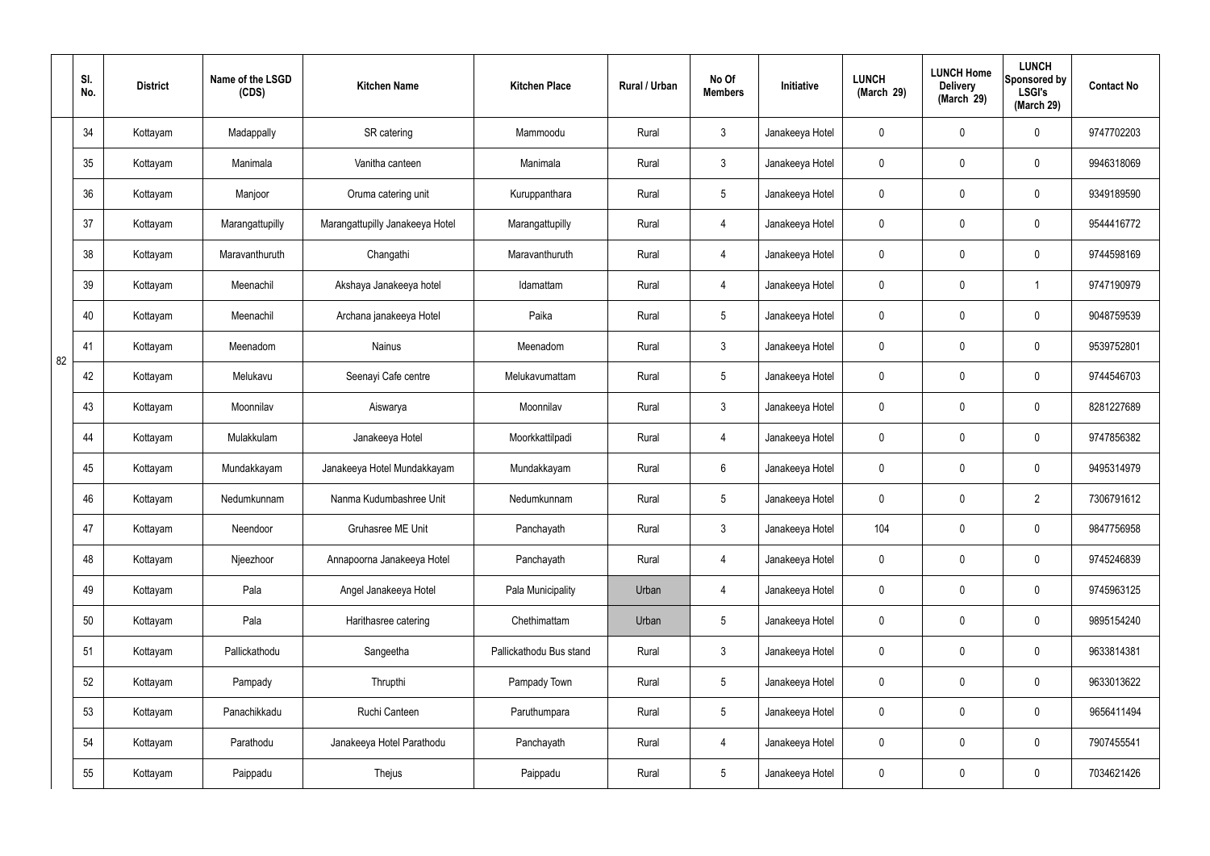| | Sl. No. | District | Name of the LSGD (CDS) | Kitchen Name | Kitchen Place | Rural / Urban | No Of Members | Initiative | LUNCH (March 29) | LUNCH Home Delivery (March 29) | LUNCH Sponsored by LSGI's (March 29) | Contact No |
|---|---|---|---|---|---|---|---|---|---|---|---|---|
| 82 | 34 | Kottayam | Madappally | SR catering | Mammoodu | Rural | 3 | Janakeeya Hotel | 0 | 0 | 0 | 9747702203 |
| | 35 | Kottayam | Manimala | Vanitha canteen | Manimala | Rural | 3 | Janakeeya Hotel | 0 | 0 | 0 | 9946318069 |
| | 36 | Kottayam | Manjoor | Oruma catering unit | Kuruppanthara | Rural | 5 | Janakeeya Hotel | 0 | 0 | 0 | 9349189590 |
| | 37 | Kottayam | Marangattupilly | Marangattupilly Janakeeya Hotel | Marangattupilly | Rural | 4 | Janakeeya Hotel | 0 | 0 | 0 | 9544416772 |
| | 38 | Kottayam | Maravanthuruth | Changathi | Maravanthuruth | Rural | 4 | Janakeeya Hotel | 0 | 0 | 0 | 9744598169 |
| | 39 | Kottayam | Meenachil | Akshaya Janakeeya hotel | Idamattam | Rural | 4 | Janakeeya Hotel | 0 | 0 | 1 | 9747190979 |
| | 40 | Kottayam | Meenachil | Archana janakeeya Hotel | Paika | Rural | 5 | Janakeeya Hotel | 0 | 0 | 0 | 9048759539 |
| | 41 | Kottayam | Meenadom | Nainus | Meenadom | Rural | 3 | Janakeeya Hotel | 0 | 0 | 0 | 9539752801 |
| | 42 | Kottayam | Melukavu | Seenayi Cafe centre | Melukavumattam | Rural | 5 | Janakeeya Hotel | 0 | 0 | 0 | 9744546703 |
| | 43 | Kottayam | Moonnilav | Aiswarya | Moonnilav | Rural | 3 | Janakeeya Hotel | 0 | 0 | 0 | 8281227689 |
| | 44 | Kottayam | Mulakkulam | Janakeeya Hotel | Moorkkattilpadi | Rural | 4 | Janakeeya Hotel | 0 | 0 | 0 | 9747856382 |
| | 45 | Kottayam | Mundakkayam | Janakeeya Hotel Mundakkayam | Mundakkayam | Rural | 6 | Janakeeya Hotel | 0 | 0 | 0 | 9495314979 |
| | 46 | Kottayam | Nedumkunnam | Nanma Kudumbashree Unit | Nedumkunnam | Rural | 5 | Janakeeya Hotel | 0 | 0 | 2 | 7306791612 |
| | 47 | Kottayam | Neendoor | Gruhasree ME Unit | Panchayath | Rural | 3 | Janakeeya Hotel | 104 | 0 | 0 | 9847756958 |
| | 48 | Kottayam | Njeezhoor | Annapoorna Janakeeya Hotel | Panchayath | Rural | 4 | Janakeeya Hotel | 0 | 0 | 0 | 9745246839 |
| | 49 | Kottayam | Pala | Angel Janakeeya Hotel | Pala Municipality | Urban | 4 | Janakeeya Hotel | 0 | 0 | 0 | 9745963125 |
| | 50 | Kottayam | Pala | Harithasree catering | Chethimattam | Urban | 5 | Janakeeya Hotel | 0 | 0 | 0 | 9895154240 |
| | 51 | Kottayam | Pallickathodu | Sangeetha | Pallickathodu Bus stand | Rural | 3 | Janakeeya Hotel | 0 | 0 | 0 | 9633814381 |
| | 52 | Kottayam | Pampady | Thrupthi | Pampady Town | Rural | 5 | Janakeeya Hotel | 0 | 0 | 0 | 9633013622 |
| | 53 | Kottayam | Panachikkadu | Ruchi Canteen | Paruthumpara | Rural | 5 | Janakeeya Hotel | 0 | 0 | 0 | 9656411494 |
| | 54 | Kottayam | Parathodu | Janakeeya Hotel Parathodu | Panchayath | Rural | 4 | Janakeeya Hotel | 0 | 0 | 0 | 7907455541 |
| | 55 | Kottayam | Paippadu | Thejus | Paippadu | Rural | 5 | Janakeeya Hotel | 0 | 0 | 0 | 7034621426 |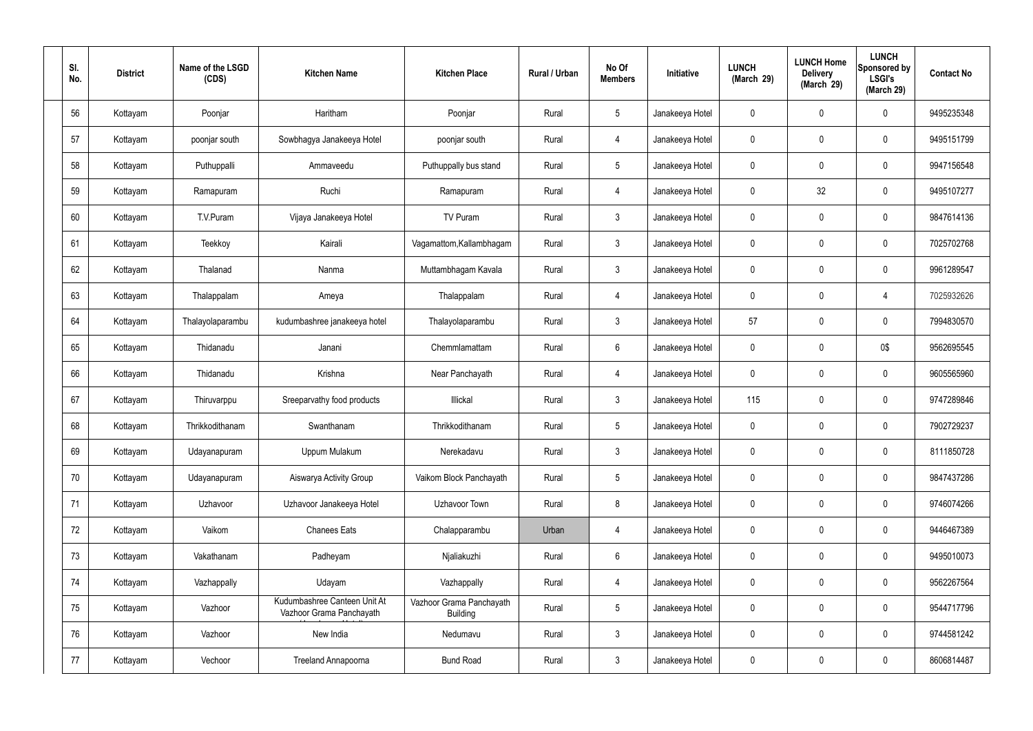| Sl. No. | District | Name of the LSGD (CDS) | Kitchen Name | Kitchen Place | Rural / Urban | No Of Members | Initiative | LUNCH (March 29) | LUNCH Home Delivery (March 29) | LUNCH Sponsored by LSGI's (March 29) | Contact No |
|---|---|---|---|---|---|---|---|---|---|---|---|
| 56 | Kottayam | Poonjar | Haritham | Poonjar | Rural | 5 | Janakeeya Hotel | 0 | 0 | 0 | 9495235348 |
| 57 | Kottayam | poonjar south | Sowbhagya Janakeeya Hotel | poonjar south | Rural | 4 | Janakeeya Hotel | 0 | 0 | 0 | 9495151799 |
| 58 | Kottayam | Puthuppalli | Ammaveedu | Puthuppally bus stand | Rural | 5 | Janakeeya Hotel | 0 | 0 | 0 | 9947156548 |
| 59 | Kottayam | Ramapuram | Ruchi | Ramapuram | Rural | 4 | Janakeeya Hotel | 0 | 32 | 0 | 9495107277 |
| 60 | Kottayam | T.V.Puram | Vijaya Janakeeya Hotel | TV Puram | Rural | 3 | Janakeeya Hotel | 0 | 0 | 0 | 9847614136 |
| 61 | Kottayam | Teekkoy | Kairali | Vagamattom,Kallambhagam | Rural | 3 | Janakeeya Hotel | 0 | 0 | 0 | 7025702768 |
| 62 | Kottayam | Thalanad | Nanma | Muttambhagam Kavala | Rural | 3 | Janakeeya Hotel | 0 | 0 | 0 | 9961289547 |
| 63 | Kottayam | Thalappalam | Ameya | Thalappalam | Rural | 4 | Janakeeya Hotel | 0 | 0 | 4 | 7025932626 |
| 64 | Kottayam | Thalayolaparambu | kudumbashree janakeeya hotel | Thalayolaparambu | Rural | 3 | Janakeeya Hotel | 57 | 0 | 0 | 7994830570 |
| 65 | Kottayam | Thidanadu | Janani | Chemmlamattam | Rural | 6 | Janakeeya Hotel | 0 | 0 | 0$ | 9562695545 |
| 66 | Kottayam | Thidanadu | Krishna | Near Panchayath | Rural | 4 | Janakeeya Hotel | 0 | 0 | 0 | 9605565960 |
| 67 | Kottayam | Thiruvarppu | Sreeparvathy food products | Illickal | Rural | 3 | Janakeeya Hotel | 115 | 0 | 0 | 9747289846 |
| 68 | Kottayam | Thrikkodithanam | Swanthanam | Thrikkodithanam | Rural | 5 | Janakeeya Hotel | 0 | 0 | 0 | 7902729237 |
| 69 | Kottayam | Udayanapuram | Uppum Mulakum | Nerekadavu | Rural | 3 | Janakeeya Hotel | 0 | 0 | 0 | 8111850728 |
| 70 | Kottayam | Udayanapuram | Aiswarya Activity Group | Vaikom Block Panchayath | Rural | 5 | Janakeeya Hotel | 0 | 0 | 0 | 9847437286 |
| 71 | Kottayam | Uzhavoor | Uzhavoor Janakeeya Hotel | Uzhavoor Town | Rural | 8 | Janakeeya Hotel | 0 | 0 | 0 | 9746074266 |
| 72 | Kottayam | Vaikom | Chanees Eats | Chalapparambu | Urban | 4 | Janakeeya Hotel | 0 | 0 | 0 | 9446467389 |
| 73 | Kottayam | Vakathanam | Padheyam | Njaliakuzhi | Rural | 6 | Janakeeya Hotel | 0 | 0 | 0 | 9495010073 |
| 74 | Kottayam | Vazhappally | Udayam | Vazhappally | Rural | 4 | Janakeeya Hotel | 0 | 0 | 0 | 9562267564 |
| 75 | Kottayam | Vazhoor | Kudumbashree Canteen Unit At Vazhoor Grama Panchayath | Vazhoor Grama Panchayath Building | Rural | 5 | Janakeeya Hotel | 0 | 0 | 0 | 9544717796 |
| 76 | Kottayam | Vazhoor | New India | Nedumavu | Rural | 3 | Janakeeya Hotel | 0 | 0 | 0 | 9744581242 |
| 77 | Kottayam | Vechoor | Treeland Annapoorna | Bund Road | Rural | 3 | Janakeeya Hotel | 0 | 0 | 0 | 8606814487 |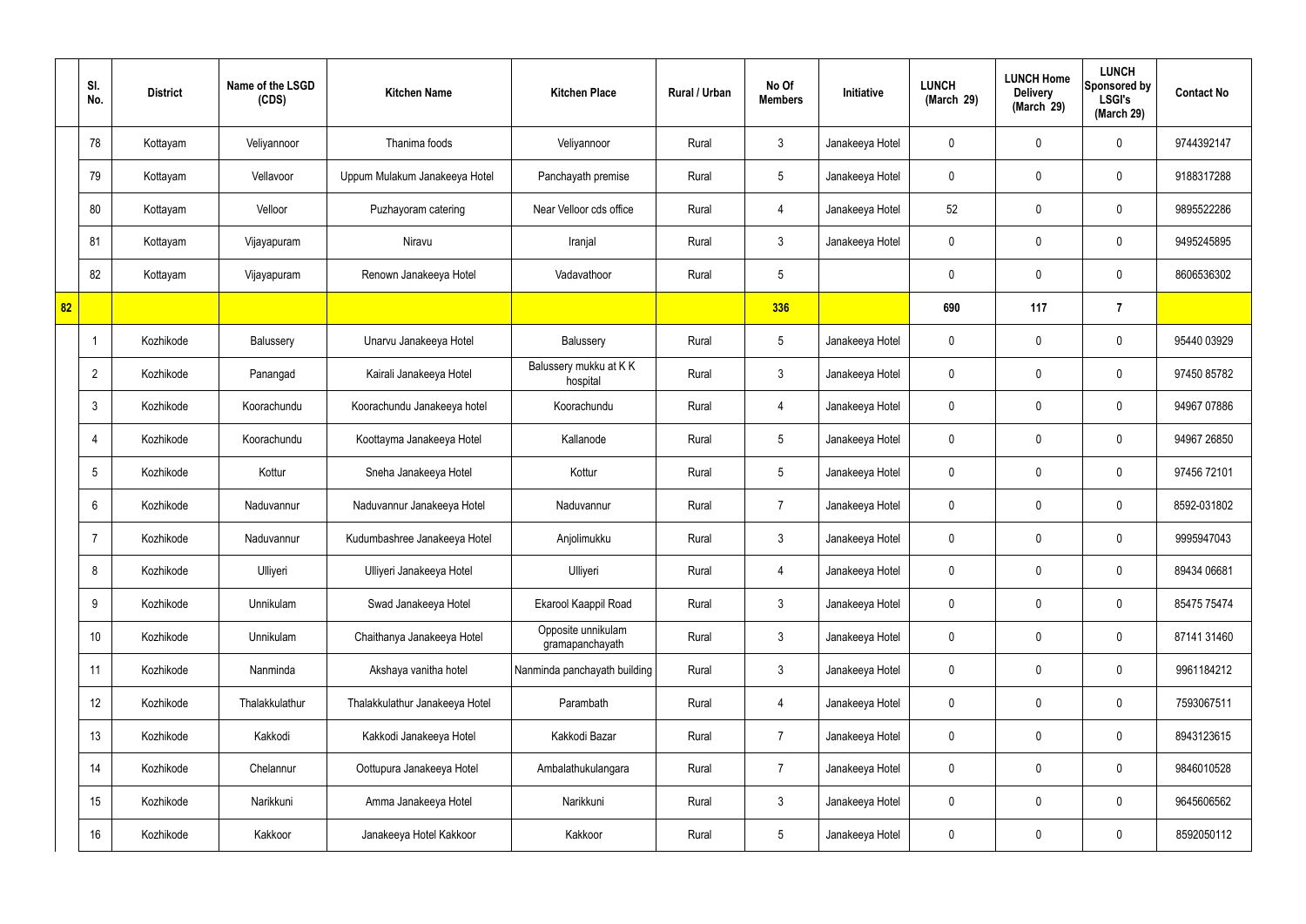| | Sl. No. | District | Name of the LSGD (CDS) | Kitchen Name | Kitchen Place | Rural / Urban | No Of Members | Initiative | LUNCH (March 29) | LUNCH Home Delivery (March 29) | LUNCH Sponsored by LSGI's (March 29) | Contact No |
|---|---|---|---|---|---|---|---|---|---|---|---|---|
| | 78 | Kottayam | Veliyannoor | Thanima foods | Veliyannoor | Rural | 3 | Janakeeya Hotel | 0 | 0 | 0 | 9744392147 |
| | 79 | Kottayam | Vellavoor | Uppum Mulakum Janakeeya Hotel | Panchayath premise | Rural | 5 | Janakeeya Hotel | 0 | 0 | 0 | 9188317288 |
| | 80 | Kottayam | Velloor | Puzhayoram catering | Near Velloor cds office | Rural | 4 | Janakeeya Hotel | 52 | 0 | 0 | 9895522286 |
| | 81 | Kottayam | Vijayapuram | Niravu | Iranjal | Rural | 3 | Janakeeya Hotel | 0 | 0 | 0 | 9495245895 |
| | 82 | Kottayam | Vijayapuram | Renown Janakeeya Hotel | Vadavathoor | Rural | 5 | | 0 | 0 | 0 | 8606536302 |
| 82 | | | | | | | 336 | | 690 | 117 | 7 | |
| | 1 | Kozhikode | Balussery | Unarvu Janakeeya Hotel | Balussery | Rural | 5 | Janakeeya Hotel | 0 | 0 | 0 | 95440 03929 |
| | 2 | Kozhikode | Panangad | Kairali Janakeeya Hotel | Balussery mukku at K K hospital | Rural | 3 | Janakeeya Hotel | 0 | 0 | 0 | 97450 85782 |
| | 3 | Kozhikode | Koorachundu | Koorachundu Janakeeya hotel | Koorachundu | Rural | 4 | Janakeeya Hotel | 0 | 0 | 0 | 94967 07886 |
| | 4 | Kozhikode | Koorachundu | Koottayma Janakeeya Hotel | Kallanode | Rural | 5 | Janakeeya Hotel | 0 | 0 | 0 | 94967 26850 |
| | 5 | Kozhikode | Kottur | Sneha Janakeeya Hotel | Kottur | Rural | 5 | Janakeeya Hotel | 0 | 0 | 0 | 97456 72101 |
| | 6 | Kozhikode | Naduvannur | Naduvannur Janakeeya Hotel | Naduvannur | Rural | 7 | Janakeeya Hotel | 0 | 0 | 0 | 8592-031802 |
| | 7 | Kozhikode | Naduvannur | Kudumbashree Janakeeya Hotel | Anjolimukku | Rural | 3 | Janakeeya Hotel | 0 | 0 | 0 | 9995947043 |
| | 8 | Kozhikode | Ulliyeri | Ulliyeri Janakeeya Hotel | Ulliyeri | Rural | 4 | Janakeeya Hotel | 0 | 0 | 0 | 89434 06681 |
| | 9 | Kozhikode | Unnikulam | Swad Janakeeya Hotel | Ekarool Kaappil Road | Rural | 3 | Janakeeya Hotel | 0 | 0 | 0 | 85475 75474 |
| | 10 | Kozhikode | Unnikulam | Chaithanya Janakeeya Hotel | Opposite unnikulam gramapanchayath | Rural | 3 | Janakeeya Hotel | 0 | 0 | 0 | 87141 31460 |
| | 11 | Kozhikode | Nanminda | Akshaya vanitha hotel | Nanminda panchayath building | Rural | 3 | Janakeeya Hotel | 0 | 0 | 0 | 9961184212 |
| | 12 | Kozhikode | Thalakkulathur | Thalakkulathur Janakeeya Hotel | Parambath | Rural | 4 | Janakeeya Hotel | 0 | 0 | 0 | 7593067511 |
| | 13 | Kozhikode | Kakkodi | Kakkodi Janakeeya Hotel | Kakkodi Bazar | Rural | 7 | Janakeeya Hotel | 0 | 0 | 0 | 8943123615 |
| | 14 | Kozhikode | Chelannur | Oottupura Janakeeya Hotel | Ambalathukulangara | Rural | 7 | Janakeeya Hotel | 0 | 0 | 0 | 9846010528 |
| | 15 | Kozhikode | Narikkuni | Amma Janakeeya Hotel | Narikkuni | Rural | 3 | Janakeeya Hotel | 0 | 0 | 0 | 9645606562 |
| | 16 | Kozhikode | Kakkoor | Janakeeya Hotel Kakkoor | Kakkoor | Rural | 5 | Janakeeya Hotel | 0 | 0 | 0 | 8592050112 |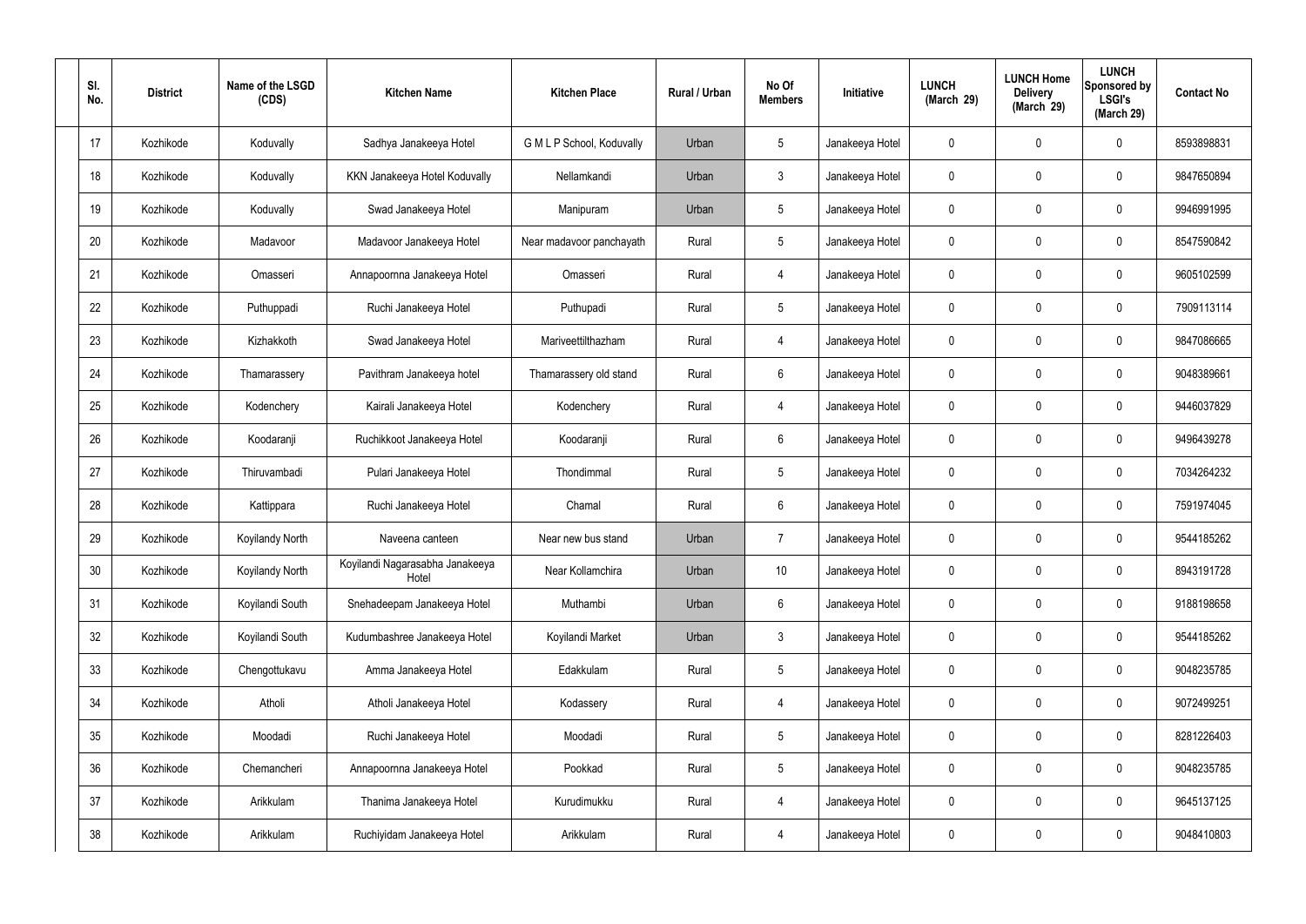| Sl. No. | District | Name of the LSGD (CDS) | Kitchen Name | Kitchen Place | Rural / Urban | No Of Members | Initiative | LUNCH (March 29) | LUNCH Home Delivery (March 29) | LUNCH Sponsored by LSGI's (March 29) | Contact No |
|---|---|---|---|---|---|---|---|---|---|---|---|
| 17 | Kozhikode | Koduvally | Sadhya Janakeeya Hotel | G M L P School, Koduvally | Urban | 5 | Janakeeya Hotel | 0 | 0 | 0 | 8593898831 |
| 18 | Kozhikode | Koduvally | KKN Janakeeya Hotel Koduvally | Nellamkandi | Urban | 3 | Janakeeya Hotel | 0 | 0 | 0 | 9847650894 |
| 19 | Kozhikode | Koduvally | Swad Janakeeya Hotel | Manipuram | Urban | 5 | Janakeeya Hotel | 0 | 0 | 0 | 9946991995 |
| 20 | Kozhikode | Madavoor | Madavoor Janakeeya Hotel | Near madavoor panchayath | Rural | 5 | Janakeeya Hotel | 0 | 0 | 0 | 8547590842 |
| 21 | Kozhikode | Omasseri | Annapoornna Janakeeya Hotel | Omasseri | Rural | 4 | Janakeeya Hotel | 0 | 0 | 0 | 9605102599 |
| 22 | Kozhikode | Puthuppadi | Ruchi Janakeeya Hotel | Puthupadi | Rural | 5 | Janakeeya Hotel | 0 | 0 | 0 | 7909113114 |
| 23 | Kozhikode | Kizhakkoth | Swad Janakeeya Hotel | Mariveettilthazham | Rural | 4 | Janakeeya Hotel | 0 | 0 | 0 | 9847086665 |
| 24 | Kozhikode | Thamarassery | Pavithram Janakeeya hotel | Thamarassery old stand | Rural | 6 | Janakeeya Hotel | 0 | 0 | 0 | 9048389661 |
| 25 | Kozhikode | Kodenchery | Kairali Janakeeya Hotel | Kodenchery | Rural | 4 | Janakeeya Hotel | 0 | 0 | 0 | 9446037829 |
| 26 | Kozhikode | Koodaranji | Ruchikkoot Janakeeya Hotel | Koodaranji | Rural | 6 | Janakeeya Hotel | 0 | 0 | 0 | 9496439278 |
| 27 | Kozhikode | Thiruvambadi | Pulari Janakeeya Hotel | Thondimmal | Rural | 5 | Janakeeya Hotel | 0 | 0 | 0 | 7034264232 |
| 28 | Kozhikode | Kattippara | Ruchi Janakeeya Hotel | Chamal | Rural | 6 | Janakeeya Hotel | 0 | 0 | 0 | 7591974045 |
| 29 | Kozhikode | Koyilandy North | Naveena canteen | Near new bus stand | Urban | 7 | Janakeeya Hotel | 0 | 0 | 0 | 9544185262 |
| 30 | Kozhikode | Koyilandy North | Koyilandi Nagarasabha Janakeeya Hotel | Near Kollamchira | Urban | 10 | Janakeeya Hotel | 0 | 0 | 0 | 8943191728 |
| 31 | Kozhikode | Koyilandi South | Snehadeepam Janakeeya Hotel | Muthambi | Urban | 6 | Janakeeya Hotel | 0 | 0 | 0 | 9188198658 |
| 32 | Kozhikode | Koyilandi South | Kudumbashree Janakeeya Hotel | Koyilandi Market | Urban | 3 | Janakeeya Hotel | 0 | 0 | 0 | 9544185262 |
| 33 | Kozhikode | Chengottukavu | Amma Janakeeya Hotel | Edakkulam | Rural | 5 | Janakeeya Hotel | 0 | 0 | 0 | 9048235785 |
| 34 | Kozhikode | Atholi | Atholi Janakeeya Hotel | Kodassery | Rural | 4 | Janakeeya Hotel | 0 | 0 | 0 | 9072499251 |
| 35 | Kozhikode | Moodadi | Ruchi Janakeeya Hotel | Moodadi | Rural | 5 | Janakeeya Hotel | 0 | 0 | 0 | 8281226403 |
| 36 | Kozhikode | Chemancheri | Annapoornna Janakeeya Hotel | Pookkad | Rural | 5 | Janakeeya Hotel | 0 | 0 | 0 | 9048235785 |
| 37 | Kozhikode | Arikkulam | Thanima Janakeeya Hotel | Kurudimukku | Rural | 4 | Janakeeya Hotel | 0 | 0 | 0 | 9645137125 |
| 38 | Kozhikode | Arikkulam | Ruchiyidam Janakeeya Hotel | Arikkulam | Rural | 4 | Janakeeya Hotel | 0 | 0 | 0 | 9048410803 |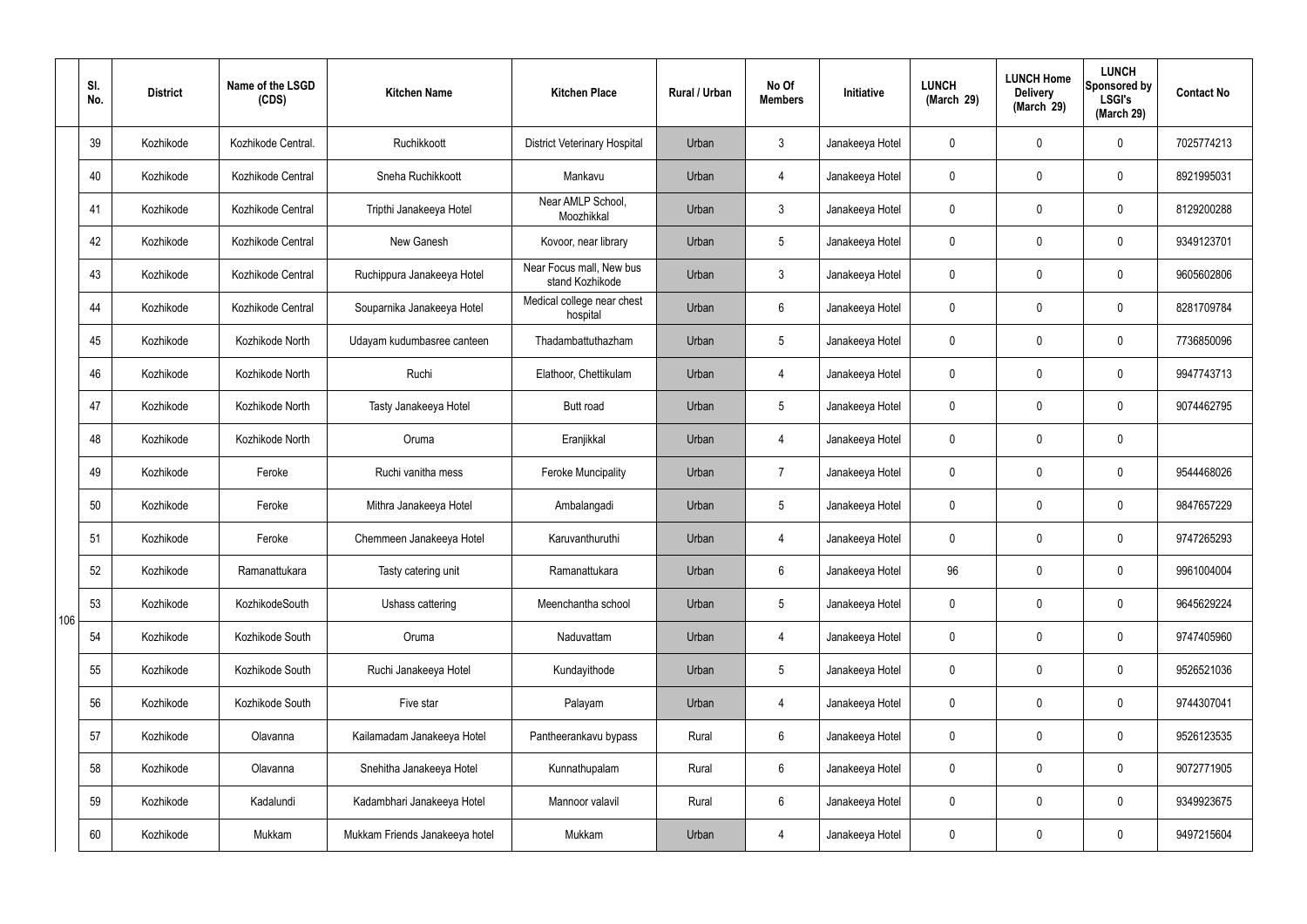| | Sl. No. | District | Name of the LSGD (CDS) | Kitchen Name | Kitchen Place | Rural / Urban | No Of Members | Initiative | LUNCH (March 29) | LUNCH Home Delivery (March 29) | LUNCH Sponsored by LSGI's (March 29) | Contact No |
|---|---|---|---|---|---|---|---|---|---|---|---|---|
| 106 | 39 | Kozhikode | Kozhikode Central. | Ruchikkoott | District Veterinary Hospital | Urban | 3 | Janakeeya Hotel | 0 | 0 | 0 | 7025774213 |
| | 40 | Kozhikode | Kozhikode Central | Sneha Ruchikkoott | Mankavu | Urban | 4 | Janakeeya Hotel | 0 | 0 | 0 | 8921995031 |
| | 41 | Kozhikode | Kozhikode Central | Tripthi Janakeeya Hotel | Near AMLP School, Moozhikkal | Urban | 3 | Janakeeya Hotel | 0 | 0 | 0 | 8129200288 |
| | 42 | Kozhikode | Kozhikode Central | New Ganesh | Kovoor, near library | Urban | 5 | Janakeeya Hotel | 0 | 0 | 0 | 9349123701 |
| | 43 | Kozhikode | Kozhikode Central | Ruchippura Janakeeya Hotel | Near Focus mall, New bus stand Kozhikode | Urban | 3 | Janakeeya Hotel | 0 | 0 | 0 | 9605602806 |
| | 44 | Kozhikode | Kozhikode Central | Souparnika Janakeeya Hotel | Medical college near chest hospital | Urban | 6 | Janakeeya Hotel | 0 | 0 | 0 | 8281709784 |
| | 45 | Kozhikode | Kozhikode North | Udayam kudumbasree canteen | Thadambattuthazham | Urban | 5 | Janakeeya Hotel | 0 | 0 | 0 | 7736850096 |
| | 46 | Kozhikode | Kozhikode North | Ruchi | Elathoor, Chettikulam | Urban | 4 | Janakeeya Hotel | 0 | 0 | 0 | 9947743713 |
| | 47 | Kozhikode | Kozhikode North | Tasty Janakeeya Hotel | Butt road | Urban | 5 | Janakeeya Hotel | 0 | 0 | 0 | 9074462795 |
| | 48 | Kozhikode | Kozhikode North | Oruma | Eranjikkal | Urban | 4 | Janakeeya Hotel | 0 | 0 | 0 | |
| | 49 | Kozhikode | Feroke | Ruchi vanitha mess | Feroke Muncipality | Urban | 7 | Janakeeya Hotel | 0 | 0 | 0 | 9544468026 |
| | 50 | Kozhikode | Feroke | Mithra Janakeeya Hotel | Ambalangadi | Urban | 5 | Janakeeya Hotel | 0 | 0 | 0 | 9847657229 |
| | 51 | Kozhikode | Feroke | Chemmeen Janakeeya Hotel | Karuvanthuruthi | Urban | 4 | Janakeeya Hotel | 0 | 0 | 0 | 9747265293 |
| | 52 | Kozhikode | Ramanattukara | Tasty catering unit | Ramanattukara | Urban | 6 | Janakeeya Hotel | 96 | 0 | 0 | 9961004004 |
| | 53 | Kozhikode | KozhikodeSouth | Ushass cattering | Meenchantha school | Urban | 5 | Janakeeya Hotel | 0 | 0 | 0 | 9645629224 |
| | 54 | Kozhikode | Kozhikode South | Oruma | Naduvattam | Urban | 4 | Janakeeya Hotel | 0 | 0 | 0 | 9747405960 |
| | 55 | Kozhikode | Kozhikode South | Ruchi Janakeeya Hotel | Kundayithode | Urban | 5 | Janakeeya Hotel | 0 | 0 | 0 | 9526521036 |
| | 56 | Kozhikode | Kozhikode South | Five star | Palayam | Urban | 4 | Janakeeya Hotel | 0 | 0 | 0 | 9744307041 |
| | 57 | Kozhikode | Olavanna | Kailamadam Janakeeya Hotel | Pantheerankavu bypass | Rural | 6 | Janakeeya Hotel | 0 | 0 | 0 | 9526123535 |
| | 58 | Kozhikode | Olavanna | Snehitha Janakeeya Hotel | Kunnathupalam | Rural | 6 | Janakeeya Hotel | 0 | 0 | 0 | 9072771905 |
| | 59 | Kozhikode | Kadalundi | Kadambhari Janakeeya Hotel | Mannoor valavil | Rural | 6 | Janakeeya Hotel | 0 | 0 | 0 | 9349923675 |
| | 60 | Kozhikode | Mukkam | Mukkam Friends Janakeeya hotel | Mukkam | Urban | 4 | Janakeeya Hotel | 0 | 0 | 0 | 9497215604 |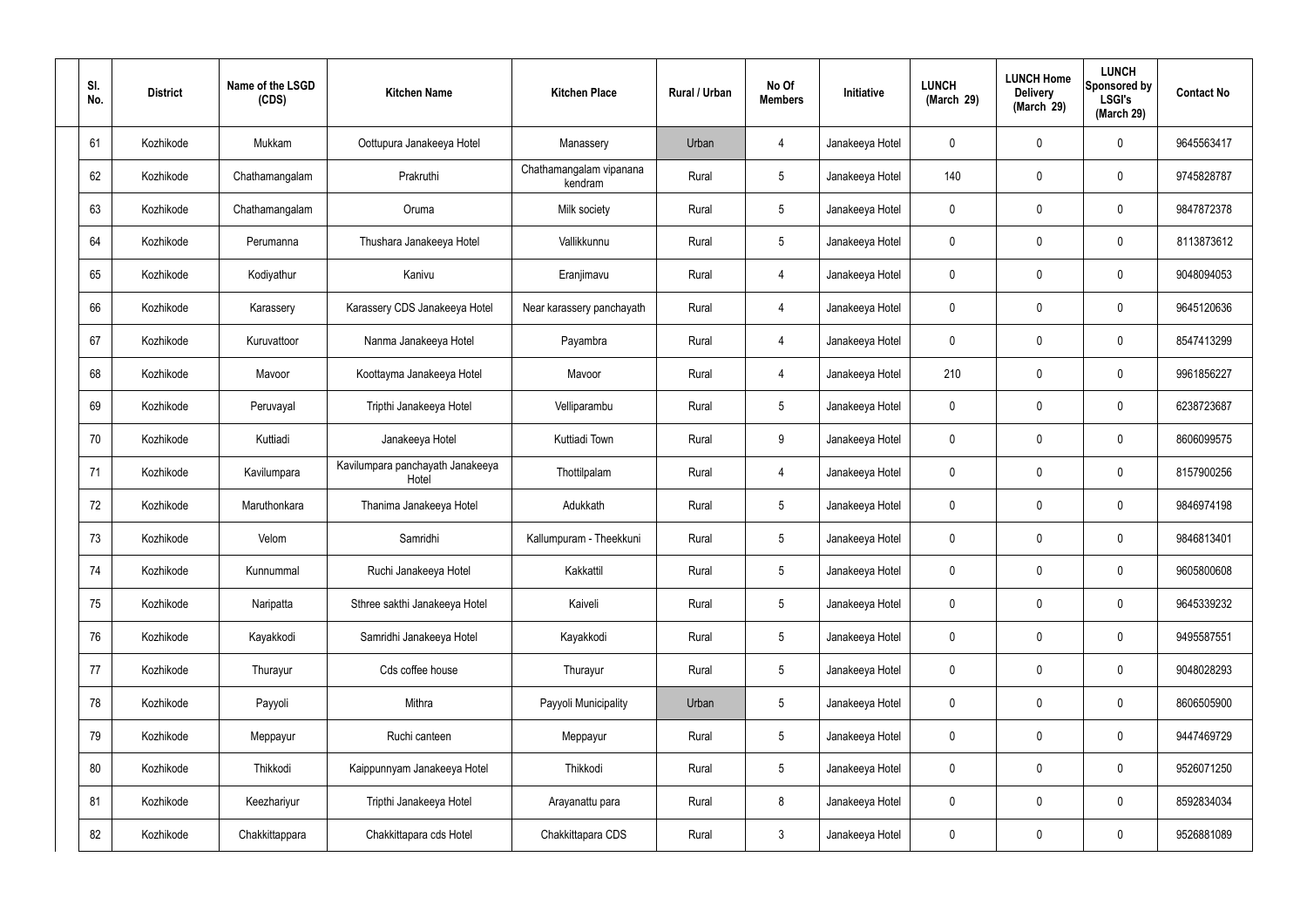| Sl. No. | District | Name of the LSGD (CDS) | Kitchen Name | Kitchen Place | Rural / Urban | No Of Members | Initiative | LUNCH (March 29) | LUNCH Home Delivery (March 29) | LUNCH Sponsored by LSGI's (March 29) | Contact No |
|---|---|---|---|---|---|---|---|---|---|---|---|
| 61 | Kozhikode | Mukkam | Oottupura Janakeeya Hotel | Manassery | Urban | 4 | Janakeeya Hotel | 0 | 0 | 0 | 9645563417 |
| 62 | Kozhikode | Chathamangalam | Prakruthi | Chathamangalam vipanana kendram | Rural | 5 | Janakeeya Hotel | 140 | 0 | 0 | 9745828787 |
| 63 | Kozhikode | Chathamangalam | Oruma | Milk society | Rural | 5 | Janakeeya Hotel | 0 | 0 | 0 | 9847872378 |
| 64 | Kozhikode | Perumanna | Thushara Janakeeya Hotel | Vallikkunnu | Rural | 5 | Janakeeya Hotel | 0 | 0 | 0 | 8113873612 |
| 65 | Kozhikode | Kodiyathur | Kanivu | Eranjimavu | Rural | 4 | Janakeeya Hotel | 0 | 0 | 0 | 9048094053 |
| 66 | Kozhikode | Karassery | Karassery CDS Janakeeya Hotel | Near karassery panchayath | Rural | 4 | Janakeeya Hotel | 0 | 0 | 0 | 9645120636 |
| 67 | Kozhikode | Kuruvattoor | Nanma Janakeeya Hotel | Payambra | Rural | 4 | Janakeeya Hotel | 0 | 0 | 0 | 8547413299 |
| 68 | Kozhikode | Mavoor | Koottayma Janakeeya Hotel | Mavoor | Rural | 4 | Janakeeya Hotel | 210 | 0 | 0 | 9961856227 |
| 69 | Kozhikode | Peruvayal | Tripthi Janakeeya Hotel | Velliparambu | Rural | 5 | Janakeeya Hotel | 0 | 0 | 0 | 6238723687 |
| 70 | Kozhikode | Kuttiadi | Janakeeya Hotel | Kuttiadi Town | Rural | 9 | Janakeeya Hotel | 0 | 0 | 0 | 8606099575 |
| 71 | Kozhikode | Kavilumpara | Kavilumpara panchayath Janakeeya Hotel | Thottilpalam | Rural | 4 | Janakeeya Hotel | 0 | 0 | 0 | 8157900256 |
| 72 | Kozhikode | Maruthonkara | Thanima Janakeeya Hotel | Adukkath | Rural | 5 | Janakeeya Hotel | 0 | 0 | 0 | 9846974198 |
| 73 | Kozhikode | Velom | Samridhi | Kallumpuram - Theekkuni | Rural | 5 | Janakeeya Hotel | 0 | 0 | 0 | 9846813401 |
| 74 | Kozhikode | Kunnummal | Ruchi Janakeeya Hotel | Kakkattil | Rural | 5 | Janakeeya Hotel | 0 | 0 | 0 | 9605800608 |
| 75 | Kozhikode | Naripatta | Sthree sakthi Janakeeya Hotel | Kaiveli | Rural | 5 | Janakeeya Hotel | 0 | 0 | 0 | 9645339232 |
| 76 | Kozhikode | Kayakkodi | Samridhi Janakeeya Hotel | Kayakkodi | Rural | 5 | Janakeeya Hotel | 0 | 0 | 0 | 9495587551 |
| 77 | Kozhikode | Thurayur | Cds coffee house | Thurayur | Rural | 5 | Janakeeya Hotel | 0 | 0 | 0 | 9048028293 |
| 78 | Kozhikode | Payyoli | Mithra | Payyoli Municipality | Urban | 5 | Janakeeya Hotel | 0 | 0 | 0 | 8606505900 |
| 79 | Kozhikode | Meppayur | Ruchi canteen | Meppayur | Rural | 5 | Janakeeya Hotel | 0 | 0 | 0 | 9447469729 |
| 80 | Kozhikode | Thikkodi | Kaippunnyam Janakeeya Hotel | Thikkodi | Rural | 5 | Janakeeya Hotel | 0 | 0 | 0 | 9526071250 |
| 81 | Kozhikode | Keezhariyur | Tripthi Janakeeya Hotel | Arayanattu para | Rural | 8 | Janakeeya Hotel | 0 | 0 | 0 | 8592834034 |
| 82 | Kozhikode | Chakkittappara | Chakkittapara cds Hotel | Chakkittapara CDS | Rural | 3 | Janakeeya Hotel | 0 | 0 | 0 | 9526881089 |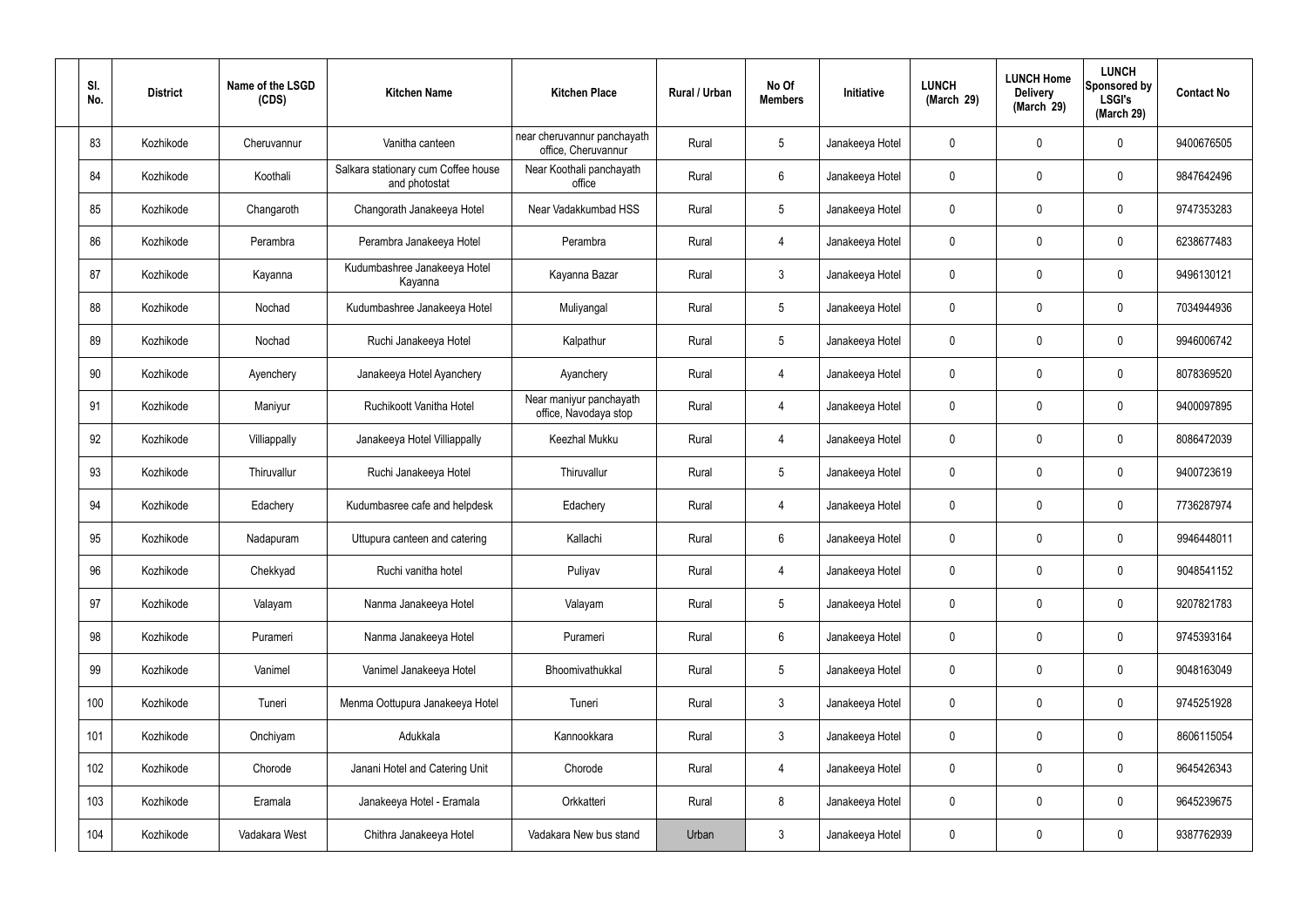| Sl. No. | District | Name of the LSGD (CDS) | Kitchen Name | Kitchen Place | Rural / Urban | No Of Members | Initiative | LUNCH (March 29) | LUNCH Home Delivery (March 29) | LUNCH Sponsored by LSGI's (March 29) | Contact No |
|---|---|---|---|---|---|---|---|---|---|---|---|
| 83 | Kozhikode | Cheruvannur | Vanitha canteen | near cheruvannur panchayath office, Cheruvannur | Rural | 5 | Janakeeya Hotel | 0 | 0 | 0 | 9400676505 |
| 84 | Kozhikode | Koothali | Salkara stationary cum Coffee house and photostat | Near Koothali panchayath office | Rural | 6 | Janakeeya Hotel | 0 | 0 | 0 | 9847642496 |
| 85 | Kozhikode | Changaroth | Changorath Janakeeya Hotel | Near Vadakkumbad HSS | Rural | 5 | Janakeeya Hotel | 0 | 0 | 0 | 9747353283 |
| 86 | Kozhikode | Perambra | Perambra Janakeeya Hotel | Perambra | Rural | 4 | Janakeeya Hotel | 0 | 0 | 0 | 6238677483 |
| 87 | Kozhikode | Kayanna | Kudumbashree Janakeeya Hotel Kayanna | Kayanna Bazar | Rural | 3 | Janakeeya Hotel | 0 | 0 | 0 | 9496130121 |
| 88 | Kozhikode | Nochad | Kudumbashree Janakeeya Hotel | Muliyangal | Rural | 5 | Janakeeya Hotel | 0 | 0 | 0 | 7034944936 |
| 89 | Kozhikode | Nochad | Ruchi Janakeeya Hotel | Kalpathur | Rural | 5 | Janakeeya Hotel | 0 | 0 | 0 | 9946006742 |
| 90 | Kozhikode | Ayenchery | Janakeeya Hotel Ayanchery | Ayanchery | Rural | 4 | Janakeeya Hotel | 0 | 0 | 0 | 8078369520 |
| 91 | Kozhikode | Maniyur | Ruchikoott Vanitha Hotel | Near maniyur panchayath office, Navodaya stop | Rural | 4 | Janakeeya Hotel | 0 | 0 | 0 | 9400097895 |
| 92 | Kozhikode | Villiappally | Janakeeya Hotel Villiappally | Keezhal Mukku | Rural | 4 | Janakeeya Hotel | 0 | 0 | 0 | 8086472039 |
| 93 | Kozhikode | Thiruvallur | Ruchi Janakeeya Hotel | Thiruvallur | Rural | 5 | Janakeeya Hotel | 0 | 0 | 0 | 9400723619 |
| 94 | Kozhikode | Edachery | Kudumbasree cafe and helpdesk | Edachery | Rural | 4 | Janakeeya Hotel | 0 | 0 | 0 | 7736287974 |
| 95 | Kozhikode | Nadapuram | Uttupura canteen and catering | Kallachi | Rural | 6 | Janakeeya Hotel | 0 | 0 | 0 | 9946448011 |
| 96 | Kozhikode | Chekkyad | Ruchi vanitha hotel | Puliyav | Rural | 4 | Janakeeya Hotel | 0 | 0 | 0 | 9048541152 |
| 97 | Kozhikode | Valayam | Nanma Janakeeya Hotel | Valayam | Rural | 5 | Janakeeya Hotel | 0 | 0 | 0 | 9207821783 |
| 98 | Kozhikode | Purameri | Nanma Janakeeya Hotel | Purameri | Rural | 6 | Janakeeya Hotel | 0 | 0 | 0 | 9745393164 |
| 99 | Kozhikode | Vanimel | Vanimel Janakeeya Hotel | Bhoomivathukkal | Rural | 5 | Janakeeya Hotel | 0 | 0 | 0 | 9048163049 |
| 100 | Kozhikode | Tuneri | Menma Oottupura Janakeeya Hotel | Tuneri | Rural | 3 | Janakeeya Hotel | 0 | 0 | 0 | 9745251928 |
| 101 | Kozhikode | Onchiyam | Adukkala | Kannookkara | Rural | 3 | Janakeeya Hotel | 0 | 0 | 0 | 8606115054 |
| 102 | Kozhikode | Chorode | Janani Hotel and Catering Unit | Chorode | Rural | 4 | Janakeeya Hotel | 0 | 0 | 0 | 9645426343 |
| 103 | Kozhikode | Eramala | Janakeeya Hotel - Eramala | Orkkatteri | Rural | 8 | Janakeeya Hotel | 0 | 0 | 0 | 9645239675 |
| 104 | Kozhikode | Vadakara West | Chithra Janakeeya Hotel | Vadakara New bus stand | Urban | 3 | Janakeeya Hotel | 0 | 0 | 0 | 9387762939 |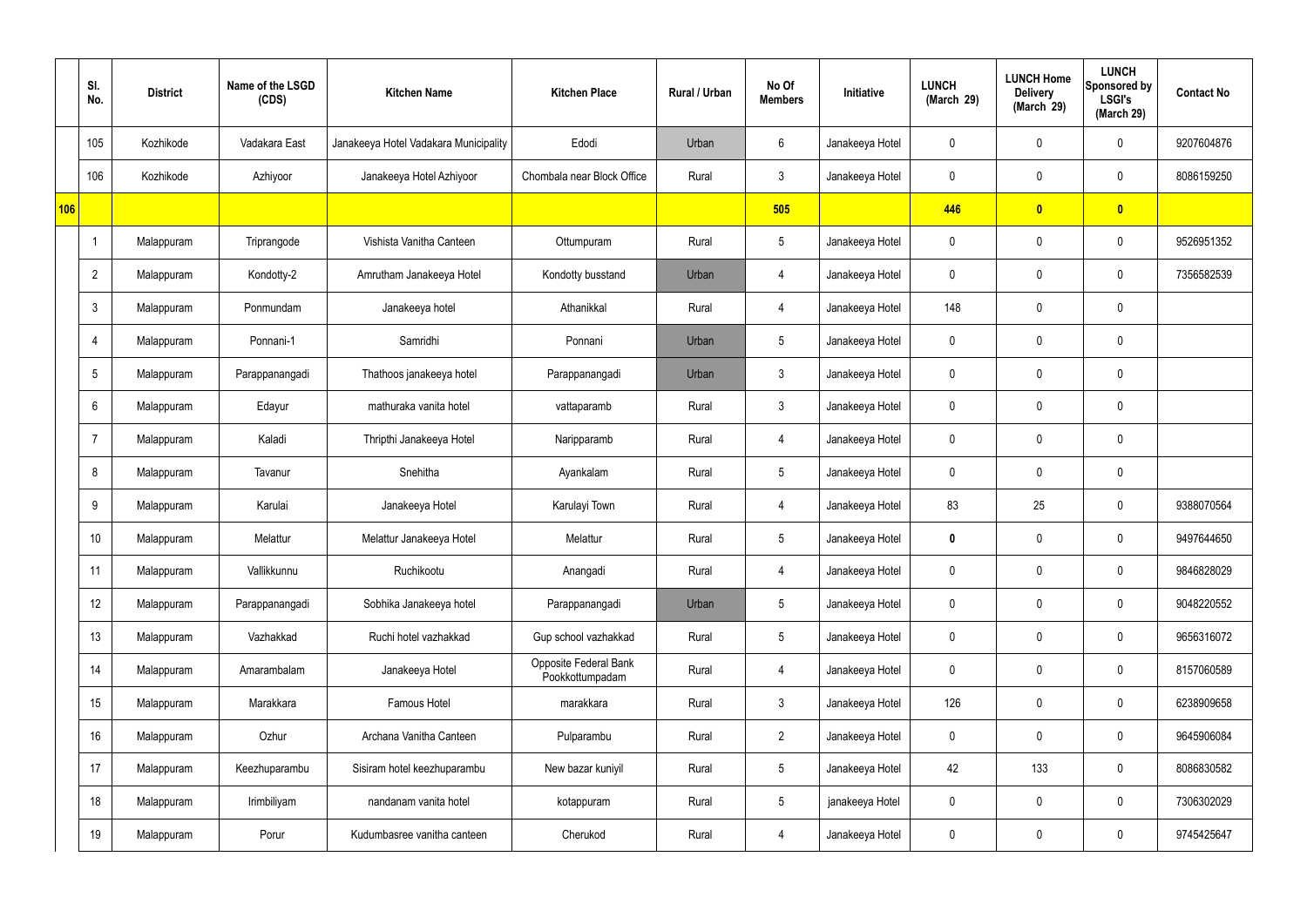|  | Sl. No. | District | Name of the LSGD (CDS) | Kitchen Name | Kitchen Place | Rural / Urban | No Of Members | Initiative | LUNCH (March 29) | LUNCH Home Delivery (March 29) | LUNCH Sponsored by LSGI's (March 29) | Contact No |
|---|---|---|---|---|---|---|---|---|---|---|---|---|
|  | 105 | Kozhikode | Vadakara East | Janakeeya Hotel Vadakara Municipality | Edodi | Urban | 6 | Janakeeya Hotel | 0 | 0 | 0 | 9207604876 |
|  | 106 | Kozhikode | Azhiyoor | Janakeeya Hotel Azhiyoor | Chombala near Block Office | Rural | 3 | Janakeeya Hotel | 0 | 0 | 0 | 8086159250 |
| 106 |  |  |  |  |  |  | 505 |  | 446 | 0 | 0 |  |
|  | 1 | Malappuram | Triprangode | Vishista Vanitha Canteen | Ottumpuram | Rural | 5 | Janakeeya Hotel | 0 | 0 | 0 | 9526951352 |
|  | 2 | Malappuram | Kondotty-2 | Amrutham Janakeeya Hotel | Kondotty busstand | Urban | 4 | Janakeeya Hotel | 0 | 0 | 0 | 7356582539 |
|  | 3 | Malappuram | Ponmundam | Janakeeya hotel | Athanikkal | Rural | 4 | Janakeeya Hotel | 148 | 0 | 0 |  |
|  | 4 | Malappuram | Ponnani-1 | Samridhi | Ponnani | Urban | 5 | Janakeeya Hotel | 0 | 0 | 0 |  |
|  | 5 | Malappuram | Parappanangadi | Thathoos janakeeya hotel | Parappanangadi | Urban | 3 | Janakeeya Hotel | 0 | 0 | 0 |  |
|  | 6 | Malappuram | Edayur | mathuraka vanita hotel | vattaparamb | Rural | 3 | Janakeeya Hotel | 0 | 0 | 0 |  |
|  | 7 | Malappuram | Kaladi | Thripthi Janakeeya Hotel | Naripparamb | Rural | 4 | Janakeeya Hotel | 0 | 0 | 0 |  |
|  | 8 | Malappuram | Tavanur | Snehitha | Ayankalam | Rural | 5 | Janakeeya Hotel | 0 | 0 | 0 |  |
|  | 9 | Malappuram | Karulai | Janakeeya Hotel | Karulayi Town | Rural | 4 | Janakeeya Hotel | 83 | 25 | 0 | 9388070564 |
|  | 10 | Malappuram | Melattur | Melattur Janakeeya Hotel | Melattur | Rural | 5 | Janakeeya Hotel | 0 | 0 | 0 | 9497644650 |
|  | 11 | Malappuram | Vallikkunnu | Ruchikootu | Anangadi | Rural | 4 | Janakeeya Hotel | 0 | 0 | 0 | 9846828029 |
|  | 12 | Malappuram | Parappanangadi | Sobhika Janakeeya hotel | Parappanangadi | Urban | 5 | Janakeeya Hotel | 0 | 0 | 0 | 9048220552 |
|  | 13 | Malappuram | Vazhakkad | Ruchi hotel vazhakkad | Gup school vazhakkad | Rural | 5 | Janakeeya Hotel | 0 | 0 | 0 | 9656316072 |
|  | 14 | Malappuram | Amarambalam | Janakeeya Hotel | Opposite Federal Bank Pookkottumpadam | Rural | 4 | Janakeeya Hotel | 0 | 0 | 0 | 8157060589 |
|  | 15 | Malappuram | Marakkara | Famous Hotel | marakkara | Rural | 3 | Janakeeya Hotel | 126 | 0 | 0 | 6238909658 |
|  | 16 | Malappuram | Ozhur | Archana Vanitha Canteen | Pulparambu | Rural | 2 | Janakeeya Hotel | 0 | 0 | 0 | 9645906084 |
|  | 17 | Malappuram | Keezhuparambu | Sisiram hotel keezhuparambu | New bazar kuniyil | Rural | 5 | Janakeeya Hotel | 42 | 133 | 0 | 8086830582 |
|  | 18 | Malappuram | Irimbiliyam | nandanam vanita hotel | kotappuram | Rural | 5 | janakeeya Hotel | 0 | 0 | 0 | 7306302029 |
|  | 19 | Malappuram | Porur | Kudumbasree vanitha canteen | Cherukod | Rural | 4 | Janakeeya Hotel | 0 | 0 | 0 | 9745425647 |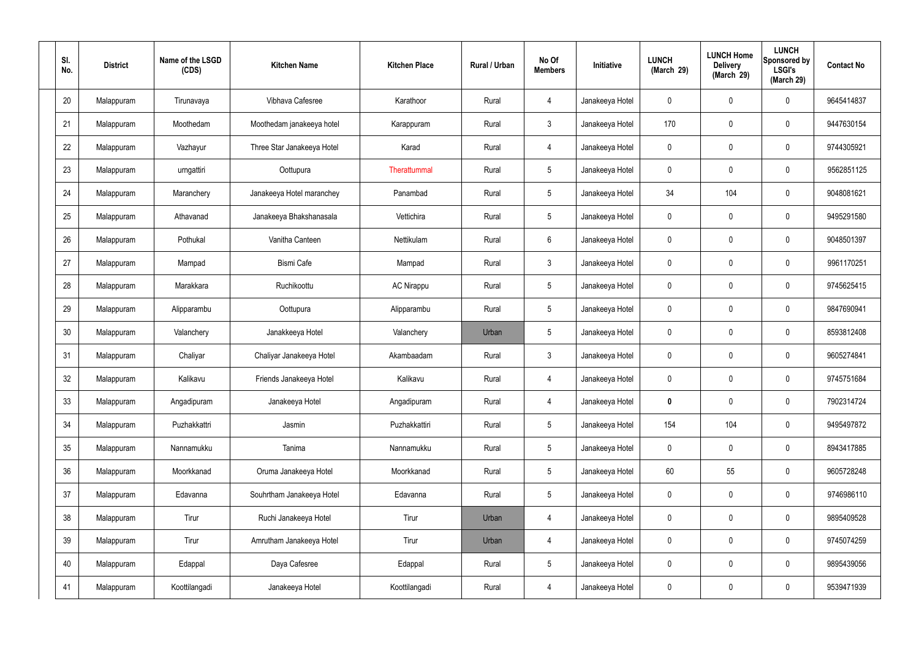| Sl. No. | District | Name of the LSGD (CDS) | Kitchen Name | Kitchen Place | Rural / Urban | No Of Members | Initiative | LUNCH (March 29) | LUNCH Home Delivery (March 29) | LUNCH Sponsored by LSGI's (March 29) | Contact No |
|---|---|---|---|---|---|---|---|---|---|---|---|
| 20 | Malappuram | Tirunavaya | Vibhava Cafesree | Karathoor | Rural | 4 | Janakeeya Hotel | 0 | 0 | 0 | 9645414837 |
| 21 | Malappuram | Moothedam | Moothedam janakeeya hotel | Karappuram | Rural | 3 | Janakeeya Hotel | 170 | 0 | 0 | 9447630154 |
| 22 | Malappuram | Vazhayur | Three Star Janakeeya Hotel | Karad | Rural | 4 | Janakeeya Hotel | 0 | 0 | 0 | 9744305921 |
| 23 | Malappuram | urngattiri | Oottupura | Therattummal | Rural | 5 | Janakeeya Hotel | 0 | 0 | 0 | 9562851125 |
| 24 | Malappuram | Maranchery | Janakeeya Hotel maranchey | Panambad | Rural | 5 | Janakeeya Hotel | 34 | 104 | 0 | 9048081621 |
| 25 | Malappuram | Athavanad | Janakeeya Bhakshanasala | Vettichira | Rural | 5 | Janakeeya Hotel | 0 | 0 | 0 | 9495291580 |
| 26 | Malappuram | Pothukal | Vanitha Canteen | Nettikulam | Rural | 6 | Janakeeya Hotel | 0 | 0 | 0 | 9048501397 |
| 27 | Malappuram | Mampad | Bismi Cafe | Mampad | Rural | 3 | Janakeeya Hotel | 0 | 0 | 0 | 9961170251 |
| 28 | Malappuram | Marakkara | Ruchikoottu | AC Nirappu | Rural | 5 | Janakeeya Hotel | 0 | 0 | 0 | 9745625415 |
| 29 | Malappuram | Alipparambu | Oottupura | Alipparambu | Rural | 5 | Janakeeya Hotel | 0 | 0 | 0 | 9847690941 |
| 30 | Malappuram | Valanchery | Janakkeeya Hotel | Valanchery | Urban | 5 | Janakeeya Hotel | 0 | 0 | 0 | 8593812408 |
| 31 | Malappuram | Chaliyar | Chaliyar Janakeeya Hotel | Akambaadam | Rural | 3 | Janakeeya Hotel | 0 | 0 | 0 | 9605274841 |
| 32 | Malappuram | Kalikavu | Friends Janakeeya Hotel | Kalikavu | Rural | 4 | Janakeeya Hotel | 0 | 0 | 0 | 9745751684 |
| 33 | Malappuram | Angadipuram | Janakeeya Hotel | Angadipuram | Rural | 4 | Janakeeya Hotel | **0** | 0 | 0 | 7902314724 |
| 34 | Malappuram | Puzhakkattri | Jasmin | Puzhakkattiri | Rural | 5 | Janakeeya Hotel | 154 | 104 | 0 | 9495497872 |
| 35 | Malappuram | Nannamukku | Tanima | Nannamukku | Rural | 5 | Janakeeya Hotel | 0 | 0 | 0 | 8943417885 |
| 36 | Malappuram | Moorkkanad | Oruma Janakeeya Hotel | Moorkkanad | Rural | 5 | Janakeeya Hotel | 60 | 55 | 0 | 9605728248 |
| 37 | Malappuram | Edavanna | Souhrtham Janakeeya Hotel | Edavanna | Rural | 5 | Janakeeya Hotel | 0 | 0 | 0 | 9746986110 |
| 38 | Malappuram | Tirur | Ruchi Janakeeya Hotel | Tirur | Urban | 4 | Janakeeya Hotel | 0 | 0 | 0 | 9895409528 |
| 39 | Malappuram | Tirur | Amrutham Janakeeya Hotel | Tirur | Urban | 4 | Janakeeya Hotel | 0 | 0 | 0 | 9745074259 |
| 40 | Malappuram | Edappal | Daya Cafesree | Edappal | Rural | 5 | Janakeeya Hotel | 0 | 0 | 0 | 9895439056 |
| 41 | Malappuram | Koottilangadi | Janakeeya Hotel | Koottilangadi | Rural | 4 | Janakeeya Hotel | 0 | 0 | 0 | 9539471939 |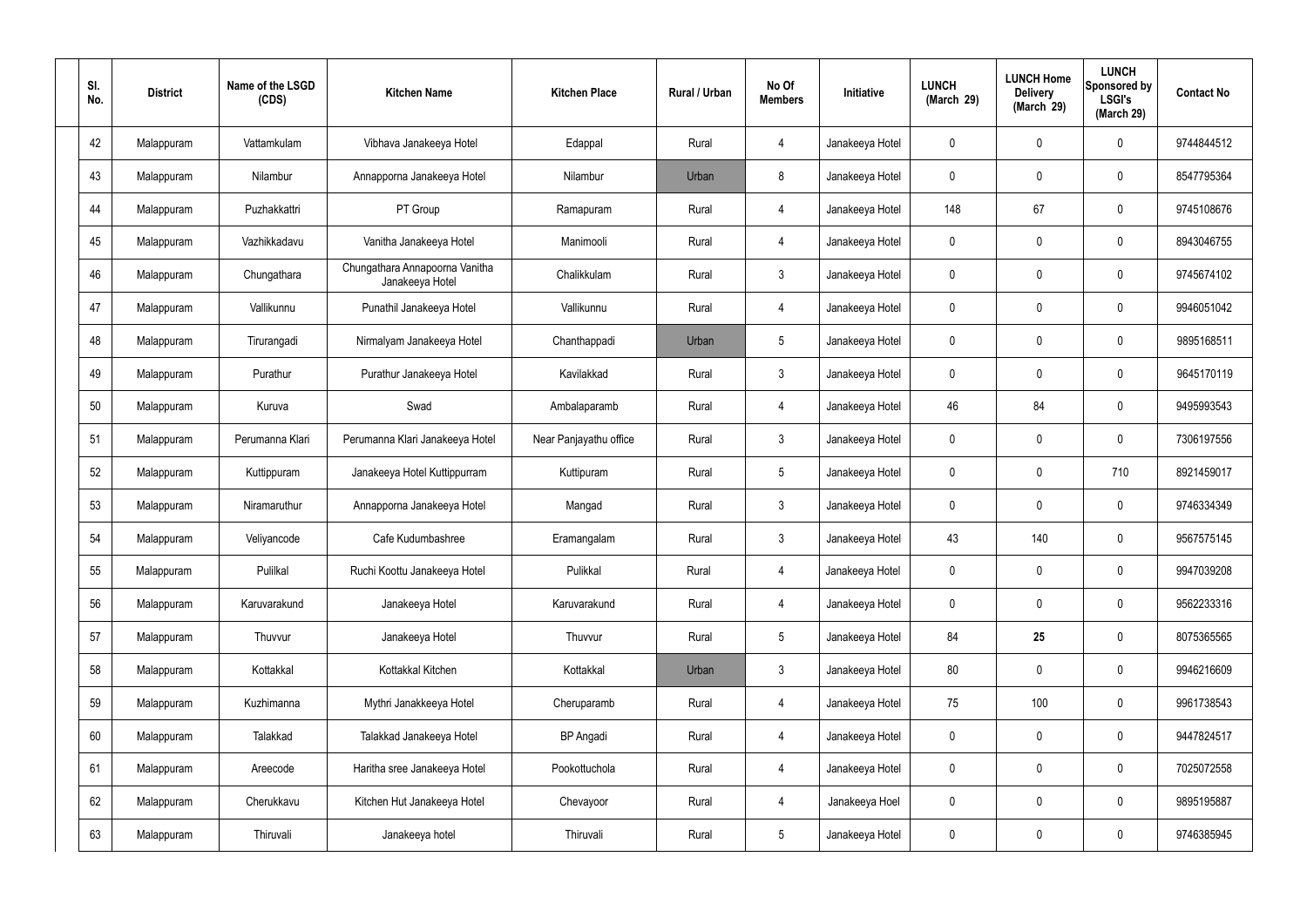| Sl. No. | District | Name of the LSGD (CDS) | Kitchen Name | Kitchen Place | Rural / Urban | No Of Members | Initiative | LUNCH (March 29) | LUNCH Home Delivery (March 29) | LUNCH Sponsored by LSGI's (March 29) | Contact No |
|---|---|---|---|---|---|---|---|---|---|---|---|
| 42 | Malappuram | Vattamkulam | Vibhava Janakeeya Hotel | Edappal | Rural | 4 | Janakeeya Hotel | 0 | 0 | 0 | 9744844512 |
| 43 | Malappuram | Nilambur | Annapporna Janakeeya Hotel | Nilambur | Urban | 8 | Janakeeya Hotel | 0 | 0 | 0 | 8547795364 |
| 44 | Malappuram | Puzhakkattri | PT Group | Ramapuram | Rural | 4 | Janakeeya Hotel | 148 | 67 | 0 | 9745108676 |
| 45 | Malappuram | Vazhikkadavu | Vanitha Janakeeya Hotel | Manimooli | Rural | 4 | Janakeeya Hotel | 0 | 0 | 0 | 8943046755 |
| 46 | Malappuram | Chungathara | Chungathara Annapoorna Vanitha Janakeeya Hotel | Chalikkulam | Rural | 3 | Janakeeya Hotel | 0 | 0 | 0 | 9745674102 |
| 47 | Malappuram | Vallikunnu | Punathil Janakeeya Hotel | Vallikunnu | Rural | 4 | Janakeeya Hotel | 0 | 0 | 0 | 9946051042 |
| 48 | Malappuram | Tirurangadi | Nirmalyam Janakeeya Hotel | Chanthappadi | Urban | 5 | Janakeeya Hotel | 0 | 0 | 0 | 9895168511 |
| 49 | Malappuram | Purathur | Purathur Janakeeya Hotel | Kavilakkad | Rural | 3 | Janakeeya Hotel | 0 | 0 | 0 | 9645170119 |
| 50 | Malappuram | Kuruva | Swad | Ambalaparamb | Rural | 4 | Janakeeya Hotel | 46 | 84 | 0 | 9495993543 |
| 51 | Malappuram | Perumanna Klari | Perumanna Klari Janakeeya Hotel | Near Panjayathu office | Rural | 3 | Janakeeya Hotel | 0 | 0 | 0 | 7306197556 |
| 52 | Malappuram | Kuttippuram | Janakeeya Hotel Kuttippurram | Kuttipuram | Rural | 5 | Janakeeya Hotel | 0 | 0 | 710 | 8921459017 |
| 53 | Malappuram | Niramaruthur | Annapporna Janakeeya Hotel | Mangad | Rural | 3 | Janakeeya Hotel | 0 | 0 | 0 | 9746334349 |
| 54 | Malappuram | Veliyancode | Cafe Kudumbashree | Eramangalam | Rural | 3 | Janakeeya Hotel | 43 | 140 | 0 | 9567575145 |
| 55 | Malappuram | Pulilkal | Ruchi Koottu Janakeeya Hotel | Pulikkal | Rural | 4 | Janakeeya Hotel | 0 | 0 | 0 | 9947039208 |
| 56 | Malappuram | Karuvarakund | Janakeeya Hotel | Karuvarakund | Rural | 4 | Janakeeya Hotel | 0 | 0 | 0 | 9562233316 |
| 57 | Malappuram | Thuvvur | Janakeeya Hotel | Thuvvur | Rural | 5 | Janakeeya Hotel | 84 | **25** | 0 | 8075365565 |
| 58 | Malappuram | Kottakkal | Kottakkal Kitchen | Kottakkal | Urban | 3 | Janakeeya Hotel | 80 | 0 | 0 | 9946216609 |
| 59 | Malappuram | Kuzhimanna | Mythri Janakkeeya Hotel | Cheruparamb | Rural | 4 | Janakeeya Hotel | 75 | 100 | 0 | 9961738543 |
| 60 | Malappuram | Talakkad | Talakkad Janakeeya Hotel | BP Angadi | Rural | 4 | Janakeeya Hotel | 0 | 0 | 0 | 9447824517 |
| 61 | Malappuram | Areecode | Haritha sree Janakeeya Hotel | Pookottuchola | Rural | 4 | Janakeeya Hotel | 0 | 0 | 0 | 7025072558 |
| 62 | Malappuram | Cherukkavu | Kitchen Hut Janakeeya Hotel | Chevayoor | Rural | 4 | Janakeeya Hoel | 0 | 0 | 0 | 9895195887 |
| 63 | Malappuram | Thiruvali | Janakeeya hotel | Thiruvali | Rural | 5 | Janakeeya Hotel | 0 | 0 | 0 | 9746385945 |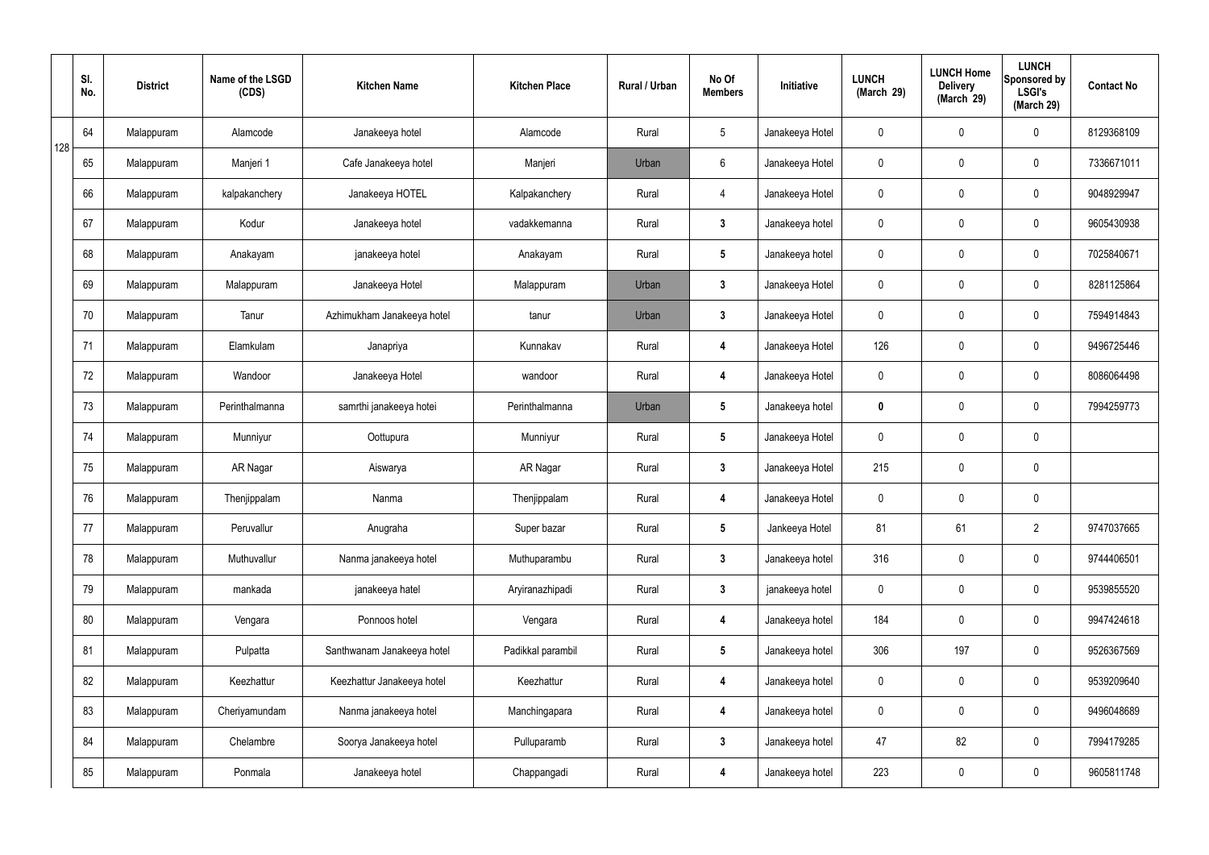| | Sl. No. | District | Name of the LSGD (CDS) | Kitchen Name | Kitchen Place | Rural / Urban | No Of Members | Initiative | LUNCH (March 29) | LUNCH Home Delivery (March 29) | LUNCH Sponsored by LSGI's (March 29) | Contact No |
|---|---|---|---|---|---|---|---|---|---|---|---|---|
| 128 | 64 | Malappuram | Alamcode | Janakeeya hotel | Alamcode | Rural | 5 | Janakeeya Hotel | 0 | 0 | 0 | 8129368109 |
| | 65 | Malappuram | Manjeri 1 | Cafe Janakeeya hotel | Manjeri | Urban | 6 | Janakeeya Hotel | 0 | 0 | 0 | 7336671011 |
| | 66 | Malappuram | kalpakanchery | Janakeeya HOTEL | Kalpakanchery | Rural | 4 | Janakeeya Hotel | 0 | 0 | 0 | 9048929947 |
| | 67 | Malappuram | Kodur | Janakeeya hotel | vadakkemanna | Rural | 3 | Janakeeya hotel | 0 | 0 | 0 | 9605430938 |
| | 68 | Malappuram | Anakayam | janakeeya hotel | Anakayam | Rural | 5 | Janakeeya hotel | 0 | 0 | 0 | 7025840671 |
| | 69 | Malappuram | Malappuram | Janakeeya Hotel | Malappuram | Urban | 3 | Janakeeya Hotel | 0 | 0 | 0 | 8281125864 |
| | 70 | Malappuram | Tanur | Azhimukham Janakeeya hotel | tanur | Urban | 3 | Janakeeya Hotel | 0 | 0 | 0 | 7594914843 |
| | 71 | Malappuram | Elamkulam | Janapriya | Kunnakav | Rural | 4 | Janakeeya Hotel | 126 | 0 | 0 | 9496725446 |
| | 72 | Malappuram | Wandoor | Janakeeya Hotel | wandoor | Rural | 4 | Janakeeya Hotel | 0 | 0 | 0 | 8086064498 |
| | 73 | Malappuram | Perinthalmanna | samrthi janakeeya hotei | Perinthalmanna | Urban | 5 | Janakeeya hotel | 0 | 0 | 0 | 7994259773 |
| | 74 | Malappuram | Munniyur | Oottupura | Munniyur | Rural | 5 | Janakeeya Hotel | 0 | 0 | 0 | |
| | 75 | Malappuram | AR Nagar | Aiswarya | AR Nagar | Rural | 3 | Janakeeya Hotel | 215 | 0 | 0 | |
| | 76 | Malappuram | Thenjippalam | Nanma | Thenjippalam | Rural | 4 | Janakeeya Hotel | 0 | 0 | 0 | |
| | 77 | Malappuram | Peruvallur | Anugraha | Super bazar | Rural | 5 | Jankeeya Hotel | 81 | 61 | 2 | 9747037665 |
| | 78 | Malappuram | Muthuvallur | Nanma janakeeya hotel | Muthuparambu | Rural | 3 | Janakeeya hotel | 316 | 0 | 0 | 9744406501 |
| | 79 | Malappuram | mankada | janakeeya hatel | Aryiranazhipadi | Rural | 3 | janakeeya hotel | 0 | 0 | 0 | 9539855520 |
| | 80 | Malappuram | Vengara | Ponnoos hotel | Vengara | Rural | 4 | Janakeeya hotel | 184 | 0 | 0 | 9947424618 |
| | 81 | Malappuram | Pulpatta | Santhwanam Janakeeya hotel | Padikkal parambil | Rural | 5 | Janakeeya hotel | 306 | 197 | 0 | 9526367569 |
| | 82 | Malappuram | Keezhattur | Keezhattur Janakeeya hotel | Keezhattur | Rural | 4 | Janakeeya hotel | 0 | 0 | 0 | 9539209640 |
| | 83 | Malappuram | Cheriyamundam | Nanma janakeeya hotel | Manchingapara | Rural | 4 | Janakeeya hotel | 0 | 0 | 0 | 9496048689 |
| | 84 | Malappuram | Chelambre | Soorya Janakeeya hotel | Pulluparamb | Rural | 3 | Janakeeya hotel | 47 | 82 | 0 | 7994179285 |
| | 85 | Malappuram | Ponmala | Janakeeya hotel | Chappangadi | Rural | 4 | Janakeeya hotel | 223 | 0 | 0 | 9605811748 |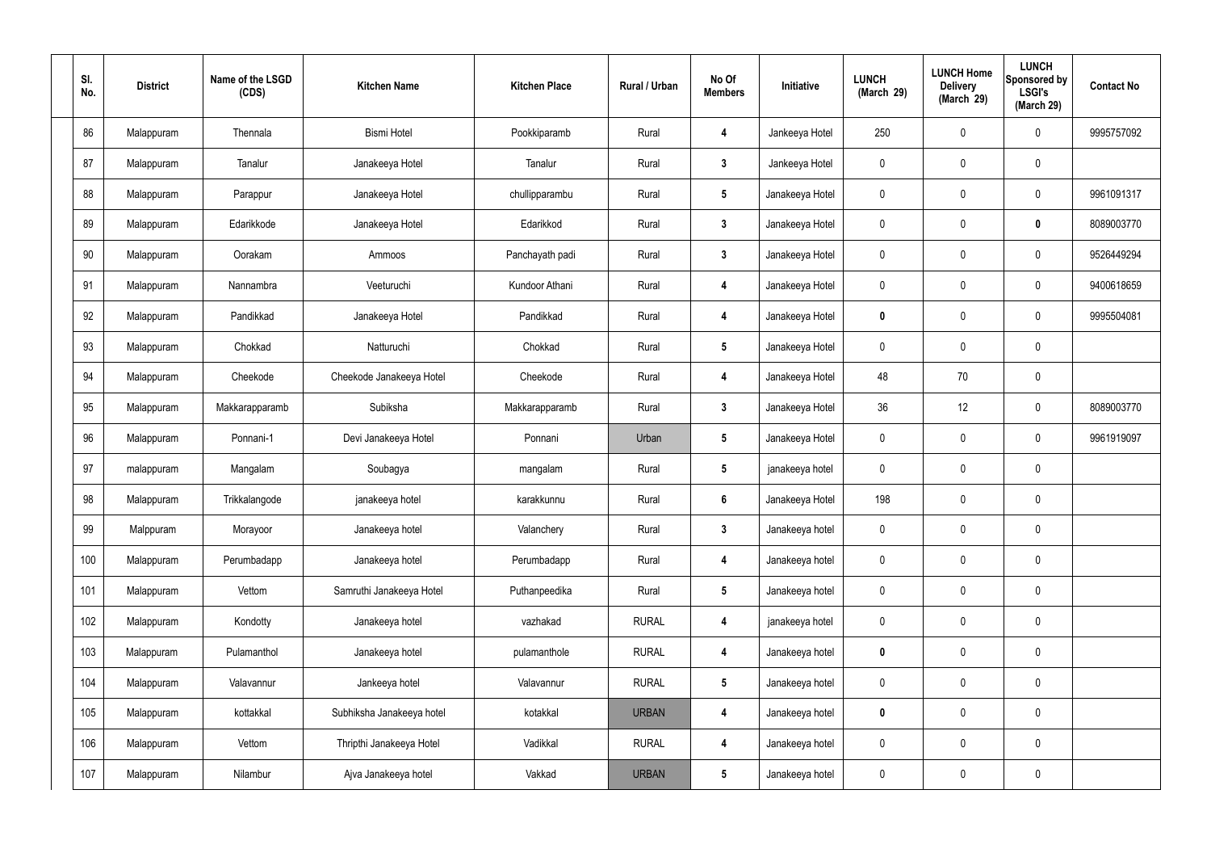| Sl. No. | District | Name of the LSGD (CDS) | Kitchen Name | Kitchen Place | Rural / Urban | No Of Members | Initiative | LUNCH (March 29) | LUNCH Home Delivery (March 29) | LUNCH Sponsored by LSGI's (March 29) | Contact No |
|---|---|---|---|---|---|---|---|---|---|---|---|
| 86 | Malappuram | Thennala | Bismi Hotel | Pookkiparamb | Rural | 4 | Jankeeya Hotel | 250 | 0 | 0 | 9995757092 |
| 87 | Malappuram | Tanalur | Janakeeya Hotel | Tanalur | Rural | 3 | Jankeeya Hotel | 0 | 0 | 0 | |
| 88 | Malappuram | Parappur | Janakeeya Hotel | chullipparambu | Rural | 5 | Janakeeya Hotel | 0 | 0 | 0 | 9961091317 |
| 89 | Malappuram | Edarikkode | Janakeeya Hotel | Edarikkod | Rural | 3 | Janakeeya Hotel | 0 | 0 | 0 | 8089003770 |
| 90 | Malappuram | Oorakam | Ammoos | Panchayath padi | Rural | 3 | Janakeeya Hotel | 0 | 0 | 0 | 9526449294 |
| 91 | Malappuram | Nannambra | Veeturuchi | Kundoor Athani | Rural | 4 | Janakeeya Hotel | 0 | 0 | 0 | 9400618659 |
| 92 | Malappuram | Pandikkad | Janakeeya Hotel | Pandikkad | Rural | 4 | Janakeeya Hotel | 0 | 0 | 0 | 9995504081 |
| 93 | Malappuram | Chokkad | Natturuchi | Chokkad | Rural | 5 | Janakeeya Hotel | 0 | 0 | 0 | |
| 94 | Malappuram | Cheekode | Cheekode Janakeeya Hotel | Cheekode | Rural | 4 | Janakeeya Hotel | 48 | 70 | 0 | |
| 95 | Malappuram | Makkarapparamb | Subiksha | Makkarapparamb | Rural | 3 | Janakeeya Hotel | 36 | 12 | 0 | 8089003770 |
| 96 | Malappuram | Ponnani-1 | Devi Janakeeya Hotel | Ponnani | Urban | 5 | Janakeeya Hotel | 0 | 0 | 0 | 9961919097 |
| 97 | malappuram | Mangalam | Soubagya | mangalam | Rural | 5 | janakeeya hotel | 0 | 0 | 0 | |
| 98 | Malappuram | Trikkalangode | janakeeya hotel | karakkunnu | Rural | 6 | Janakeeya Hotel | 198 | 0 | 0 | |
| 99 | Malppuram | Morayoor | Janakeeya hotel | Valanchery | Rural | 3 | Janakeeya hotel | 0 | 0 | 0 | |
| 100 | Malappuram | Perumbadapp | Janakeeya hotel | Perumbadapp | Rural | 4 | Janakeeya hotel | 0 | 0 | 0 | |
| 101 | Malappuram | Vettom | Samruthi Janakeeya Hotel | Puthanpeedika | Rural | 5 | Janakeeya hotel | 0 | 0 | 0 | |
| 102 | Malappuram | Kondotty | Janakeeya hotel | vazhakad | RURAL | 4 | janakeeya hotel | 0 | 0 | 0 | |
| 103 | Malappuram | Pulamanthol | Janakeeya hotel | pulamanthole | RURAL | 4 | Janakeeya hotel | 0 | 0 | 0 | |
| 104 | Malappuram | Valavannur | Jankeeya hotel | Valavannur | RURAL | 5 | Janakeeya hotel | 0 | 0 | 0 | |
| 105 | Malappuram | kottakkal | Subhiksha Janakeeya hotel | kotakkal | URBAN | 4 | Janakeeya hotel | 0 | 0 | 0 | |
| 106 | Malappuram | Vettom | Thripthi Janakeeya Hotel | Vadikkal | RURAL | 4 | Janakeeya hotel | 0 | 0 | 0 | |
| 107 | Malappuram | Nilambur | Ajva Janakeeya hotel | Vakkad | URBAN | 5 | Janakeeya hotel | 0 | 0 | 0 | |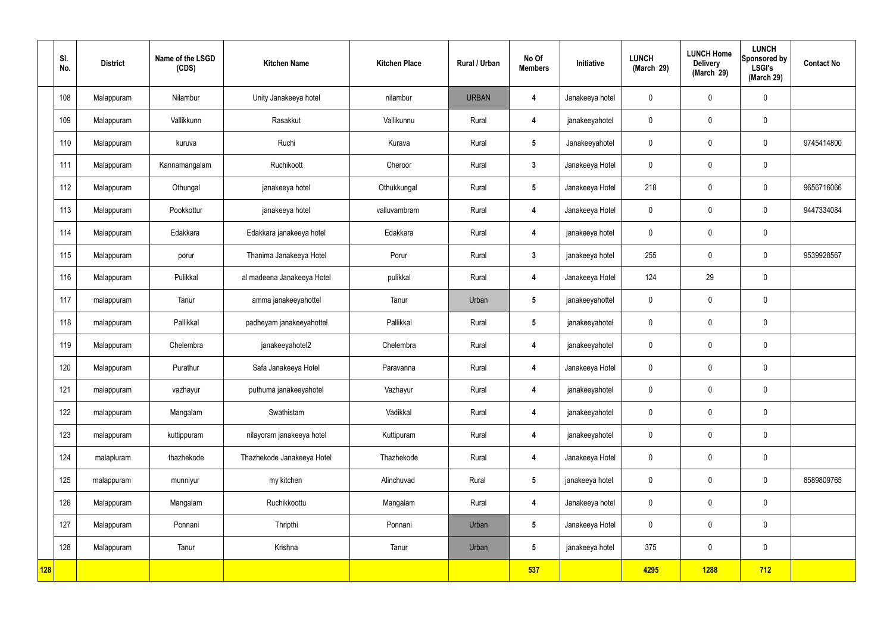| | Sl. No. | District | Name of the LSGD (CDS) | Kitchen Name | Kitchen Place | Rural / Urban | No Of Members | Initiative | LUNCH (March 29) | LUNCH Home Delivery (March 29) | LUNCH Sponsored by LSGI's (March 29) | Contact No |
|---|---|---|---|---|---|---|---|---|---|---|---|---|
| | 108 | Malappuram | Nilambur | Unity Janakeeya hotel | nilambur | URBAN | 4 | Janakeeya hotel | 0 | 0 | 0 | |
| | 109 | Malappuram | Vallikkunn | Rasakkut | Vallikunnu | Rural | 4 | janakeeyahotel | 0 | 0 | 0 | |
| | 110 | Malappuram | kuruva | Ruchi | Kurava | Rural | 5 | Janakeeyahotel | 0 | 0 | 0 | 9745414800 |
| | 111 | Malappuram | Kannamangalam | Ruchikoott | Cheroor | Rural | 3 | Janakeeya Hotel | 0 | 0 | 0 | |
| | 112 | Malappuram | Othungal | janakeeya hotel | Othukkungal | Rural | 5 | Janakeeya Hotel | 218 | 0 | 0 | 9656716066 |
| | 113 | Malappuram | Pookkottur | janakeeya hotel | valluvambram | Rural | 4 | Janakeeya Hotel | 0 | 0 | 0 | 9447334084 |
| | 114 | Malappuram | Edakkara | Edakkara janakeeya hotel | Edakkara | Rural | 4 | janakeeya hotel | 0 | 0 | 0 | |
| | 115 | Malappuram | porur | Thanima Janakeeya Hotel | Porur | Rural | 3 | janakeeya hotel | 255 | 0 | 0 | 9539928567 |
| | 116 | Malappuram | Pulikkal | al madeena Janakeeya Hotel | pulikkal | Rural | 4 | Janakeeya Hotel | 124 | 29 | 0 | |
| | 117 | malappuram | Tanur | amma janakeeyahottel | Tanur | Urban | 5 | janakeeyahottel | 0 | 0 | 0 | |
| | 118 | malappuram | Pallikkal | padheyam janakeeyahottel | Pallikkal | Rural | 5 | janakeeyahotel | 0 | 0 | 0 | |
| | 119 | Malappuram | Chelembra | janakeeyahotel2 | Chelembra | Rural | 4 | janakeeyahotel | 0 | 0 | 0 | |
| | 120 | Malappuram | Purathur | Safa Janakeeya Hotel | Paravanna | Rural | 4 | Janakeeya Hotel | 0 | 0 | 0 | |
| | 121 | malappuram | vazhayur | puthuma janakeeyahotel | Vazhayur | Rural | 4 | janakeeyahotel | 0 | 0 | 0 | |
| | 122 | malappuram | Mangalam | Swathistam | Vadikkal | Rural | 4 | janakeeyahotel | 0 | 0 | 0 | |
| | 123 | malappuram | kuttippuram | nilayoram janakeeya hotel | Kuttipuram | Rural | 4 | janakeeyahotel | 0 | 0 | 0 | |
| | 124 | malapluram | thazhekode | Thazhekode Janakeeya Hotel | Thazhekode | Rural | 4 | Janakeeya Hotel | 0 | 0 | 0 | |
| | 125 | malappuram | munniyur | my kitchen | Alinchuvad | Rural | 5 | janakeeya hotel | 0 | 0 | 0 | 8589809765 |
| | 126 | Malappuram | Mangalam | Ruchikkoottu | Mangalam | Rural | 4 | Janakeeya hotel | 0 | 0 | 0 | |
| | 127 | Malappuram | Ponnani | Thripthi | Ponnani | Urban | 5 | Janakeeya Hotel | 0 | 0 | 0 | |
| | 128 | Malappuram | Tanur | Krishna | Tanur | Urban | 5 | janakeeya hotel | 375 | 0 | 0 | |
| 128 | | | | | | | 537 | | 4295 | 1288 | 712 | |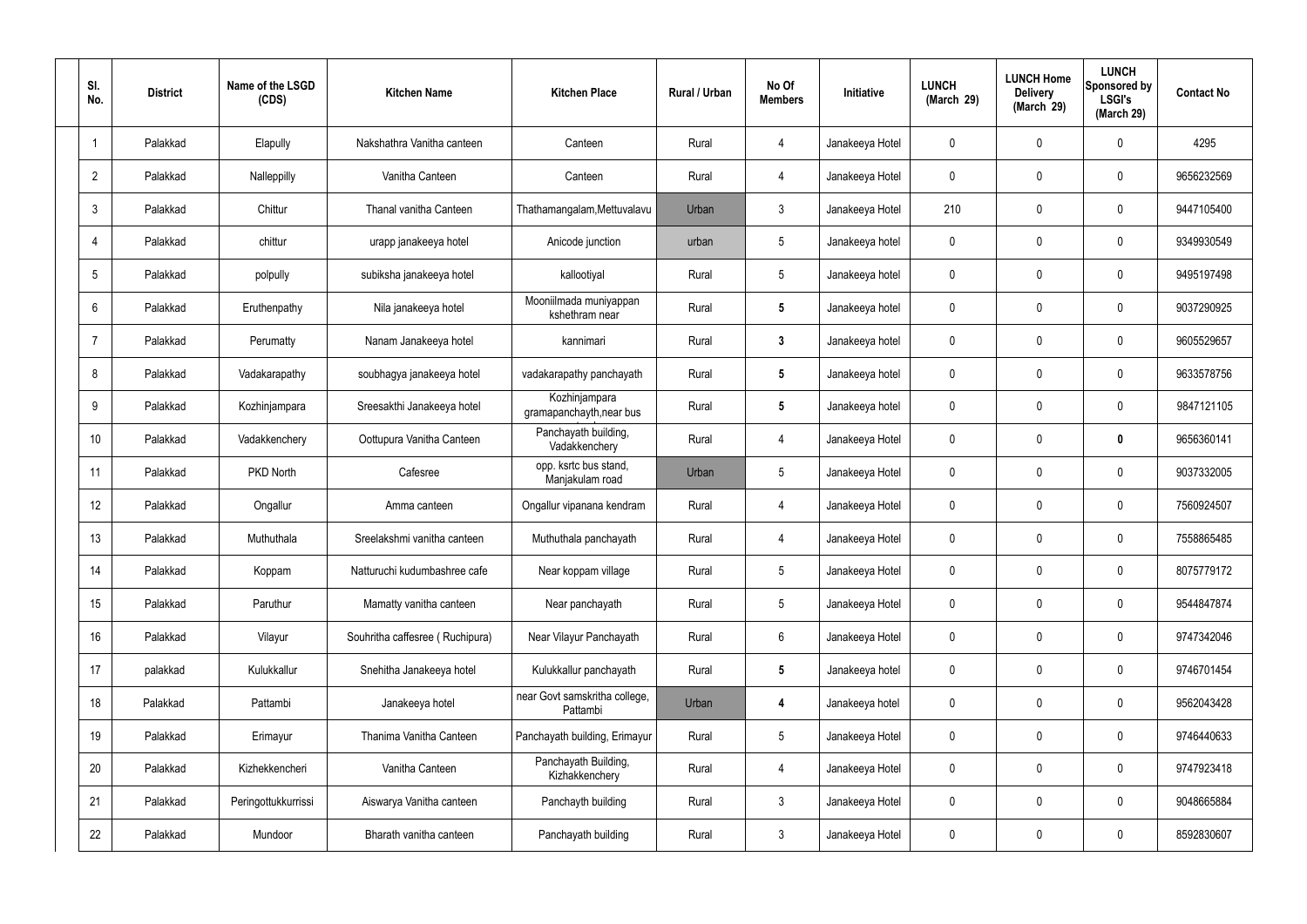| Sl. No. | District | Name of the LSGD (CDS) | Kitchen Name | Kitchen Place | Rural / Urban | No Of Members | Initiative | LUNCH (March 29) | LUNCH Home Delivery (March 29) | LUNCH Sponsored by LSGI's (March 29) | Contact No |
|---|---|---|---|---|---|---|---|---|---|---|---|
| 1 | Palakkad | Elapully | Nakshathra Vanitha canteen | Canteen | Rural | 4 | Janakeeya Hotel | 0 | 0 | 0 | 4295 |
| 2 | Palakkad | Nalleppilly | Vanitha Canteen | Canteen | Rural | 4 | Janakeeya Hotel | 0 | 0 | 0 | 9656232569 |
| 3 | Palakkad | Chittur | Thanal vanitha Canteen | Thathamangalam,Mettuvalavu | Urban | 3 | Janakeeya Hotel | 210 | 0 | 0 | 9447105400 |
| 4 | Palakkad | chittur | urapp janakeeya hotel | Anicode junction | urban | 5 | Janakeeya hotel | 0 | 0 | 0 | 9349930549 |
| 5 | Palakkad | polpully | subiksha janakeeya hotel | kallootiyal | Rural | 5 | Janakeeya hotel | 0 | 0 | 0 | 9495197498 |
| 6 | Palakkad | Eruthenpathy | Nila janakeeya hotel | Mooniilmada muniyappan kshethram near | Rural | **5** | Janakeeya hotel | 0 | 0 | 0 | 9037290925 |
| 7 | Palakkad | Perumatty | Nanam Janakeeya hotel | kannimari | Rural | **3** | Janakeeya hotel | 0 | 0 | 0 | 9605529657 |
| 8 | Palakkad | Vadakarapathy | soubhagya janakeeya hotel | vadakarapathy panchayath | Rural | **5** | Janakeeya hotel | 0 | 0 | 0 | 9633578756 |
| 9 | Palakkad | Kozhinjampara | Sreesakthi Janakeeya hotel | Kozhinjampara gramapanchayth,near bus | Rural | **5** | Janakeeya hotel | 0 | 0 | 0 | 9847121105 |
| 10 | Palakkad | Vadakkenchery | Oottupura Vanitha Canteen | Panchayath building, Vadakkenchery | Rural | 4 | Janakeeya Hotel | 0 | 0 | **0** | 9656360141 |
| 11 | Palakkad | PKD North | Cafesree | opp. ksrtc bus stand, Manjakulam road | Urban | 5 | Janakeeya Hotel | 0 | 0 | 0 | 9037332005 |
| 12 | Palakkad | Ongallur | Amma canteen | Ongallur vipanana kendram | Rural | 4 | Janakeeya Hotel | 0 | 0 | 0 | 7560924507 |
| 13 | Palakkad | Muthuthala | Sreelakshmi vanitha canteen | Muthuthala panchayath | Rural | 4 | Janakeeya Hotel | 0 | 0 | 0 | 7558865485 |
| 14 | Palakkad | Koppam | Natturuchi kudumbashree cafe | Near koppam village | Rural | 5 | Janakeeya Hotel | 0 | 0 | 0 | 8075779172 |
| 15 | Palakkad | Paruthur | Mamatty vanitha canteen | Near panchayath | Rural | 5 | Janakeeya Hotel | 0 | 0 | 0 | 9544847874 |
| 16 | Palakkad | Vilayur | Souhritha caffesree ( Ruchipura) | Near Vilayur Panchayath | Rural | 6 | Janakeeya Hotel | 0 | 0 | 0 | 9747342046 |
| 17 | palakkad | Kulukkallur | Snehitha Janakeeya hotel | Kulukkallur panchayath | Rural | **5** | Janakeeya hotel | 0 | 0 | 0 | 9746701454 |
| 18 | Palakkad | Pattambi | Janakeeya hotel | near Govt samskritha college, Pattambi | Urban | **4** | Janakeeya hotel | 0 | 0 | 0 | 9562043428 |
| 19 | Palakkad | Erimayur | Thanima Vanitha Canteen | Panchayath building, Erimayur | Rural | 5 | Janakeeya Hotel | 0 | 0 | 0 | 9746440633 |
| 20 | Palakkad | Kizhekkencheri | Vanitha Canteen | Panchayath Building, Kizhakkenchery | Rural | 4 | Janakeeya Hotel | 0 | 0 | 0 | 9747923418 |
| 21 | Palakkad | Peringottukkurrissi | Aiswarya Vanitha canteen | Panchayth building | Rural | 3 | Janakeeya Hotel | 0 | 0 | 0 | 9048665884 |
| 22 | Palakkad | Mundoor | Bharath vanitha canteen | Panchayath building | Rural | 3 | Janakeeya Hotel | 0 | 0 | 0 | 8592830607 |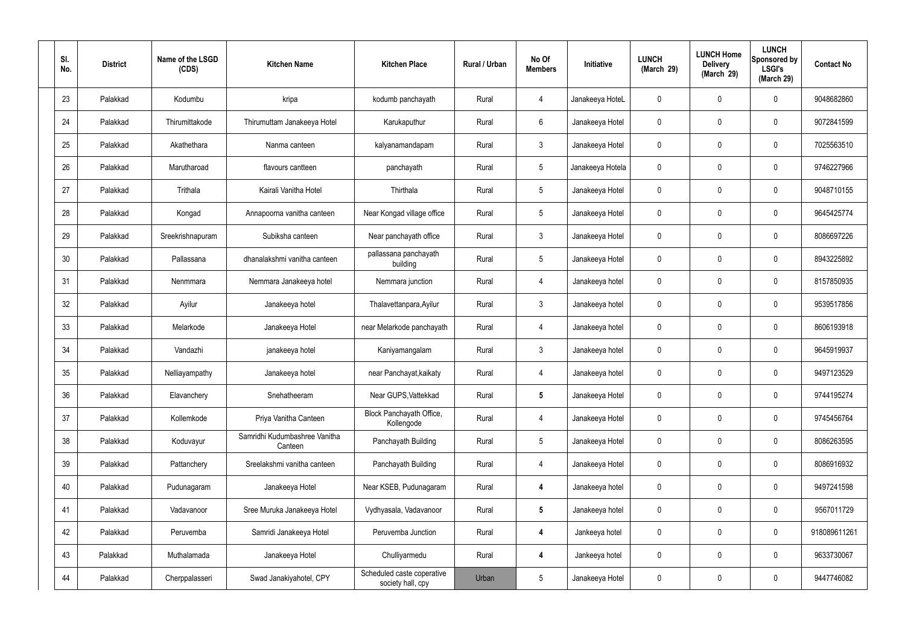| Sl. No. | District | Name of the LSGD (CDS) | Kitchen Name | Kitchen Place | Rural / Urban | No Of Members | Initiative | LUNCH (March 29) | LUNCH Home Delivery (March 29) | LUNCH Sponsored by LSGI's (March 29) | Contact No |
|---|---|---|---|---|---|---|---|---|---|---|---|
| 23 | Palakkad | Kodumbu | kripa | kodumb panchayath | Rural | 4 | Janakeeya HoteL | 0 | 0 | 0 | 9048682860 |
| 24 | Palakkad | Thirumittakode | Thirumuttam Janakeeya Hotel | Karukaputhur | Rural | 6 | Janakeeya Hotel | 0 | 0 | 0 | 9072841599 |
| 25 | Palakkad | Akathethara | Nanma canteen | kalyanamandapam | Rural | 3 | Janakeeya Hotel | 0 | 0 | 0 | 7025563510 |
| 26 | Palakkad | Marutharoad | flavours cantteen | panchayath | Rural | 5 | Janakeeya Hotela | 0 | 0 | 0 | 9746227966 |
| 27 | Palakkad | Trithala | Kairali Vanitha Hotel | Thirthala | Rural | 5 | Janakeeya Hotel | 0 | 0 | 0 | 9048710155 |
| 28 | Palakkad | Kongad | Annapoorna vanitha canteen | Near Kongad village office | Rural | 5 | Janakeeya Hotel | 0 | 0 | 0 | 9645425774 |
| 29 | Palakkad | Sreekrishnapuram | Subiksha canteen | Near panchayath office | Rural | 3 | Janakeeya Hotel | 0 | 0 | 0 | 8086697226 |
| 30 | Palakkad | Pallassana | dhanalakshmi vanitha canteen | pallassana panchayath building | Rural | 5 | Janakeeya Hotel | 0 | 0 | 0 | 8943225892 |
| 31 | Palakkad | Nenmmara | Nemmara Janakeeya hotel | Nemmara junction | Rural | 4 | Janakeeya hotel | 0 | 0 | 0 | 8157850935 |
| 32 | Palakkad | Ayilur | Janakeeya hotel | Thalavettanpara,Ayilur | Rural | 3 | Janakeeya hotel | 0 | 0 | 0 | 9539517856 |
| 33 | Palakkad | Melarkode | Janakeeya Hotel | near Melarkode panchayath | Rural | 4 | Janakeeya hotel | 0 | 0 | 0 | 8606193918 |
| 34 | Palakkad | Vandazhi | janakeeya hotel | Kaniyamangalam | Rural | 3 | Janakeeya hotel | 0 | 0 | 0 | 9645919937 |
| 35 | Palakkad | Nelliayampathy | Janakeeya hotel | near Panchayat,kaikaty | Rural | 4 | Janakeeya hotel | 0 | 0 | 0 | 9497123529 |
| 36 | Palakkad | Elavanchery | Snehatheeram | Near GUPS,Vattekkad | Rural | **5** | Janakeeya Hotel | 0 | 0 | 0 | 9744195274 |
| 37 | Palakkad | Kollemkode | Priya Vanitha Canteen | Block Panchayath Office, Kollengode | Rural | 4 | Janakeeya Hotel | 0 | 0 | 0 | 9745456764 |
| 38 | Palakkad | Koduvayur | Samridhi Kudumbashree Vanitha Canteen | Panchayath Building | Rural | 5 | Janakeeya Hotel | 0 | 0 | 0 | 8086263595 |
| 39 | Palakkad | Pattanchery | Sreelakshmi vanitha canteen | Panchayath Building | Rural | 4 | Janakeeya Hotel | 0 | 0 | 0 | 8086916932 |
| 40 | Palakkad | Pudunagaram | Janakeeya Hotel | Near KSEB, Pudunagaram | Rural | **4** | Janakeeya hotel | 0 | 0 | 0 | 9497241598 |
| 41 | Palakkad | Vadavanoor | Sree Muruka Janakeeya Hotel | Vydhyasala, Vadavanoor | Rural | **5** | Janakeeya hotel | 0 | 0 | 0 | 9567011729 |
| 42 | Palakkad | Peruvemba | Samridi Janakeeya Hotel | Peruvemba Junction | Rural | **4** | Jankeeya hotel | 0 | 0 | 0 | 918089611261 |
| 43 | Palakkad | Muthalamada | Janakeeya Hotel | Chulliyarmedu | Rural | **4** | Jankeeya hotel | 0 | 0 | 0 | 9633730067 |
| 44 | Palakkad | Cherppalasseri | Swad Janakiyahotel, CPY | Scheduled caste coperative society hall, cpy | Urban | 5 | Janakeeya Hotel | 0 | 0 | 0 | 9447746082 |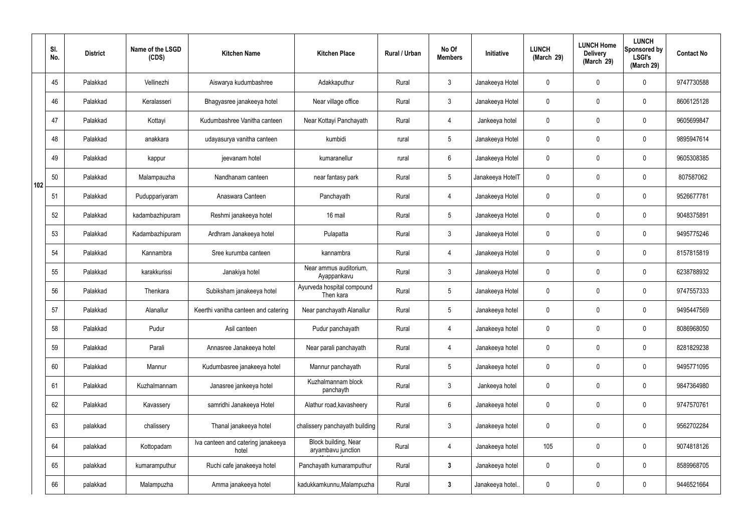|  | Sl. No. | District | Name of the LSGD (CDS) | Kitchen Name | Kitchen Place | Rural / Urban | No Of Members | Initiative | LUNCH (March 29) | LUNCH Home Delivery (March 29) | LUNCH Sponsored by LSGI's (March 29) | Contact No |
|---|---|---|---|---|---|---|---|---|---|---|---|---|
| 102 | 45 | Palakkad | Vellinezhi | Aiswarya kudumbashree | Adakkaputhur | Rural | 3 | Janakeeya Hotel | 0 | 0 | 0 | 9747730588 |
|  | 46 | Palakkad | Keralasseri | Bhagyasree janakeeya hotel | Near village office | Rural | 3 | Janakeeya Hotel | 0 | 0 | 0 | 8606125128 |
|  | 47 | Palakkad | Kottayi | Kudumbashree Vanitha canteen | Near Kottayi Panchayath | Rural | 4 | Jankeeya hotel | 0 | 0 | 0 | 9605699847 |
|  | 48 | Palakkad | anakkara | udayasurya vanitha canteen | kumbidi | rural | 5 | Janakeeya Hotel | 0 | 0 | 0 | 9895947614 |
|  | 49 | Palakkad | kappur | jeevanam hotel | kumaranellur | rural | 6 | Janakeeya Hotel | 0 | 0 | 0 | 9605308385 |
|  | 50 | Palakkad | Malampauzha | Nandhanam canteen | near fantasy park | Rural | 5 | Janakeeya HotelT | 0 | 0 | 0 | 807587062 |
|  | 51 | Palakkad | Puduppariyaram | Anaswara Canteen | Panchayath | Rural | 4 | Janakeeya Hotel | 0 | 0 | 0 | 9526677781 |
|  | 52 | Palakkad | kadambazhipuram | Reshmi janakeeya hotel | 16 mail | Rural | 5 | Janakeeya Hotel | 0 | 0 | 0 | 9048375891 |
|  | 53 | Palakkad | Kadambazhipuram | Ardhram Janakeeya hotel | Pulapatta | Rural | 3 | Janakeeya Hotel | 0 | 0 | 0 | 9495775246 |
|  | 54 | Palakkad | Kannambra | Sree kurumba canteen | kannambra | Rural | 4 | Janakeeya Hotel | 0 | 0 | 0 | 8157815819 |
|  | 55 | Palakkad | karakkurissi | Janakiya hotel | Near ammus auditorium, Ayappankavu | Rural | 3 | Janakeeya Hotel | 0 | 0 | 0 | 6238788932 |
|  | 56 | Palakkad | Thenkara | Subiksham janakeeya hotel | Ayurveda hospital compound Then kara | Rural | 5 | Janakeeya Hotel | 0 | 0 | 0 | 9747557333 |
|  | 57 | Palakkad | Alanallur | Keerthi vanitha canteen and catering | Near panchayath Alanallur | Rural | 5 | Janakeeya hotel | 0 | 0 | 0 | 9495447569 |
|  | 58 | Palakkad | Pudur | Asil canteen | Pudur panchayath | Rural | 4 | Janakeeya hotel | 0 | 0 | 0 | 8086968050 |
|  | 59 | Palakkad | Parali | Annasree Janakeeya hotel | Near parali panchayath | Rural | 4 | Janakeeya hotel | 0 | 0 | 0 | 8281829238 |
|  | 60 | Palakkad | Mannur | Kudumbasree janakeeya hotel | Mannur panchayath | Rural | 5 | Janakeeya hotel | 0 | 0 | 0 | 9495771095 |
|  | 61 | Palakkad | Kuzhalmannam | Janasree jankeeya hotel | Kuzhalmannam block panchayth | Rural | 3 | Jankeeya hotel | 0 | 0 | 0 | 9847364980 |
|  | 62 | Palakkad | Kavassery | samridhi Janakeeya Hotel | Alathur road,kavasheery | Rural | 6 | Janakeeya hotel | 0 | 0 | 0 | 9747570761 |
|  | 63 | palakkad | chalissery | Thanal janakeeya hotel | chalissery panchayath building | Rural | 3 | Janakeeya hotel | 0 | 0 | 0 | 9562702284 |
|  | 64 | palakkad | Kottopadam | Iva canteen and catering janakeeya hotel | Block building, Near aryambavu junction | Rural | 4 | Janakeeya hotel | 105 | 0 | 0 | 9074818126 |
|  | 65 | palakkad | kumaramputhur | Ruchi cafe janakeeya hotel | Panchayath kumaramputhur | Rural | 3 | Janakeeya hotel | 0 | 0 | 0 | 8589968705 |
|  | 66 | palakkad | Malampuzha | Amma janakeeya hotel | kadukkamkunnu,Malampuzha | Rural | 3 | Janakeeya hotel.. | 0 | 0 | 0 | 9446521664 |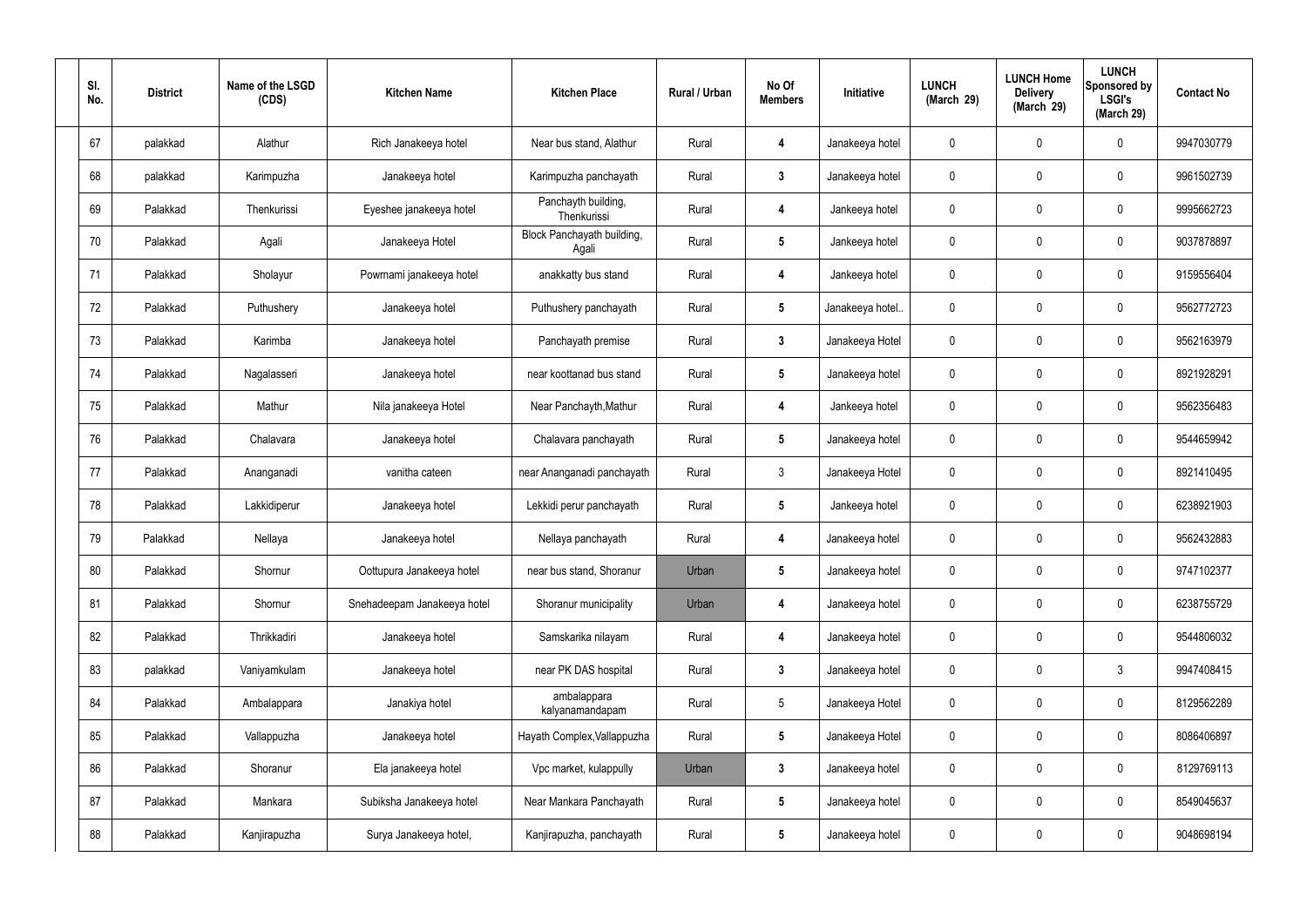| Sl. No. | District | Name of the LSGD (CDS) | Kitchen Name | Kitchen Place | Rural / Urban | No Of Members | Initiative | LUNCH (March 29) | LUNCH Home Delivery (March 29) | LUNCH Sponsored by LSGI's (March 29) | Contact No |
|---|---|---|---|---|---|---|---|---|---|---|---|
| 67 | palakkad | Alathur | Rich Janakeeya hotel | Near bus stand, Alathur | Rural | 4 | Janakeeya hotel | 0 | 0 | 0 | 9947030779 |
| 68 | palakkad | Karimpuzha | Janakeeya hotel | Karimpuzha panchayath | Rural | 3 | Janakeeya hotel | 0 | 0 | 0 | 9961502739 |
| 69 | Palakkad | Thenkurissi | Eyeshee janakeeya hotel | Panchayth building, Thenkurissi | Rural | 4 | Jankeeya hotel | 0 | 0 | 0 | 9995662723 |
| 70 | Palakkad | Agali | Janakeeya Hotel | Block Panchayath building, Agali | Rural | 5 | Jankeeya hotel | 0 | 0 | 0 | 9037878897 |
| 71 | Palakkad | Sholayur | Powrnami janakeeya hotel | anakkatty bus stand | Rural | 4 | Jankeeya hotel | 0 | 0 | 0 | 9159556404 |
| 72 | Palakkad | Puthushery | Janakeeya hotel | Puthushery panchayath | Rural | 5 | Janakeeya hotel.. | 0 | 0 | 0 | 9562772723 |
| 73 | Palakkad | Karimba | Janakeeya hotel | Panchayath premise | Rural | 3 | Janakeeya Hotel | 0 | 0 | 0 | 9562163979 |
| 74 | Palakkad | Nagalasseri | Janakeeya hotel | near koottanad bus stand | Rural | 5 | Janakeeya hotel | 0 | 0 | 0 | 8921928291 |
| 75 | Palakkad | Mathur | Nila janakeeya Hotel | Near Panchayth,Mathur | Rural | 4 | Jankeeya hotel | 0 | 0 | 0 | 9562356483 |
| 76 | Palakkad | Chalavara | Janakeeya hotel | Chalavara panchayath | Rural | 5 | Janakeeya hotel | 0 | 0 | 0 | 9544659942 |
| 77 | Palakkad | Ananganadi | vanitha cateen | near Ananganadi panchayath | Rural | 3 | Janakeeya Hotel | 0 | 0 | 0 | 8921410495 |
| 78 | Palakkad | Lakkidiperur | Janakeeya hotel | Lekkidi perur panchayath | Rural | 5 | Jankeeya hotel | 0 | 0 | 0 | 6238921903 |
| 79 | Palakkad | Nellaya | Janakeeya hotel | Nellaya panchayath | Rural | 4 | Janakeeya hotel | 0 | 0 | 0 | 9562432883 |
| 80 | Palakkad | Shornur | Oottupura Janakeeya hotel | near bus stand, Shoranur | Urban | 5 | Janakeeya hotel | 0 | 0 | 0 | 9747102377 |
| 81 | Palakkad | Shornur | Snehadeepam Janakeeya hotel | Shoranur municipality | Urban | 4 | Janakeeya hotel | 0 | 0 | 0 | 6238755729 |
| 82 | Palakkad | Thrikkadiri | Janakeeya hotel | Samskarika nilayam | Rural | 4 | Janakeeya hotel | 0 | 0 | 0 | 9544806032 |
| 83 | palakkad | Vaniyamkulam | Janakeeya hotel | near PK DAS hospital | Rural | 3 | Janakeeya hotel | 0 | 0 | 3 | 9947408415 |
| 84 | Palakkad | Ambalappara | Janakiya hotel | ambalappara kalyanamandapam | Rural | 5 | Janakeeya Hotel | 0 | 0 | 0 | 8129562289 |
| 85 | Palakkad | Vallappuzha | Janakeeya hotel | Hayath Complex,Vallappuzha | Rural | 5 | Janakeeya Hotel | 0 | 0 | 0 | 8086406897 |
| 86 | Palakkad | Shoranur | Ela janakeeya hotel | Vpc market, kulappully | Urban | 3 | Janakeeya hotel | 0 | 0 | 0 | 8129769113 |
| 87 | Palakkad | Mankara | Subiksha Janakeeya hotel | Near Mankara Panchayath | Rural | 5 | Janakeeya hotel | 0 | 0 | 0 | 8549045637 |
| 88 | Palakkad | Kanjirapuzha | Surya Janakeeya hotel, | Kanjirapuzha, panchayath | Rural | 5 | Janakeeya hotel | 0 | 0 | 0 | 9048698194 |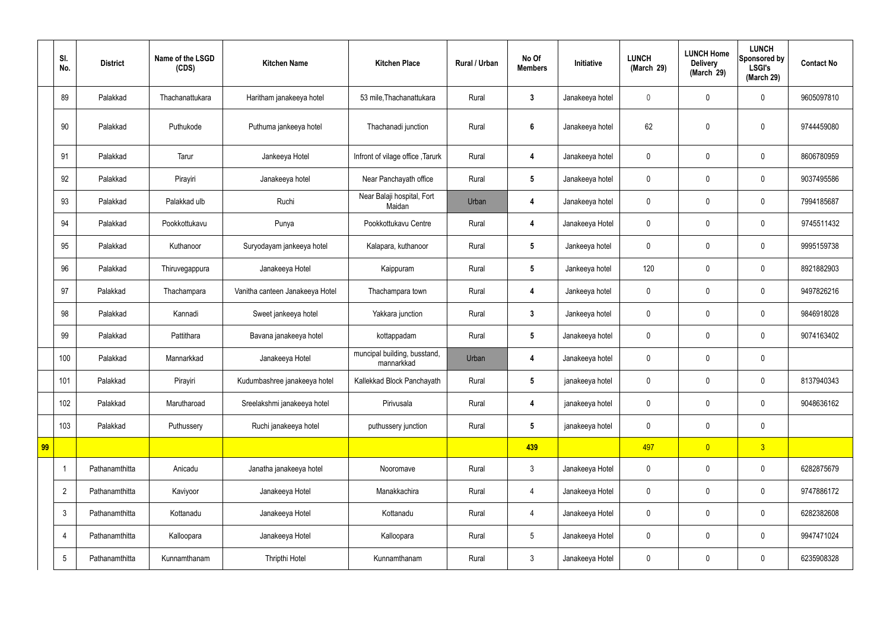| | Sl. No. | District | Name of the LSGD (CDS) | Kitchen Name | Kitchen Place | Rural / Urban | No Of Members | Initiative | LUNCH (March 29) | LUNCH Home Delivery (March 29) | LUNCH Sponsored by LSGI's (March 29) | Contact No |
|---|---|---|---|---|---|---|---|---|---|---|---|---|
| | 89 | Palakkad | Thachanattukara | Haritham janakeeya hotel | 53 mile,Thachanattukara | Rural | 3 | Janakeeya hotel | 0 | 0 | 0 | 9605097810 |
| | 90 | Palakkad | Puthukode | Puthuma jankeeya hotel | Thachanadi junction | Rural | 6 | Janakeeya hotel | 62 | 0 | 0 | 9744459080 |
| | 91 | Palakkad | Tarur | Jankeeya Hotel | Infront of vilage office ,Tarurk | Rural | 4 | Janakeeya hotel | 0 | 0 | 0 | 8606780959 |
| | 92 | Palakkad | Pirayiri | Janakeeya hotel | Near Panchayath office | Rural | 5 | Janakeeya hotel | 0 | 0 | 0 | 9037495586 |
| | 93 | Palakkad | Palakkad ulb | Ruchi | Near Balaji hospital, Fort Maidan | Urban | 4 | Janakeeya hotel | 0 | 0 | 0 | 7994185687 |
| | 94 | Palakkad | Pookkottukavu | Punya | Pookkottukavu Centre | Rural | 4 | Janakeeya Hotel | 0 | 0 | 0 | 9745511432 |
| | 95 | Palakkad | Kuthanoor | Suryodayam jankeeya hotel | Kalapara, kuthanoor | Rural | 5 | Jankeeya hotel | 0 | 0 | 0 | 9995159738 |
| | 96 | Palakkad | Thiruvegappura | Janakeeya Hotel | Kaippuram | Rural | 5 | Jankeeya hotel | 120 | 0 | 0 | 8921882903 |
| | 97 | Palakkad | Thachampara | Vanitha canteen Janakeeya Hotel | Thachampara town | Rural | 4 | Jankeeya hotel | 0 | 0 | 0 | 9497826216 |
| | 98 | Palakkad | Kannadi | Sweet jankeeya hotel | Yakkara junction | Rural | 3 | Jankeeya hotel | 0 | 0 | 0 | 9846918028 |
| | 99 | Palakkad | Pattithara | Bavana janakeeya hotel | kottappadam | Rural | 5 | Janakeeya hotel | 0 | 0 | 0 | 9074163402 |
| | 100 | Palakkad | Mannarkkad | Janakeeya Hotel | muncipal building, busstand, mannarkkad | Urban | 4 | Janakeeya hotel | 0 | 0 | 0 | |
| | 101 | Palakkad | Pirayiri | Kudumbashree janakeeya hotel | Kallekkad Block Panchayath | Rural | 5 | janakeeya hotel | 0 | 0 | 0 | 8137940343 |
| | 102 | Palakkad | Marutharoad | Sreelakshmi janakeeya hotel | Pirivusala | Rural | 4 | janakeeya hotel | 0 | 0 | 0 | 9048636162 |
| | 103 | Palakkad | Puthussery | Ruchi janakeeya hotel | puthussery junction | Rural | 5 | janakeeya hotel | 0 | 0 | 0 | |
| 99 | | | | | | | 439 | | 497 | 0 | 3 | |
| | 1 | Pathanamthitta | Anicadu | Janatha janakeeya hotel | Nooromave | Rural | 3 | Janakeeya Hotel | 0 | 0 | 0 | 6282875679 |
| | 2 | Pathanamthitta | Kaviyoor | Janakeeya Hotel | Manakkachira | Rural | 4 | Janakeeya Hotel | 0 | 0 | 0 | 9747886172 |
| | 3 | Pathanamthitta | Kottanadu | Janakeeya Hotel | Kottanadu | Rural | 4 | Janakeeya Hotel | 0 | 0 | 0 | 6282382608 |
| | 4 | Pathanamthitta | Kalloopara | Janakeeya Hotel | Kalloopara | Rural | 5 | Janakeeya Hotel | 0 | 0 | 0 | 9947471024 |
| | 5 | Pathanamthitta | Kunnamthanam | Thripthi Hotel | Kunnamthanam | Rural | 3 | Janakeeya Hotel | 0 | 0 | 0 | 6235908328 |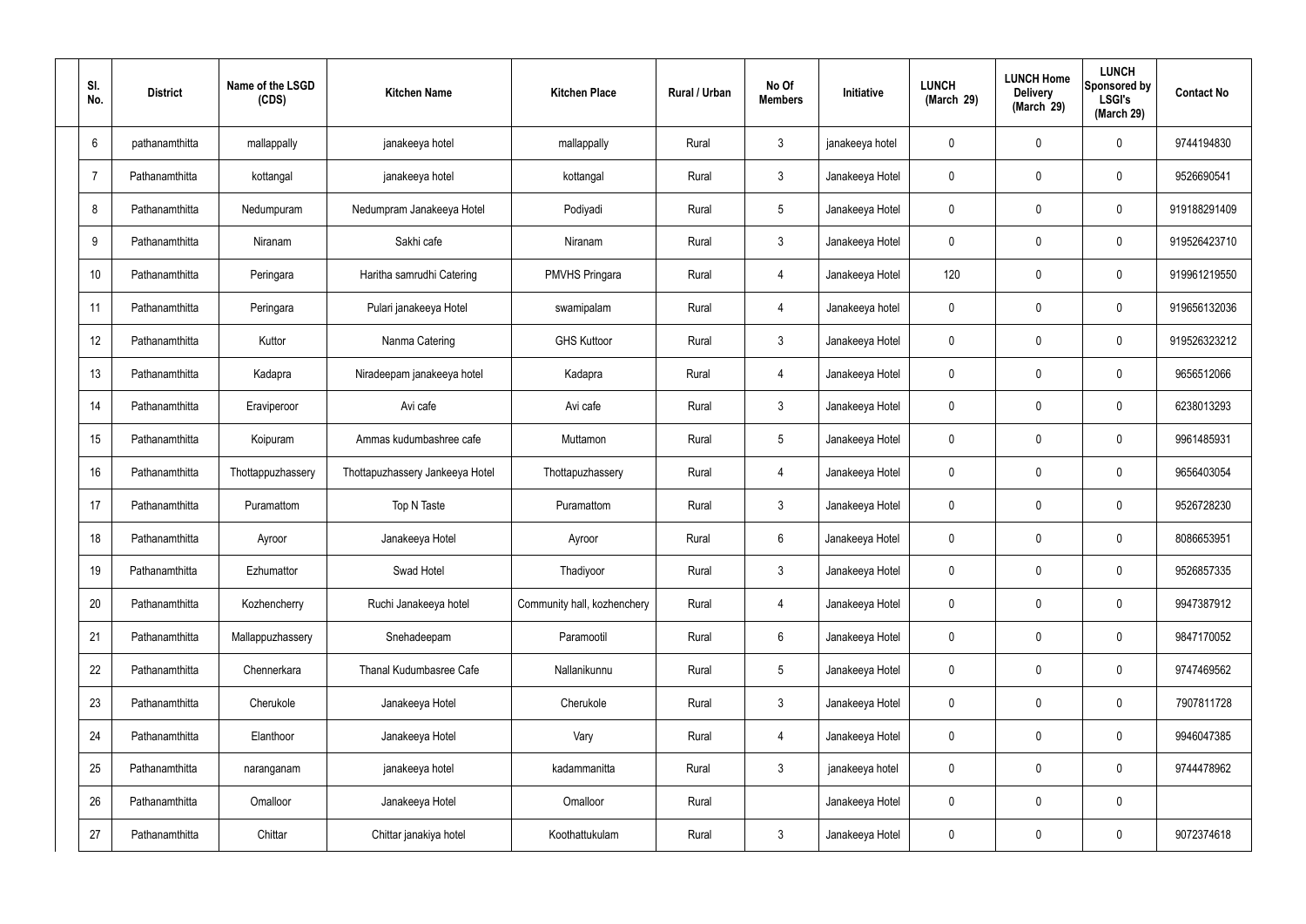| Sl. No. | District | Name of the LSGD (CDS) | Kitchen Name | Kitchen Place | Rural / Urban | No Of Members | Initiative | LUNCH (March 29) | LUNCH Home Delivery (March 29) | LUNCH Sponsored by LSGI's (March 29) | Contact No |
|---|---|---|---|---|---|---|---|---|---|---|---|
| 6 | pathanamthitta | mallappally | janakeeya hotel | mallappally | Rural | 3 | janakeeya hotel | 0 | 0 | 0 | 9744194830 |
| 7 | Pathanamthitta | kottangal | janakeeya hotel | kottangal | Rural | 3 | Janakeeya Hotel | 0 | 0 | 0 | 9526690541 |
| 8 | Pathanamthitta | Nedumpuram | Nedumpram Janakeeya Hotel | Podiyadi | Rural | 5 | Janakeeya Hotel | 0 | 0 | 0 | 919188291409 |
| 9 | Pathanamthitta | Niranam | Sakhi cafe | Niranam | Rural | 3 | Janakeeya Hotel | 0 | 0 | 0 | 919526423710 |
| 10 | Pathanamthitta | Peringara | Haritha samrudhi Catering | PMVHS Pringara | Rural | 4 | Janakeeya Hotel | 120 | 0 | 0 | 919961219550 |
| 11 | Pathanamthitta | Peringara | Pulari janakeeya Hotel | swamipalam | Rural | 4 | Janakeeya hotel | 0 | 0 | 0 | 919656132036 |
| 12 | Pathanamthitta | Kuttor | Nanma Catering | GHS Kuttoor | Rural | 3 | Janakeeya Hotel | 0 | 0 | 0 | 919526323212 |
| 13 | Pathanamthitta | Kadapra | Niradeepam janakeeya hotel | Kadapra | Rural | 4 | Janakeeya Hotel | 0 | 0 | 0 | 9656512066 |
| 14 | Pathanamthitta | Eraviperoor | Avi cafe | Avi cafe | Rural | 3 | Janakeeya Hotel | 0 | 0 | 0 | 6238013293 |
| 15 | Pathanamthitta | Koipuram | Ammas kudumbashree cafe | Muttamon | Rural | 5 | Janakeeya Hotel | 0 | 0 | 0 | 9961485931 |
| 16 | Pathanamthitta | Thottappuzhassery | Thottapuzhassery Jankeeya Hotel | Thottapuzhassery | Rural | 4 | Janakeeya Hotel | 0 | 0 | 0 | 9656403054 |
| 17 | Pathanamthitta | Puramattom | Top N Taste | Puramattom | Rural | 3 | Janakeeya Hotel | 0 | 0 | 0 | 9526728230 |
| 18 | Pathanamthitta | Ayroor | Janakeeya Hotel | Ayroor | Rural | 6 | Janakeeya Hotel | 0 | 0 | 0 | 8086653951 |
| 19 | Pathanamthitta | Ezhumattor | Swad Hotel | Thadiyoor | Rural | 3 | Janakeeya Hotel | 0 | 0 | 0 | 9526857335 |
| 20 | Pathanamthitta | Kozhencherry | Ruchi Janakeeya hotel | Community hall, kozhenchery | Rural | 4 | Janakeeya Hotel | 0 | 0 | 0 | 9947387912 |
| 21 | Pathanamthitta | Mallappuzhassery | Snehadeepam | Paramootil | Rural | 6 | Janakeeya Hotel | 0 | 0 | 0 | 9847170052 |
| 22 | Pathanamthitta | Chennerkara | Thanal Kudumbasree Cafe | Nallanikunnu | Rural | 5 | Janakeeya Hotel | 0 | 0 | 0 | 9747469562 |
| 23 | Pathanamthitta | Cherukole | Janakeeya Hotel | Cherukole | Rural | 3 | Janakeeya Hotel | 0 | 0 | 0 | 7907811728 |
| 24 | Pathanamthitta | Elanthoor | Janakeeya Hotel | Vary | Rural | 4 | Janakeeya Hotel | 0 | 0 | 0 | 9946047385 |
| 25 | Pathanamthitta | naranganam | janakeeya hotel | kadammanitta | Rural | 3 | janakeeya hotel | 0 | 0 | 0 | 9744478962 |
| 26 | Pathanamthitta | Omalloor | Janakeeya Hotel | Omalloor | Rural | | Janakeeya Hotel | 0 | 0 | 0 | |
| 27 | Pathanamthitta | Chittar | Chittar janakiya hotel | Koothattukulam | Rural | 3 | Janakeeya Hotel | 0 | 0 | 0 | 9072374618 |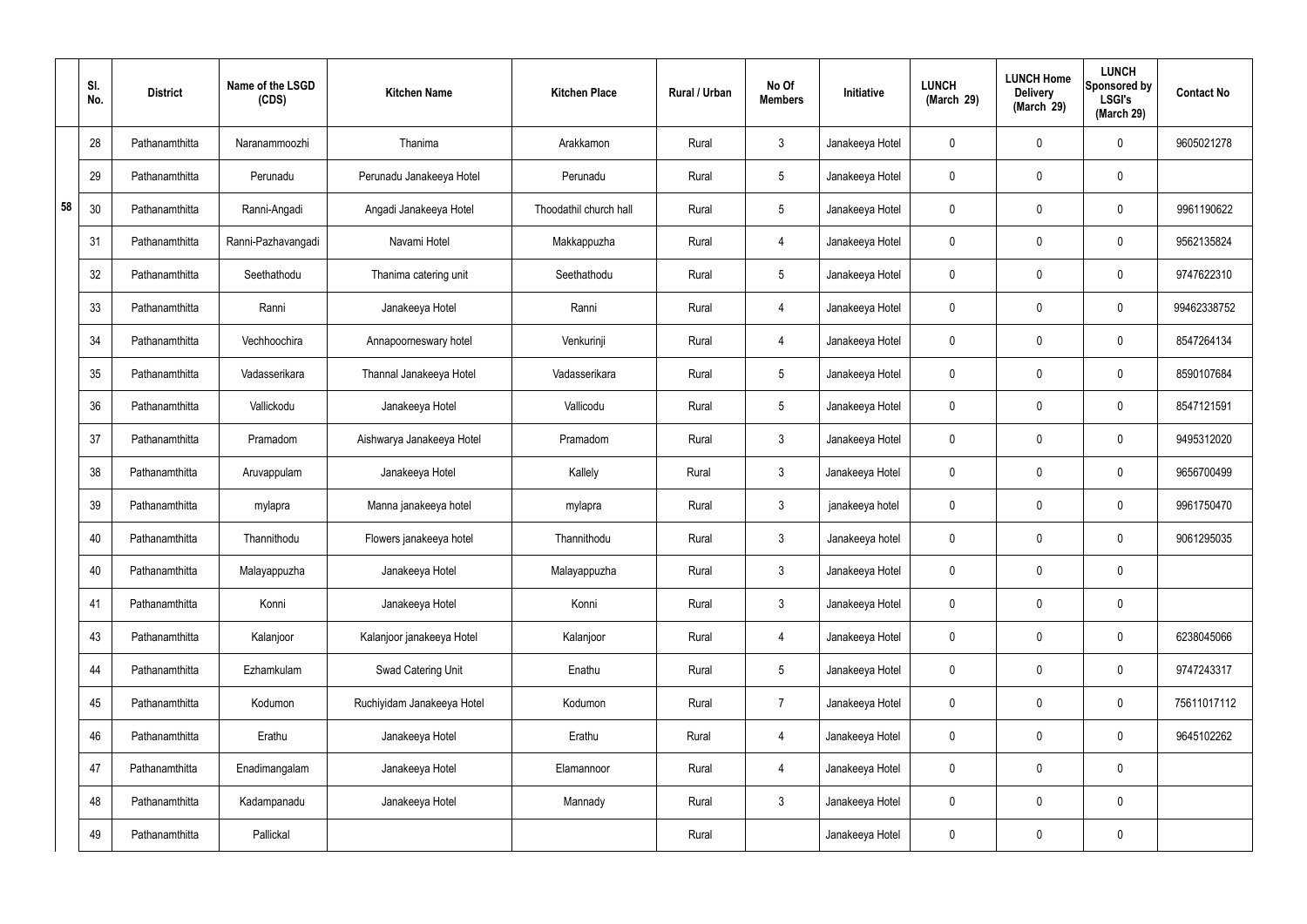| | Sl. No. | District | Name of the LSGD (CDS) | Kitchen Name | Kitchen Place | Rural / Urban | No Of Members | Initiative | LUNCH (March 29) | LUNCH Home Delivery (March 29) | LUNCH Sponsored by LSGI's (March 29) | Contact No |
|---|---|---|---|---|---|---|---|---|---|---|---|---|
| 58 | 28 | Pathanamthitta | Naranammoozhi | Thanima | Arakkamon | Rural | 3 | Janakeeya Hotel | 0 | 0 | 0 | 9605021278 |
| | 29 | Pathanamthitta | Perunadu | Perunadu Janakeeya Hotel | Perunadu | Rural | 5 | Janakeeya Hotel | 0 | 0 | 0 | |
| | 30 | Pathanamthitta | Ranni-Angadi | Angadi Janakeeya Hotel | Thoodathil church hall | Rural | 5 | Janakeeya Hotel | 0 | 0 | 0 | 9961190622 |
| | 31 | Pathanamthitta | Ranni-Pazhavangadi | Navami Hotel | Makkappuzha | Rural | 4 | Janakeeya Hotel | 0 | 0 | 0 | 9562135824 |
| | 32 | Pathanamthitta | Seethathodu | Thanima catering unit | Seethathodu | Rural | 5 | Janakeeya Hotel | 0 | 0 | 0 | 9747622310 |
| | 33 | Pathanamthitta | Ranni | Janakeeya Hotel | Ranni | Rural | 4 | Janakeeya Hotel | 0 | 0 | 0 | 99462338752 |
| | 34 | Pathanamthitta | Vechhoochira | Annapoorneswary hotel | Venkurinji | Rural | 4 | Janakeeya Hotel | 0 | 0 | 0 | 8547264134 |
| | 35 | Pathanamthitta | Vadasserikara | Thannal Janakeeya Hotel | Vadasserikara | Rural | 5 | Janakeeya Hotel | 0 | 0 | 0 | 8590107684 |
| | 36 | Pathanamthitta | Vallickodu | Janakeeya Hotel | Vallicodu | Rural | 5 | Janakeeya Hotel | 0 | 0 | 0 | 8547121591 |
| | 37 | Pathanamthitta | Pramadom | Aishwarya Janakeeya Hotel | Pramadom | Rural | 3 | Janakeeya Hotel | 0 | 0 | 0 | 9495312020 |
| | 38 | Pathanamthitta | Aruvappulam | Janakeeya Hotel | Kallely | Rural | 3 | Janakeeya Hotel | 0 | 0 | 0 | 9656700499 |
| | 39 | Pathanamthitta | mylapra | Manna janakeeya hotel | mylapra | Rural | 3 | janakeeya hotel | 0 | 0 | 0 | 9961750470 |
| | 40 | Pathanamthitta | Thannithodu | Flowers janakeeya hotel | Thannithodu | Rural | 3 | Janakeeya hotel | 0 | 0 | 0 | 9061295035 |
| | 40 | Pathanamthitta | Malayappuzha | Janakeeya Hotel | Malayappuzha | Rural | 3 | Janakeeya Hotel | 0 | 0 | 0 | |
| | 41 | Pathanamthitta | Konni | Janakeeya Hotel | Konni | Rural | 3 | Janakeeya Hotel | 0 | 0 | 0 | |
| | 43 | Pathanamthitta | Kalanjoor | Kalanjoor janakeeya Hotel | Kalanjoor | Rural | 4 | Janakeeya Hotel | 0 | 0 | 0 | 6238045066 |
| | 44 | Pathanamthitta | Ezhamkulam | Swad Catering Unit | Enathu | Rural | 5 | Janakeeya Hotel | 0 | 0 | 0 | 9747243317 |
| | 45 | Pathanamthitta | Kodumon | Ruchiyidam Janakeeya Hotel | Kodumon | Rural | 7 | Janakeeya Hotel | 0 | 0 | 0 | 75611017112 |
| | 46 | Pathanamthitta | Erathu | Janakeeya Hotel | Erathu | Rural | 4 | Janakeeya Hotel | 0 | 0 | 0 | 9645102262 |
| | 47 | Pathanamthitta | Enadimangalam | Janakeeya Hotel | Elamannoor | Rural | 4 | Janakeeya Hotel | 0 | 0 | 0 | |
| | 48 | Pathanamthitta | Kadampanadu | Janakeeya Hotel | Mannady | Rural | 3 | Janakeeya Hotel | 0 | 0 | 0 | |
| | 49 | Pathanamthitta | Pallickal | | | Rural | | Janakeeya Hotel | 0 | 0 | 0 | |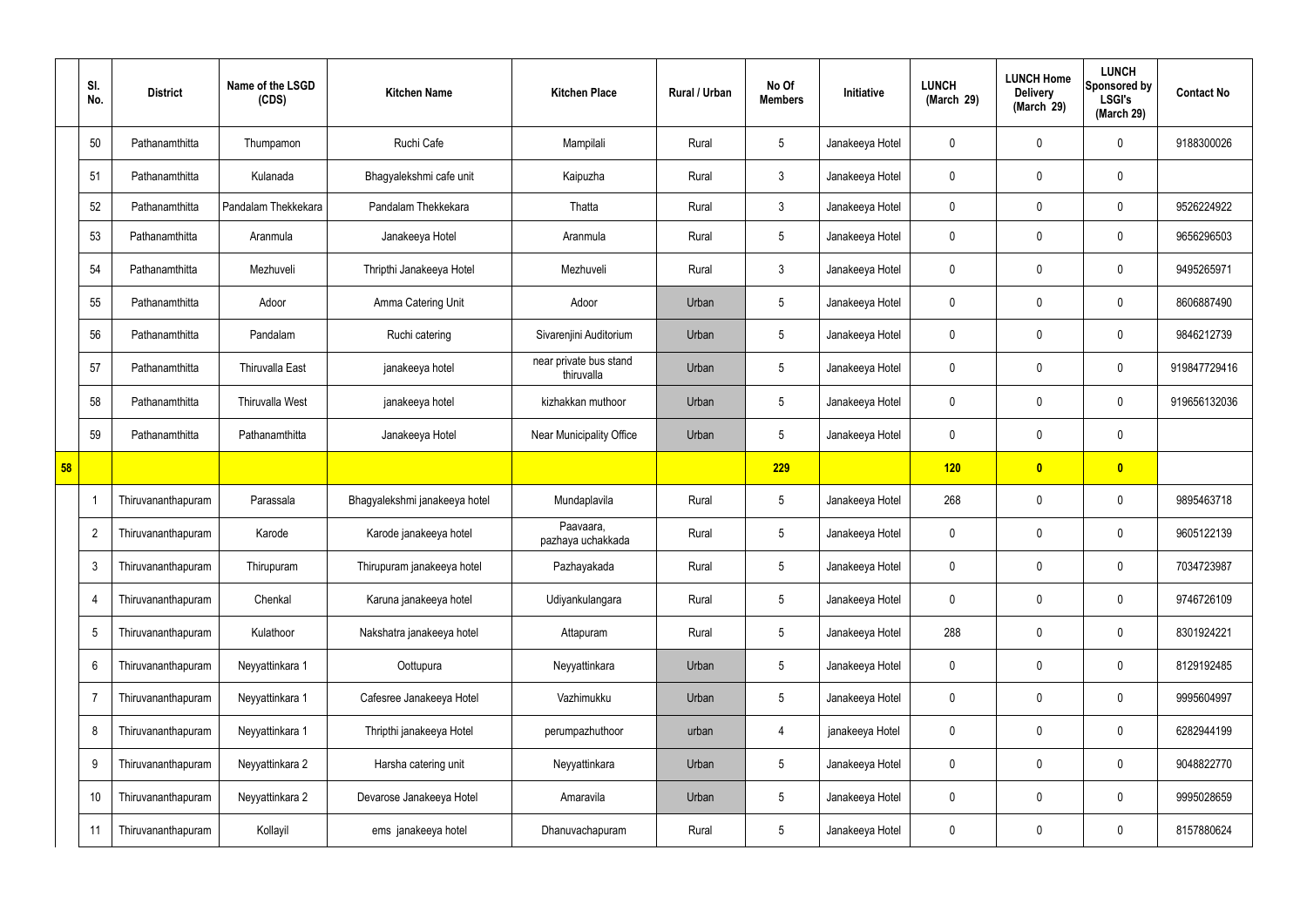|  | Sl. No. | District | Name of the LSGD (CDS) | Kitchen Name | Kitchen Place | Rural / Urban | No Of Members | Initiative | LUNCH (March 29) | LUNCH Home Delivery (March 29) | LUNCH Sponsored by LSGI's (March 29) | Contact No |
|---|---|---|---|---|---|---|---|---|---|---|---|---|
|  | 50 | Pathanamthitta | Thumpamon | Ruchi Cafe | Mampilali | Rural | 5 | Janakeeya Hotel | 0 | 0 | 0 | 9188300026 |
|  | 51 | Pathanamthitta | Kulanada | Bhagyalekshmi cafe unit | Kaipuzha | Rural | 3 | Janakeeya Hotel | 0 | 0 | 0 |  |
|  | 52 | Pathanamthitta | Pandalam Thekkekara | Pandalam Thekkekara | Thatta | Rural | 3 | Janakeeya Hotel | 0 | 0 | 0 | 9526224922 |
|  | 53 | Pathanamthitta | Aranmula | Janakeeya Hotel | Aranmula | Rural | 5 | Janakeeya Hotel | 0 | 0 | 0 | 9656296503 |
|  | 54 | Pathanamthitta | Mezhuveli | Thripthi Janakeeya Hotel | Mezhuveli | Rural | 3 | Janakeeya Hotel | 0 | 0 | 0 | 9495265971 |
|  | 55 | Pathanamthitta | Adoor | Amma Catering Unit | Adoor | Urban | 5 | Janakeeya Hotel | 0 | 0 | 0 | 8606887490 |
|  | 56 | Pathanamthitta | Pandalam | Ruchi catering | Sivarenjini Auditorium | Urban | 5 | Janakeeya Hotel | 0 | 0 | 0 | 9846212739 |
|  | 57 | Pathanamthitta | Thiruvalla East | janakeeya hotel | near private bus stand thiruvalla | Urban | 5 | Janakeeya Hotel | 0 | 0 | 0 | 919847729416 |
|  | 58 | Pathanamthitta | Thiruvalla West | janakeeya hotel | kizhakkan muthoor | Urban | 5 | Janakeeya Hotel | 0 | 0 | 0 | 919656132036 |
|  | 59 | Pathanamthitta | Pathanamthitta | Janakeeya Hotel | Near Municipality Office | Urban | 5 | Janakeeya Hotel | 0 | 0 | 0 |  |
| 58 |  |  |  |  |  |  | 229 |  | 120 | 0 | 0 |  |
|  | 1 | Thiruvananthapuram | Parassala | Bhagyalekshmi janakeeya hotel | Mundaplavila | Rural | 5 | Janakeeya Hotel | 268 | 0 | 0 | 9895463718 |
|  | 2 | Thiruvananthapuram | Karode | Karode janakeeya hotel | Paavaara, pazhaya uchakkada | Rural | 5 | Janakeeya Hotel | 0 | 0 | 0 | 9605122139 |
|  | 3 | Thiruvananthapuram | Thirupuram | Thirupuram janakeeya hotel | Pazhayakada | Rural | 5 | Janakeeya Hotel | 0 | 0 | 0 | 7034723987 |
|  | 4 | Thiruvananthapuram | Chenkal | Karuna janakeeya hotel | Udiyankulangara | Rural | 5 | Janakeeya Hotel | 0 | 0 | 0 | 9746726109 |
|  | 5 | Thiruvananthapuram | Kulathoor | Nakshatra janakeeya hotel | Attapuram | Rural | 5 | Janakeeya Hotel | 288 | 0 | 0 | 8301924221 |
|  | 6 | Thiruvananthapuram | Neyyattinkara 1 | Oottupura | Neyyattinkara | Urban | 5 | Janakeeya Hotel | 0 | 0 | 0 | 8129192485 |
|  | 7 | Thiruvananthapuram | Neyyattinkara 1 | Cafesree Janakeeya Hotel | Vazhimukku | Urban | 5 | Janakeeya Hotel | 0 | 0 | 0 | 9995604997 |
|  | 8 | Thiruvananthapuram | Neyyattinkara 1 | Thripthi janakeeya Hotel | perumpazhuthoor | urban | 4 | janakeeya Hotel | 0 | 0 | 0 | 6282944199 |
|  | 9 | Thiruvananthapuram | Neyyattinkara 2 | Harsha catering unit | Neyyattinkara | Urban | 5 | Janakeeya Hotel | 0 | 0 | 0 | 9048822770 |
|  | 10 | Thiruvananthapuram | Neyyattinkara 2 | Devarose Janakeeya Hotel | Amaravila | Urban | 5 | Janakeeya Hotel | 0 | 0 | 0 | 9995028659 |
|  | 11 | Thiruvananthapuram | Kollayil | ems janakeeya hotel | Dhanuvachapuram | Rural | 5 | Janakeeya Hotel | 0 | 0 | 0 | 8157880624 |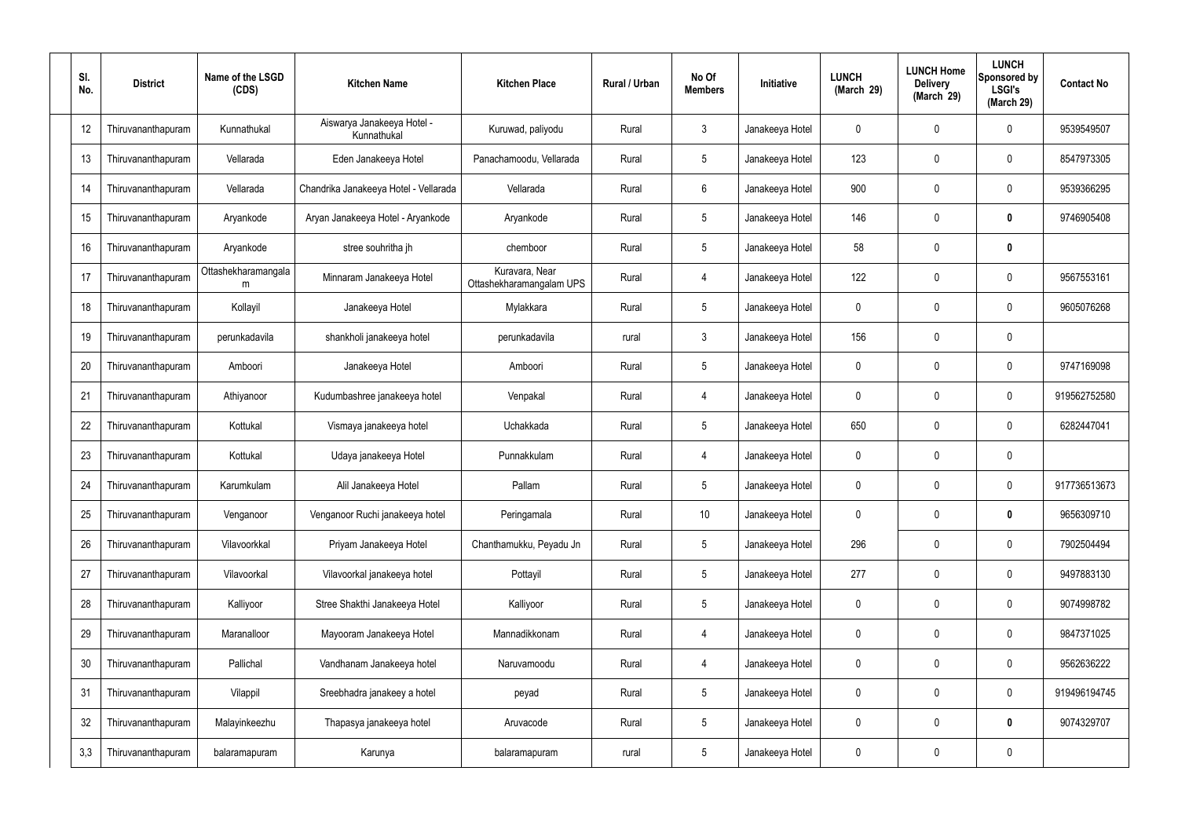| Sl. No. | District | Name of the LSGD (CDS) | Kitchen Name | Kitchen Place | Rural / Urban | No Of Members | Initiative | LUNCH (March 29) | LUNCH Home Delivery (March 29) | LUNCH Sponsored by LSGI's (March 29) | Contact No |
|---|---|---|---|---|---|---|---|---|---|---|---|
| 12 | Thiruvananthapuram | Kunnathukal | Aiswarya Janakeeya Hotel - Kunnathukal | Kuruwad, paliyodu | Rural | 3 | Janakeeya Hotel | 0 | 0 | 0 | 9539549507 |
| 13 | Thiruvananthapuram | Vellarada | Eden Janakeeya Hotel | Panachamoodu, Vellarada | Rural | 5 | Janakeeya Hotel | 123 | 0 | 0 | 8547973305 |
| 14 | Thiruvananthapuram | Vellarada | Chandrika Janakeeya Hotel - Vellarada | Vellarada | Rural | 6 | Janakeeya Hotel | 900 | 0 | 0 | 9539366295 |
| 15 | Thiruvananthapuram | Aryankode | Aryan Janakeeya Hotel - Aryankode | Aryankode | Rural | 5 | Janakeeya Hotel | 146 | 0 | **0** | 9746905408 |
| 16 | Thiruvananthapuram | Aryankode | stree souhritha jh | chemboor | Rural | 5 | Janakeeya Hotel | 58 | 0 | **0** | |
| 17 | Thiruvananthapuram | Ottashekharamangalam | Minnaram Janakeeya Hotel | Kuravara, Near Ottashekharamangalam UPS | Rural | 4 | Janakeeya Hotel | 122 | 0 | 0 | 9567553161 |
| 18 | Thiruvananthapuram | Kollayil | Janakeeya Hotel | Mylakkara | Rural | 5 | Janakeeya Hotel | 0 | 0 | 0 | 9605076268 |
| 19 | Thiruvananthapuram | perunkadavila | shankholi janakeeya hotel | perunkadavila | rural | 3 | Janakeeya Hotel | 156 | 0 | 0 | |
| 20 | Thiruvananthapuram | Amboori | Janakeeya Hotel | Amboori | Rural | 5 | Janakeeya Hotel | 0 | 0 | 0 | 9747169098 |
| 21 | Thiruvananthapuram | Athiyanoor | Kudumbashree janakeeya hotel | Venpakal | Rural | 4 | Janakeeya Hotel | 0 | 0 | 0 | 919562752580 |
| 22 | Thiruvananthapuram | Kottukal | Vismaya janakeeya hotel | Uchakkada | Rural | 5 | Janakeeya Hotel | 650 | 0 | 0 | 6282447041 |
| 23 | Thiruvananthapuram | Kottukal | Udaya janakeeya Hotel | Punnakkulam | Rural | 4 | Janakeeya Hotel | 0 | 0 | 0 | |
| 24 | Thiruvananthapuram | Karumkulam | Alil Janakeeya Hotel | Pallam | Rural | 5 | Janakeeya Hotel | 0 | 0 | 0 | 917736513673 |
| 25 | Thiruvananthapuram | Venganoor | Venganoor Ruchi janakeeya hotel | Peringamala | Rural | 10 | Janakeeya Hotel | 0 | 0 | **0** | 9656309710 |
| 26 | Thiruvananthapuram | Vilavoorkkal | Priyam Janakeeya Hotel | Chanthamukku, Peyadu Jn | Rural | 5 | Janakeeya Hotel | 296 | 0 | 0 | 7902504494 |
| 27 | Thiruvananthapuram | Vilavoorkal | Vilavoorkal janakeeya hotel | Pottayil | Rural | 5 | Janakeeya Hotel | 277 | 0 | 0 | 9497883130 |
| 28 | Thiruvananthapuram | Kalliyoor | Stree Shakthi Janakeeya Hotel | Kalliyoor | Rural | 5 | Janakeeya Hotel | 0 | 0 | 0 | 9074998782 |
| 29 | Thiruvananthapuram | Maranalloor | Mayooram Janakeeya Hotel | Mannadikkonam | Rural | 4 | Janakeeya Hotel | 0 | 0 | 0 | 9847371025 |
| 30 | Thiruvananthapuram | Pallichal | Vandhanam Janakeeya hotel | Naruvamoodu | Rural | 4 | Janakeeya Hotel | 0 | 0 | 0 | 9562636222 |
| 31 | Thiruvananthapuram | Vilappil | Sreebhadra janakeey a hotel | peyad | Rural | 5 | Janakeeya Hotel | 0 | 0 | 0 | 919496194745 |
| 32 | Thiruvananthapuram | Malayinkeezhu | Thapasya janakeeya hotel | Aruvacode | Rural | 5 | Janakeeya Hotel | 0 | 0 | **0** | 9074329707 |
| 3,3 | Thiruvananthapuram | balaramapuram | Karunya | balaramapuram | rural | 5 | Janakeeya Hotel | 0 | 0 | 0 | |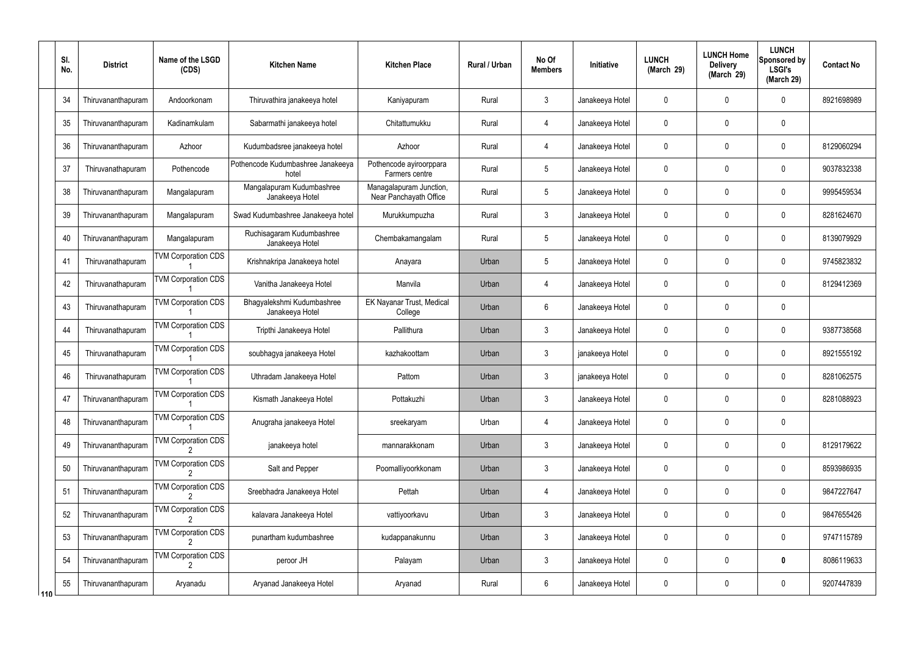| Sl. No. | District | Name of the LSGD (CDS) | Kitchen Name | Kitchen Place | Rural / Urban | No Of Members | Initiative | LUNCH (March 29) | LUNCH Home Delivery (March 29) | LUNCH Sponsored by LSGI's (March 29) | Contact No |
|---|---|---|---|---|---|---|---|---|---|---|---|
| 34 | Thiruvananthapuram | Andoorkonam | Thiruvathira janakeeya hotel | Kaniyapuram | Rural | 3 | Janakeeya Hotel | 0 | 0 | 0 | 8921698989 |
| 35 | Thiruvananthapuram | Kadinamkulam | Sabarmathi janakeeya hotel | Chitattumukku | Rural | 4 | Janakeeya Hotel | 0 | 0 | 0 | |
| 36 | Thiruvananthapuram | Azhoor | Kudumbadsree janakeeya hotel | Azhoor | Rural | 4 | Janakeeya Hotel | 0 | 0 | 0 | 8129060294 |
| 37 | Thiruvanathapuram | Pothencode | Pothencode Kudumbashree Janakeeya hotel | Pothencode ayiroorppara Farmers centre | Rural | 5 | Janakeeya Hotel | 0 | 0 | 0 | 9037832338 |
| 38 | Thiruvananthapuram | Mangalapuram | Mangalapuram Kudumbashree Janakeeya Hotel | Managalapuram Junction, Near Panchayath Office | Rural | 5 | Janakeeya Hotel | 0 | 0 | 0 | 9995459534 |
| 39 | Thiruvananthapuram | Mangalapuram | Swad Kudumbashree Janakeeya hotel | Murukkumpuzha | Rural | 3 | Janakeeya Hotel | 0 | 0 | 0 | 8281624670 |
| 40 | Thiruvananthapuram | Mangalapuram | Ruchisagaram Kudumbashree Janakeeya Hotel | Chembakamangalam | Rural | 5 | Janakeeya Hotel | 0 | 0 | 0 | 8139079929 |
| 41 | Thiruvanathapuram | TVM Corporation CDS 1 | Krishnakripa Janakeeya hotel | Anayara | Urban | 5 | Janakeeya Hotel | 0 | 0 | 0 | 9745823832 |
| 42 | Thiruvanathapuram | TVM Corporation CDS 1 | Vanitha Janakeeya Hotel | Manvila | Urban | 4 | Janakeeya Hotel | 0 | 0 | 0 | 8129412369 |
| 43 | Thiruvanathapuram | TVM Corporation CDS 1 | Bhagyalekshmi Kudumbashree Janakeeya Hotel | EK Nayanar Trust, Medical College | Urban | 6 | Janakeeya Hotel | 0 | 0 | 0 | |
| 44 | Thiruvanathapuram | TVM Corporation CDS 1 | Tripthi Janakeeya Hotel | Pallithura | Urban | 3 | Janakeeya Hotel | 0 | 0 | 0 | 9387738568 |
| 45 | Thiruvanathapuram | TVM Corporation CDS 1 | soubhagya janakeeya Hotel | kazhakoottam | Urban | 3 | janakeeya Hotel | 0 | 0 | 0 | 8921555192 |
| 46 | Thiruvanathapuram | TVM Corporation CDS 1 | Uthradam Janakeeya Hotel | Pattom | Urban | 3 | janakeeya Hotel | 0 | 0 | 0 | 8281062575 |
| 47 | Thiruvananthapuram | TVM Corporation CDS 1 | Kismath Janakeeya Hotel | Pottakuzhi | Urban | 3 | Janakeeya Hotel | 0 | 0 | 0 | 8281088923 |
| 48 | Thiruvananthapuram | TVM Corporation CDS 1 | Anugraha janakeeya Hotel | sreekaryam | Urban | 4 | Janakeeya Hotel | 0 | 0 | 0 | |
| 49 | Thiruvananthapuram | TVM Corporation CDS 2 | janakeeya hotel | mannarakkonam | Urban | 3 | Janakeeya Hotel | 0 | 0 | 0 | 8129179622 |
| 50 | Thiruvananthapuram | TVM Corporation CDS 2 | Salt and Pepper | Poomalliyoorkkonam | Urban | 3 | Janakeeya Hotel | 0 | 0 | 0 | 8593986935 |
| 51 | Thiruvananthapuram | TVM Corporation CDS 2 | Sreebhadra Janakeeya Hotel | Pettah | Urban | 4 | Janakeeya Hotel | 0 | 0 | 0 | 9847227647 |
| 52 | Thiruvananthapuram | TVM Corporation CDS 2 | kalavara Janakeeya Hotel | vattiyoorkavu | Urban | 3 | Janakeeya Hotel | 0 | 0 | 0 | 9847655426 |
| 53 | Thiruvananthapuram | TVM Corporation CDS 2 | punartham kudumbashree | kudappanakunnu | Urban | 3 | Janakeeya Hotel | 0 | 0 | 0 | 9747115789 |
| 54 | Thiruvananthapuram | TVM Corporation CDS 2 | peroor JH | Palayam | Urban | 3 | Janakeeya Hotel | 0 | 0 | **0** | 8086119633 |
| 55 | Thiruvananthapuram | Aryanadu | Aryanad Janakeeya Hotel | Aryanad | Rural | 6 | Janakeeya Hotel | 0 | 0 | 0 | 9207447839 |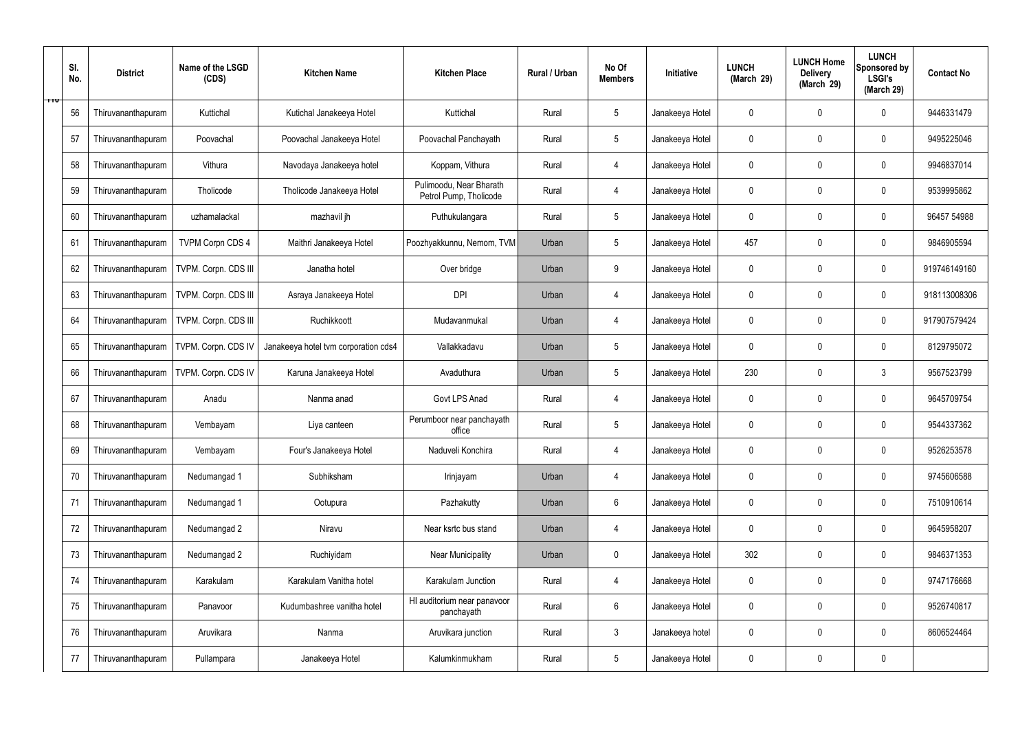| Sl. No. | District | Name of the LSGD (CDS) | Kitchen Name | Kitchen Place | Rural / Urban | No Of Members | Initiative | LUNCH (March 29) | LUNCH Home Delivery (March 29) | LUNCH Sponsored by LSGI's (March 29) | Contact No |
|---|---|---|---|---|---|---|---|---|---|---|---|
| 56 | Thiruvananthapuram | Kuttichal | Kutichal Janakeeya Hotel | Kuttichal | Rural | 5 | Janakeeya Hotel | 0 | 0 | 0 | 9446331479 |
| 57 | Thiruvananthapuram | Poovachal | Poovachal Janakeeya Hotel | Poovachal Panchayath | Rural | 5 | Janakeeya Hotel | 0 | 0 | 0 | 9495225046 |
| 58 | Thiruvananthapuram | Vithura | Navodaya Janakeeya hotel | Koppam, Vithura | Rural | 4 | Janakeeya Hotel | 0 | 0 | 0 | 9946837014 |
| 59 | Thiruvananthapuram | Tholicode | Tholicode Janakeeya Hotel | Pulimoodu, Near Bharath Petrol Pump, Tholicode | Rural | 4 | Janakeeya Hotel | 0 | 0 | 0 | 9539995862 |
| 60 | Thiruvananthapuram | uzhamalackal | mazhavil jh | Puthukulangara | Rural | 5 | Janakeeya Hotel | 0 | 0 | 0 | 96457 54988 |
| 61 | Thiruvananthapuram | TVPM Corpn CDS 4 | Maithri Janakeeya Hotel | Poozhyakkunnu, Nemom, TVM | Urban | 5 | Janakeeya Hotel | 457 | 0 | 0 | 9846905594 |
| 62 | Thiruvananthapuram | TVPM. Corpn. CDS III | Janatha hotel | Over bridge | Urban | 9 | Janakeeya Hotel | 0 | 0 | 0 | 919746149160 |
| 63 | Thiruvananthapuram | TVPM. Corpn. CDS III | Asraya Janakeeya Hotel | DPI | Urban | 4 | Janakeeya Hotel | 0 | 0 | 0 | 918113008306 |
| 64 | Thiruvananthapuram | TVPM. Corpn. CDS III | Ruchikkoott | Mudavanmukal | Urban | 4 | Janakeeya Hotel | 0 | 0 | 0 | 917907579424 |
| 65 | Thiruvananthapuram | TVPM. Corpn. CDS IV | Janakeeya hotel tvm corporation cds4 | Vallakkadavu | Urban | 5 | Janakeeya Hotel | 0 | 0 | 0 | 8129795072 |
| 66 | Thiruvananthapuram | TVPM. Corpn. CDS IV | Karuna Janakeeya Hotel | Avaduthura | Urban | 5 | Janakeeya Hotel | 230 | 0 | 3 | 9567523799 |
| 67 | Thiruvananthapuram | Anadu | Nanma anad | Govt LPS Anad | Rural | 4 | Janakeeya Hotel | 0 | 0 | 0 | 9645709754 |
| 68 | Thiruvananthapuram | Vembayam | Liya canteen | Perumboor near panchayath office | Rural | 5 | Janakeeya Hotel | 0 | 0 | 0 | 9544337362 |
| 69 | Thiruvananthapuram | Vembayam | Four's Janakeeya Hotel | Naduveli Konchira | Rural | 4 | Janakeeya Hotel | 0 | 0 | 0 | 9526253578 |
| 70 | Thiruvananthapuram | Nedumangad 1 | Subhiksham | Irinjayam | Urban | 4 | Janakeeya Hotel | 0 | 0 | 0 | 9745606588 |
| 71 | Thiruvananthapuram | Nedumangad 1 | Ootupura | Pazhakutty | Urban | 6 | Janakeeya Hotel | 0 | 0 | 0 | 7510910614 |
| 72 | Thiruvananthapuram | Nedumangad 2 | Niravu | Near ksrtc bus stand | Urban | 4 | Janakeeya Hotel | 0 | 0 | 0 | 9645958207 |
| 73 | Thiruvananthapuram | Nedumangad 2 | Ruchiyidam | Near Municipality | Urban | 0 | Janakeeya Hotel | 302 | 0 | 0 | 9846371353 |
| 74 | Thiruvananthapuram | Karakulam | Karakulam Vanitha hotel | Karakulam Junction | Rural | 4 | Janakeeya Hotel | 0 | 0 | 0 | 9747176668 |
| 75 | Thiruvananthapuram | Panavoor | Kudumbashree vanitha hotel | HI auditorium near panavoor panchayath | Rural | 6 | Janakeeya Hotel | 0 | 0 | 0 | 9526740817 |
| 76 | Thiruvananthapuram | Aruvikara | Nanma | Aruvikara junction | Rural | 3 | Janakeeya hotel | 0 | 0 | 0 | 8606524464 |
| 77 | Thiruvananthapuram | Pullampara | Janakeeya Hotel | Kalumkinmukham | Rural | 5 | Janakeeya Hotel | 0 | 0 | 0 | |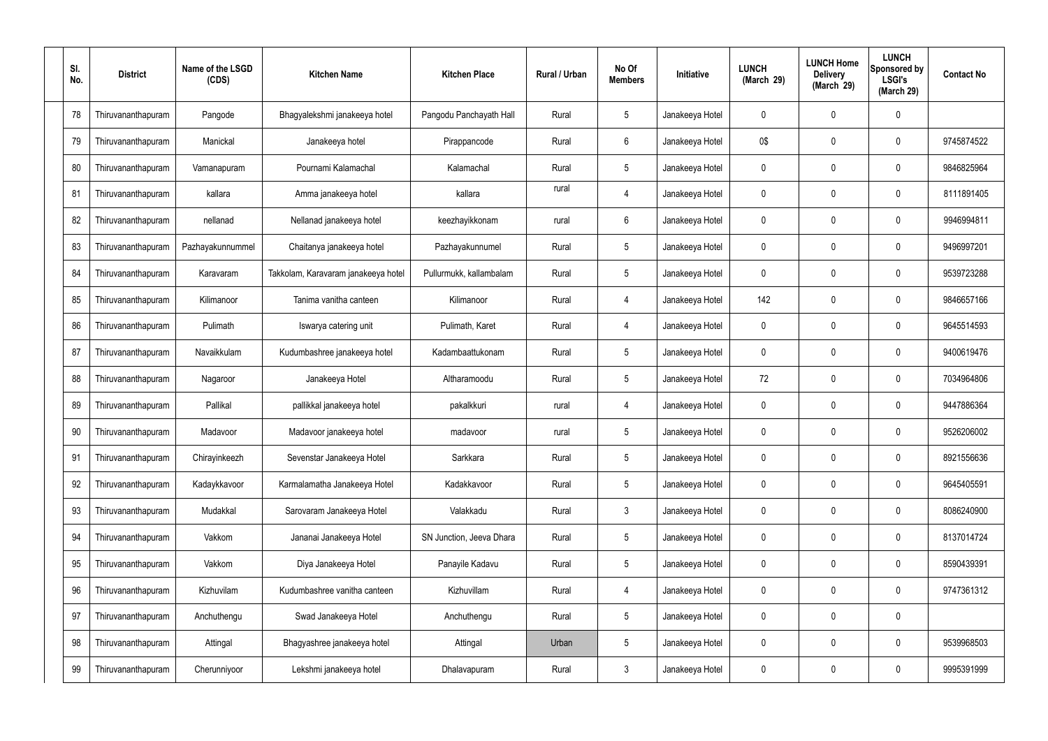| Sl. No. | District | Name of the LSGD (CDS) | Kitchen Name | Kitchen Place | Rural / Urban | No Of Members | Initiative | LUNCH (March 29) | LUNCH Home Delivery (March 29) | LUNCH Sponsored by LSGI's (March 29) | Contact No |
|---|---|---|---|---|---|---|---|---|---|---|---|
| 78 | Thiruvananthapuram | Pangode | Bhagyalekshmi janakeeya hotel | Pangodu Panchayath Hall | Rural | 5 | Janakeeya Hotel | 0 | 0 | 0 | |
| 79 | Thiruvananthapuram | Manickal | Janakeeya hotel | Pirappancode | Rural | 6 | Janakeeya Hotel | 0$ | 0 | 0 | 9745874522 |
| 80 | Thiruvananthapuram | Vamanapuram | Pournami Kalamachal | Kalamachal | Rural | 5 | Janakeeya Hotel | 0 | 0 | 0 | 9846825964 |
| 81 | Thiruvananthapuram | kallara | Amma janakeeya hotel | kallara | rural | 4 | Janakeeya Hotel | 0 | 0 | 0 | 8111891405 |
| 82 | Thiruvananthapuram | nellanad | Nellanad janakeeya hotel | keezhayikkonam | rural | 6 | Janakeeya Hotel | 0 | 0 | 0 | 9946994811 |
| 83 | Thiruvananthapuram | Pazhayakunnummel | Chaitanya janakeeya hotel | Pazhayakunnumel | Rural | 5 | Janakeeya Hotel | 0 | 0 | 0 | 9496997201 |
| 84 | Thiruvananthapuram | Karavaram | Takkolam, Karavaram janakeeya hotel | Pullurmukk, kallambalam | Rural | 5 | Janakeeya Hotel | 0 | 0 | 0 | 9539723288 |
| 85 | Thiruvananthapuram | Kilimanoor | Tanima vanitha canteen | Kilimanoor | Rural | 4 | Janakeeya Hotel | 142 | 0 | 0 | 9846657166 |
| 86 | Thiruvananthapuram | Pulimath | Iswarya catering unit | Pulimath, Karet | Rural | 4 | Janakeeya Hotel | 0 | 0 | 0 | 9645514593 |
| 87 | Thiruvananthapuram | Navaikkulam | Kudumbashree janakeeya hotel | Kadambaattukonam | Rural | 5 | Janakeeya Hotel | 0 | 0 | 0 | 9400619476 |
| 88 | Thiruvananthapuram | Nagaroor | Janakeeya Hotel | Altharamoodu | Rural | 5 | Janakeeya Hotel | 72 | 0 | 0 | 7034964806 |
| 89 | Thiruvananthapuram | Pallikal | pallikkal janakeeya hotel | pakalkkuri | rural | 4 | Janakeeya Hotel | 0 | 0 | 0 | 9447886364 |
| 90 | Thiruvananthapuram | Madavoor | Madavoor janakeeya hotel | madavoor | rural | 5 | Janakeeya Hotel | 0 | 0 | 0 | 9526206002 |
| 91 | Thiruvananthapuram | Chirayinkeezh | Sevenstar Janakeeya Hotel | Sarkkara | Rural | 5 | Janakeeya Hotel | 0 | 0 | 0 | 8921556636 |
| 92 | Thiruvananthapuram | Kadaykkavoor | Karmalamatha Janakeeya Hotel | Kadakkavoor | Rural | 5 | Janakeeya Hotel | 0 | 0 | 0 | 9645405591 |
| 93 | Thiruvananthapuram | Mudakkal | Sarovaram Janakeeya Hotel | Valakkadu | Rural | 3 | Janakeeya Hotel | 0 | 0 | 0 | 8086240900 |
| 94 | Thiruvananthapuram | Vakkom | Jananai Janakeeya Hotel | SN Junction, Jeeva Dhara | Rural | 5 | Janakeeya Hotel | 0 | 0 | 0 | 8137014724 |
| 95 | Thiruvananthapuram | Vakkom | Diya Janakeeya Hotel | Panayile Kadavu | Rural | 5 | Janakeeya Hotel | 0 | 0 | 0 | 8590439391 |
| 96 | Thiruvananthapuram | Kizhuvilam | Kudumbashree vanitha canteen | Kizhuvillam | Rural | 4 | Janakeeya Hotel | 0 | 0 | 0 | 9747361312 |
| 97 | Thiruvananthapuram | Anchuthengu | Swad Janakeeya Hotel | Anchuthengu | Rural | 5 | Janakeeya Hotel | 0 | 0 | 0 | |
| 98 | Thiruvananthapuram | Attingal | Bhagyashree janakeeya hotel | Attingal | Urban | 5 | Janakeeya Hotel | 0 | 0 | 0 | 9539968503 |
| 99 | Thiruvananthapuram | Cherunniyoor | Lekshmi janakeeya hotel | Dhalavapuram | Rural | 3 | Janakeeya Hotel | 0 | 0 | 0 | 9995391999 |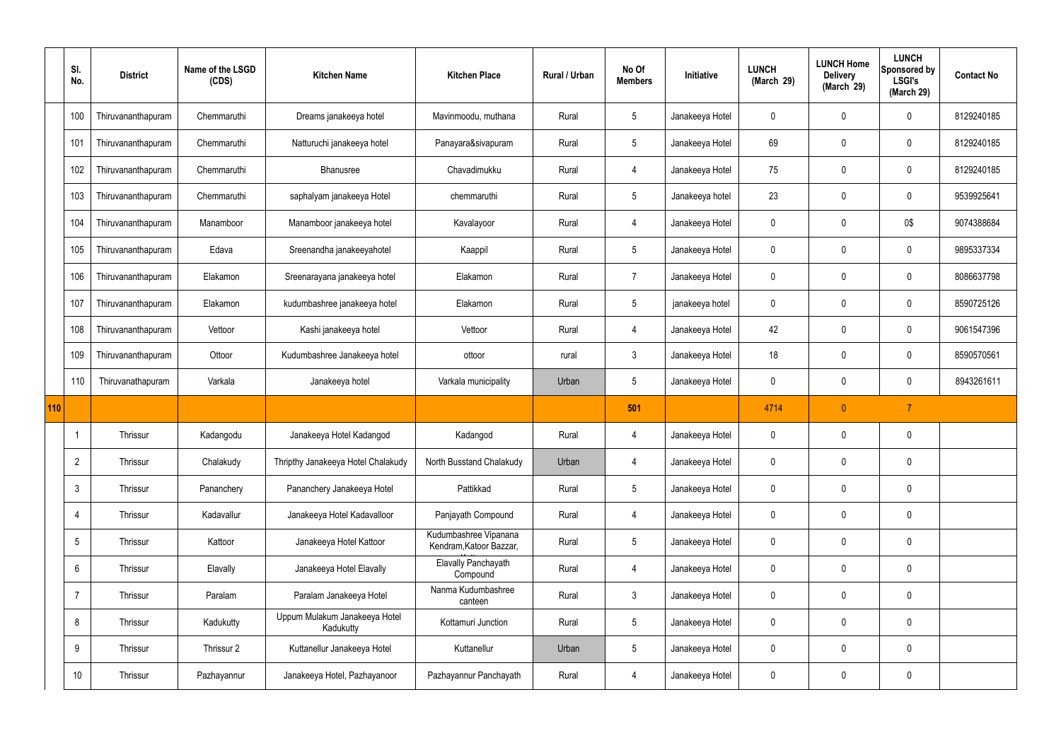| | Sl. No. | District | Name of the LSGD (CDS) | Kitchen Name | Kitchen Place | Rural / Urban | No Of Members | Initiative | LUNCH (March 29) | LUNCH Home Delivery (March 29) | LUNCH Sponsored by LSGI's (March 29) | Contact No |
|---|---|---|---|---|---|---|---|---|---|---|---|---|
| | 100 | Thiruvananthapuram | Chemmaruthi | Dreams janakeeya hotel | Mavinmoodu, muthana | Rural | 5 | Janakeeya Hotel | 0 | 0 | 0 | 8129240185 |
| | 101 | Thiruvananthapuram | Chemmaruthi | Natturuchi janakeeya hotel | Panayara&sivapuram | Rural | 5 | Janakeeya Hotel | 69 | 0 | 0 | 8129240185 |
| | 102 | Thiruvananthapuram | Chemmaruthi | Bhanusree | Chavadimukku | Rural | 4 | Janakeeya Hotel | 75 | 0 | 0 | 8129240185 |
| | 103 | Thiruvananthapuram | Chemmaruthi | saphalyam janakeeya Hotel | chemmaruthi | Rural | 5 | Janakeeya hotel | 23 | 0 | 0 | 9539925641 |
| | 104 | Thiruvananthapuram | Manamboor | Manamboor janakeeya hotel | Kavalayoor | Rural | 4 | Janakeeya Hotel | 0 | 0 | 0$ | 9074388684 |
| | 105 | Thiruvananthapuram | Edava | Sreenandha janakeeyahotel | Kaappil | Rural | 5 | Janakeeya Hotel | 0 | 0 | 0 | 9895337334 |
| | 106 | Thiruvananthapuram | Elakamon | Sreenarayana janakeeya hotel | Elakamon | Rural | 7 | Janakeeya Hotel | 0 | 0 | 0 | 8086637798 |
| | 107 | Thiruvananthapuram | Elakamon | kudumbashree janakeeya hotel | Elakamon | Rural | 5 | janakeeya hotel | 0 | 0 | 0 | 8590725126 |
| | 108 | Thiruvananthapuram | Vettoor | Kashi janakeeya hotel | Vettoor | Rural | 4 | Janakeeya Hotel | 42 | 0 | 0 | 9061547396 |
| | 109 | Thiruvananthapuram | Ottoor | Kudumbashree Janakeeya hotel | ottoor | rural | 3 | Janakeeya Hotel | 18 | 0 | 0 | 8590570561 |
| | 110 | Thiruvanathapuram | Varkala | Janakeeya hotel | Varkala municipality | Urban | 5 | Janakeeya Hotel | 0 | 0 | 0 | 8943261611 |
| 110 | | | | | | | 501 | | 4714 | 0 | 7 | |
| | 1 | Thrissur | Kadangodu | Janakeeya Hotel Kadangod | Kadangod | Rural | 4 | Janakeeya Hotel | 0 | 0 | 0 | |
| | 2 | Thrissur | Chalakudy | Thripthy Janakeeya Hotel Chalakudy | North Busstand Chalakudy | Urban | 4 | Janakeeya Hotel | 0 | 0 | 0 | |
| | 3 | Thrissur | Pananchery | Pananchery Janakeeya Hotel | Pattikkad | Rural | 5 | Janakeeya Hotel | 0 | 0 | 0 | |
| | 4 | Thrissur | Kadavallur | Janakeeya Hotel Kadavalloor | Panjayath Compound | Rural | 4 | Janakeeya Hotel | 0 | 0 | 0 | |
| | 5 | Thrissur | Kattoor | Janakeeya Hotel Kattoor | Kudumbashree Vipanana Kendram,Katoor Bazzar, | Rural | 5 | Janakeeya Hotel | 0 | 0 | 0 | |
| | 6 | Thrissur | Elavally | Janakeeya Hotel Elavally | Elavally Panchayath Compound | Rural | 4 | Janakeeya Hotel | 0 | 0 | 0 | |
| | 7 | Thrissur | Paralam | Paralam Janakeeya Hotel | Nanma Kudumbashree canteen | Rural | 3 | Janakeeya Hotel | 0 | 0 | 0 | |
| | 8 | Thrissur | Kadukutty | Uppum Mulakum Janakeeya Hotel Kadukutty | Kottamuri Junction | Rural | 5 | Janakeeya Hotel | 0 | 0 | 0 | |
| | 9 | Thrissur | Thrissur 2 | Kuttanellur Janakeeya Hotel | Kuttanellur | Urban | 5 | Janakeeya Hotel | 0 | 0 | 0 | |
| | 10 | Thrissur | Pazhayannur | Janakeeya Hotel, Pazhayanoor | Pazhayannur Panchayath | Rural | 4 | Janakeeya Hotel | 0 | 0 | 0 | |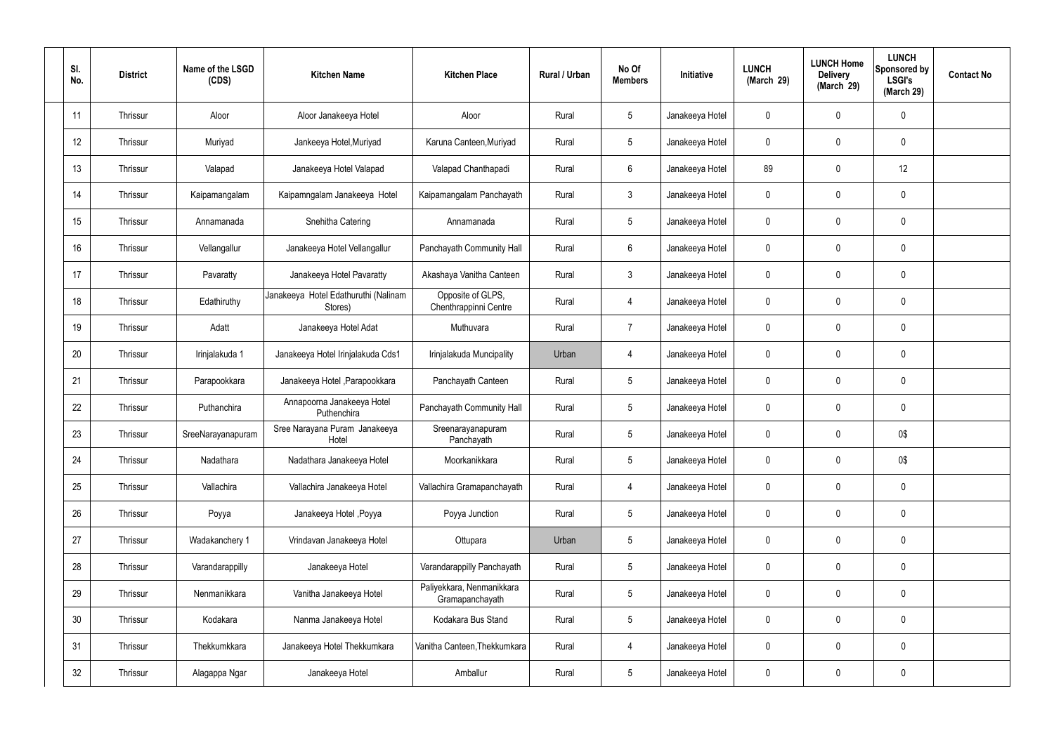| Sl. No. | District | Name of the LSGD (CDS) | Kitchen Name | Kitchen Place | Rural / Urban | No Of Members | Initiative | LUNCH (March 29) | LUNCH Home Delivery (March 29) | LUNCH Sponsored by LSGI's (March 29) | Contact No |
|---|---|---|---|---|---|---|---|---|---|---|---|
| 11 | Thrissur | Aloor | Aloor Janakeeya Hotel | Aloor | Rural | 5 | Janakeeya Hotel | 0 | 0 | 0 | |
| 12 | Thrissur | Muriyad | Jankeeya Hotel,Muriyad | Karuna Canteen,Muriyad | Rural | 5 | Janakeeya Hotel | 0 | 0 | 0 | |
| 13 | Thrissur | Valapad | Janakeeya Hotel Valapad | Valapad Chanthapadi | Rural | 6 | Janakeeya Hotel | 89 | 0 | 12 | |
| 14 | Thrissur | Kaipamangalam | Kaipamngalam Janakeeya Hotel | Kaipamangalam Panchayath | Rural | 3 | Janakeeya Hotel | 0 | 0 | 0 | |
| 15 | Thrissur | Annamanada | Snehitha Catering | Annamanada | Rural | 5 | Janakeeya Hotel | 0 | 0 | 0 | |
| 16 | Thrissur | Vellangallur | Janakeeya Hotel Vellangallur | Panchayath Community Hall | Rural | 6 | Janakeeya Hotel | 0 | 0 | 0 | |
| 17 | Thrissur | Pavaratty | Janakeeya Hotel Pavaratty | Akashaya Vanitha Canteen | Rural | 3 | Janakeeya Hotel | 0 | 0 | 0 | |
| 18 | Thrissur | Edathiruthy | Janakeeya Hotel Edathuruthi (Nalinam Stores) | Opposite of GLPS, Chenthrappinni Centre | Rural | 4 | Janakeeya Hotel | 0 | 0 | 0 | |
| 19 | Thrissur | Adatt | Janakeeya Hotel Adat | Muthuvara | Rural | 7 | Janakeeya Hotel | 0 | 0 | 0 | |
| 20 | Thrissur | Irinjalakuda 1 | Janakeeya Hotel Irinjalakuda Cds1 | Irinjalakuda Muncipality | Urban | 4 | Janakeeya Hotel | 0 | 0 | 0 | |
| 21 | Thrissur | Parapookkara | Janakeeya Hotel ,Parapookkara | Panchayath Canteen | Rural | 5 | Janakeeya Hotel | 0 | 0 | 0 | |
| 22 | Thrissur | Puthanchira | Annapoorna Janakeeya Hotel Puthenchira | Panchayath Community Hall | Rural | 5 | Janakeeya Hotel | 0 | 0 | 0 | |
| 23 | Thrissur | SreeNarayanapuram | Sree Narayana Puram Janakeeya Hotel | Sreenarayanapuram Panchayath | Rural | 5 | Janakeeya Hotel | 0 | 0 | 0$ | |
| 24 | Thrissur | Nadathara | Nadathara Janakeeya Hotel | Moorkanikkara | Rural | 5 | Janakeeya Hotel | 0 | 0 | 0$ | |
| 25 | Thrissur | Vallachira | Vallachira Janakeeya Hotel | Vallachira Gramapanchayath | Rural | 4 | Janakeeya Hotel | 0 | 0 | 0 | |
| 26 | Thrissur | Poyya | Janakeeya Hotel ,Poyya | Poyya Junction | Rural | 5 | Janakeeya Hotel | 0 | 0 | 0 | |
| 27 | Thrissur | Wadakanchery 1 | Vrindavan Janakeeya Hotel | Ottupara | Urban | 5 | Janakeeya Hotel | 0 | 0 | 0 | |
| 28 | Thrissur | Varandarappilly | Janakeeya Hotel | Varandarappilly Panchayath | Rural | 5 | Janakeeya Hotel | 0 | 0 | 0 | |
| 29 | Thrissur | Nenmanikkara | Vanitha Janakeeya Hotel | Paliyekkara, Nenmanikkara Gramapanchayath | Rural | 5 | Janakeeya Hotel | 0 | 0 | 0 | |
| 30 | Thrissur | Kodakara | Nanma Janakeeya Hotel | Kodakara Bus Stand | Rural | 5 | Janakeeya Hotel | 0 | 0 | 0 | |
| 31 | Thrissur | Thekkumkkara | Janakeeya Hotel Thekkumkara | Vanitha Canteen,Thekkumkara | Rural | 4 | Janakeeya Hotel | 0 | 0 | 0 | |
| 32 | Thrissur | Alagappa Ngar | Janakeeya Hotel | Amballur | Rural | 5 | Janakeeya Hotel | 0 | 0 | 0 | |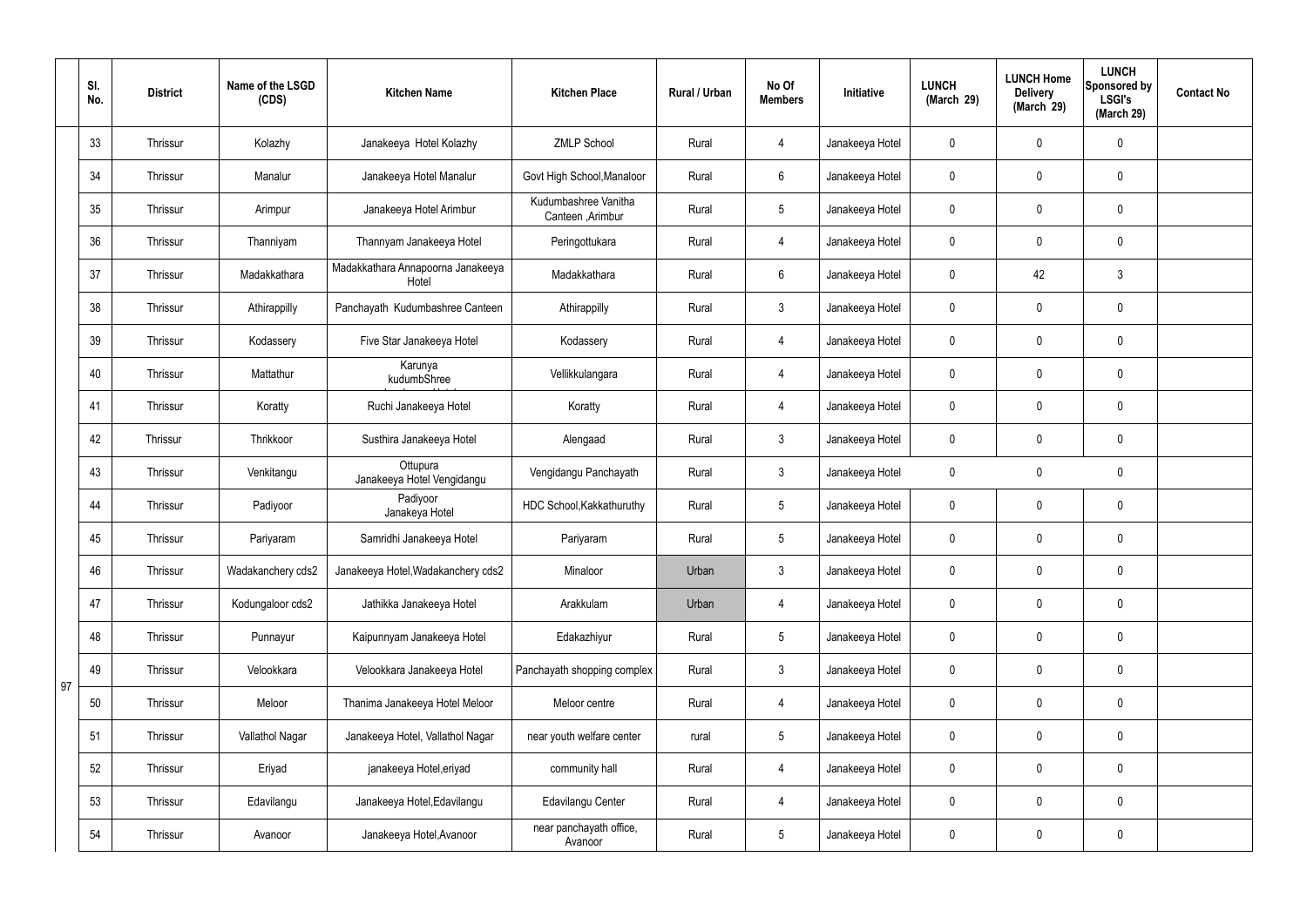| | Sl. No. | District | Name of the LSGD (CDS) | Kitchen Name | Kitchen Place | Rural / Urban | No Of Members | Initiative | LUNCH (March 29) | LUNCH Home Delivery (March 29) | LUNCH Sponsored by LSGI's (March 29) | Contact No |
|---|---|---|---|---|---|---|---|---|---|---|---|---|
| 97 | 33 | Thrissur | Kolazhy | Janakeeya Hotel Kolazhy | ZMLP School | Rural | 4 | Janakeeya Hotel | 0 | 0 | 0 | |
| | 34 | Thrissur | Manalur | Janakeeya Hotel Manalur | Govt High School,Manaloor | Rural | 6 | Janakeeya Hotel | 0 | 0 | 0 | |
| | 35 | Thrissur | Arimpur | Janakeeya Hotel Arimbur | Kudumbashree Vanitha Canteen ,Arimbur | Rural | 5 | Janakeeya Hotel | 0 | 0 | 0 | |
| | 36 | Thrissur | Thanniyam | Thannyam Janakeeya Hotel | Peringottukara | Rural | 4 | Janakeeya Hotel | 0 | 0 | 0 | |
| | 37 | Thrissur | Madakkathara | Madakkathara Annapoorna Janakeeya Hotel | Madakkathara | Rural | 6 | Janakeeya Hotel | 0 | 42 | 3 | |
| | 38 | Thrissur | Athirappilly | Panchayath Kudumbashree Canteen | Athirappilly | Rural | 3 | Janakeeya Hotel | 0 | 0 | 0 | |
| | 39 | Thrissur | Kodassery | Five Star Janakeeya Hotel | Kodassery | Rural | 4 | Janakeeya Hotel | 0 | 0 | 0 | |
| | 40 | Thrissur | Mattathur | Karunya kudumbShree | Vellikkulangara | Rural | 4 | Janakeeya Hotel | 0 | 0 | 0 | |
| | 41 | Thrissur | Koratty | Ruchi Janakeeya Hotel | Koratty | Rural | 4 | Janakeeya Hotel | 0 | 0 | 0 | |
| | 42 | Thrissur | Thrikkoor | Susthira Janakeeya Hotel | Alengaad | Rural | 3 | Janakeeya Hotel | 0 | 0 | 0 | |
| | 43 | Thrissur | Venkitangu | Ottupura Janakeeya Hotel Vengidangu | Vengidangu Panchayath | Rural | 3 | Janakeeya Hotel | 0 | 0 | 0 | |
| | 44 | Thrissur | Padiyoor | Padiyoor Janakeya Hotel | HDC School,Kakkathuruthy | Rural | 5 | Janakeeya Hotel | 0 | 0 | 0 | |
| | 45 | Thrissur | Pariyaram | Samridhi Janakeeya Hotel | Pariyaram | Rural | 5 | Janakeeya Hotel | 0 | 0 | 0 | |
| | 46 | Thrissur | Wadakanchery cds2 | Janakeeya Hotel,Wadakanchery cds2 | Minaloor | Urban | 3 | Janakeeya Hotel | 0 | 0 | 0 | |
| | 47 | Thrissur | Kodungaloor cds2 | Jathikka Janakeeya Hotel | Arakkulam | Urban | 4 | Janakeeya Hotel | 0 | 0 | 0 | |
| | 48 | Thrissur | Punnayur | Kaipunnyam Janakeeya Hotel | Edakazhiyur | Rural | 5 | Janakeeya Hotel | 0 | 0 | 0 | |
| | 49 | Thrissur | Velookkara | Velookkara Janakeeya Hotel | Panchayath shopping complex | Rural | 3 | Janakeeya Hotel | 0 | 0 | 0 | |
| | 50 | Thrissur | Meloor | Thanima Janakeeya Hotel Meloor | Meloor centre | Rural | 4 | Janakeeya Hotel | 0 | 0 | 0 | |
| | 51 | Thrissur | Vallathol Nagar | Janakeeya Hotel, Vallathol Nagar | near youth welfare center | rural | 5 | Janakeeya Hotel | 0 | 0 | 0 | |
| | 52 | Thrissur | Eriyad | janakeeya Hotel,eriyad | community hall | Rural | 4 | Janakeeya Hotel | 0 | 0 | 0 | |
| | 53 | Thrissur | Edavilangu | Janakeeya Hotel,Edavilangu | Edavilangu Center | Rural | 4 | Janakeeya Hotel | 0 | 0 | 0 | |
| | 54 | Thrissur | Avanoor | Janakeeya Hotel,Avanoor | near panchayath office, Avanoor | Rural | 5 | Janakeeya Hotel | 0 | 0 | 0 | |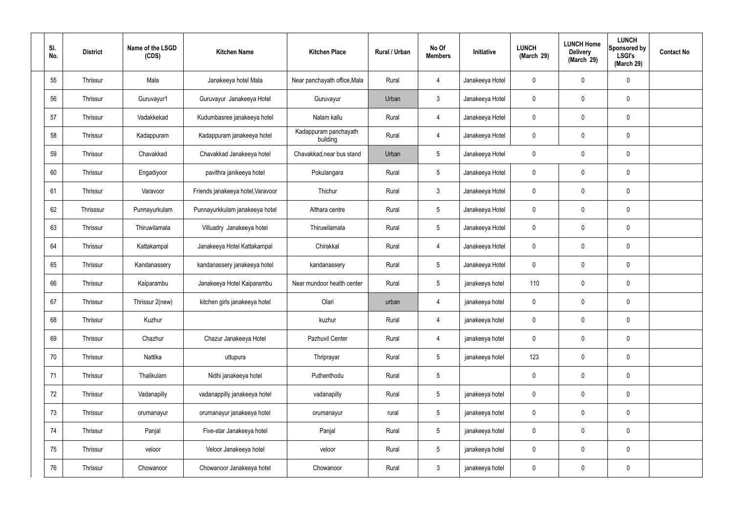| Sl. No. | District | Name of the LSGD (CDS) | Kitchen Name | Kitchen Place | Rural / Urban | No Of Members | Initiative | LUNCH (March 29) | LUNCH Home Delivery (March 29) | LUNCH Sponsored by LSGI's (March 29) | Contact No |
|---|---|---|---|---|---|---|---|---|---|---|---|
| 55 | Thrissur | Mala | Janakeeya hotel Mala | Near panchayath office,Mala | Rural | 4 | Janakeeya Hotel | 0 | 0 | 0 | |
| 56 | Thrissur | Guruvayur1 | Guruvayur Janakeeya Hotel | Guruvayur | Urban | 3 | Janakeeya Hotel | 0 | 0 | 0 | |
| 57 | Thrissur | Vadakkekad | Kudumbasree janakeeya hotel | Nalam kallu | Rural | 4 | Janakeeya Hotel | 0 | 0 | 0 | |
| 58 | Thrissur | Kadappuram | Kadappuram janakeeya hotel | Kadappuram panchayath building | Rural | 4 | Janakeeya Hotel | 0 | 0 | 0 | |
| 59 | Thrissur | Chavakkad | Chavakkad Janakeeya hotel | Chavakkad,near bus stand | Urban | 5 | Janakeeya Hotel | 0 | 0 | 0 | |
| 60 | Thrissur | Engadiyoor | pavithra janikeeya hotel | Pokulangara | Rural | 5 | Janakeeya Hotel | 0 | 0 | 0 | |
| 61 | Thrissur | Varavoor | Friends janakeeya hotel,Varavoor | Thichur | Rural | 3 | Janakeeya Hotel | 0 | 0 | 0 | |
| 62 | Thrisssur | Punnayurkulam | Punnayurkkulam janakeeya hotel | Althara centre | Rural | 5 | Janakeeya Hotel | 0 | 0 | 0 | |
| 63 | Thrissur | Thiruwilamala | Villuadry Janakeeya hotel | Thiruwilamala | Rural | 5 | Janakeeya Hotel | 0 | 0 | 0 | |
| 64 | Thrissur | Kattakampal | Janakeeya Hotel Kattakampal | Chirakkal | Rural | 4 | Janakeeya Hotel | 0 | 0 | 0 | |
| 65 | Thrissur | Kandanassery | kandanassery janakeeya hotel | kandanassery | Rural | 5 | Janakeeya Hotel | 0 | 0 | 0 | |
| 66 | Thrissur | Kaiparambu | Janakeeya Hotel Kaiparambu | Near mundoor health center | Rural | 5 | janakeeya hotel | 110 | 0 | 0 | |
| 67 | Thrissur | Thrissur 2(new) | kitchen girls janakeeya hotel | Olari | urban | 4 | janakeeya hotel | 0 | 0 | 0 | |
| 68 | Thrissur | Kuzhur | | kuzhur | Rural | 4 | janakeeya hotel | 0 | 0 | 0 | |
| 69 | Thrissur | Chazhur | Chazur Janakeeya Hotel | Pazhuvil Center | Rural | 4 | janakeeya hotel | 0 | 0 | 0 | |
| 70 | Thrissur | Nattika | uttupura | Thriprayar | Rural | 5 | janakeeya hotel | 123 | 0 | 0 | |
| 71 | Thrissur | Thalikulam | Nidhi janakeeya hotel | Puthenthodu | Rural | 5 | | 0 | 0 | 0 | |
| 72 | Thrissur | Vadanapilly | vadanappilly janakeeya hotel | vadanapilly | Rural | 5 | janakeeya hotel | 0 | 0 | 0 | |
| 73 | Thrissur | orumanayur | orumanayur janakeeya hotel | orumanayur | rural | 5 | janakeeya hotel | 0 | 0 | 0 | |
| 74 | Thrissur | Panjal | Five-star Janakeeya hotel | Panjal | Rural | 5 | janakeeya hotel | 0 | 0 | 0 | |
| 75 | Thrissur | veloor | Veloor Janakeeya hotel | veloor | Rural | 5 | janakeeya hotel | 0 | 0 | 0 | |
| 76 | Thrissur | Chowanoor | Chowanoor Janakeeya hotel | Chowanoor | Rural | 3 | janakeeya hotel | 0 | 0 | 0 | |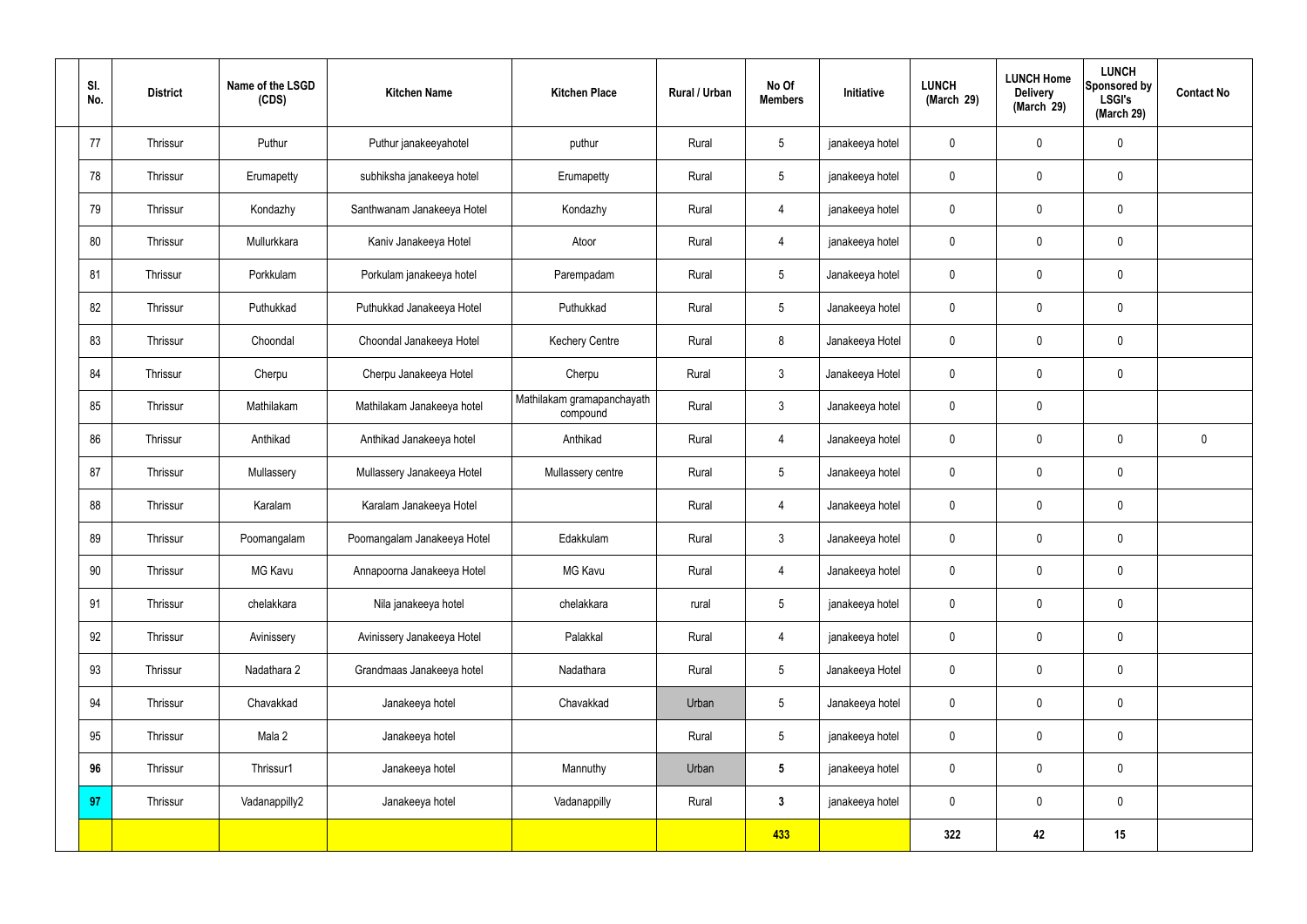| Sl. No. | District | Name of the LSGD (CDS) | Kitchen Name | Kitchen Place | Rural / Urban | No Of Members | Initiative | LUNCH (March 29) | LUNCH Home Delivery (March 29) | LUNCH Sponsored by LSGI's (March 29) | Contact No |
|---|---|---|---|---|---|---|---|---|---|---|---|
| 77 | Thrissur | Puthur | Puthur janakeeyahotel | puthur | Rural | 5 | janakeeya hotel | 0 | 0 | 0 | |
| 78 | Thrissur | Erumapetty | subhiksha janakeeya hotel | Erumapetty | Rural | 5 | janakeeya hotel | 0 | 0 | 0 | |
| 79 | Thrissur | Kondazhy | Santhwanam Janakeeya Hotel | Kondazhy | Rural | 4 | janakeeya hotel | 0 | 0 | 0 | |
| 80 | Thrissur | Mullurkkara | Kaniv Janakeeya Hotel | Atoor | Rural | 4 | janakeeya hotel | 0 | 0 | 0 | |
| 81 | Thrissur | Porkkulam | Porkulam janakeeya hotel | Parempadam | Rural | 5 | Janakeeya hotel | 0 | 0 | 0 | |
| 82 | Thrissur | Puthukkad | Puthukkad Janakeeya Hotel | Puthukkad | Rural | 5 | Janakeeya hotel | 0 | 0 | 0 | |
| 83 | Thrissur | Choondal | Choondal Janakeeya Hotel | Kechery Centre | Rural | 8 | Janakeeya Hotel | 0 | 0 | 0 | |
| 84 | Thrissur | Cherpu | Cherpu Janakeeya Hotel | Cherpu | Rural | 3 | Janakeeya Hotel | 0 | 0 | 0 | |
| 85 | Thrissur | Mathilakam | Mathilakam Janakeeya hotel | Mathilakam gramapanchayath compound | Rural | 3 | Janakeeya hotel | 0 | 0 | | |
| 86 | Thrissur | Anthikad | Anthikad Janakeeya hotel | Anthikad | Rural | 4 | Janakeeya hotel | 0 | 0 | 0 | 0 |
| 87 | Thrissur | Mullassery | Mullassery Janakeeya Hotel | Mullassery centre | Rural | 5 | Janakeeya hotel | 0 | 0 | 0 | |
| 88 | Thrissur | Karalam | Karalam Janakeeya Hotel | | Rural | 4 | Janakeeya hotel | 0 | 0 | 0 | |
| 89 | Thrissur | Poomangalam | Poomangalam Janakeeya Hotel | Edakkulam | Rural | 3 | Janakeeya hotel | 0 | 0 | 0 | |
| 90 | Thrissur | MG Kavu | Annapoorna Janakeeya Hotel | MG Kavu | Rural | 4 | Janakeeya hotel | 0 | 0 | 0 | |
| 91 | Thrissur | chelakkara | Nila janakeeya hotel | chelakkara | rural | 5 | janakeeya hotel | 0 | 0 | 0 | |
| 92 | Thrissur | Avinissery | Avinissery Janakeeya Hotel | Palakkal | Rural | 4 | janakeeya hotel | 0 | 0 | 0 | |
| 93 | Thrissur | Nadathara 2 | Grandmaas Janakeeya hotel | Nadathara | Rural | 5 | Janakeeya Hotel | 0 | 0 | 0 | |
| 94 | Thrissur | Chavakkad | Janakeeya hotel | Chavakkad | Urban | 5 | Janakeeya hotel | 0 | 0 | 0 | |
| 95 | Thrissur | Mala 2 | Janakeeya hotel | | Rural | 5 | janakeeya hotel | 0 | 0 | 0 | |
| **96** | Thrissur | Thrissur1 | Janakeeya hotel | Mannuthy | Urban | **5** | janakeeya hotel | 0 | 0 | 0 | |
| **97** | Thrissur | Vadanappilly2 | Janakeeya hotel | Vadanappilly | Rural | **3** | janakeeya hotel | 0 | 0 | 0 | |
| | | | | | | **433** | | **322** | **42** | **15** | |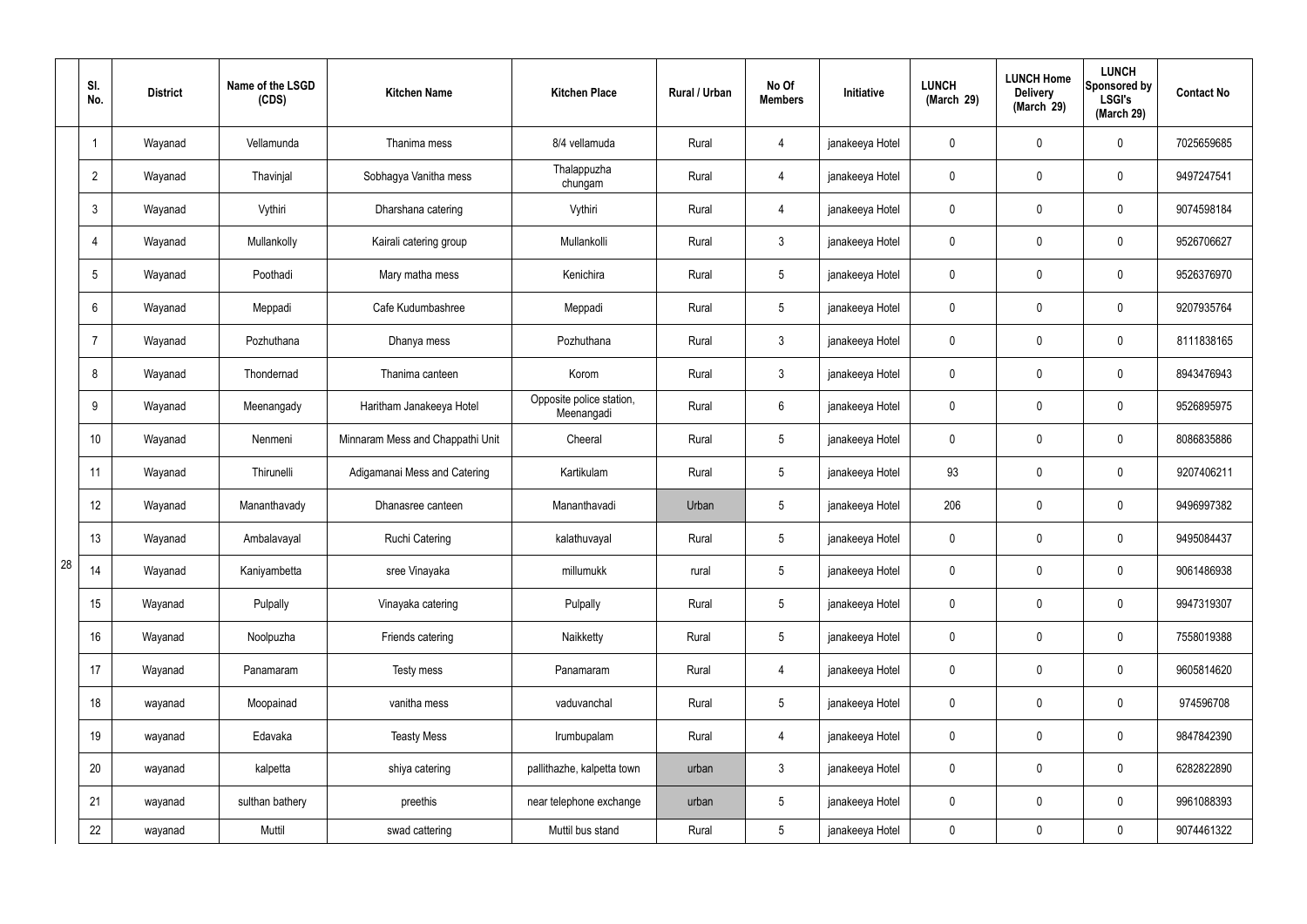| | Sl. No. | District | Name of the LSGD (CDS) | Kitchen Name | Kitchen Place | Rural / Urban | No Of Members | Initiative | LUNCH (March 29) | LUNCH Home Delivery (March 29) | LUNCH Sponsored by LSGI's (March 29) | Contact No |
|---|---|---|---|---|---|---|---|---|---|---|---|---|
| 28 | 1 | Wayanad | Vellamunda | Thanima mess | 8/4 vellamuda | Rural | 4 | janakeeya Hotel | 0 | 0 | 0 | 7025659685 |
| | 2 | Wayanad | Thavinjal | Sobhagya Vanitha mess | Thalappuzha chungam | Rural | 4 | janakeeya Hotel | 0 | 0 | 0 | 9497247541 |
| | 3 | Wayanad | Vythiri | Dharshana catering | Vythiri | Rural | 4 | janakeeya Hotel | 0 | 0 | 0 | 9074598184 |
| | 4 | Wayanad | Mullankolly | Kairali catering group | Mullankolli | Rural | 3 | janakeeya Hotel | 0 | 0 | 0 | 9526706627 |
| | 5 | Wayanad | Poothadi | Mary matha mess | Kenichira | Rural | 5 | janakeeya Hotel | 0 | 0 | 0 | 9526376970 |
| | 6 | Wayanad | Meppadi | Cafe Kudumbashree | Meppadi | Rural | 5 | janakeeya Hotel | 0 | 0 | 0 | 9207935764 |
| | 7 | Wayanad | Pozhuthana | Dhanya mess | Pozhuthana | Rural | 3 | janakeeya Hotel | 0 | 0 | 0 | 8111838165 |
| | 8 | Wayanad | Thondernad | Thanima canteen | Korom | Rural | 3 | janakeeya Hotel | 0 | 0 | 0 | 8943476943 |
| | 9 | Wayanad | Meenangady | Haritham Janakeeya Hotel | Opposite police station, Meenangadi | Rural | 6 | janakeeya Hotel | 0 | 0 | 0 | 9526895975 |
| | 10 | Wayanad | Nenmeni | Minnaram Mess and Chappathi Unit | Cheeral | Rural | 5 | janakeeya Hotel | 0 | 0 | 0 | 8086835886 |
| | 11 | Wayanad | Thirunelli | Adigamanai Mess and Catering | Kartikulam | Rural | 5 | janakeeya Hotel | 93 | 0 | 0 | 9207406211 |
| | 12 | Wayanad | Mananthavady | Dhanasree canteen | Mananthavadi | Urban | 5 | janakeeya Hotel | 206 | 0 | 0 | 9496997382 |
| | 13 | Wayanad | Ambalavayal | Ruchi Catering | kalathuvayal | Rural | 5 | janakeeya Hotel | 0 | 0 | 0 | 9495084437 |
| | 14 | Wayanad | Kaniyambetta | sree Vinayaka | millumukk | rural | 5 | janakeeya Hotel | 0 | 0 | 0 | 9061486938 |
| | 15 | Wayanad | Pulpally | Vinayaka catering | Pulpally | Rural | 5 | janakeeya Hotel | 0 | 0 | 0 | 9947319307 |
| | 16 | Wayanad | Noolpuzha | Friends catering | Naikketty | Rural | 5 | janakeeya Hotel | 0 | 0 | 0 | 7558019388 |
| | 17 | Wayanad | Panamaram | Testy mess | Panamaram | Rural | 4 | janakeeya Hotel | 0 | 0 | 0 | 9605814620 |
| | 18 | wayanad | Moopainad | vanitha mess | vaduvanchal | Rural | 5 | janakeeya Hotel | 0 | 0 | 0 | 974596708 |
| | 19 | wayanad | Edavaka | Teasty Mess | Irumbupalam | Rural | 4 | janakeeya Hotel | 0 | 0 | 0 | 9847842390 |
| | 20 | wayanad | kalpetta | shiya catering | pallithazhe, kalpetta town | urban | 3 | janakeeya Hotel | 0 | 0 | 0 | 6282822890 |
| | 21 | wayanad | sulthan bathery | preethis | near telephone exchange | urban | 5 | janakeeya Hotel | 0 | 0 | 0 | 9961088393 |
| | 22 | wayanad | Muttil | swad cattering | Muttil bus stand | Rural | 5 | janakeeya Hotel | 0 | 0 | 0 | 9074461322 |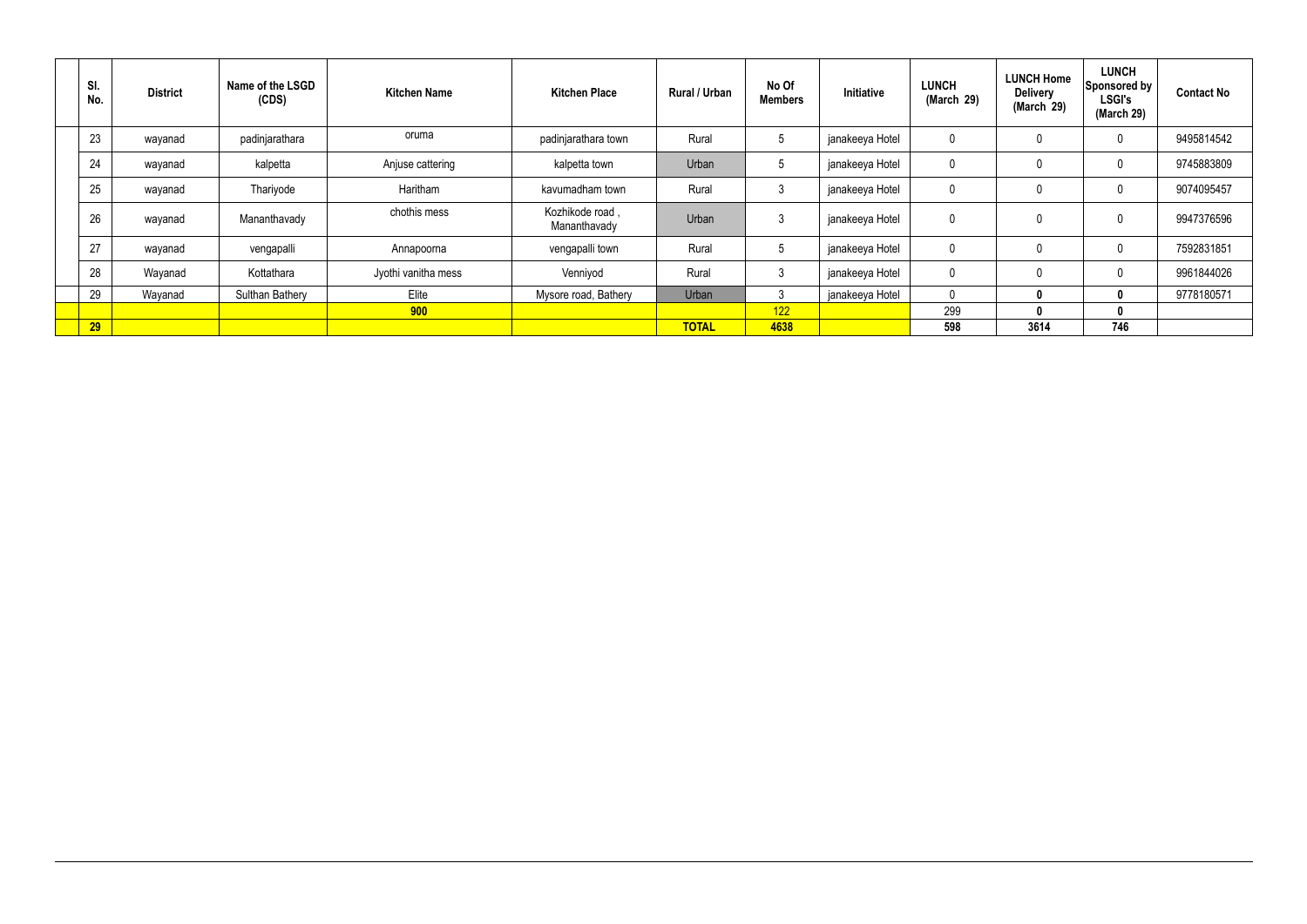| Sl. No. | District | Name of the LSGD (CDS) | Kitchen Name | Kitchen Place | Rural / Urban | No Of Members | Initiative | LUNCH (March 29) | LUNCH Home Delivery (March 29) | LUNCH Sponsored by LSGI's (March 29) | Contact No |
|---|---|---|---|---|---|---|---|---|---|---|---|
| 23 | wayanad | padinjarathara | oruma | padinjarathara town | Rural | 5 | janakeeya Hotel | 0 | 0 | 0 | 9495814542 |
| 24 | wayanad | kalpetta | Anjuse cattering | kalpetta town | Urban | 5 | janakeeya Hotel | 0 | 0 | 0 | 9745883809 |
| 25 | wayanad | Thariyode | Haritham | kavumadham town | Rural | 3 | janakeeya Hotel | 0 | 0 | 0 | 9074095457 |
| 26 | wayanad | Mananthavady | chothis mess | Kozhikode road , Mananthavady | Urban | 3 | janakeeya Hotel | 0 | 0 | 0 | 9947376596 |
| 27 | wayanad | vengapalli | Annapoorna | vengapalli town | Rural | 5 | janakeeya Hotel | 0 | 0 | 0 | 7592831851 |
| 28 | Wayanad | Kottathara | Jyothi vanitha mess | Venniyod | Rural | 3 | janakeeya Hotel | 0 | 0 | 0 | 9961844026 |
| 29 | Wayanad | Sulthan Bathery | Elite | Mysore road, Bathery | Urban | 3 | janakeeya Hotel | 0 | 0 | 0 | 9778180571 |
| | | | 900 | | | 122 | | 299 | 0 | 0 | |
| 29 | | | | | TOTAL | 4638 | | 598 | 3614 | 746 | |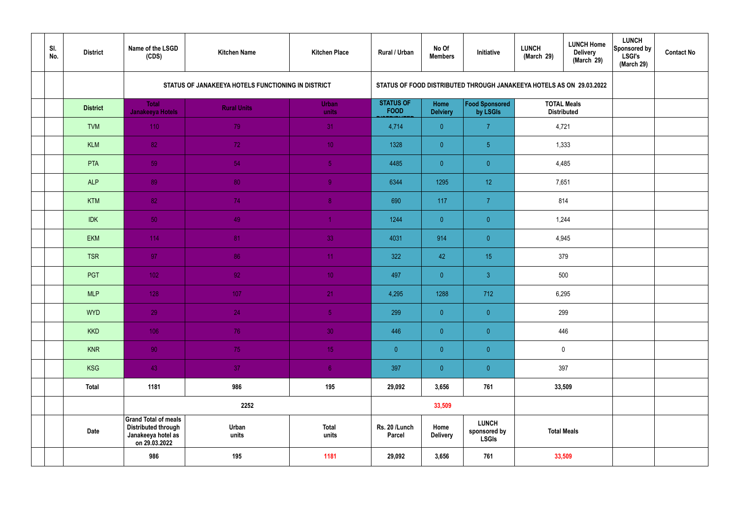| | Sl. No. | District | Name of the LSGD (CDS) | Kitchen Name | Kitchen Place | Rural / Urban | No Of Members | Initiative | LUNCH (March 29) | LUNCH Home Delivery (March 29) | LUNCH Sponsored by LSGI's (March 29) | Contact No |
|---|---|---|---|---|---|---|---|---|---|---|---|---|
| | | | STATUS OF JANAKEEYA HOTELS FUNCTIONING IN DISTRICT | | | STATUS OF FOOD DISTRIBUTED THROUGH JANAKEEYA HOTELS AS ON 29.03.2022 | | | | | | |
| | | District | Total Janakeeya Hotels | Rural Units | Urban units | STATUS OF FOOD DISTRIBUTED | Home Delviery | Food Sponsored by LSGIs | TOTAL Meals Distributed | | | |
| | | TVM | 110 | 79 | 31 | 4,714 | 0 | 7 | 4,721 | | | |
| | | KLM | 82 | 72 | 10 | 1328 | 0 | 5 | 1,333 | | | |
| | | PTA | 59 | 54 | 5 | 4485 | 0 | 0 | 4,485 | | | |
| | | ALP | 89 | 80 | 9 | 6344 | 1295 | 12 | 7,651 | | | |
| | | KTM | 82 | 74 | 8 | 690 | 117 | 7 | 814 | | | |
| | | IDK | 50 | 49 | 1 | 1244 | 0 | 0 | 1,244 | | | |
| | | EKM | 114 | 81 | 33 | 4031 | 914 | 0 | 4,945 | | | |
| | | TSR | 97 | 86 | 11 | 322 | 42 | 15 | 379 | | | |
| | | PGT | 102 | 92 | 10 | 497 | 0 | 3 | 500 | | | |
| | | MLP | 128 | 107 | 21 | 4,295 | 1288 | 712 | 6,295 | | | |
| | | WYD | 29 | 24 | 5 | 299 | 0 | 0 | 299 | | | |
| | | KKD | 106 | 76 | 30 | 446 | 0 | 0 | 446 | | | |
| | | KNR | 90 | 75 | 15 | 0 | 0 | 0 | 0 | | | |
| | | KSG | 43 | 37 | 6 | 397 | 0 | 0 | 397 | | | |
| | | Total | 1181 | 986 | 195 | 29,092 | 3,656 | 761 | 33,509 | | | |
| | | | | 2252 | | | 33,509 | | | | | |
| | | Date | Grand Total of meals Distributed through Janakeeya hotel as on 29.03.2022 | Urban units | Total units | Rs. 20 /Lunch Parcel | Home Delivery | LUNCH sponsored by LSGIs | Total Meals | | | |
| | | | 986 | 195 | 1181 | 29,092 | 3,656 | 761 | 33,509 | | | |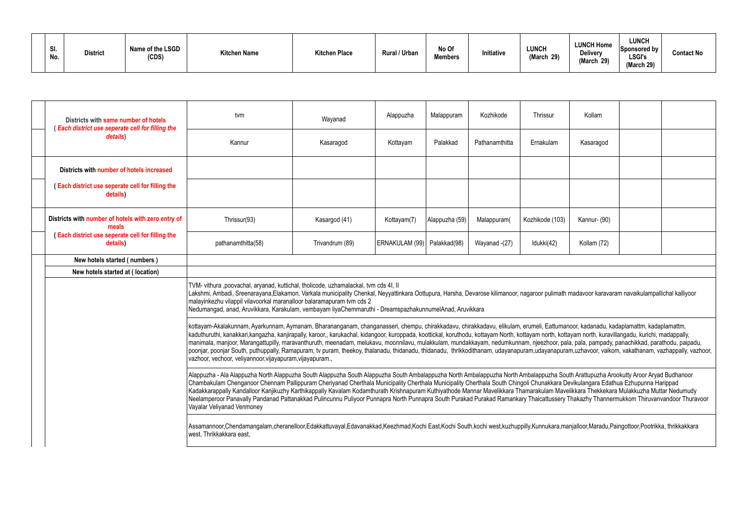| Sl. No. | District | Name of the LSGD (CDS) | Kitchen Name | Kitchen Place | Rural / Urban | No Of Members | Initiative | LUNCH (March 29) | LUNCH Home Delivery (March 29) | LUNCH Sponsored by LSGI's (March 29) | Contact No |
|---|---|---|---|---|---|---|---|---|---|---|---|

| | | | | | | | | | | |
|---|---|---|---|---|---|---|---|---|---|---|
| | Districts with same number of hotels ( *Each district use seperate cell for filling the details*) | tvm | Wayanad | Alappuzha | Malappuram | Kozhikode | Thrissur | Kollam | | |
| | | Kannur | Kasaragod | Kottayam | Palakkad | Pathanamthitta | Ernakulam | Kasaragod | | |
| | Districts with number of hotels increased | | | | | | | | | |
| | ( Each district use seperate cell for filling the details) | | | | | | | | | |
| | Districts with number of hotels with zero entry of meals ( Each district use seperate cell for filling the details) | Thrissur(93) | Kasargod (41) | Kottayam(7) | Alappuzha (59) | Malappuram( | Kozhikode (103) | Kannur- (90) | | |
| | | pathanamthitta(58) | Trivandrum (89) | ERNAKULAM (99) | Palakkad(98) | Wayanad -(27) | Idukki(42) | Kollam (72) | | |
| | New hotels started ( numbers ) | | | | | | | | | |
| | New hotels started at ( location) | | | | | | | | | |
| | | TVM- vithura ,poovachal, aryanad, kuttichal, tholicode, uzhamalackal, tvm cds 4I, II Lakshmi, Ambadi, Sreenarayana,Elakamon, Varkala municipality Chenkal, Neyyattinkara Oottupura, Harsha, Devarose kilimanoor, nagaroor pulimath madavoor karavaram navaikulampallichal kalliyoor malayinkezhu vilappil vilavoorkal maranalloor balaramapuram tvm cds 2 Nedumangad, anad, Aruvikkara, Karakulam, vembayam liyaChemmaruthi - DreamspazhakunnumelAnad, Aruvikkara | | | | | | | | |
| | | kottayam-Akalakunnam, Ayarkunnam, Aymanam, Bharananganam, changanasseri, chempu, chirakkadavu, chirakkadavu, elikulam, erumeli, Eattumanoor, kadanadu, kadaplamattm, kadaplamattm, kaduthuruthi, kanakkari,kangazha, kanjirapally, karoor,, karukachal, kidangoor, kuroppada, koottickal, koruthodu, kottayam North, kottayam north, kottayam north, kuravillangadu, kurichi, madappally, manimala, manjoor, Marangattupilly, maravanthuruth, meenadam, melukavu, moonnilavu, mulakkulam, mundakkayam, nedumkunnam, njeezhoor, pala, pala, pampady, panachikkad, parathodu, paipadu, poonjar, poonjar South, puthuppally, Ramapuram, tv puram, theekoy, thalanadu, thidanadu, thidanadu, thrikkodithanam, udayanapuram,udayanapuram,uzhavoor, vaikom, vakathanam, vazhappally, vazhoor, vazhoor, vechoor, veliyannoor,vijayapuram,vijayapuram., | | | | | | | | |
| | | Alappuzha - Ala Alappuzha North Alappuzha South Alappuzha South Alappuzha South Ambalappuzha North Ambalappuzha North Ambalappuzha South Arattupuzha Arookutty Aroor Aryad Budhanoor Chambakulam Chenganoor Chennam Pallippuram Cheriyanad Cherthala Municipality Cherthala Municipality Cherthala South Chingoli Chunakkara Devikulangara Edathua Ezhupunna Harippad Kadakkarappally Kandalloor Kanjikuzhy Karthikappally Kavalam Kodamthurath Krishnapuram Kuthiyathode Mannar Mavelikkara Thamarakulam Mavelikkara Thekkekara Mulakkuzha Muttar Nedumudy Neelamperoor Panavally Pandanad Pattanakkad Pulincunnu Puliyoor Punnapra North Punnapra South Purakad Purakad Ramankary Thaicattussery Thakazhy Thannermukkom Thiruvanvandoor Thuravoor Vayalar Veliyanad Venmoney | | | | | | | | |
| | | Assamannoor,Chendamangalam,cheranelloor,Edakkattuvayal,Edavanakkad,Keezhmad,Kochi East,Kochi South,kochi west,kuzhuppilly,Kunnukara,manjalloor,Maradu,Paingottoor,Pootrikka, thrikkakkara west, Thrikkakkara east, | | | | | | | | |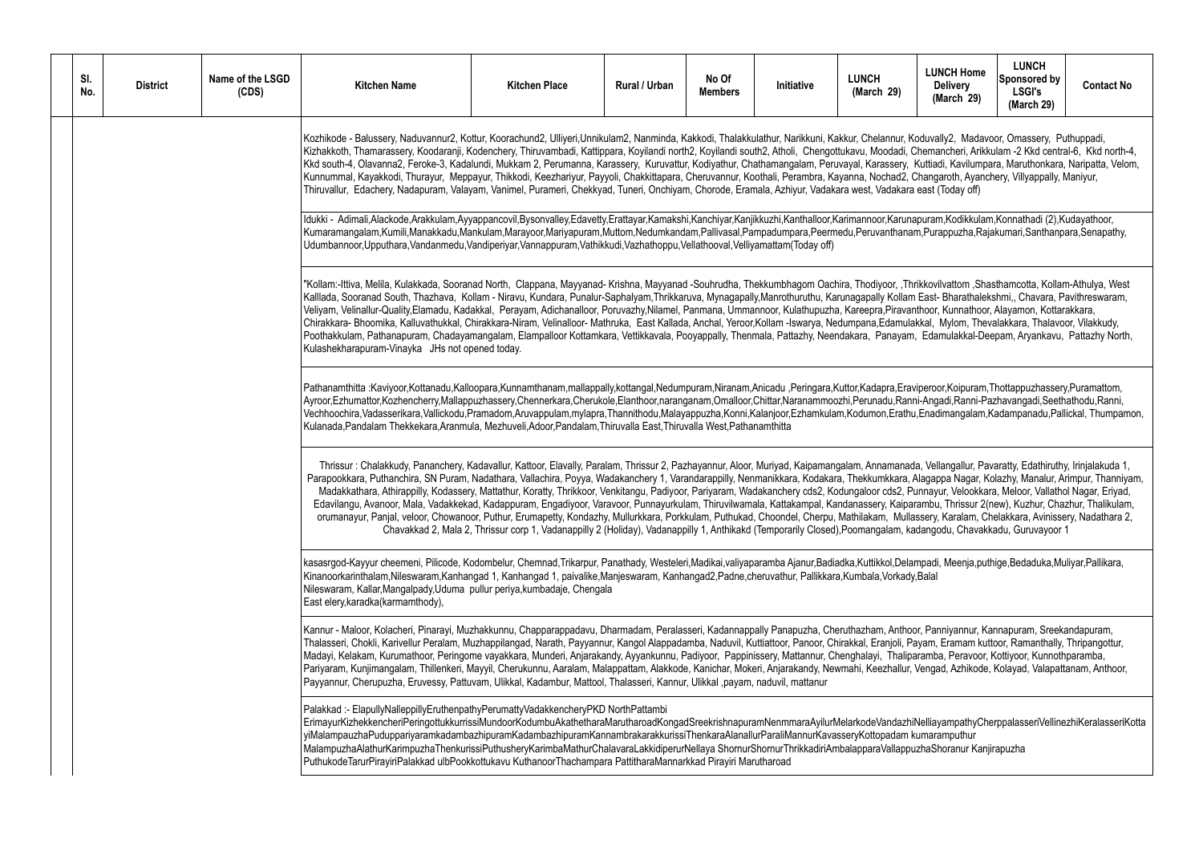| Sl. No. | District | Name of the LSGD (CDS) | Kitchen Name | Kitchen Place | Rural / Urban | No Of Members | Initiative | LUNCH (March 29) | LUNCH Home Delivery (March 29) | LUNCH Sponsored by LSGI's (March 29) | Contact No |
|---|---|---|---|---|---|---|---|---|---|---|---|
| | | | Kozhikode - Balussery, Naduvannur2, Kottur, Koorachund2, Ulliyeri,Unnikulam2, Nanminda, Kakkodi, Thalakkulathur, Narikkuni, Kakkur, Chelannur, Koduvally2, Madavoor, Omassery, Puthuppadi, Kizhakkoth, Thamarassery, Koodaranji, Kodenchery, Thiruvambadi, Kattippara, Koyilandi north2, Koyilandi south2, Atholi, Chengottukavu, Moodadi, Chemancheri, Arikkulam -2 Kkd central-6, Kkd north-4, Kkd south-4, Olavanna2, Feroke-3, Kadalundi, Mukkam 2, Perumanna, Karassery, Kuruvattur, Kodiyathur, Chathamangalam, Peruvayal, Karassery, Kuttiadi, Kavilumpara, Maruthonkara, Naripatta, Velom, Kunnummal, Kayakkodi, Thurayur, Meppayur, Thikkodi, Keezhariyur, Payyoli, Chakkittapara, Cheruvannur, Koothali, Perambra, Kayanna, Nochad2, Changaroth, Ayanchery, Villyappally, Maniyur, Thiruvallur, Edachery, Nadapuram, Valayam, Vanimel, Purameri, Chekkyad, Tuneri, Onchiyam, Chorode, Eramala, Azhiyur, Vadakara west, Vadakara east (Today off) | | | | | | | | |
| | | | Idukki - Adimali,Alackode,Arakkulam,Ayyappancovil,Bysonvalley,Edavetty,Erattayar,Kamakshi,Kanchiyar,Kanjikkuzhi,Kanthalloor,Karimannoor,Karunapuram,Kodikkulam,Konnathadi (2),Kudayathoor, Kumaramangalam,Kumili,Manakkadu,Mankulam,Marayoor,Mariyapuram,Muttom,Nedumkandam,Pallivasal,Pampadumpara,Peermedu,Peruvanthanam,Purappuzha,Rajakumari,Santhanpara,Senapathy, Udumbannoor,Upputhara,Vandanmedu,Vandiperiyar,Vannappuram,Vathikkudi,Vazhathoppu,Vellathooval,Velliyamattam(Today off) | | | | | | | | |
| | | | "Kollam:-Ittiva, Melila, Kulakkada, Sooranad North, Clappana, Mayyanad- Krishna, Mayyanad -Souhrudha, Thekkumbhagom Oachira, Thodiyoor, ,Thrikkovilvattom ,Shasthamcotta, Kollam-Athulya, West Kalllada, Sooranad South, Thazhava, Kollam - Niravu, Kundara, Punalur-Saphalyam,Thrikkaruva, Mynagapally,Manrothuruthu, Karunagapally Kollam East- Bharathalekshmi,, Chavara, Pavithreswaram, Veliyam, Velinallur-Quality,Elamadu, Kadakkal, Perayam, Adichanalloor, Poruvazhy,Nilamel, Panmana, Ummannoor, Kulathupuzha, Kareepra,Piravanthoor, Kunnathoor, Alayamon, Kottarakkara, Chirakkara- Bhoomika, Kalluvathukkal, Chirakkara-Niram, Velinalloor- Mathruka, East Kallada, Anchal, Yeroor,Kollam -Iswarya, Nedumpana,Edamulakkal, Mylom, Thevalakkara, Thalavoor, Vilakkudy, Poothakkulam, Pathanapuram, Chadayamangalam, Elampalloor Kottamkara, Vettikkavala, Pooyappally, Thenmala, Pattazhy, Neendakara, Panayam, Edamulakkal-Deepam, Aryankavu, Pattazhy North, Kulashekharapuram-Vinayka JHs not opened today. | | | | | | | | |
| | | | Pathanamthitta :Kaviyoor,Kottanadu,Kalloopara,Kunnamthanam,mallappally,kottangal,Nedumpuram,Niranam,Anicadu ,Peringara,Kuttor,Kadapra,Eraviperoor,Koipuram,Thottappuzhassery,Puramattom, Ayroor,Ezhumattor,Kozhencherry,Mallappuzhassery,Chennerkara,Cherukole,Elanthoor,naranganam,Omalloor,Chittar,Naranammoozhi,Perunadu,Ranni-Angadi,Ranni-Pazhavangadi,Seethathodu,Ranni, Vechhoochira,Vadasserikara,Vallickodu,Pramadom,Aruvappulam,mylapra,Thannithodu,Malayappuzha,Konni,Kalanjoor,Ezhamkulam,Kodumon,Erathu,Enadimangalam,Kadampanadu,Pallickal, Thumpamon, Kulanada,Pandalam Thekkekara,Aranmula, Mezhuveli,Adoor,Pandalam,Thiruvalla East,Thiruvalla West,Pathanamthitta | | | | | | | | |
| | | | Thrissur : Chalakkudy, Pananchery, Kadavallur, Kattoor, Elavally, Paralam, Thrissur 2, Pazhayannur, Aloor, Muriyad, Kaipamangalam, Annamanada, Vellangallur, Pavaratty, Edathiruthy, Irinjalakuda 1, Parapookkara, Puthanchira, SN Puram, Nadathara, Vallachira, Poyya, Wadakanchery 1, Varandarappilly, Nenmanikkara, Kodakara, Thekkumkkara, Alagappa Nagar, Kolazhy, Manalur, Arimpur, Thanniyam, Madakkathara, Athirappilly, Kodassery, Mattathur, Koratty, Thrikkoor, Venkitangu, Padiyoor, Pariyaram, Wadakanchery cds2, Kodungaloor cds2, Punnayur, Velookkara, Meloor, Vallathol Nagar, Eriyad, Edavilangu, Avanoor, Mala, Vadakkekad, Kadappuram, Engadiyoor, Varavoor, Punnayurkulam, Thiruvilwamala, Kattakampal, Kandanassery, Kaiparambu, Thrissur 2(new), Kuzhur, Chazhur, Thalikulam, orumanayur, Panjal, veloor, Chowanoor, Puthur, Erumapetty, Kondazhy, Mullurkkara, Porkkulam, Puthukad, Choondel, Cherpu, Mathilakam, Mullassery, Karalam, Chelakkara, Avinissery, Nadathara 2, Chavakkad 2, Mala 2, Thrissur corp 1, Vadanappilly 2 (Holiday), Vadanappilly 1, Anthikakd (Temporarily Closed),Poomangalam, kadangodu, Chavakkadu, Guruvayoor 1 | | | | | | | | |
| | | | kasasrgod-Kayyur cheemeni, Pilicode, Kodombelur, Chemnad,Trikarpur, Panathady, Westeleri,Madikai,valiyaparamba Ajanur,Badiadka,Kuttikkol,Delampadi, Meenja,puthige,Bedaduka,Muliyar,Pallikara, Kinanoorkarinthalam,Nileswaram,Kanhangad 1, Kanhangad 1, paivalike,Manjeswaram, Kanhangad2,Padne,cheruvathur, Pallikkara,Kumbala,Vorkady,Balal Nileswaram, Kallar,Mangalpady,Uduma pullur periya,kumbadaje, Chengala East elery,karadka(karmamthody), | | | | | | | | |
| | | | Kannur - Maloor, Kolacheri, Pinarayi, Muzhakkunnu, Chapparappadavu, Dharmadam, Peralasseri, Kadannappally Panapuzha, Cheruthazham, Anthoor, Panniyannur, Kannapuram, Sreekandapuram, Thalasseri, Chokli, Karivellur Peralam, Muzhappilangad, Narath, Payyannur, Kangol Alappadamba, Naduvil, Kuttiattoor, Panoor, Chirakkal, Eranjoli, Payam, Eramam kuttoor, Ramanthally, Thripangottur, Madayi, Kelakam, Kurumathoor, Peringome vayakkara, Munderi, Anjarakandy, Ayyankunnu, Padiyoor, Pappinissery, Mattannur, Chenghalayi, Thaliparamba, Peravoor, Kottiyoor, Kunnothparamba, Pariyaram, Kunjimangalam, Thillenkeri, Mayyil, Cherukunnu, Aaralam, Malappattam, Alakkode, Kanichar, Mokeri, Anjarakandy, Newmahi, Keezhallur, Vengad, Azhikode, Kolayad, Valapattanam, Anthoor, Payyannur, Cherupuzha, Eruvessy, Pattuvam, Ulikkal, Kadambur, Mattool, Thalasseri, Kannur, Ulikkal ,payam, naduvil, mattanur | | | | | | | | |
| | | | Palakkad :- ElapullyNalleppillyEruthenpathyPerumattyVadakkencheryPKD NorthPattambi ErimayurKizhekkencheriPeringottukkurissiMundoorKodumbuAkathetharaMarutharoadKongadSreekrishnapuramNenmmaraAyilurMelarkodeVandazhiNelliayampathyCherppalasseriVellinezhiKeralasseriKottayiMalampauzhaPuduppariyaramkadambazhipuramKadambazhipuramKannambrakarakkurissiThenkaraAlanallurParaliMannurKavasseryKottopadam kumaramputhur MalampuzhaAlathurKarimpuzhaThenkurissiPuthusheryKarimbaMathurChalavaraLakkidiperurNellaya ShornurShornurThrikkadiriAmbalapparaVallappuzhaShoranur Kanjirapuzha PuthukodeTarurPirayiriPalakkad ulbPookkottukavu KuthanoorThachampara PattitharaMannarkkad Pirayiri Marutharoad | | | | | | | | |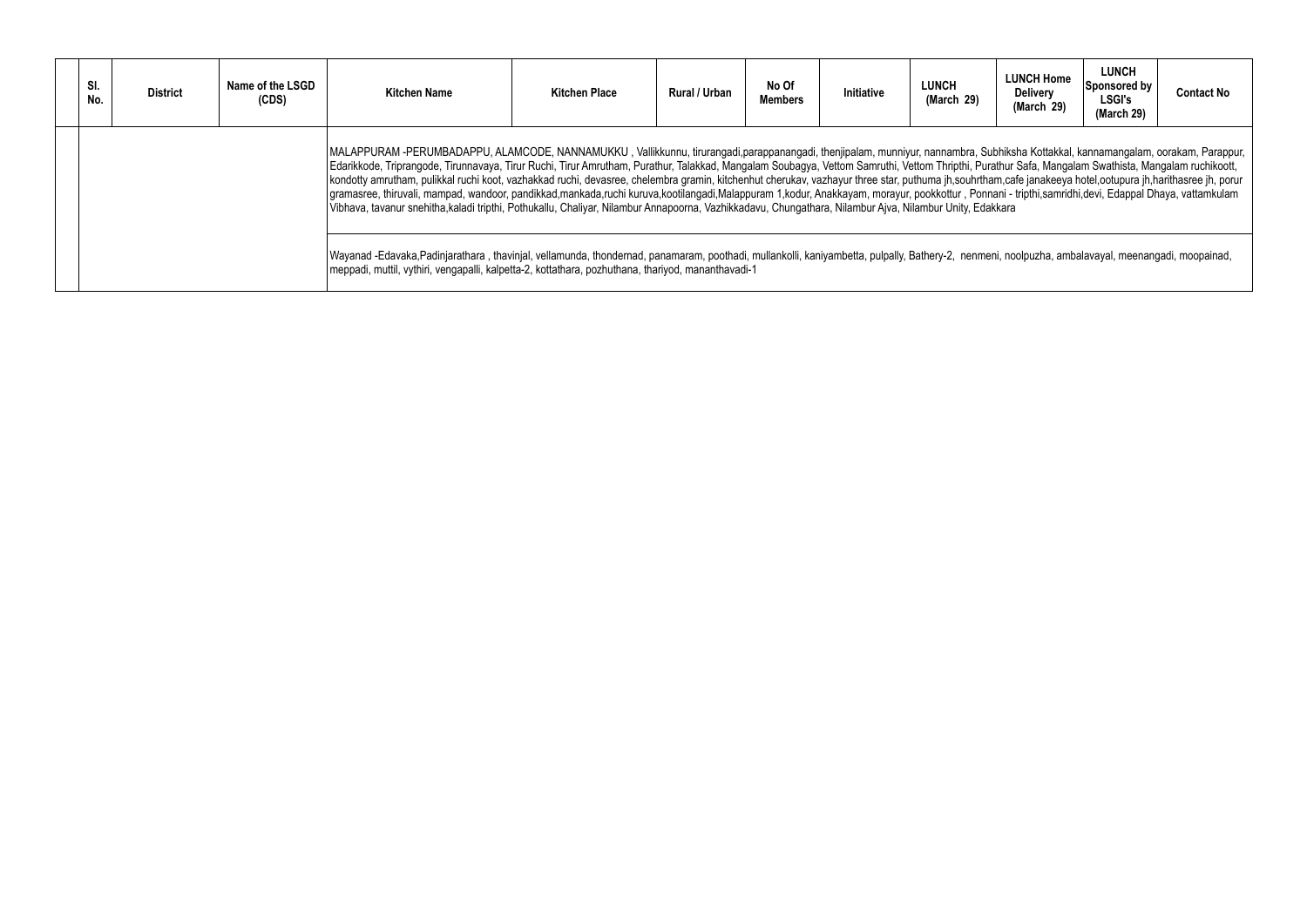| | Sl. No. | District | Name of the LSGD (CDS) | Kitchen Name | Kitchen Place | Rural / Urban | No Of Members | Initiative | LUNCH (March 29) | LUNCH Home Delivery (March 29) | LUNCH Sponsored by LSGI's (March 29) | Contact No |
|---|---|---|---|---|---|---|---|---|---|---|---|---|
| | | | | MALAPPURAM -PERUMBADAPPU, ALAMCODE, NANNAMUKKU , Vallikkunnu, tirurangadi,parappanangadi, thenjipalam, munniyur, nannambra, Subhiksha Kottakkal, kannamangalam, oorakam, Parappur, Edarikkode, Triprangode, Tirunnavaya, Tirur Ruchi, Tirur Amrutham, Purathur, Talakkad, Mangalam Soubagya, Vettom Samruthi, Vettom Thripthi, Purathur Safa, Mangalam Swathista, Mangalam ruchikoott, kondotty amrutham, pulikkal ruchi koot, vazhakkad ruchi, devasree, chelembra gramin, kitchenhut cherukav, vazhayur three star, puthuma jh,souhrtham,cafe janakeeya hotel,ootupura jh,harithasree jh, porur gramasree, thiruvali, mampad, wandoor, pandikkad,mankada,ruchi kuruva,kootilangadi,Malappuram 1,kodur, Anakkayam, morayur, pookkottur , Ponnani - tripthi,samridhi,devi, Edappal Dhaya, vattamkulam Vibhava, tavanur snehitha,kaladi tripthi, Pothukallu, Chaliyar, Nilambur Annapoorna, Vazhikkadavu, Chungathara, Nilambur Ajva, Nilambur Unity, Edakkara | | | | | | | | |
| | | | | Wayanad -Edavaka,Padinjarathara , thavinjal, vellamunda, thondernad, panamaram, poothadi, mullankolli, kaniyambetta, pulpally, Bathery-2, nenmeni, noolpuzha, ambalavayal, meenangadi, moopainad, meppadi, muttil, vythiri, vengapalli, kalpetta-2, kottathara, pozhuthana, thariyod, mananthavadi-1 | | | | | | | | |